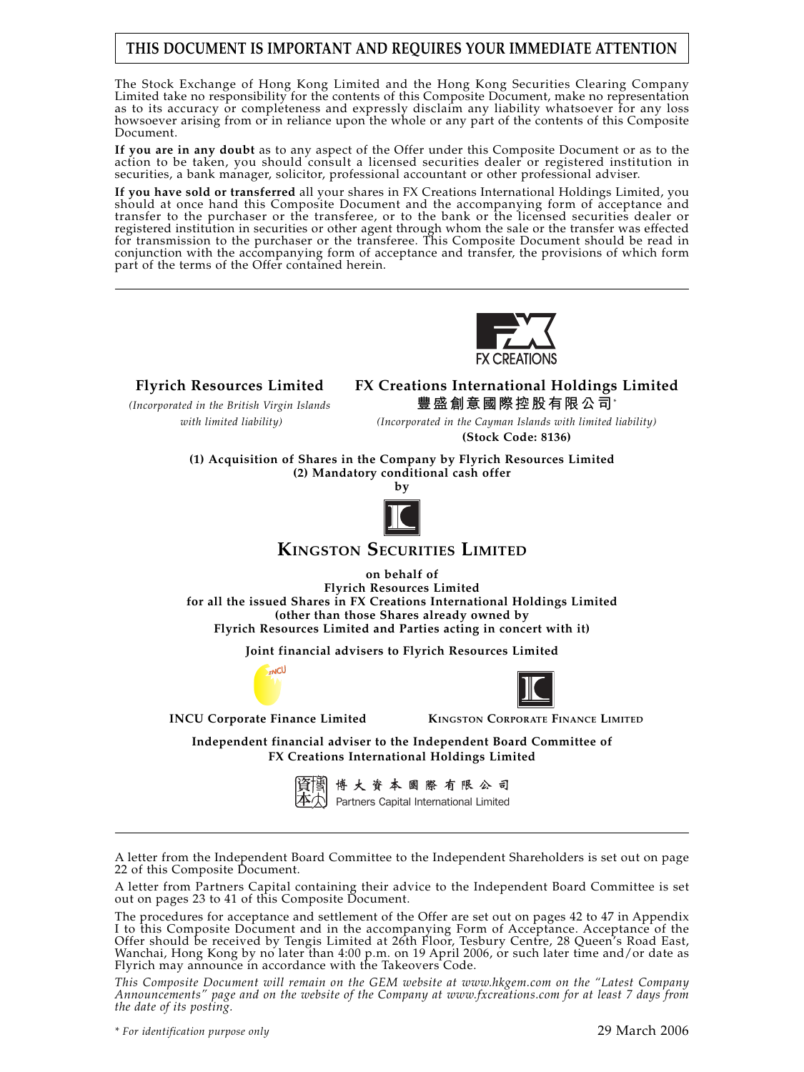**THIS DOCUMENT IS IMPORTANT AND REQUIRES YOUR IMMEDIATE ATTENTION**

The Stock Exchange of Hong Kong Limited and the Hong Kong Securities Clearing Company Limited take no responsibility for the contents of this Composite Document, make no representation as to its accuracy or completeness and expressly disclaim any liability whatsoever for any loss howsoever arising from or in reliance upon the whole or any part of the contents of this Composite Document.

**If you are in any doubt** as to any aspect of the Offer under this Composite Document or as to the action to be taken, you should consult a licensed securities dealer or registered institution in securities, a bank manager, solicitor, professional accountant or other professional adviser.

**If you have sold or transferred** all your shares in FX Creations International Holdings Limited, you should at once hand this Composite Document and the accompanying form of acceptance and transfer to the purchaser or the transferee, or to the bank or the licensed securities dealer or registered institution in securities or other agent through whom the sale or the transfer was effected for transmission to the purchaser or the transferee. This Composite Document should be read in conjunction with the accompanying form of acceptance and transfer, the provisions of which form part of the terms of the Offer contained herein.

---

FX CREATIONS

**Flyrich Resources Limited**

*(Incorporated in the British Virgin Islands with limited liability)*

**FX Creations International Holdings Limited**

**豐盛創意國際控股有限公司***

*(Incorporated in the Cayman Islands with limited liability)*

**(Stock Code: 8136)**

**(1) Acquisition of Shares in the Company by Flyrich Resources Limited**
**(2) Mandatory conditional cash offer**
**by**

**KINGSTON SECURITIES LIMITED**

**on behalf of**
**Flyrich Resources Limited**
**for all the issued Shares in FX Creations International Holdings Limited**
**(other than those Shares already owned by**
**Flyrich Resources Limited and Parties acting in concert with it)**

**Joint financial advisers to Flyrich Resources Limited**

**INCU Corporate Finance Limited** **KINGSTON CORPORATE FINANCE LIMITED**

**Independent financial adviser to the Independent Board Committee of**
**FX Creations International Holdings Limited**

博大資本國際有限公司
Partners Capital International Limited

---

A letter from the Independent Board Committee to the Independent Shareholders is set out on page 22 of this Composite Document.

A letter from Partners Capital containing their advice to the Independent Board Committee is set out on pages 23 to 41 of this Composite Document.

The procedures for acceptance and settlement of the Offer are set out on pages 42 to 47 in Appendix I to this Composite Document and in the accompanying Form of Acceptance. Acceptance of the Offer should be received by Tengis Limited at 26th Floor, Tesbury Centre, 28 Queen's Road East, Wanchai, Hong Kong by no later than 4:00 p.m. on 19 April 2006, or such later time and/or date as Flyrich may announce in accordance with the Takeovers Code.

*This Composite Document will remain on the GEM website at www.hkgem.com on the "Latest Company Announcements" page and on the website of the Company at www.fxcreations.com for at least 7 days from the date of its posting.*

*\* For identification purpose only*

29 March 2006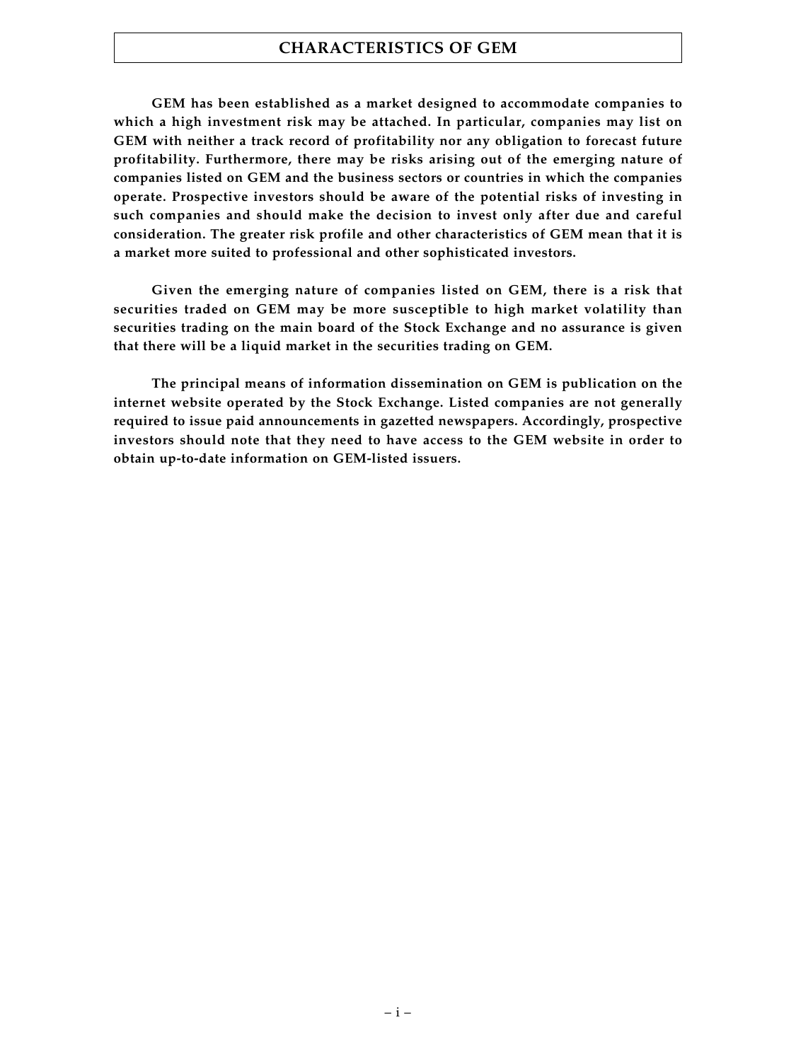# CHARACTERISTICS OF GEM

**GEM has been established as a market designed to accommodate companies to which a high investment risk may be attached. In particular, companies may list on GEM with neither a track record of profitability nor any obligation to forecast future profitability. Furthermore, there may be risks arising out of the emerging nature of companies listed on GEM and the business sectors or countries in which the companies operate. Prospective investors should be aware of the potential risks of investing in such companies and should make the decision to invest only after due and careful consideration. The greater risk profile and other characteristics of GEM mean that it is a market more suited to professional and other sophisticated investors.**

**Given the emerging nature of companies listed on GEM, there is a risk that securities traded on GEM may be more susceptible to high market volatility than securities trading on the main board of the Stock Exchange and no assurance is given that there will be a liquid market in the securities trading on GEM.**

**The principal means of information dissemination on GEM is publication on the internet website operated by the Stock Exchange. Listed companies are not generally required to issue paid announcements in gazetted newspapers. Accordingly, prospective investors should note that they need to have access to the GEM website in order to obtain up-to-date information on GEM-listed issuers.**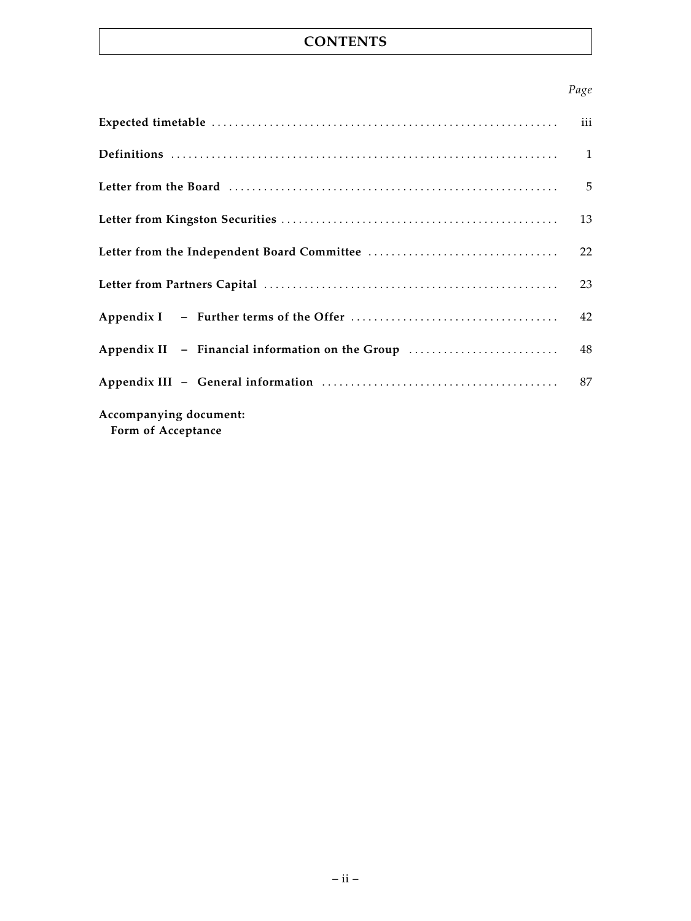# CONTENTS

| | *Page* |
|---|---|
| **Expected timetable** | iii |
| **Definitions** | 1 |
| **Letter from the Board** | 5 |
| **Letter from Kingston Securities** | 13 |
| **Letter from the Independent Board Committee** | 22 |
| **Letter from Partners Capital** | 23 |
| **Appendix I – Further terms of the Offer** | 42 |
| **Appendix II – Financial information on the Group** | 48 |
| **Appendix III – General information** | 87 |

**Accompanying document:**
**Form of Acceptance**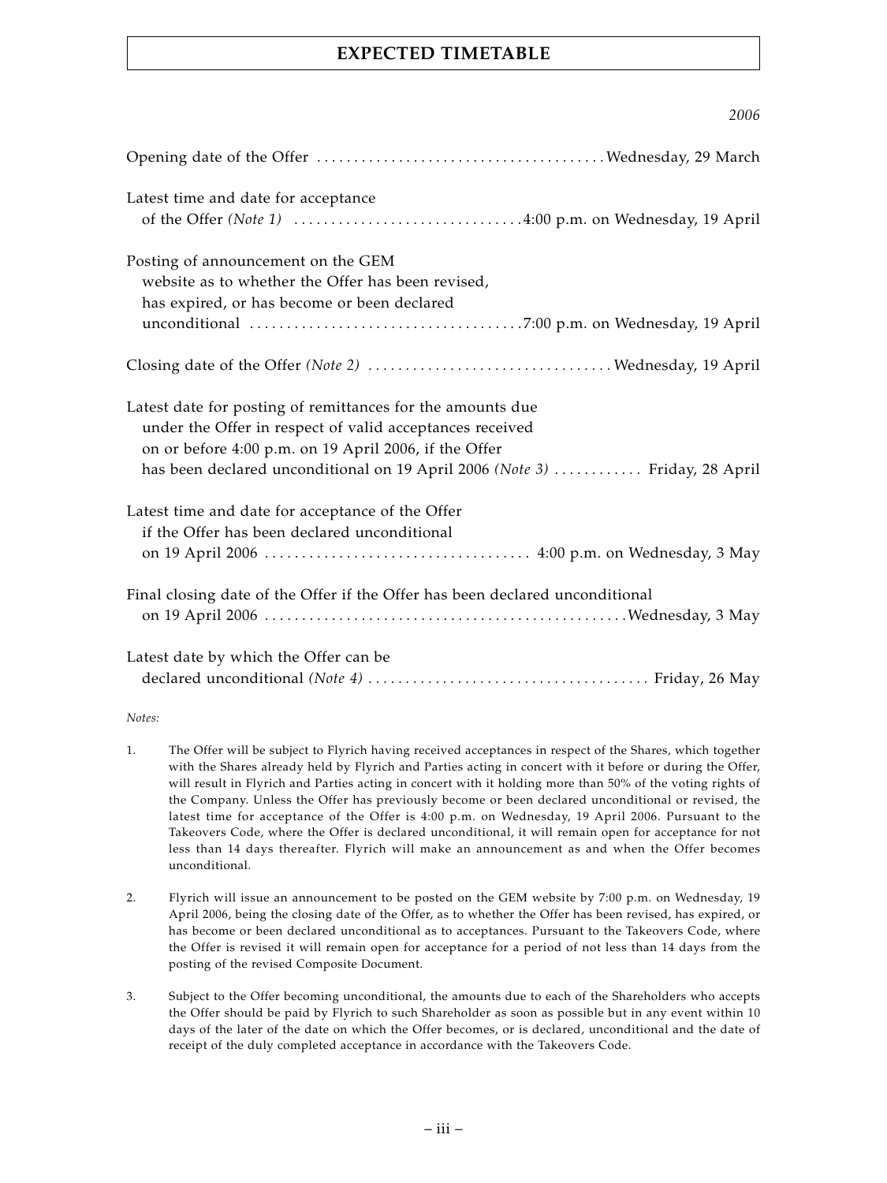# EXPECTED TIMETABLE

| | *2006* |
|---|---|
| Opening date of the Offer | Wednesday, 29 March |
| Latest time and date for acceptance of the Offer *(Note 1)* | 4:00 p.m. on Wednesday, 19 April |
| Posting of announcement on the GEM website as to whether the Offer has been revised, has expired, or has become or been declared unconditional | 7:00 p.m. on Wednesday, 19 April |
| Closing date of the Offer *(Note 2)* | Wednesday, 19 April |
| Latest date for posting of remittances for the amounts due under the Offer in respect of valid acceptances received on or before 4:00 p.m. on 19 April 2006, if the Offer has been declared unconditional on 19 April 2006 *(Note 3)* | Friday, 28 April |
| Latest time and date for acceptance of the Offer if the Offer has been declared unconditional on 19 April 2006 | 4:00 p.m. on Wednesday, 3 May |
| Final closing date of the Offer if the Offer has been declared unconditional on 19 April 2006 | Wednesday, 3 May |
| Latest date by which the Offer can be declared unconditional *(Note 4)* | Friday, 26 May |

*Notes:*

1. The Offer will be subject to Flyrich having received acceptances in respect of the Shares, which together with the Shares already held by Flyrich and Parties acting in concert with it before or during the Offer, will result in Flyrich and Parties acting in concert with it holding more than 50% of the voting rights of the Company. Unless the Offer has previously become or been declared unconditional or revised, the latest time for acceptance of the Offer is 4:00 p.m. on Wednesday, 19 April 2006. Pursuant to the Takeovers Code, where the Offer is declared unconditional, it will remain open for acceptance for not less than 14 days thereafter. Flyrich will make an announcement as and when the Offer becomes unconditional.

2. Flyrich will issue an announcement to be posted on the GEM website by 7:00 p.m. on Wednesday, 19 April 2006, being the closing date of the Offer, as to whether the Offer has been revised, has expired, or has become or been declared unconditional as to acceptances. Pursuant to the Takeovers Code, where the Offer is revised it will remain open for acceptance for a period of not less than 14 days from the posting of the revised Composite Document.

3. Subject to the Offer becoming unconditional, the amounts due to each of the Shareholders who accepts the Offer should be paid by Flyrich to such Shareholder as soon as possible but in any event within 10 days of the later of the date on which the Offer becomes, or is declared, unconditional and the date of receipt of the duly completed acceptance in accordance with the Takeovers Code.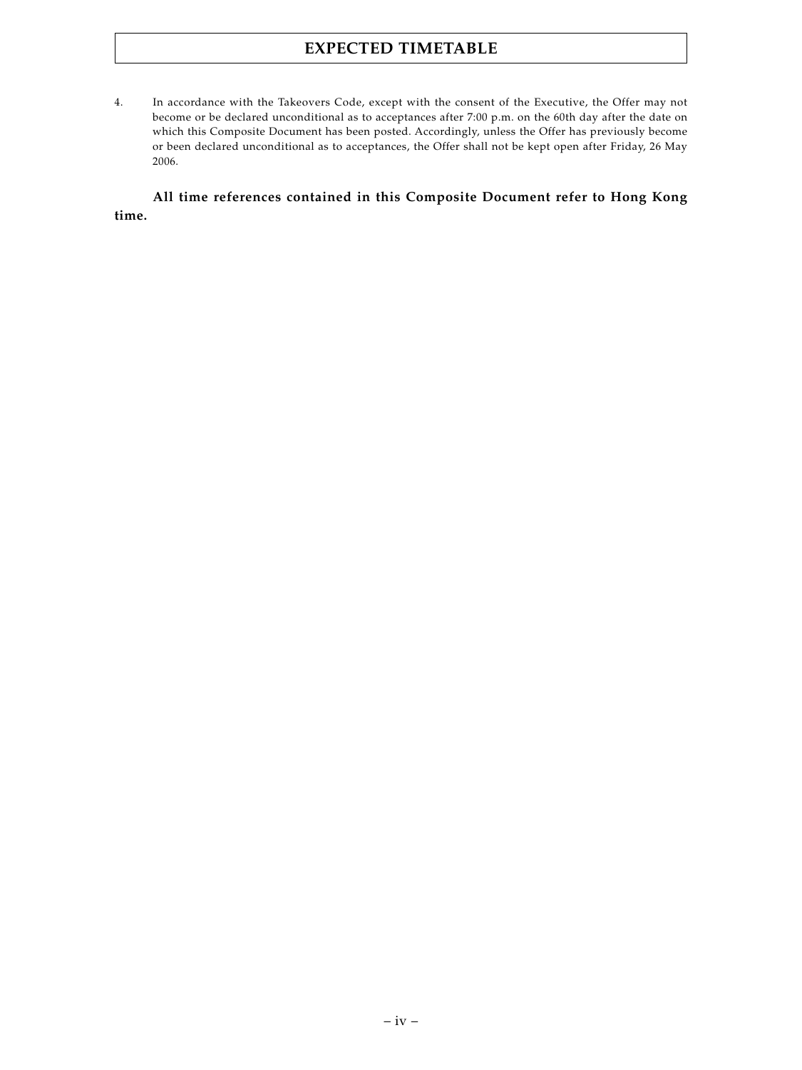4. In accordance with the Takeovers Code, except with the consent of the Executive, the Offer may not become or be declared unconditional as to acceptances after 7:00 p.m. on the 60th day after the date on which this Composite Document has been posted. Accordingly, unless the Offer has previously become or been declared unconditional as to acceptances, the Offer shall not be kept open after Friday, 26 May 2006.

**All time references contained in this Composite Document refer to Hong Kong time.**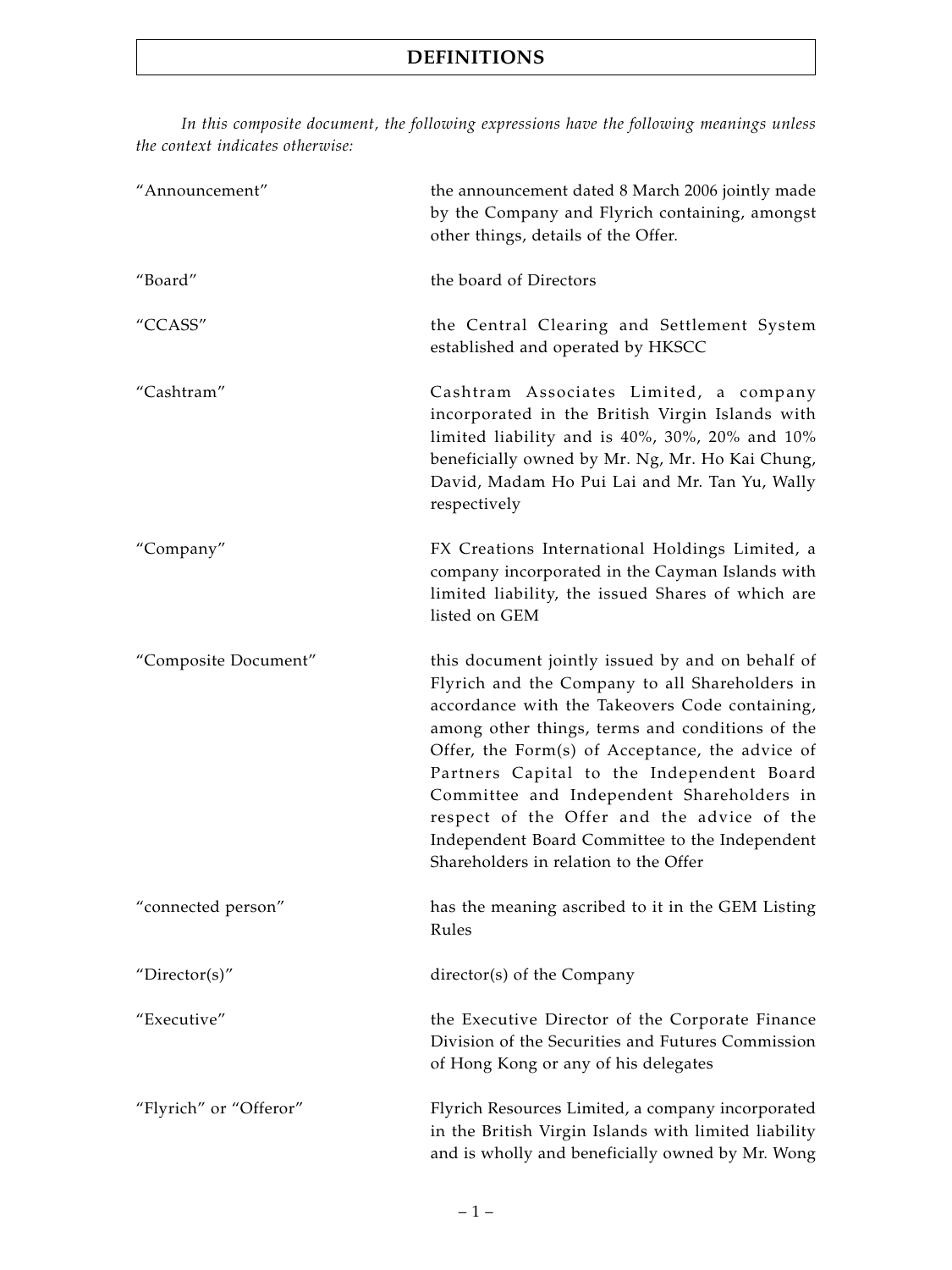# DEFINITIONS

*In this composite document, the following expressions have the following meanings unless the context indicates otherwise:*

| | |
|---|---|
| "Announcement" | the announcement dated 8 March 2006 jointly made by the Company and Flyrich containing, amongst other things, details of the Offer. |
| "Board" | the board of Directors |
| "CCASS" | the Central Clearing and Settlement System established and operated by HKSCC |
| "Cashtram" | Cashtram Associates Limited, a company incorporated in the British Virgin Islands with limited liability and is 40%, 30%, 20% and 10% beneficially owned by Mr. Ng, Mr. Ho Kai Chung, David, Madam Ho Pui Lai and Mr. Tan Yu, Wally respectively |
| "Company" | FX Creations International Holdings Limited, a company incorporated in the Cayman Islands with limited liability, the issued Shares of which are listed on GEM |
| "Composite Document" | this document jointly issued by and on behalf of Flyrich and the Company to all Shareholders in accordance with the Takeovers Code containing, among other things, terms and conditions of the Offer, the Form(s) of Acceptance, the advice of Partners Capital to the Independent Board Committee and Independent Shareholders in respect of the Offer and the advice of the Independent Board Committee to the Independent Shareholders in relation to the Offer |
| "connected person" | has the meaning ascribed to it in the GEM Listing Rules |
| "Director(s)" | director(s) of the Company |
| "Executive" | the Executive Director of the Corporate Finance Division of the Securities and Futures Commission of Hong Kong or any of his delegates |
| "Flyrich" or "Offeror" | Flyrich Resources Limited, a company incorporated in the British Virgin Islands with limited liability and is wholly and beneficially owned by Mr. Wong |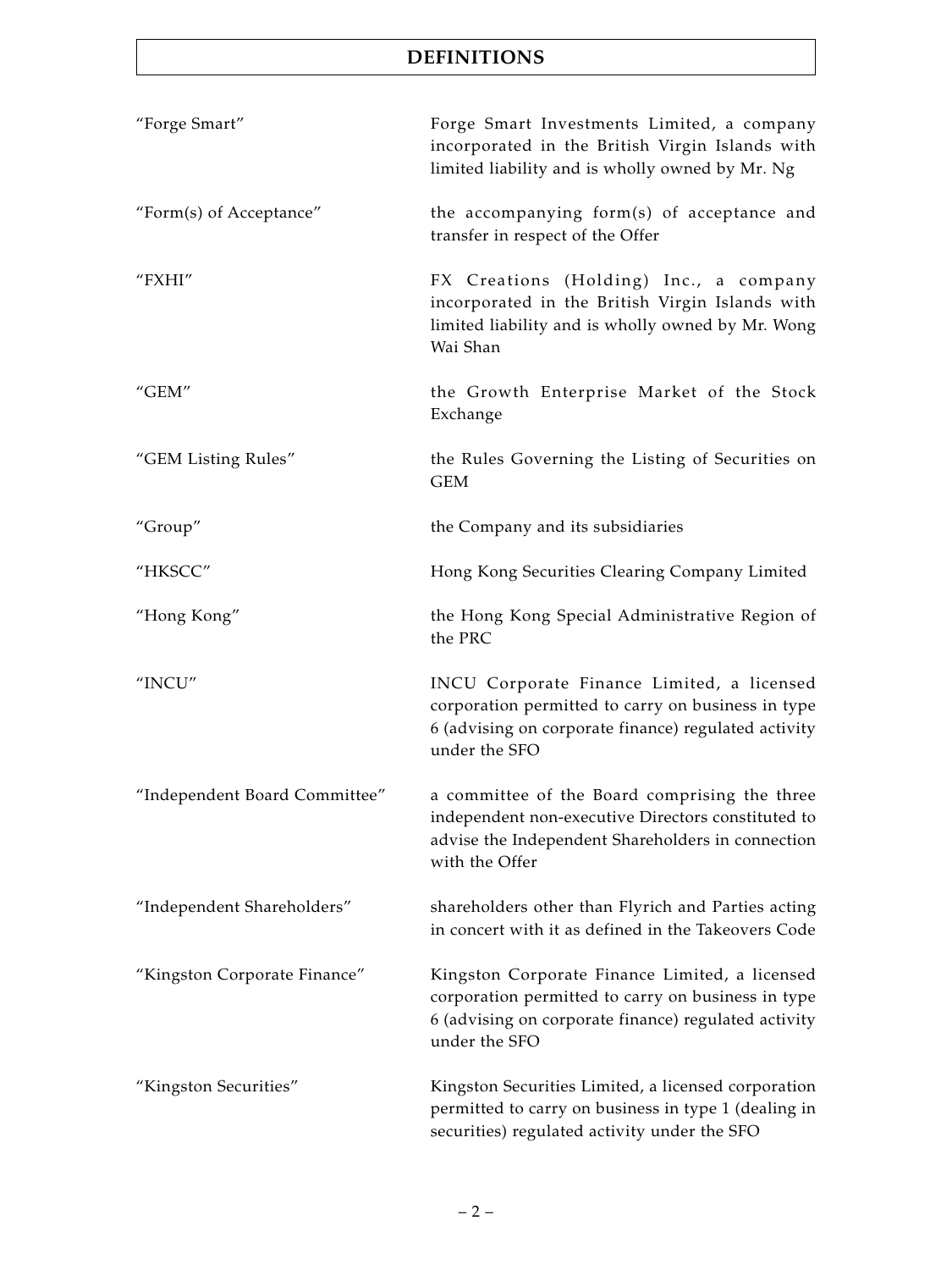# DEFINITIONS

| | |
|---|---|
| "Forge Smart" | Forge Smart Investments Limited, a company incorporated in the British Virgin Islands with limited liability and is wholly owned by Mr. Ng |
| "Form(s) of Acceptance" | the accompanying form(s) of acceptance and transfer in respect of the Offer |
| "FXHI" | FX Creations (Holding) Inc., a company incorporated in the British Virgin Islands with limited liability and is wholly owned by Mr. Wong Wai Shan |
| "GEM" | the Growth Enterprise Market of the Stock Exchange |
| "GEM Listing Rules" | the Rules Governing the Listing of Securities on GEM |
| "Group" | the Company and its subsidiaries |
| "HKSCC" | Hong Kong Securities Clearing Company Limited |
| "Hong Kong" | the Hong Kong Special Administrative Region of the PRC |
| "INCU" | INCU Corporate Finance Limited, a licensed corporation permitted to carry on business in type 6 (advising on corporate finance) regulated activity under the SFO |
| "Independent Board Committee" | a committee of the Board comprising the three independent non-executive Directors constituted to advise the Independent Shareholders in connection with the Offer |
| "Independent Shareholders" | shareholders other than Flyrich and Parties acting in concert with it as defined in the Takeovers Code |
| "Kingston Corporate Finance" | Kingston Corporate Finance Limited, a licensed corporation permitted to carry on business in type 6 (advising on corporate finance) regulated activity under the SFO |
| "Kingston Securities" | Kingston Securities Limited, a licensed corporation permitted to carry on business in type 1 (dealing in securities) regulated activity under the SFO |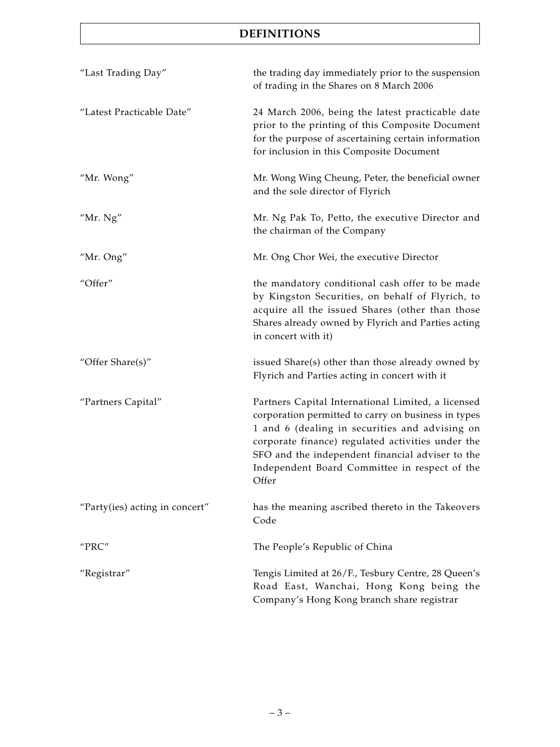# DEFINITIONS

| | |
|---|---|
| "Last Trading Day" | the trading day immediately prior to the suspension of trading in the Shares on 8 March 2006 |
| "Latest Practicable Date" | 24 March 2006, being the latest practicable date prior to the printing of this Composite Document for the purpose of ascertaining certain information for inclusion in this Composite Document |
| "Mr. Wong" | Mr. Wong Wing Cheung, Peter, the beneficial owner and the sole director of Flyrich |
| "Mr. Ng" | Mr. Ng Pak To, Petto, the executive Director and the chairman of the Company |
| "Mr. Ong" | Mr. Ong Chor Wei, the executive Director |
| "Offer" | the mandatory conditional cash offer to be made by Kingston Securities, on behalf of Flyrich, to acquire all the issued Shares (other than those Shares already owned by Flyrich and Parties acting in concert with it) |
| "Offer Share(s)" | issued Share(s) other than those already owned by Flyrich and Parties acting in concert with it |
| "Partners Capital" | Partners Capital International Limited, a licensed corporation permitted to carry on business in types 1 and 6 (dealing in securities and advising on corporate finance) regulated activities under the SFO and the independent financial adviser to the Independent Board Committee in respect of the Offer |
| "Party(ies) acting in concert" | has the meaning ascribed thereto in the Takeovers Code |
| "PRC" | The People's Republic of China |
| "Registrar" | Tengis Limited at 26/F., Tesbury Centre, 28 Queen's Road East, Wanchai, Hong Kong being the Company's Hong Kong branch share registrar |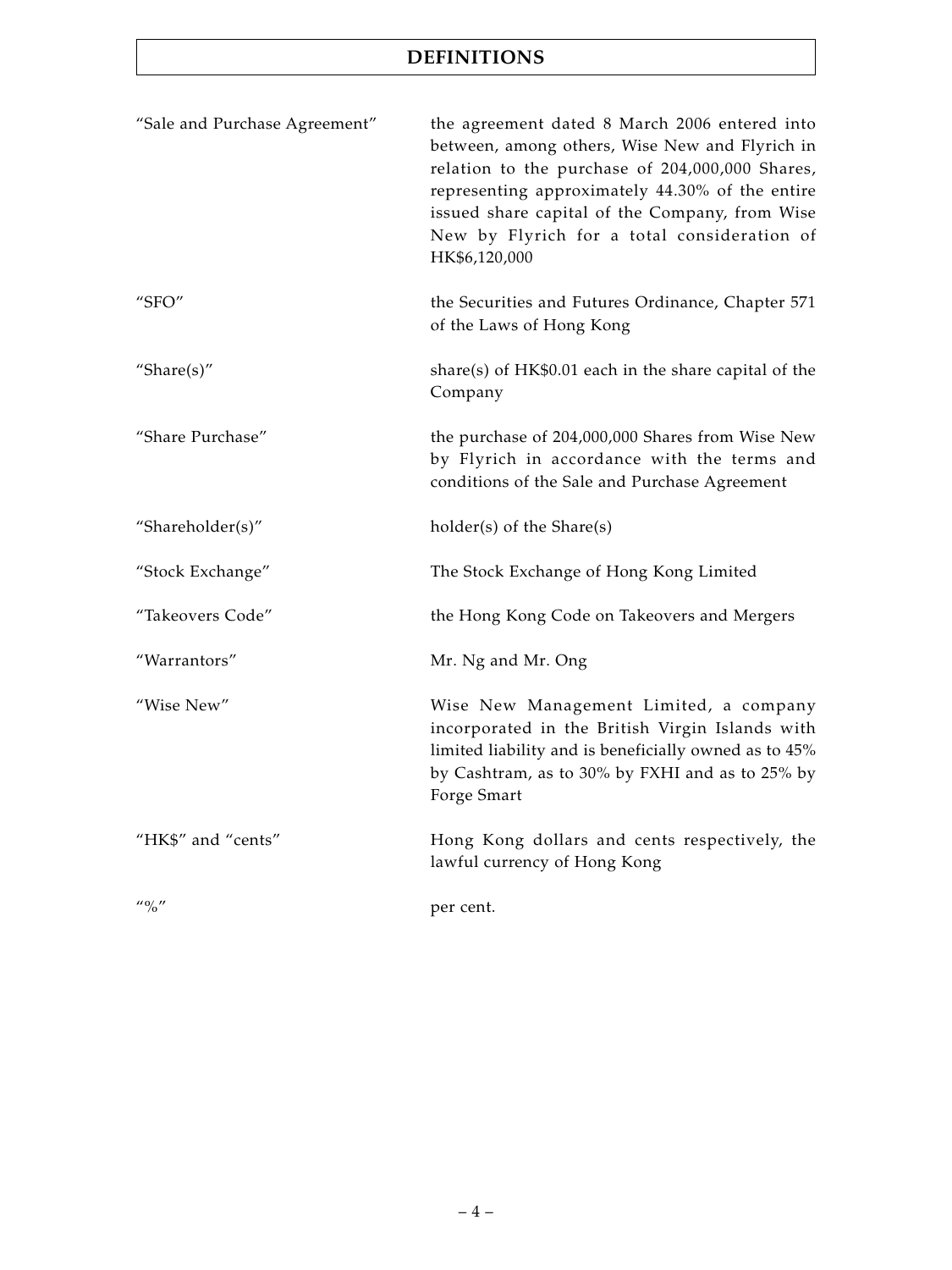# DEFINITIONS

| | |
|---|---|
| "Sale and Purchase Agreement" | the agreement dated 8 March 2006 entered into between, among others, Wise New and Flyrich in relation to the purchase of 204,000,000 Shares, representing approximately 44.30% of the entire issued share capital of the Company, from Wise New by Flyrich for a total consideration of HK$6,120,000 |
| "SFO" | the Securities and Futures Ordinance, Chapter 571 of the Laws of Hong Kong |
| "Share(s)" | share(s) of HK$0.01 each in the share capital of the Company |
| "Share Purchase" | the purchase of 204,000,000 Shares from Wise New by Flyrich in accordance with the terms and conditions of the Sale and Purchase Agreement |
| "Shareholder(s)" | holder(s) of the Share(s) |
| "Stock Exchange" | The Stock Exchange of Hong Kong Limited |
| "Takeovers Code" | the Hong Kong Code on Takeovers and Mergers |
| "Warrantors" | Mr. Ng and Mr. Ong |
| "Wise New" | Wise New Management Limited, a company incorporated in the British Virgin Islands with limited liability and is beneficially owned as to 45% by Cashtram, as to 30% by FXHI and as to 25% by Forge Smart |
| "HK$" and "cents" | Hong Kong dollars and cents respectively, the lawful currency of Hong Kong |
| "%" | per cent. |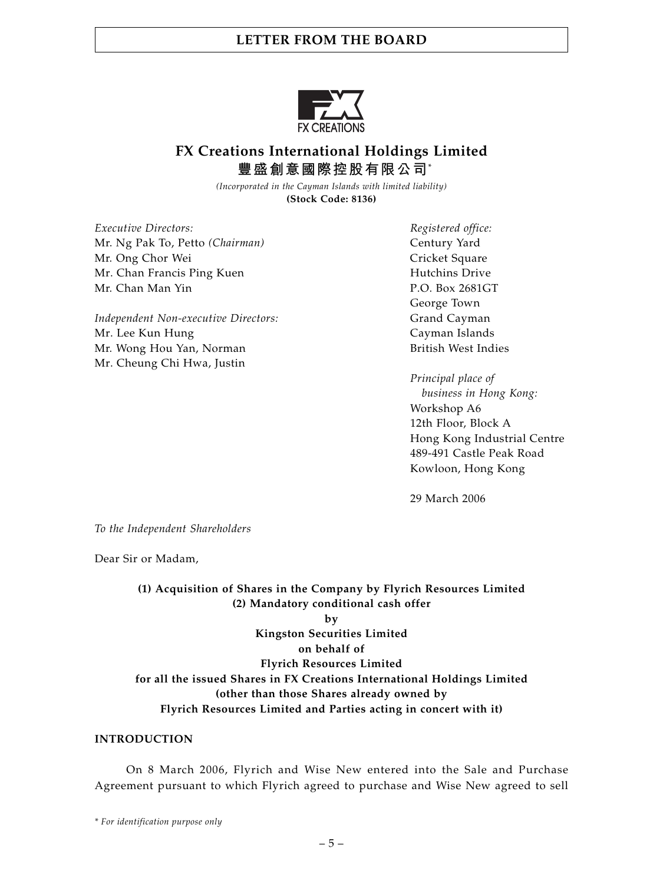# FX Creations International Holdings Limited

**豐盛創意國際控股有限公司***

*(Incorporated in the Cayman Islands with limited liability)*

**(Stock Code: 8136)**

*Executive Directors:*
Mr. Ng Pak To, Petto *(Chairman)*
Mr. Ong Chor Wei
Mr. Chan Francis Ping Kuen
Mr. Chan Man Yin

*Independent Non-executive Directors:*
Mr. Lee Kun Hung
Mr. Wong Hou Yan, Norman
Mr. Cheung Chi Hwa, Justin

*Registered office:*
Century Yard
Cricket Square
Hutchins Drive
P.O. Box 2681GT
George Town
Grand Cayman
Cayman Islands
British West Indies

*Principal place of business in Hong Kong:*
Workshop A6
12th Floor, Block A
Hong Kong Industrial Centre
489-491 Castle Peak Road
Kowloon, Hong Kong

29 March 2006

*To the Independent Shareholders*

Dear Sir or Madam,

**(1) Acquisition of Shares in the Company by Flyrich Resources Limited**
**(2) Mandatory conditional cash offer**
**by**
**Kingston Securities Limited**
**on behalf of**
**Flyrich Resources Limited**
**for all the issued Shares in FX Creations International Holdings Limited**
**(other than those Shares already owned by**
**Flyrich Resources Limited and Parties acting in concert with it)**

## INTRODUCTION

On 8 March 2006, Flyrich and Wise New entered into the Sale and Purchase Agreement pursuant to which Flyrich agreed to purchase and Wise New agreed to sell

\* *For identification purpose only*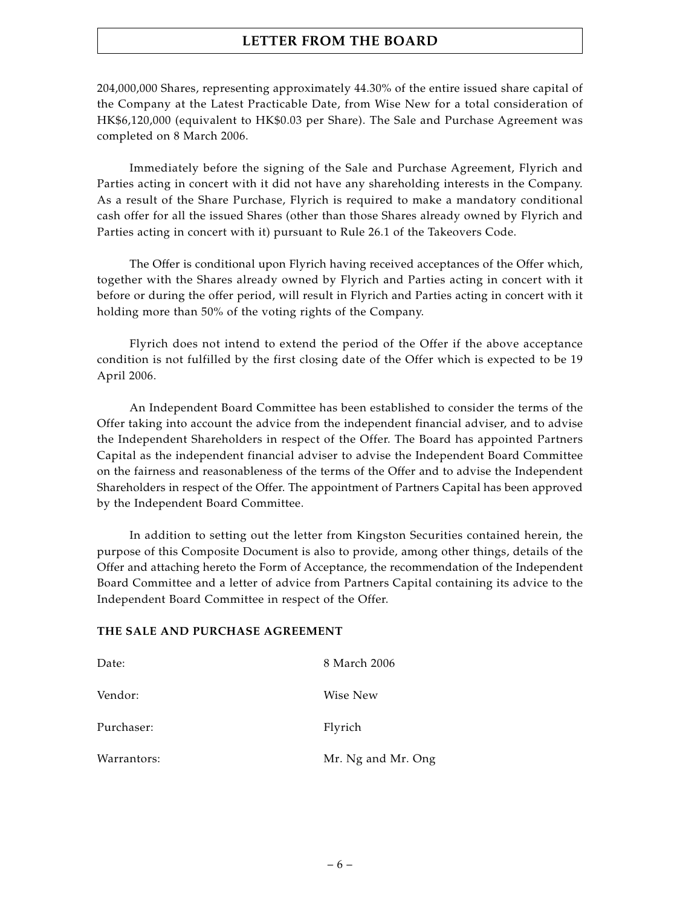204,000,000 Shares, representing approximately 44.30% of the entire issued share capital of the Company at the Latest Practicable Date, from Wise New for a total consideration of HK$6,120,000 (equivalent to HK$0.03 per Share). The Sale and Purchase Agreement was completed on 8 March 2006.

Immediately before the signing of the Sale and Purchase Agreement, Flyrich and Parties acting in concert with it did not have any shareholding interests in the Company. As a result of the Share Purchase, Flyrich is required to make a mandatory conditional cash offer for all the issued Shares (other than those Shares already owned by Flyrich and Parties acting in concert with it) pursuant to Rule 26.1 of the Takeovers Code.

The Offer is conditional upon Flyrich having received acceptances of the Offer which, together with the Shares already owned by Flyrich and Parties acting in concert with it before or during the offer period, will result in Flyrich and Parties acting in concert with it holding more than 50% of the voting rights of the Company.

Flyrich does not intend to extend the period of the Offer if the above acceptance condition is not fulfilled by the first closing date of the Offer which is expected to be 19 April 2006.

An Independent Board Committee has been established to consider the terms of the Offer taking into account the advice from the independent financial adviser, and to advise the Independent Shareholders in respect of the Offer. The Board has appointed Partners Capital as the independent financial adviser to advise the Independent Board Committee on the fairness and reasonableness of the terms of the Offer and to advise the Independent Shareholders in respect of the Offer. The appointment of Partners Capital has been approved by the Independent Board Committee.

In addition to setting out the letter from Kingston Securities contained herein, the purpose of this Composite Document is also to provide, among other things, details of the Offer and attaching hereto the Form of Acceptance, the recommendation of the Independent Board Committee and a letter of advice from Partners Capital containing its advice to the Independent Board Committee in respect of the Offer.

**THE SALE AND PURCHASE AGREEMENT**

| | |
|---|---|
| Date: | 8 March 2006 |
| Vendor: | Wise New |
| Purchaser: | Flyrich |
| Warrantors: | Mr. Ng and Mr. Ong |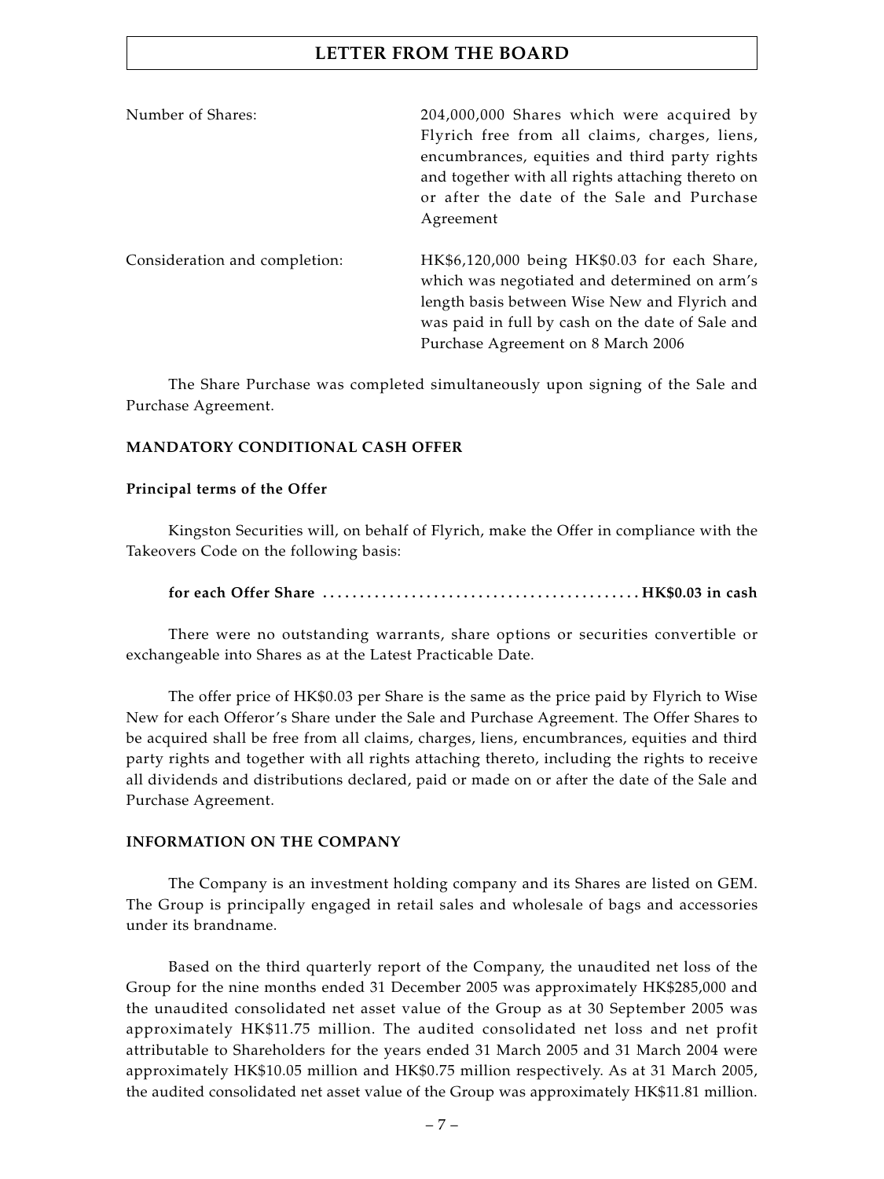| | |
|---|---|
| Number of Shares: | 204,000,000 Shares which were acquired by Flyrich free from all claims, charges, liens, encumbrances, equities and third party rights and together with all rights attaching thereto on or after the date of the Sale and Purchase Agreement |
| Consideration and completion: | HK$6,120,000 being HK$0.03 for each Share, which was negotiated and determined on arm's length basis between Wise New and Flyrich and was paid in full by cash on the date of Sale and Purchase Agreement on 8 March 2006 |

The Share Purchase was completed simultaneously upon signing of the Sale and Purchase Agreement.

**MANDATORY CONDITIONAL CASH OFFER**

**Principal terms of the Offer**

Kingston Securities will, on behalf of Flyrich, make the Offer in compliance with the Takeovers Code on the following basis:

**for each Offer Share .......................................... HK$0.03 in cash**

There were no outstanding warrants, share options or securities convertible or exchangeable into Shares as at the Latest Practicable Date.

The offer price of HK$0.03 per Share is the same as the price paid by Flyrich to Wise New for each Offeror's Share under the Sale and Purchase Agreement. The Offer Shares to be acquired shall be free from all claims, charges, liens, encumbrances, equities and third party rights and together with all rights attaching thereto, including the rights to receive all dividends and distributions declared, paid or made on or after the date of the Sale and Purchase Agreement.

**INFORMATION ON THE COMPANY**

The Company is an investment holding company and its Shares are listed on GEM. The Group is principally engaged in retail sales and wholesale of bags and accessories under its brandname.

Based on the third quarterly report of the Company, the unaudited net loss of the Group for the nine months ended 31 December 2005 was approximately HK$285,000 and the unaudited consolidated net asset value of the Group as at 30 September 2005 was approximately HK$11.75 million. The audited consolidated net loss and net profit attributable to Shareholders for the years ended 31 March 2005 and 31 March 2004 were approximately HK$10.05 million and HK$0.75 million respectively. As at 31 March 2005, the audited consolidated net asset value of the Group was approximately HK$11.81 million.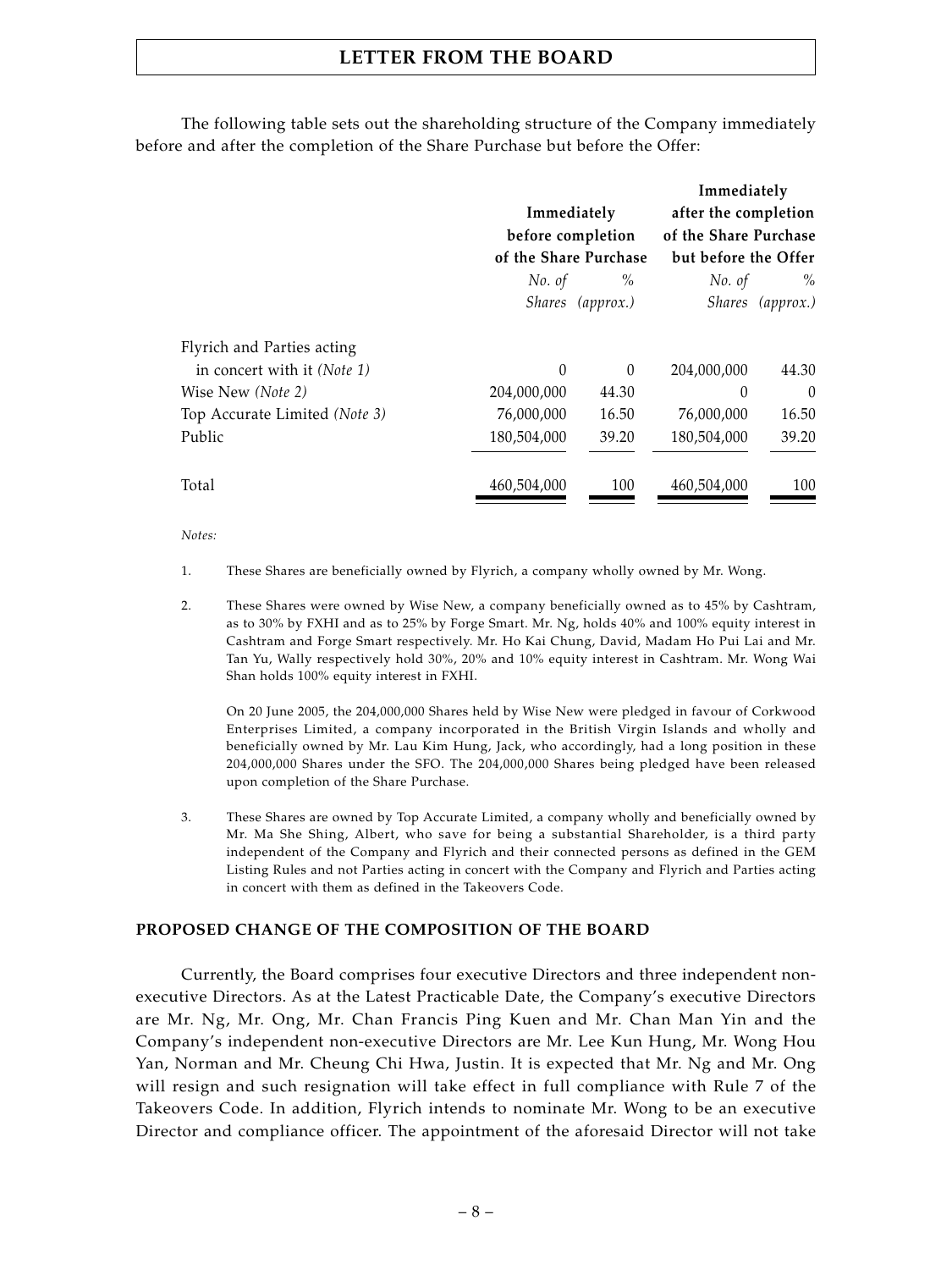The following table sets out the shareholding structure of the Company immediately before and after the completion of the Share Purchase but before the Offer:

| | Immediately before completion of the Share Purchase | | Immediately after the completion of the Share Purchase but before the Offer | |
|---|---|---|---|---|
| | *No. of Shares* | *% (approx.)* | *No. of Shares* | *% (approx.)* |
| Flyrich and Parties acting in concert with it *(Note 1)* | 0 | 0 | 204,000,000 | 44.30 |
| Wise New *(Note 2)* | 204,000,000 | 44.30 | 0 | 0 |
| Top Accurate Limited *(Note 3)* | 76,000,000 | 16.50 | 76,000,000 | 16.50 |
| Public | 180,504,000 | 39.20 | 180,504,000 | 39.20 |
| Total | 460,504,000 | 100 | 460,504,000 | 100 |

*Notes:*

1. These Shares are beneficially owned by Flyrich, a company wholly owned by Mr. Wong.

2. These Shares were owned by Wise New, a company beneficially owned as to 45% by Cashtram, as to 30% by FXHI and as to 25% by Forge Smart. Mr. Ng, holds 40% and 100% equity interest in Cashtram and Forge Smart respectively. Mr. Ho Kai Chung, David, Madam Ho Pui Lai and Mr. Tan Yu, Wally respectively hold 30%, 20% and 10% equity interest in Cashtram. Mr. Wong Wai Shan holds 100% equity interest in FXHI.

   On 20 June 2005, the 204,000,000 Shares held by Wise New were pledged in favour of Corkwood Enterprises Limited, a company incorporated in the British Virgin Islands and wholly and beneficially owned by Mr. Lau Kim Hung, Jack, who accordingly, had a long position in these 204,000,000 Shares under the SFO. The 204,000,000 Shares being pledged have been released upon completion of the Share Purchase.

3. These Shares are owned by Top Accurate Limited, a company wholly and beneficially owned by Mr. Ma She Shing, Albert, who save for being a substantial Shareholder, is a third party independent of the Company and Flyrich and their connected persons as defined in the GEM Listing Rules and not Parties acting in concert with the Company and Flyrich and Parties acting in concert with them as defined in the Takeovers Code.

## PROPOSED CHANGE OF THE COMPOSITION OF THE BOARD

Currently, the Board comprises four executive Directors and three independent non-executive Directors. As at the Latest Practicable Date, the Company's executive Directors are Mr. Ng, Mr. Ong, Mr. Chan Francis Ping Kuen and Mr. Chan Man Yin and the Company's independent non-executive Directors are Mr. Lee Kun Hung, Mr. Wong Hou Yan, Norman and Mr. Cheung Chi Hwa, Justin. It is expected that Mr. Ng and Mr. Ong will resign and such resignation will take effect in full compliance with Rule 7 of the Takeovers Code. In addition, Flyrich intends to nominate Mr. Wong to be an executive Director and compliance officer. The appointment of the aforesaid Director will not take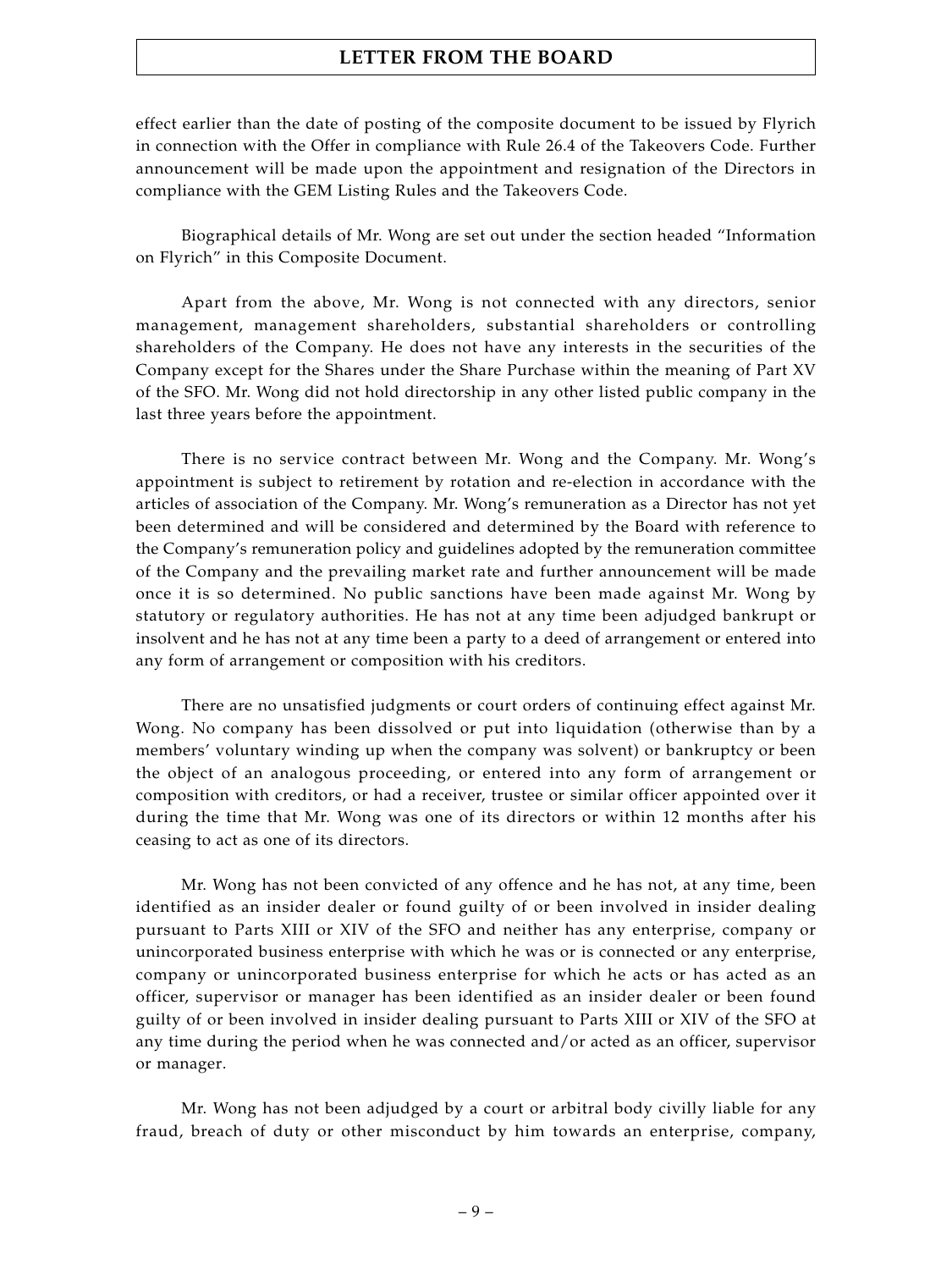effect earlier than the date of posting of the composite document to be issued by Flyrich in connection with the Offer in compliance with Rule 26.4 of the Takeovers Code. Further announcement will be made upon the appointment and resignation of the Directors in compliance with the GEM Listing Rules and the Takeovers Code.

Biographical details of Mr. Wong are set out under the section headed "Information on Flyrich" in this Composite Document.

Apart from the above, Mr. Wong is not connected with any directors, senior management, management shareholders, substantial shareholders or controlling shareholders of the Company. He does not have any interests in the securities of the Company except for the Shares under the Share Purchase within the meaning of Part XV of the SFO. Mr. Wong did not hold directorship in any other listed public company in the last three years before the appointment.

There is no service contract between Mr. Wong and the Company. Mr. Wong's appointment is subject to retirement by rotation and re-election in accordance with the articles of association of the Company. Mr. Wong's remuneration as a Director has not yet been determined and will be considered and determined by the Board with reference to the Company's remuneration policy and guidelines adopted by the remuneration committee of the Company and the prevailing market rate and further announcement will be made once it is so determined. No public sanctions have been made against Mr. Wong by statutory or regulatory authorities. He has not at any time been adjudged bankrupt or insolvent and he has not at any time been a party to a deed of arrangement or entered into any form of arrangement or composition with his creditors.

There are no unsatisfied judgments or court orders of continuing effect against Mr. Wong. No company has been dissolved or put into liquidation (otherwise than by a members' voluntary winding up when the company was solvent) or bankruptcy or been the object of an analogous proceeding, or entered into any form of arrangement or composition with creditors, or had a receiver, trustee or similar officer appointed over it during the time that Mr. Wong was one of its directors or within 12 months after his ceasing to act as one of its directors.

Mr. Wong has not been convicted of any offence and he has not, at any time, been identified as an insider dealer or found guilty of or been involved in insider dealing pursuant to Parts XIII or XIV of the SFO and neither has any enterprise, company or unincorporated business enterprise with which he was or is connected or any enterprise, company or unincorporated business enterprise for which he acts or has acted as an officer, supervisor or manager has been identified as an insider dealer or been found guilty of or been involved in insider dealing pursuant to Parts XIII or XIV of the SFO at any time during the period when he was connected and/or acted as an officer, supervisor or manager.

Mr. Wong has not been adjudged by a court or arbitral body civilly liable for any fraud, breach of duty or other misconduct by him towards an enterprise, company,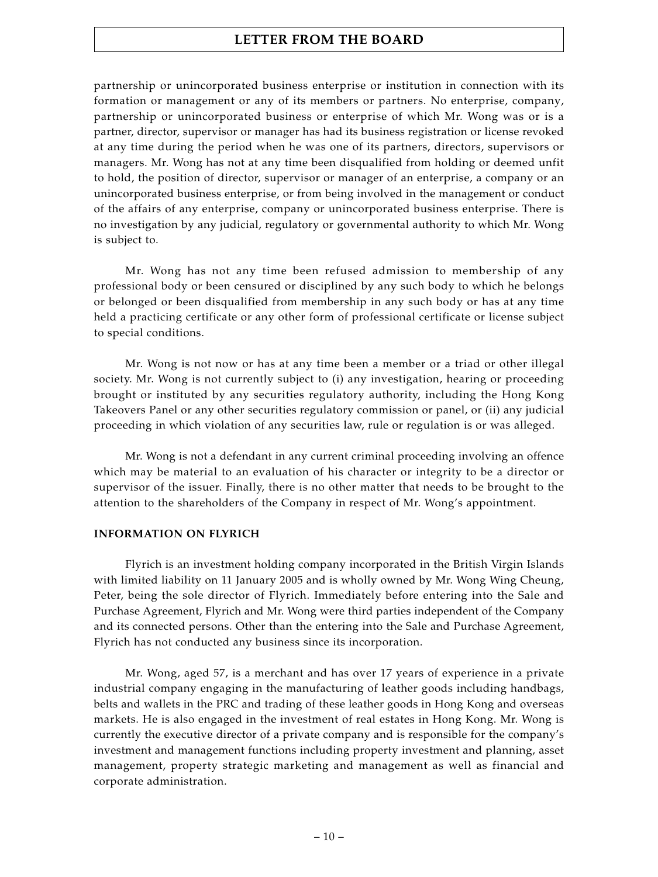partnership or unincorporated business enterprise or institution in connection with its formation or management or any of its members or partners. No enterprise, company, partnership or unincorporated business or enterprise of which Mr. Wong was or is a partner, director, supervisor or manager has had its business registration or license revoked at any time during the period when he was one of its partners, directors, supervisors or managers. Mr. Wong has not at any time been disqualified from holding or deemed unfit to hold, the position of director, supervisor or manager of an enterprise, a company or an unincorporated business enterprise, or from being involved in the management or conduct of the affairs of any enterprise, company or unincorporated business enterprise. There is no investigation by any judicial, regulatory or governmental authority to which Mr. Wong is subject to.

Mr. Wong has not any time been refused admission to membership of any professional body or been censured or disciplined by any such body to which he belongs or belonged or been disqualified from membership in any such body or has at any time held a practicing certificate or any other form of professional certificate or license subject to special conditions.

Mr. Wong is not now or has at any time been a member or a triad or other illegal society. Mr. Wong is not currently subject to (i) any investigation, hearing or proceeding brought or instituted by any securities regulatory authority, including the Hong Kong Takeovers Panel or any other securities regulatory commission or panel, or (ii) any judicial proceeding in which violation of any securities law, rule or regulation is or was alleged.

Mr. Wong is not a defendant in any current criminal proceeding involving an offence which may be material to an evaluation of his character or integrity to be a director or supervisor of the issuer. Finally, there is no other matter that needs to be brought to the attention to the shareholders of the Company in respect of Mr. Wong's appointment.

**INFORMATION ON FLYRICH**

Flyrich is an investment holding company incorporated in the British Virgin Islands with limited liability on 11 January 2005 and is wholly owned by Mr. Wong Wing Cheung, Peter, being the sole director of Flyrich. Immediately before entering into the Sale and Purchase Agreement, Flyrich and Mr. Wong were third parties independent of the Company and its connected persons. Other than the entering into the Sale and Purchase Agreement, Flyrich has not conducted any business since its incorporation.

Mr. Wong, aged 57, is a merchant and has over 17 years of experience in a private industrial company engaging in the manufacturing of leather goods including handbags, belts and wallets in the PRC and trading of these leather goods in Hong Kong and overseas markets. He is also engaged in the investment of real estates in Hong Kong. Mr. Wong is currently the executive director of a private company and is responsible for the company's investment and management functions including property investment and planning, asset management, property strategic marketing and management as well as financial and corporate administration.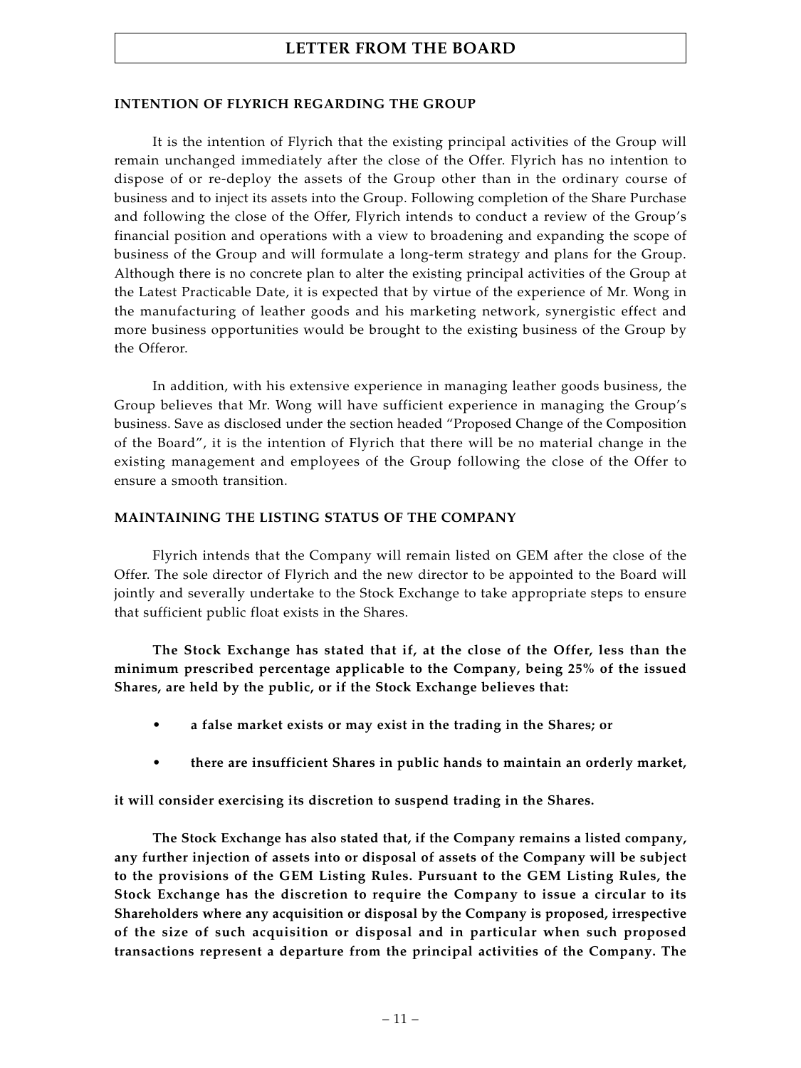**INTENTION OF FLYRICH REGARDING THE GROUP**

It is the intention of Flyrich that the existing principal activities of the Group will remain unchanged immediately after the close of the Offer. Flyrich has no intention to dispose of or re-deploy the assets of the Group other than in the ordinary course of business and to inject its assets into the Group. Following completion of the Share Purchase and following the close of the Offer, Flyrich intends to conduct a review of the Group's financial position and operations with a view to broadening and expanding the scope of business of the Group and will formulate a long-term strategy and plans for the Group. Although there is no concrete plan to alter the existing principal activities of the Group at the Latest Practicable Date, it is expected that by virtue of the experience of Mr. Wong in the manufacturing of leather goods and his marketing network, synergistic effect and more business opportunities would be brought to the existing business of the Group by the Offeror.

In addition, with his extensive experience in managing leather goods business, the Group believes that Mr. Wong will have sufficient experience in managing the Group's business. Save as disclosed under the section headed "Proposed Change of the Composition of the Board", it is the intention of Flyrich that there will be no material change in the existing management and employees of the Group following the close of the Offer to ensure a smooth transition.

**MAINTAINING THE LISTING STATUS OF THE COMPANY**

Flyrich intends that the Company will remain listed on GEM after the close of the Offer. The sole director of Flyrich and the new director to be appointed to the Board will jointly and severally undertake to the Stock Exchange to take appropriate steps to ensure that sufficient public float exists in the Shares.

**The Stock Exchange has stated that if, at the close of the Offer, less than the minimum prescribed percentage applicable to the Company, being 25% of the issued Shares, are held by the public, or if the Stock Exchange believes that:**

- **a false market exists or may exist in the trading in the Shares; or**
- **there are insufficient Shares in public hands to maintain an orderly market,**

**it will consider exercising its discretion to suspend trading in the Shares.**

**The Stock Exchange has also stated that, if the Company remains a listed company, any further injection of assets into or disposal of assets of the Company will be subject to the provisions of the GEM Listing Rules. Pursuant to the GEM Listing Rules, the Stock Exchange has the discretion to require the Company to issue a circular to its Shareholders where any acquisition or disposal by the Company is proposed, irrespective of the size of such acquisition or disposal and in particular when such proposed transactions represent a departure from the principal activities of the Company. The**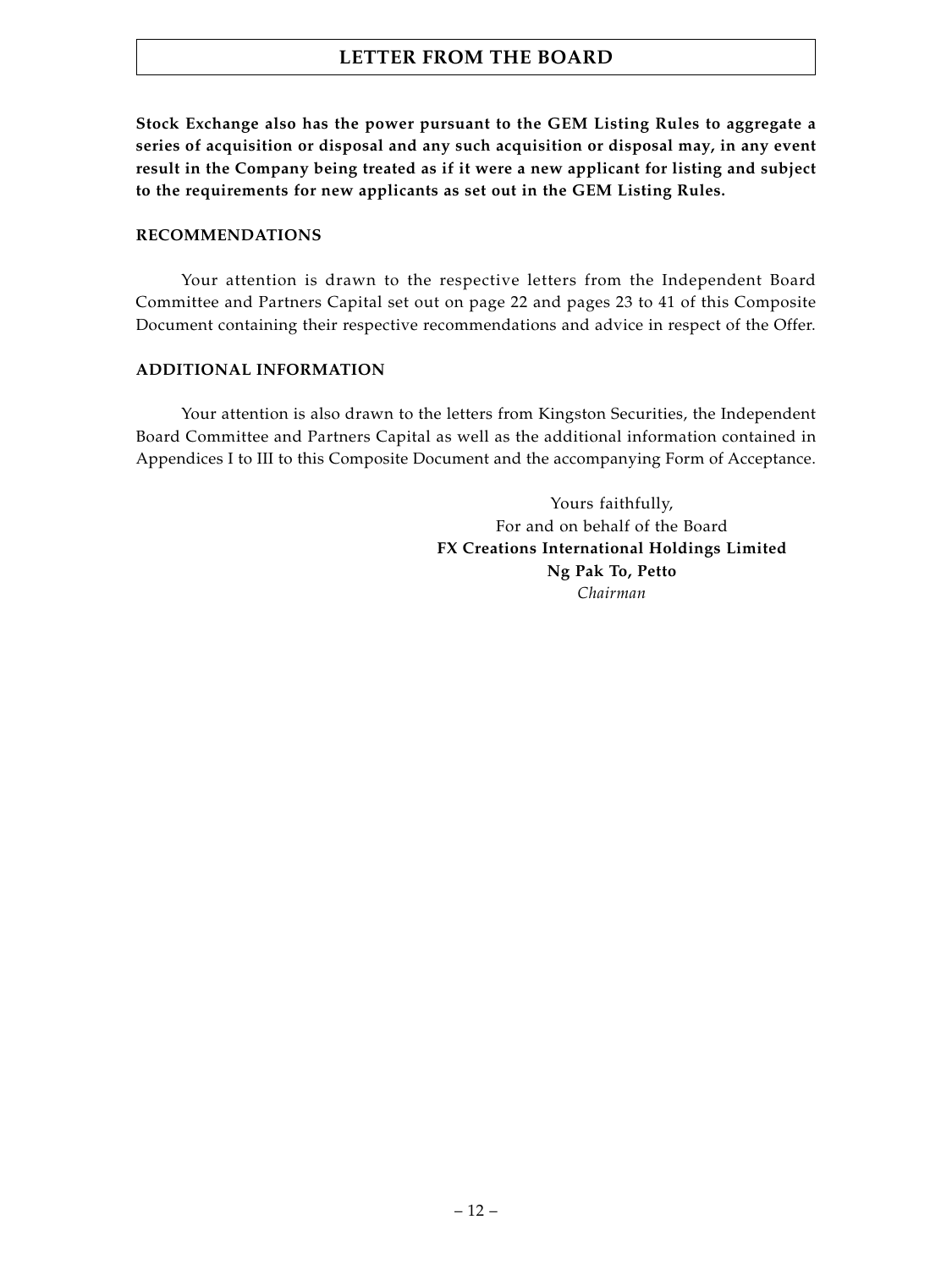**Stock Exchange also has the power pursuant to the GEM Listing Rules to aggregate a series of acquisition or disposal and any such acquisition or disposal may, in any event result in the Company being treated as if it were a new applicant for listing and subject to the requirements for new applicants as set out in the GEM Listing Rules.**

## RECOMMENDATIONS

Your attention is drawn to the respective letters from the Independent Board Committee and Partners Capital set out on page 22 and pages 23 to 41 of this Composite Document containing their respective recommendations and advice in respect of the Offer.

## ADDITIONAL INFORMATION

Your attention is also drawn to the letters from Kingston Securities, the Independent Board Committee and Partners Capital as well as the additional information contained in Appendices I to III to this Composite Document and the accompanying Form of Acceptance.

Yours faithfully,
For and on behalf of the Board
**FX Creations International Holdings Limited**
**Ng Pak To, Petto**
*Chairman*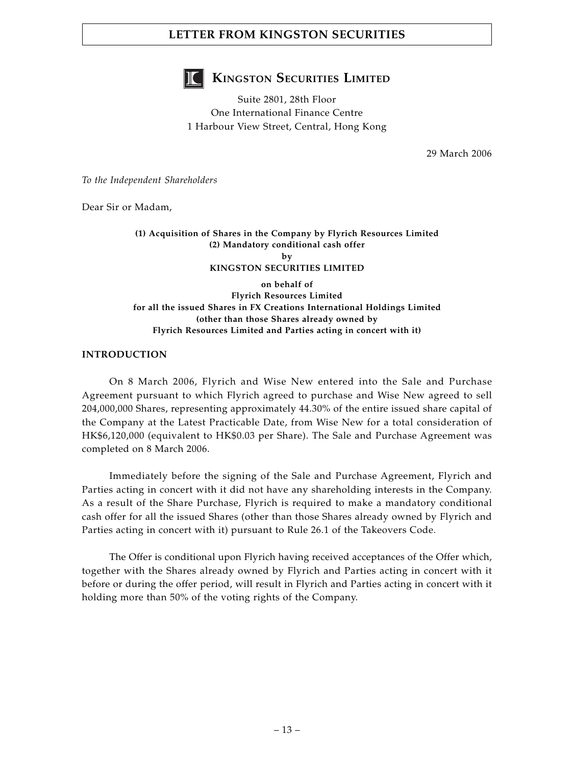**KINGSTON SECURITIES LIMITED**

Suite 2801, 28th Floor
One International Finance Centre
1 Harbour View Street, Central, Hong Kong

29 March 2006

*To the Independent Shareholders*

Dear Sir or Madam,

**(1) Acquisition of Shares in the Company by Flyrich Resources Limited**
**(2) Mandatory conditional cash offer**
**by**
**KINGSTON SECURITIES LIMITED**
**on behalf of**
**Flyrich Resources Limited**
**for all the issued Shares in FX Creations International Holdings Limited**
**(other than those Shares already owned by**
**Flyrich Resources Limited and Parties acting in concert with it)**

## INTRODUCTION

On 8 March 2006, Flyrich and Wise New entered into the Sale and Purchase Agreement pursuant to which Flyrich agreed to purchase and Wise New agreed to sell 204,000,000 Shares, representing approximately 44.30% of the entire issued share capital of the Company at the Latest Practicable Date, from Wise New for a total consideration of HK$6,120,000 (equivalent to HK$0.03 per Share). The Sale and Purchase Agreement was completed on 8 March 2006.

Immediately before the signing of the Sale and Purchase Agreement, Flyrich and Parties acting in concert with it did not have any shareholding interests in the Company. As a result of the Share Purchase, Flyrich is required to make a mandatory conditional cash offer for all the issued Shares (other than those Shares already owned by Flyrich and Parties acting in concert with it) pursuant to Rule 26.1 of the Takeovers Code.

The Offer is conditional upon Flyrich having received acceptances of the Offer which, together with the Shares already owned by Flyrich and Parties acting in concert with it before or during the offer period, will result in Flyrich and Parties acting in concert with it holding more than 50% of the voting rights of the Company.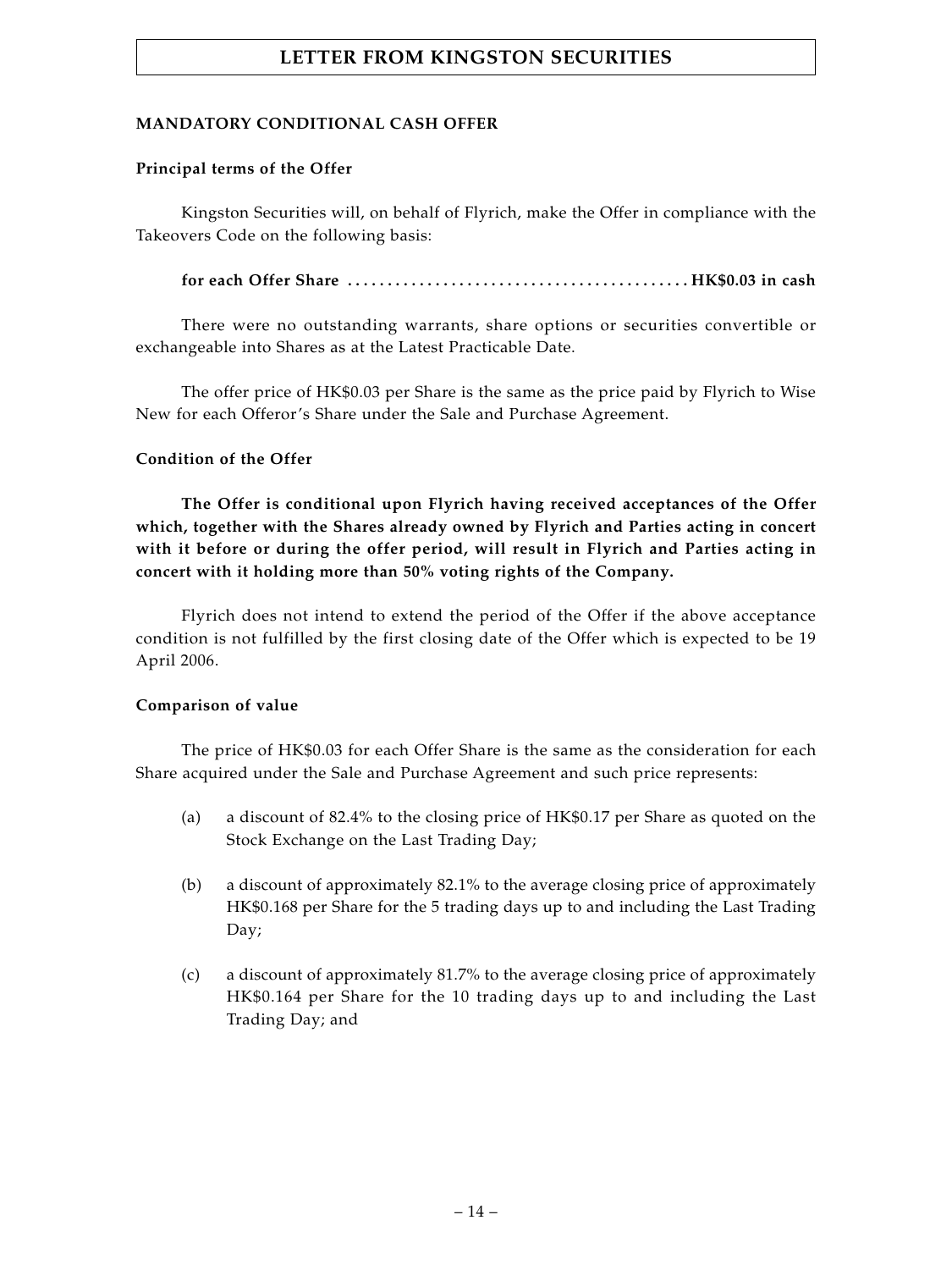## MANDATORY CONDITIONAL CASH OFFER

### Principal terms of the Offer

Kingston Securities will, on behalf of Flyrich, make the Offer in compliance with the Takeovers Code on the following basis:

**for each Offer Share .......................................... HK$0.03 in cash**

There were no outstanding warrants, share options or securities convertible or exchangeable into Shares as at the Latest Practicable Date.

The offer price of HK$0.03 per Share is the same as the price paid by Flyrich to Wise New for each Offeror's Share under the Sale and Purchase Agreement.

### Condition of the Offer

**The Offer is conditional upon Flyrich having received acceptances of the Offer which, together with the Shares already owned by Flyrich and Parties acting in concert with it before or during the offer period, will result in Flyrich and Parties acting in concert with it holding more than 50% voting rights of the Company.**

Flyrich does not intend to extend the period of the Offer if the above acceptance condition is not fulfilled by the first closing date of the Offer which is expected to be 19 April 2006.

### Comparison of value

The price of HK$0.03 for each Offer Share is the same as the consideration for each Share acquired under the Sale and Purchase Agreement and such price represents:

(a) a discount of 82.4% to the closing price of HK$0.17 per Share as quoted on the Stock Exchange on the Last Trading Day;

(b) a discount of approximately 82.1% to the average closing price of approximately HK$0.168 per Share for the 5 trading days up to and including the Last Trading Day;

(c) a discount of approximately 81.7% to the average closing price of approximately HK$0.164 per Share for the 10 trading days up to and including the Last Trading Day; and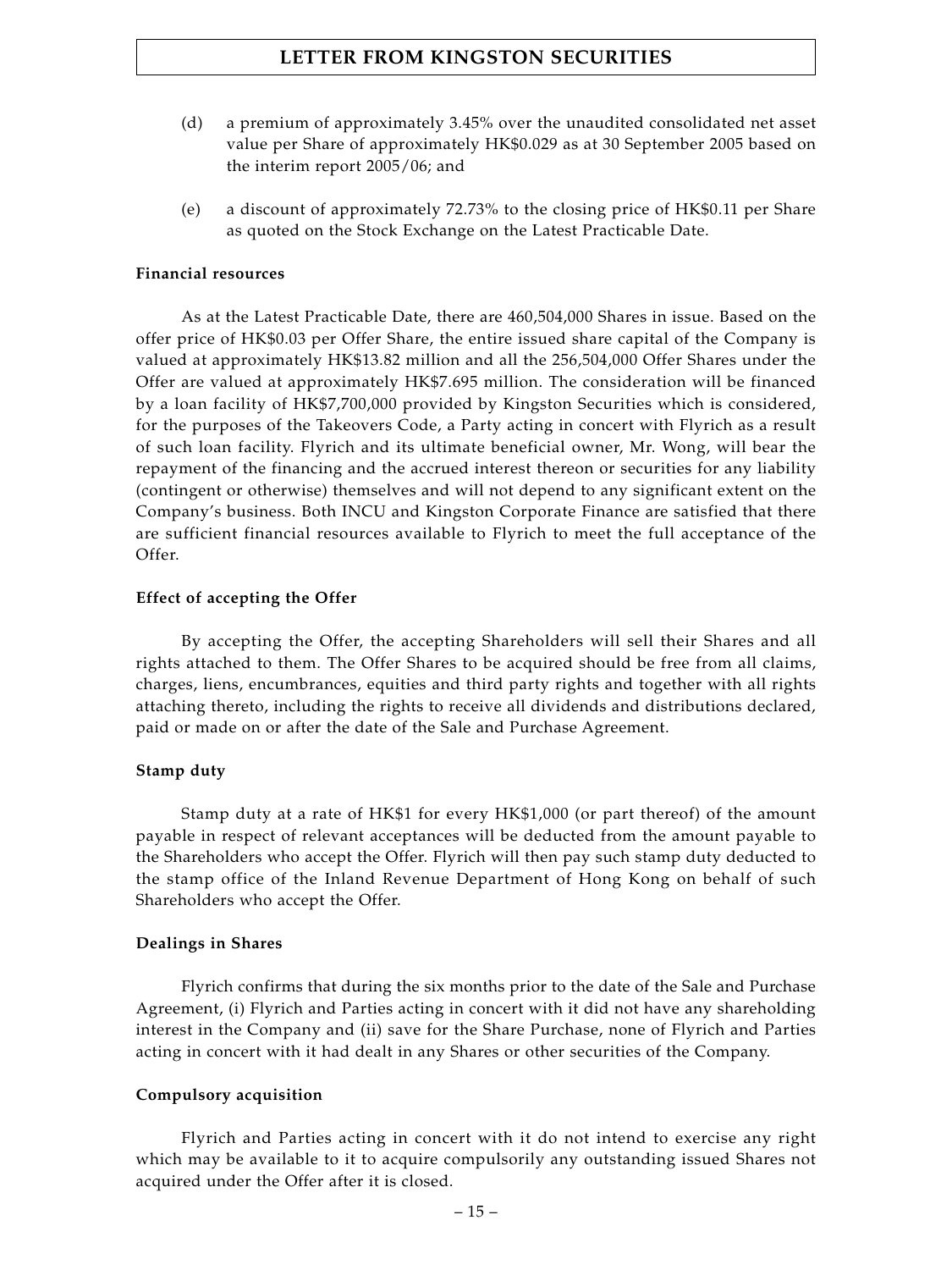(d) a premium of approximately 3.45% over the unaudited consolidated net asset value per Share of approximately HK$0.029 as at 30 September 2005 based on the interim report 2005/06; and

(e) a discount of approximately 72.73% to the closing price of HK$0.11 per Share as quoted on the Stock Exchange on the Latest Practicable Date.

**Financial resources**

As at the Latest Practicable Date, there are 460,504,000 Shares in issue. Based on the offer price of HK$0.03 per Offer Share, the entire issued share capital of the Company is valued at approximately HK$13.82 million and all the 256,504,000 Offer Shares under the Offer are valued at approximately HK$7.695 million. The consideration will be financed by a loan facility of HK$7,700,000 provided by Kingston Securities which is considered, for the purposes of the Takeovers Code, a Party acting in concert with Flyrich as a result of such loan facility. Flyrich and its ultimate beneficial owner, Mr. Wong, will bear the repayment of the financing and the accrued interest thereon or securities for any liability (contingent or otherwise) themselves and will not depend to any significant extent on the Company's business. Both INCU and Kingston Corporate Finance are satisfied that there are sufficient financial resources available to Flyrich to meet the full acceptance of the Offer.

**Effect of accepting the Offer**

By accepting the Offer, the accepting Shareholders will sell their Shares and all rights attached to them. The Offer Shares to be acquired should be free from all claims, charges, liens, encumbrances, equities and third party rights and together with all rights attaching thereto, including the rights to receive all dividends and distributions declared, paid or made on or after the date of the Sale and Purchase Agreement.

**Stamp duty**

Stamp duty at a rate of HK$1 for every HK$1,000 (or part thereof) of the amount payable in respect of relevant acceptances will be deducted from the amount payable to the Shareholders who accept the Offer. Flyrich will then pay such stamp duty deducted to the stamp office of the Inland Revenue Department of Hong Kong on behalf of such Shareholders who accept the Offer.

**Dealings in Shares**

Flyrich confirms that during the six months prior to the date of the Sale and Purchase Agreement, (i) Flyrich and Parties acting in concert with it did not have any shareholding interest in the Company and (ii) save for the Share Purchase, none of Flyrich and Parties acting in concert with it had dealt in any Shares or other securities of the Company.

**Compulsory acquisition**

Flyrich and Parties acting in concert with it do not intend to exercise any right which may be available to it to acquire compulsorily any outstanding issued Shares not acquired under the Offer after it is closed.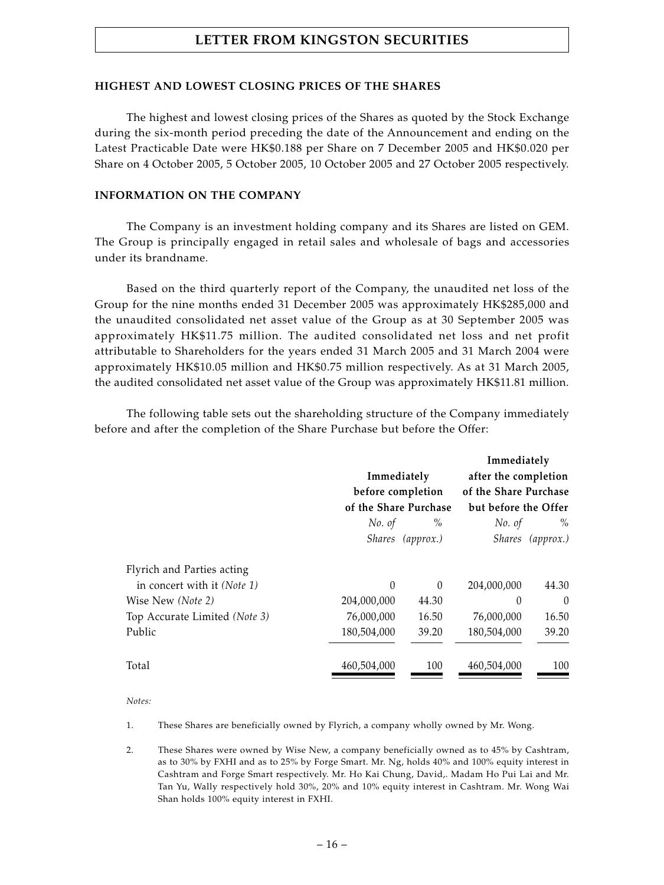## HIGHEST AND LOWEST CLOSING PRICES OF THE SHARES

The highest and lowest closing prices of the Shares as quoted by the Stock Exchange during the six-month period preceding the date of the Announcement and ending on the Latest Practicable Date were HK$0.188 per Share on 7 December 2005 and HK$0.020 per Share on 4 October 2005, 5 October 2005, 10 October 2005 and 27 October 2005 respectively.

## INFORMATION ON THE COMPANY

The Company is an investment holding company and its Shares are listed on GEM. The Group is principally engaged in retail sales and wholesale of bags and accessories under its brandname.

Based on the third quarterly report of the Company, the unaudited net loss of the Group for the nine months ended 31 December 2005 was approximately HK$285,000 and the unaudited consolidated net asset value of the Group as at 30 September 2005 was approximately HK$11.75 million. The audited consolidated net loss and net profit attributable to Shareholders for the years ended 31 March 2005 and 31 March 2004 were approximately HK$10.05 million and HK$0.75 million respectively. As at 31 March 2005, the audited consolidated net asset value of the Group was approximately HK$11.81 million.

The following table sets out the shareholding structure of the Company immediately before and after the completion of the Share Purchase but before the Offer:

| | Immediately before completion of the Share Purchase | | Immediately after the completion of the Share Purchase but before the Offer | |
|---|---|---|---|---|
| | *No. of Shares* | *% (approx.)* | *No. of Shares* | *% (approx.)* |
| Flyrich and Parties acting in concert with it *(Note 1)* | 0 | 0 | 204,000,000 | 44.30 |
| Wise New *(Note 2)* | 204,000,000 | 44.30 | 0 | 0 |
| Top Accurate Limited *(Note 3)* | 76,000,000 | 16.50 | 76,000,000 | 16.50 |
| Public | 180,504,000 | 39.20 | 180,504,000 | 39.20 |
| Total | 460,504,000 | 100 | 460,504,000 | 100 |

*Notes:*

1. These Shares are beneficially owned by Flyrich, a company wholly owned by Mr. Wong.

2. These Shares were owned by Wise New, a company beneficially owned as to 45% by Cashtram, as to 30% by FXHI and as to 25% by Forge Smart. Mr. Ng, holds 40% and 100% equity interest in Cashtram and Forge Smart respectively. Mr. Ho Kai Chung, David,. Madam Ho Pui Lai and Mr. Tan Yu, Wally respectively hold 30%, 20% and 10% equity interest in Cashtram. Mr. Wong Wai Shan holds 100% equity interest in FXHI.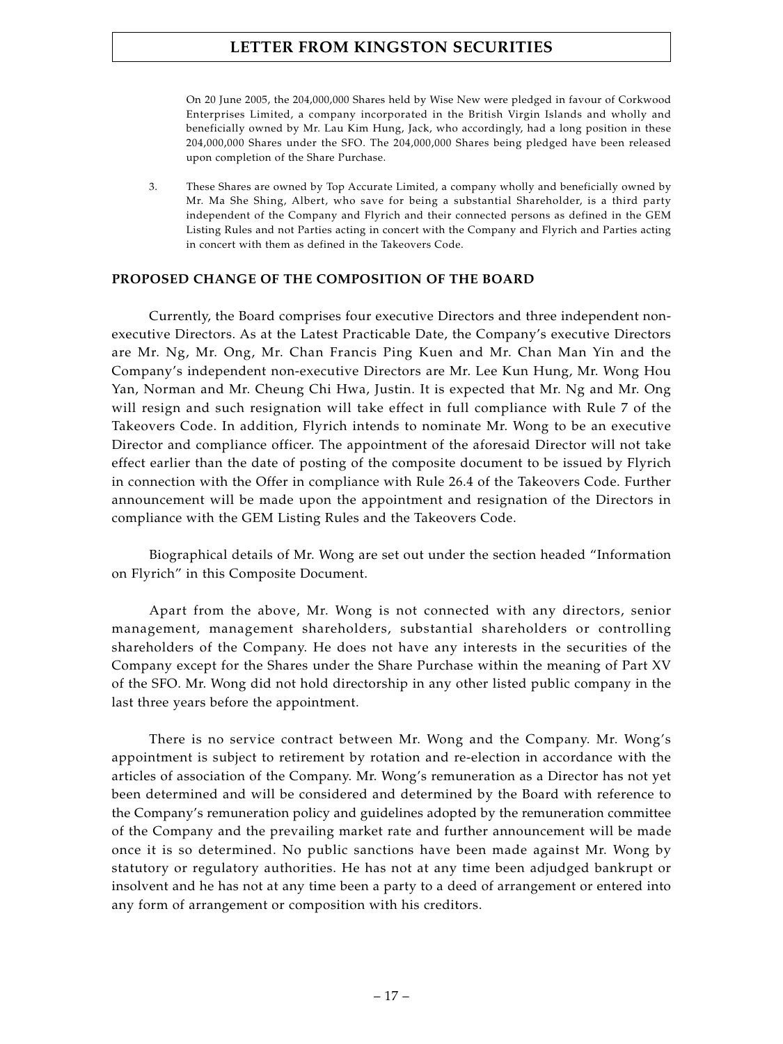On 20 June 2005, the 204,000,000 Shares held by Wise New were pledged in favour of Corkwood Enterprises Limited, a company incorporated in the British Virgin Islands and wholly and beneficially owned by Mr. Lau Kim Hung, Jack, who accordingly, had a long position in these 204,000,000 Shares under the SFO. The 204,000,000 Shares being pledged have been released upon completion of the Share Purchase.

3. These Shares are owned by Top Accurate Limited, a company wholly and beneficially owned by Mr. Ma She Shing, Albert, who save for being a substantial Shareholder, is a third party independent of the Company and Flyrich and their connected persons as defined in the GEM Listing Rules and not Parties acting in concert with the Company and Flyrich and Parties acting in concert with them as defined in the Takeovers Code.

**PROPOSED CHANGE OF THE COMPOSITION OF THE BOARD**

Currently, the Board comprises four executive Directors and three independent non-executive Directors. As at the Latest Practicable Date, the Company's executive Directors are Mr. Ng, Mr. Ong, Mr. Chan Francis Ping Kuen and Mr. Chan Man Yin and the Company's independent non-executive Directors are Mr. Lee Kun Hung, Mr. Wong Hou Yan, Norman and Mr. Cheung Chi Hwa, Justin. It is expected that Mr. Ng and Mr. Ong will resign and such resignation will take effect in full compliance with Rule 7 of the Takeovers Code. In addition, Flyrich intends to nominate Mr. Wong to be an executive Director and compliance officer. The appointment of the aforesaid Director will not take effect earlier than the date of posting of the composite document to be issued by Flyrich in connection with the Offer in compliance with Rule 26.4 of the Takeovers Code. Further announcement will be made upon the appointment and resignation of the Directors in compliance with the GEM Listing Rules and the Takeovers Code.

Biographical details of Mr. Wong are set out under the section headed "Information on Flyrich" in this Composite Document.

Apart from the above, Mr. Wong is not connected with any directors, senior management, management shareholders, substantial shareholders or controlling shareholders of the Company. He does not have any interests in the securities of the Company except for the Shares under the Share Purchase within the meaning of Part XV of the SFO. Mr. Wong did not hold directorship in any other listed public company in the last three years before the appointment.

There is no service contract between Mr. Wong and the Company. Mr. Wong's appointment is subject to retirement by rotation and re-election in accordance with the articles of association of the Company. Mr. Wong's remuneration as a Director has not yet been determined and will be considered and determined by the Board with reference to the Company's remuneration policy and guidelines adopted by the remuneration committee of the Company and the prevailing market rate and further announcement will be made once it is so determined. No public sanctions have been made against Mr. Wong by statutory or regulatory authorities. He has not at any time been adjudged bankrupt or insolvent and he has not at any time been a party to a deed of arrangement or entered into any form of arrangement or composition with his creditors.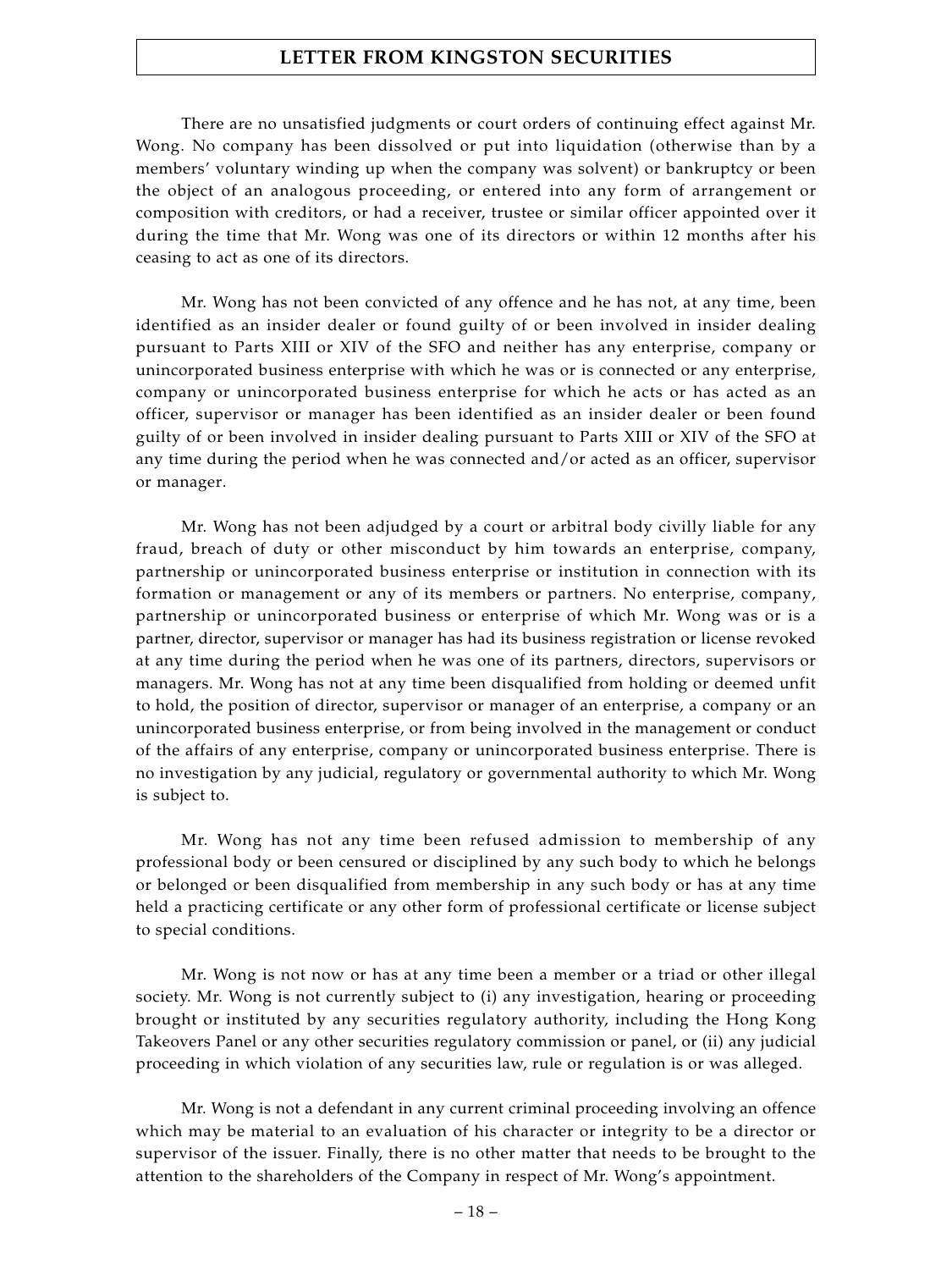There are no unsatisfied judgments or court orders of continuing effect against Mr. Wong. No company has been dissolved or put into liquidation (otherwise than by a members' voluntary winding up when the company was solvent) or bankruptcy or been the object of an analogous proceeding, or entered into any form of arrangement or composition with creditors, or had a receiver, trustee or similar officer appointed over it during the time that Mr. Wong was one of its directors or within 12 months after his ceasing to act as one of its directors.

Mr. Wong has not been convicted of any offence and he has not, at any time, been identified as an insider dealer or found guilty of or been involved in insider dealing pursuant to Parts XIII or XIV of the SFO and neither has any enterprise, company or unincorporated business enterprise with which he was or is connected or any enterprise, company or unincorporated business enterprise for which he acts or has acted as an officer, supervisor or manager has been identified as an insider dealer or been found guilty of or been involved in insider dealing pursuant to Parts XIII or XIV of the SFO at any time during the period when he was connected and/or acted as an officer, supervisor or manager.

Mr. Wong has not been adjudged by a court or arbitral body civilly liable for any fraud, breach of duty or other misconduct by him towards an enterprise, company, partnership or unincorporated business enterprise or institution in connection with its formation or management or any of its members or partners. No enterprise, company, partnership or unincorporated business or enterprise of which Mr. Wong was or is a partner, director, supervisor or manager has had its business registration or license revoked at any time during the period when he was one of its partners, directors, supervisors or managers. Mr. Wong has not at any time been disqualified from holding or deemed unfit to hold, the position of director, supervisor or manager of an enterprise, a company or an unincorporated business enterprise, or from being involved in the management or conduct of the affairs of any enterprise, company or unincorporated business enterprise. There is no investigation by any judicial, regulatory or governmental authority to which Mr. Wong is subject to.

Mr. Wong has not any time been refused admission to membership of any professional body or been censured or disciplined by any such body to which he belongs or belonged or been disqualified from membership in any such body or has at any time held a practicing certificate or any other form of professional certificate or license subject to special conditions.

Mr. Wong is not now or has at any time been a member or a triad or other illegal society. Mr. Wong is not currently subject to (i) any investigation, hearing or proceeding brought or instituted by any securities regulatory authority, including the Hong Kong Takeovers Panel or any other securities regulatory commission or panel, or (ii) any judicial proceeding in which violation of any securities law, rule or regulation is or was alleged.

Mr. Wong is not a defendant in any current criminal proceeding involving an offence which may be material to an evaluation of his character or integrity to be a director or supervisor of the issuer. Finally, there is no other matter that needs to be brought to the attention to the shareholders of the Company in respect of Mr. Wong's appointment.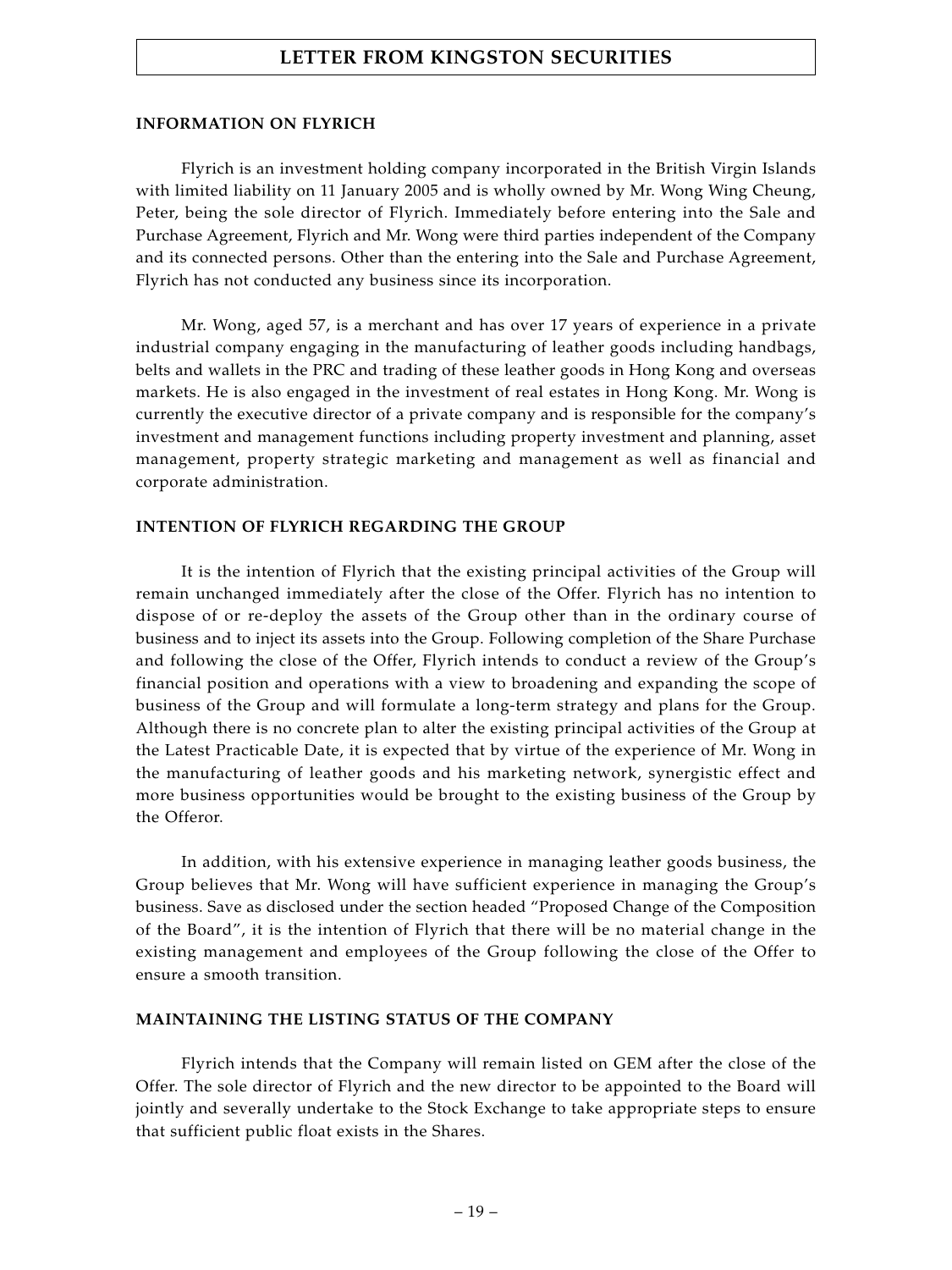## INFORMATION ON FLYRICH

Flyrich is an investment holding company incorporated in the British Virgin Islands with limited liability on 11 January 2005 and is wholly owned by Mr. Wong Wing Cheung, Peter, being the sole director of Flyrich. Immediately before entering into the Sale and Purchase Agreement, Flyrich and Mr. Wong were third parties independent of the Company and its connected persons. Other than the entering into the Sale and Purchase Agreement, Flyrich has not conducted any business since its incorporation.

Mr. Wong, aged 57, is a merchant and has over 17 years of experience in a private industrial company engaging in the manufacturing of leather goods including handbags, belts and wallets in the PRC and trading of these leather goods in Hong Kong and overseas markets. He is also engaged in the investment of real estates in Hong Kong. Mr. Wong is currently the executive director of a private company and is responsible for the company's investment and management functions including property investment and planning, asset management, property strategic marketing and management as well as financial and corporate administration.

## INTENTION OF FLYRICH REGARDING THE GROUP

It is the intention of Flyrich that the existing principal activities of the Group will remain unchanged immediately after the close of the Offer. Flyrich has no intention to dispose of or re-deploy the assets of the Group other than in the ordinary course of business and to inject its assets into the Group. Following completion of the Share Purchase and following the close of the Offer, Flyrich intends to conduct a review of the Group's financial position and operations with a view to broadening and expanding the scope of business of the Group and will formulate a long-term strategy and plans for the Group. Although there is no concrete plan to alter the existing principal activities of the Group at the Latest Practicable Date, it is expected that by virtue of the experience of Mr. Wong in the manufacturing of leather goods and his marketing network, synergistic effect and more business opportunities would be brought to the existing business of the Group by the Offeror.

In addition, with his extensive experience in managing leather goods business, the Group believes that Mr. Wong will have sufficient experience in managing the Group's business. Save as disclosed under the section headed "Proposed Change of the Composition of the Board", it is the intention of Flyrich that there will be no material change in the existing management and employees of the Group following the close of the Offer to ensure a smooth transition.

## MAINTAINING THE LISTING STATUS OF THE COMPANY

Flyrich intends that the Company will remain listed on GEM after the close of the Offer. The sole director of Flyrich and the new director to be appointed to the Board will jointly and severally undertake to the Stock Exchange to take appropriate steps to ensure that sufficient public float exists in the Shares.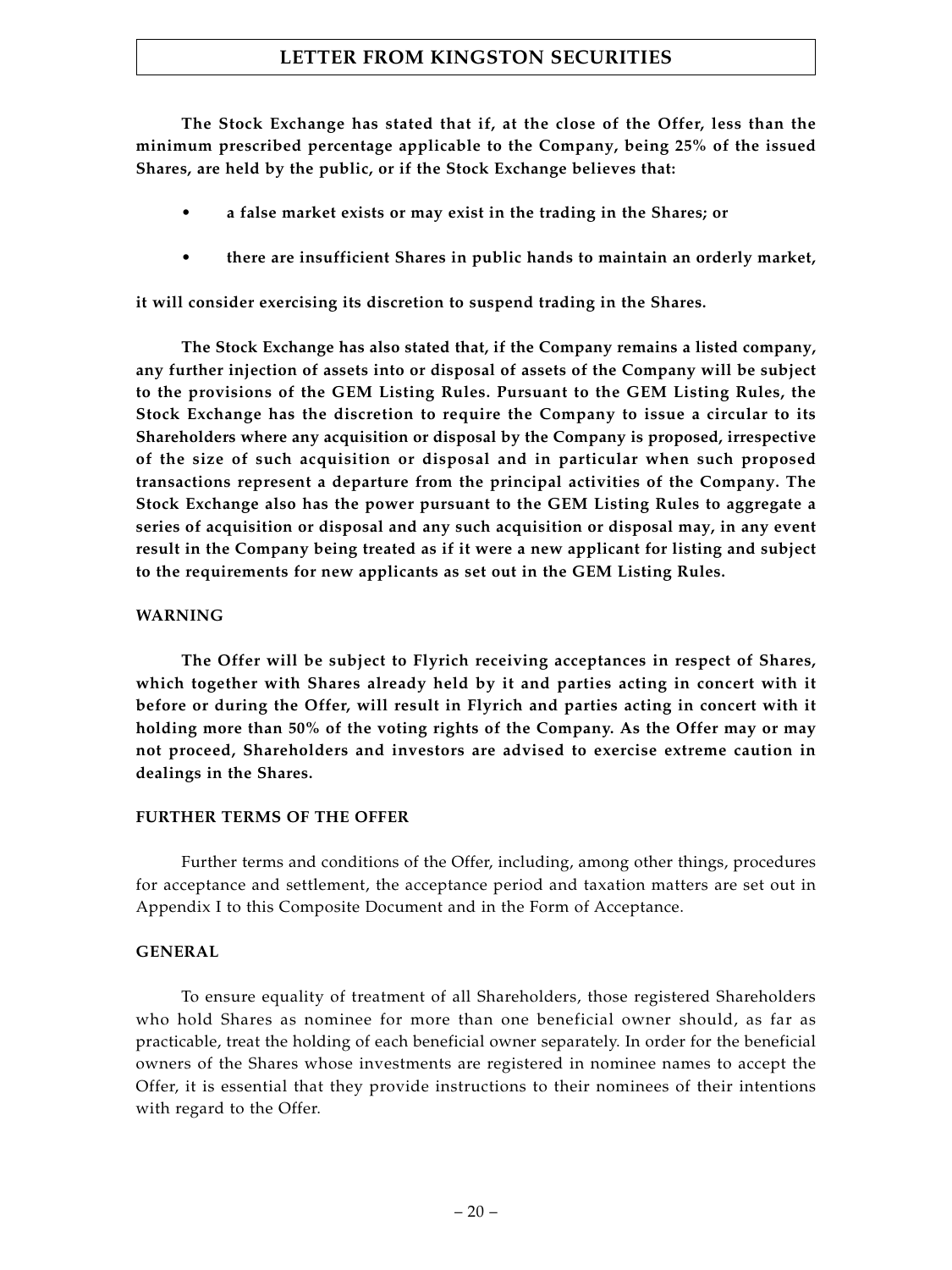**The Stock Exchange has stated that if, at the close of the Offer, less than the minimum prescribed percentage applicable to the Company, being 25% of the issued Shares, are held by the public, or if the Stock Exchange believes that:**

- **a false market exists or may exist in the trading in the Shares; or**
- **there are insufficient Shares in public hands to maintain an orderly market,**

**it will consider exercising its discretion to suspend trading in the Shares.**

**The Stock Exchange has also stated that, if the Company remains a listed company, any further injection of assets into or disposal of assets of the Company will be subject to the provisions of the GEM Listing Rules. Pursuant to the GEM Listing Rules, the Stock Exchange has the discretion to require the Company to issue a circular to its Shareholders where any acquisition or disposal by the Company is proposed, irrespective of the size of such acquisition or disposal and in particular when such proposed transactions represent a departure from the principal activities of the Company. The Stock Exchange also has the power pursuant to the GEM Listing Rules to aggregate a series of acquisition or disposal and any such acquisition or disposal may, in any event result in the Company being treated as if it were a new applicant for listing and subject to the requirements for new applicants as set out in the GEM Listing Rules.**

**WARNING**

**The Offer will be subject to Flyrich receiving acceptances in respect of Shares, which together with Shares already held by it and parties acting in concert with it before or during the Offer, will result in Flyrich and parties acting in concert with it holding more than 50% of the voting rights of the Company. As the Offer may or may not proceed, Shareholders and investors are advised to exercise extreme caution in dealings in the Shares.**

**FURTHER TERMS OF THE OFFER**

Further terms and conditions of the Offer, including, among other things, procedures for acceptance and settlement, the acceptance period and taxation matters are set out in Appendix I to this Composite Document and in the Form of Acceptance.

**GENERAL**

To ensure equality of treatment of all Shareholders, those registered Shareholders who hold Shares as nominee for more than one beneficial owner should, as far as practicable, treat the holding of each beneficial owner separately. In order for the beneficial owners of the Shares whose investments are registered in nominee names to accept the Offer, it is essential that they provide instructions to their nominees of their intentions with regard to the Offer.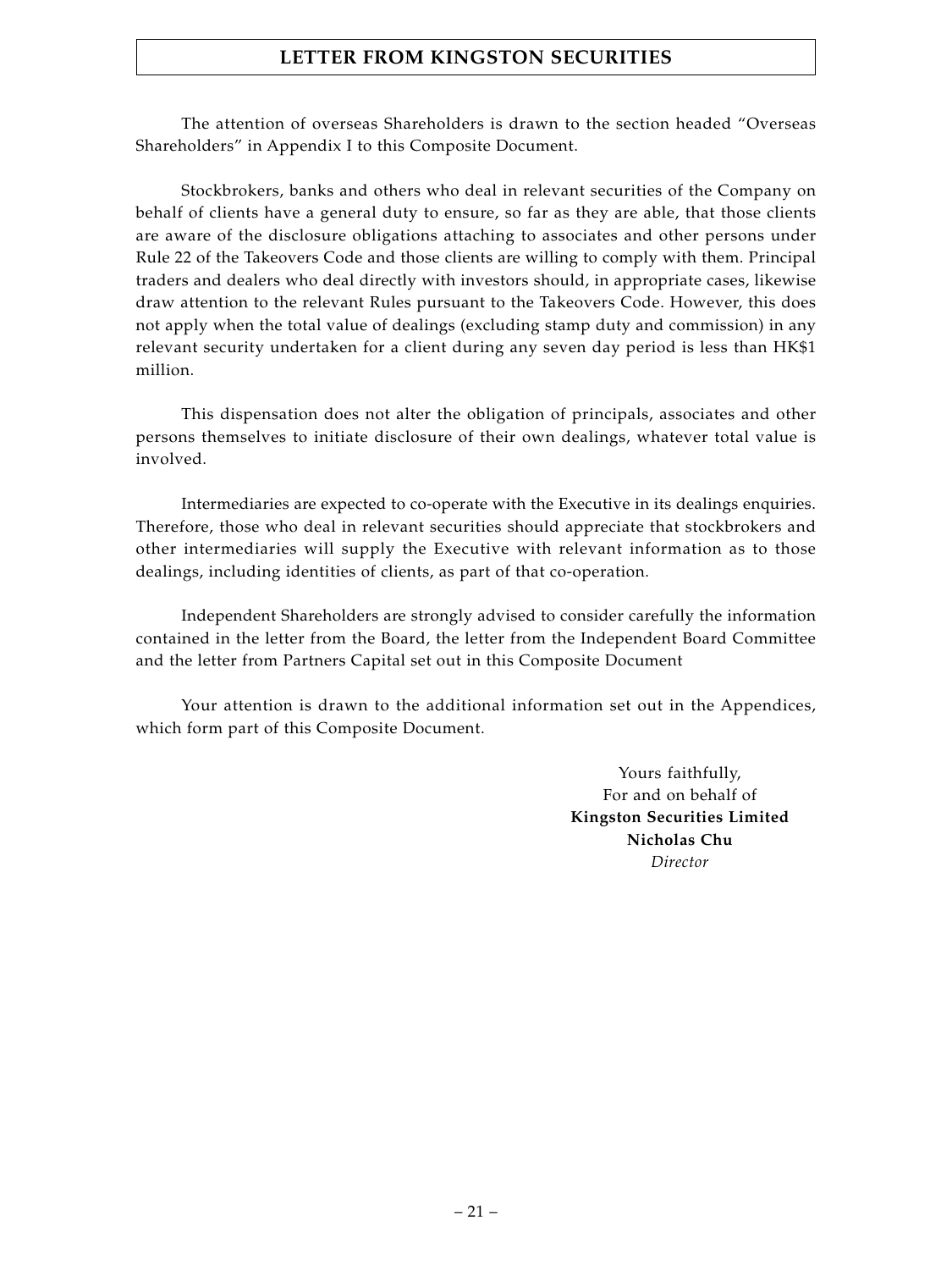The attention of overseas Shareholders is drawn to the section headed "Overseas Shareholders" in Appendix I to this Composite Document.

Stockbrokers, banks and others who deal in relevant securities of the Company on behalf of clients have a general duty to ensure, so far as they are able, that those clients are aware of the disclosure obligations attaching to associates and other persons under Rule 22 of the Takeovers Code and those clients are willing to comply with them. Principal traders and dealers who deal directly with investors should, in appropriate cases, likewise draw attention to the relevant Rules pursuant to the Takeovers Code. However, this does not apply when the total value of dealings (excluding stamp duty and commission) in any relevant security undertaken for a client during any seven day period is less than HK$1 million.

This dispensation does not alter the obligation of principals, associates and other persons themselves to initiate disclosure of their own dealings, whatever total value is involved.

Intermediaries are expected to co-operate with the Executive in its dealings enquiries. Therefore, those who deal in relevant securities should appreciate that stockbrokers and other intermediaries will supply the Executive with relevant information as to those dealings, including identities of clients, as part of that co-operation.

Independent Shareholders are strongly advised to consider carefully the information contained in the letter from the Board, the letter from the Independent Board Committee and the letter from Partners Capital set out in this Composite Document

Your attention is drawn to the additional information set out in the Appendices, which form part of this Composite Document.

Yours faithfully,
For and on behalf of
**Kingston Securities Limited**
**Nicholas Chu**
*Director*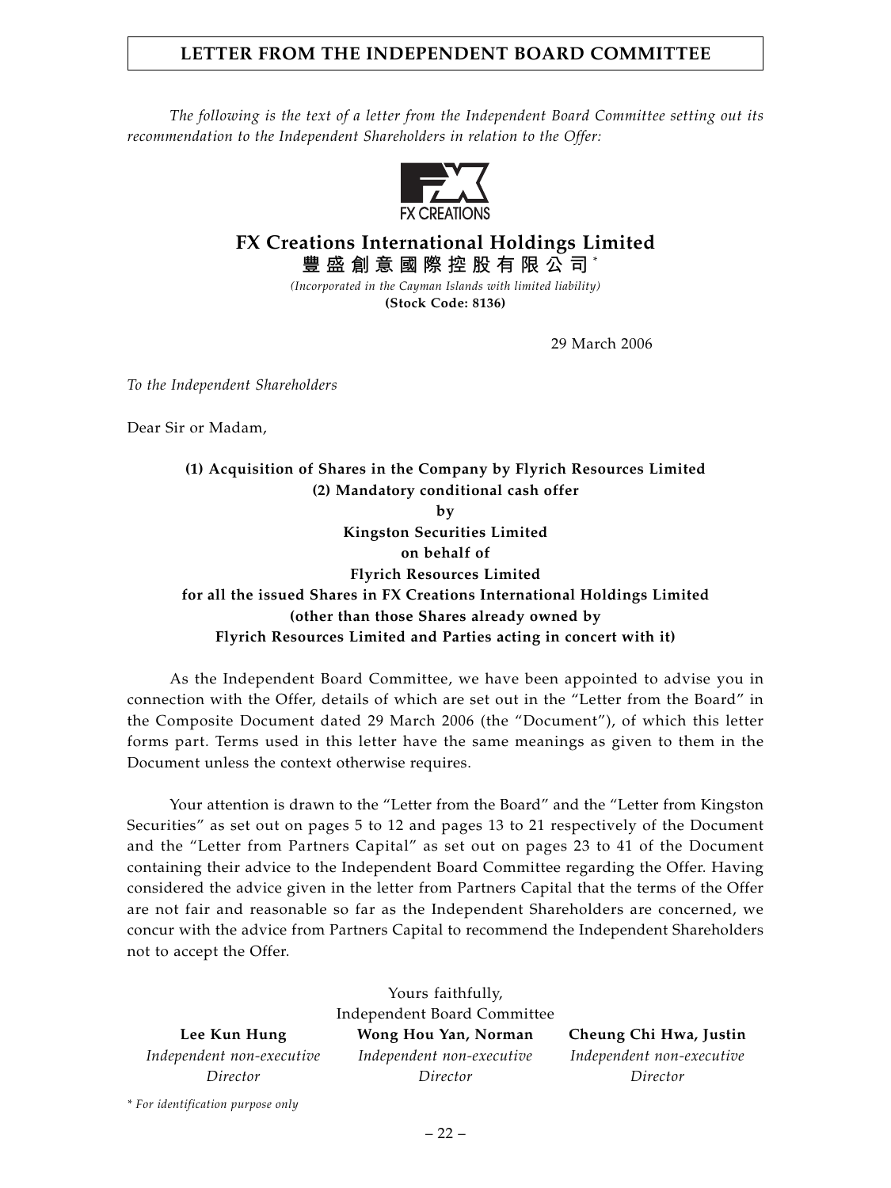# LETTER FROM THE INDEPENDENT BOARD COMMITTEE

*The following is the text of a letter from the Independent Board Committee setting out its recommendation to the Independent Shareholders in relation to the Offer:*

FX CREATIONS

## FX Creations International Holdings Limited
## 豐盛創意國際控股有限公司*

*(Incorporated in the Cayman Islands with limited liability)*
**(Stock Code: 8136)**

29 March 2006

*To the Independent Shareholders*

Dear Sir or Madam,

**(1) Acquisition of Shares in the Company by Flyrich Resources Limited**
**(2) Mandatory conditional cash offer**
**by**
**Kingston Securities Limited**
**on behalf of**
**Flyrich Resources Limited**
**for all the issued Shares in FX Creations International Holdings Limited**
**(other than those Shares already owned by**
**Flyrich Resources Limited and Parties acting in concert with it)**

As the Independent Board Committee, we have been appointed to advise you in connection with the Offer, details of which are set out in the "Letter from the Board" in the Composite Document dated 29 March 2006 (the "Document"), of which this letter forms part. Terms used in this letter have the same meanings as given to them in the Document unless the context otherwise requires.

Your attention is drawn to the "Letter from the Board" and the "Letter from Kingston Securities" as set out on pages 5 to 12 and pages 13 to 21 respectively of the Document and the "Letter from Partners Capital" as set out on pages 23 to 41 of the Document containing their advice to the Independent Board Committee regarding the Offer. Having considered the advice given in the letter from Partners Capital that the terms of the Offer are not fair and reasonable so far as the Independent Shareholders are concerned, we concur with the advice from Partners Capital to recommend the Independent Shareholders not to accept the Offer.

Yours faithfully,
Independent Board Committee

| **Lee Kun Hung** | **Wong Hou Yan, Norman** | **Cheung Chi Hwa, Justin** |
|---|---|---|
| *Independent non-executive Director* | *Independent non-executive Director* | *Independent non-executive Director* |

*\* For identification purpose only*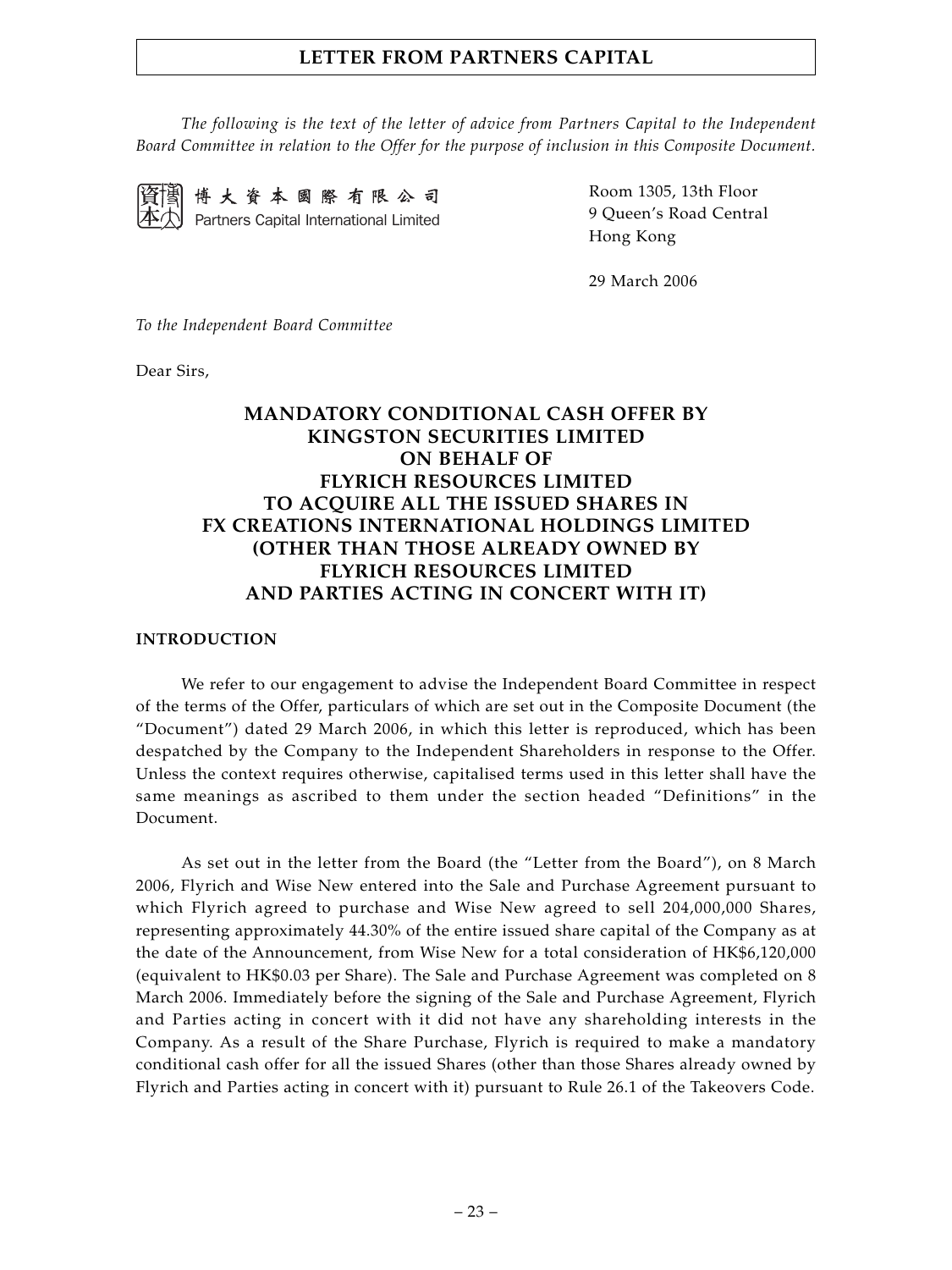*The following is the text of the letter of advice from Partners Capital to the Independent Board Committee in relation to the Offer for the purpose of inclusion in this Composite Document.*

博大資本國際有限公司
Partners Capital International Limited

Room 1305, 13th Floor
9 Queen's Road Central
Hong Kong

29 March 2006

*To the Independent Board Committee*

Dear Sirs,

**MANDATORY CONDITIONAL CASH OFFER BY KINGSTON SECURITIES LIMITED ON BEHALF OF FLYRICH RESOURCES LIMITED TO ACQUIRE ALL THE ISSUED SHARES IN FX CREATIONS INTERNATIONAL HOLDINGS LIMITED (OTHER THAN THOSE ALREADY OWNED BY FLYRICH RESOURCES LIMITED AND PARTIES ACTING IN CONCERT WITH IT)**

**INTRODUCTION**

We refer to our engagement to advise the Independent Board Committee in respect of the terms of the Offer, particulars of which are set out in the Composite Document (the "Document") dated 29 March 2006, in which this letter is reproduced, which has been despatched by the Company to the Independent Shareholders in response to the Offer. Unless the context requires otherwise, capitalised terms used in this letter shall have the same meanings as ascribed to them under the section headed "Definitions" in the Document.

As set out in the letter from the Board (the "Letter from the Board"), on 8 March 2006, Flyrich and Wise New entered into the Sale and Purchase Agreement pursuant to which Flyrich agreed to purchase and Wise New agreed to sell 204,000,000 Shares, representing approximately 44.30% of the entire issued share capital of the Company as at the date of the Announcement, from Wise New for a total consideration of HK$6,120,000 (equivalent to HK$0.03 per Share). The Sale and Purchase Agreement was completed on 8 March 2006. Immediately before the signing of the Sale and Purchase Agreement, Flyrich and Parties acting in concert with it did not have any shareholding interests in the Company. As a result of the Share Purchase, Flyrich is required to make a mandatory conditional cash offer for all the issued Shares (other than those Shares already owned by Flyrich and Parties acting in concert with it) pursuant to Rule 26.1 of the Takeovers Code.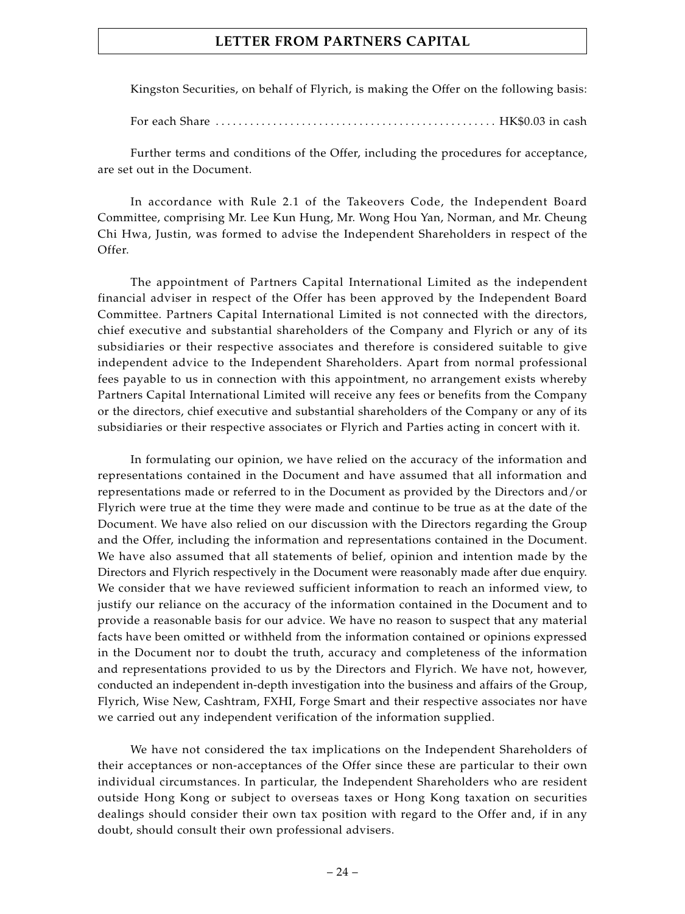Kingston Securities, on behalf of Flyrich, is making the Offer on the following basis:

For each Share ................................................ HK$0.03 in cash

Further terms and conditions of the Offer, including the procedures for acceptance, are set out in the Document.

In accordance with Rule 2.1 of the Takeovers Code, the Independent Board Committee, comprising Mr. Lee Kun Hung, Mr. Wong Hou Yan, Norman, and Mr. Cheung Chi Hwa, Justin, was formed to advise the Independent Shareholders in respect of the Offer.

The appointment of Partners Capital International Limited as the independent financial adviser in respect of the Offer has been approved by the Independent Board Committee. Partners Capital International Limited is not connected with the directors, chief executive and substantial shareholders of the Company and Flyrich or any of its subsidiaries or their respective associates and therefore is considered suitable to give independent advice to the Independent Shareholders. Apart from normal professional fees payable to us in connection with this appointment, no arrangement exists whereby Partners Capital International Limited will receive any fees or benefits from the Company or the directors, chief executive and substantial shareholders of the Company or any of its subsidiaries or their respective associates or Flyrich and Parties acting in concert with it.

In formulating our opinion, we have relied on the accuracy of the information and representations contained in the Document and have assumed that all information and representations made or referred to in the Document as provided by the Directors and/or Flyrich were true at the time they were made and continue to be true as at the date of the Document. We have also relied on our discussion with the Directors regarding the Group and the Offer, including the information and representations contained in the Document. We have also assumed that all statements of belief, opinion and intention made by the Directors and Flyrich respectively in the Document were reasonably made after due enquiry. We consider that we have reviewed sufficient information to reach an informed view, to justify our reliance on the accuracy of the information contained in the Document and to provide a reasonable basis for our advice. We have no reason to suspect that any material facts have been omitted or withheld from the information contained or opinions expressed in the Document nor to doubt the truth, accuracy and completeness of the information and representations provided to us by the Directors and Flyrich. We have not, however, conducted an independent in-depth investigation into the business and affairs of the Group, Flyrich, Wise New, Cashtram, FXHI, Forge Smart and their respective associates nor have we carried out any independent verification of the information supplied.

We have not considered the tax implications on the Independent Shareholders of their acceptances or non-acceptances of the Offer since these are particular to their own individual circumstances. In particular, the Independent Shareholders who are resident outside Hong Kong or subject to overseas taxes or Hong Kong taxation on securities dealings should consider their own tax position with regard to the Offer and, if in any doubt, should consult their own professional advisers.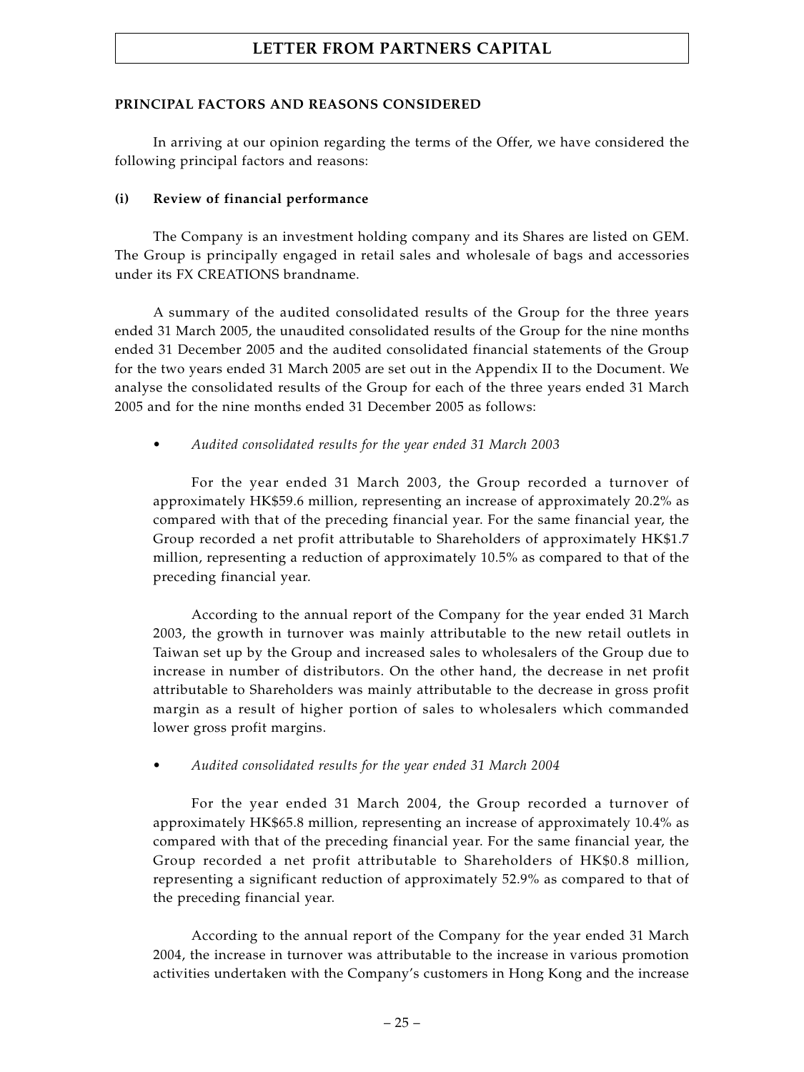**PRINCIPAL FACTORS AND REASONS CONSIDERED**

In arriving at our opinion regarding the terms of the Offer, we have considered the following principal factors and reasons:

**(i) Review of financial performance**

The Company is an investment holding company and its Shares are listed on GEM. The Group is principally engaged in retail sales and wholesale of bags and accessories under its FX CREATIONS brandname.

A summary of the audited consolidated results of the Group for the three years ended 31 March 2005, the unaudited consolidated results of the Group for the nine months ended 31 December 2005 and the audited consolidated financial statements of the Group for the two years ended 31 March 2005 are set out in the Appendix II to the Document. We analyse the consolidated results of the Group for each of the three years ended 31 March 2005 and for the nine months ended 31 December 2005 as follows:

- *Audited consolidated results for the year ended 31 March 2003*

  For the year ended 31 March 2003, the Group recorded a turnover of approximately HK$59.6 million, representing an increase of approximately 20.2% as compared with that of the preceding financial year. For the same financial year, the Group recorded a net profit attributable to Shareholders of approximately HK$1.7 million, representing a reduction of approximately 10.5% as compared to that of the preceding financial year.

  According to the annual report of the Company for the year ended 31 March 2003, the growth in turnover was mainly attributable to the new retail outlets in Taiwan set up by the Group and increased sales to wholesalers of the Group due to increase in number of distributors. On the other hand, the decrease in net profit attributable to Shareholders was mainly attributable to the decrease in gross profit margin as a result of higher portion of sales to wholesalers which commanded lower gross profit margins.

- *Audited consolidated results for the year ended 31 March 2004*

  For the year ended 31 March 2004, the Group recorded a turnover of approximately HK$65.8 million, representing an increase of approximately 10.4% as compared with that of the preceding financial year. For the same financial year, the Group recorded a net profit attributable to Shareholders of HK$0.8 million, representing a significant reduction of approximately 52.9% as compared to that of the preceding financial year.

  According to the annual report of the Company for the year ended 31 March 2004, the increase in turnover was attributable to the increase in various promotion activities undertaken with the Company's customers in Hong Kong and the increase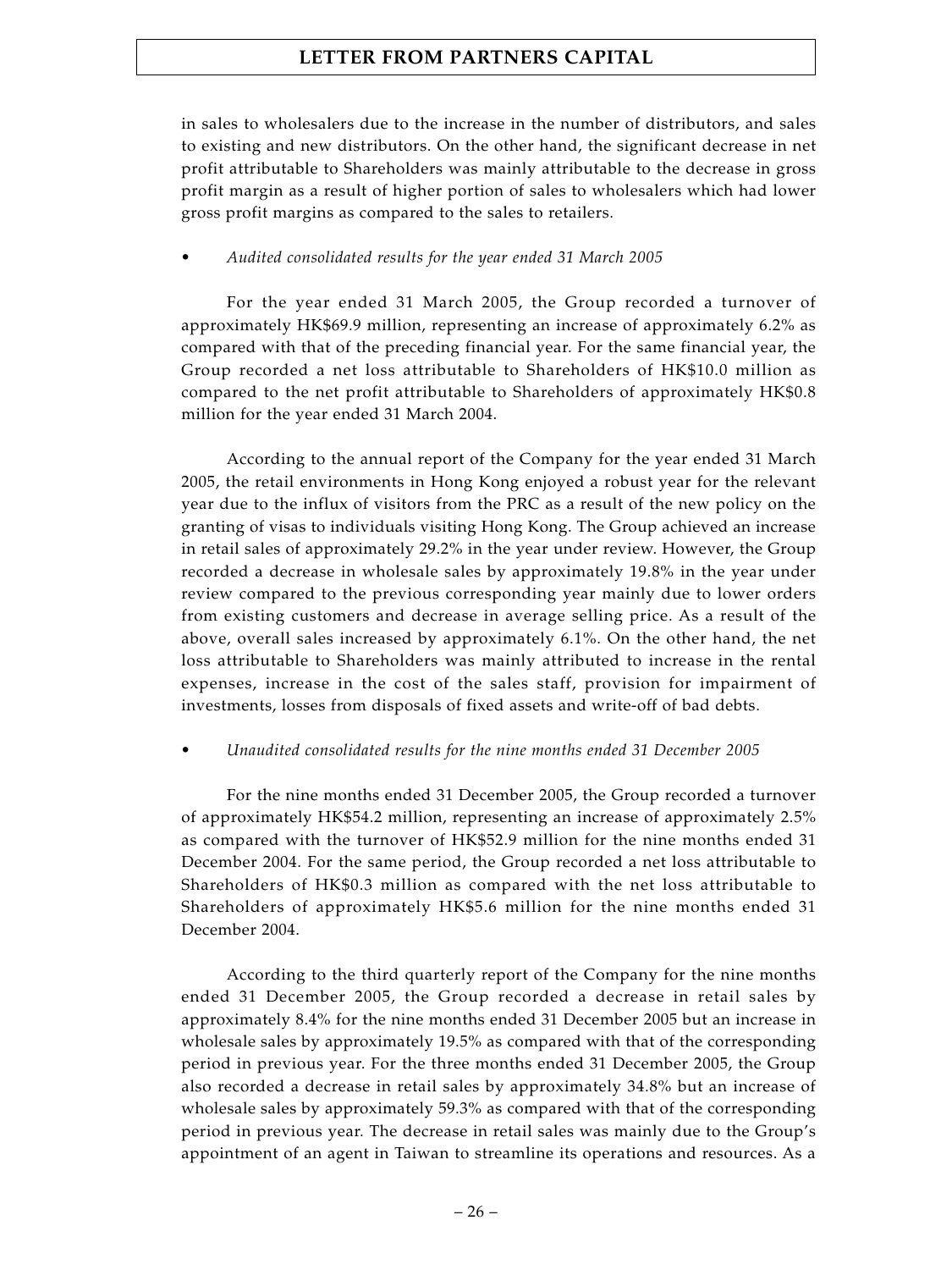in sales to wholesalers due to the increase in the number of distributors, and sales to existing and new distributors. On the other hand, the significant decrease in net profit attributable to Shareholders was mainly attributable to the decrease in gross profit margin as a result of higher portion of sales to wholesalers which had lower gross profit margins as compared to the sales to retailers.

- *Audited consolidated results for the year ended 31 March 2005*

For the year ended 31 March 2005, the Group recorded a turnover of approximately HK$69.9 million, representing an increase of approximately 6.2% as compared with that of the preceding financial year. For the same financial year, the Group recorded a net loss attributable to Shareholders of HK$10.0 million as compared to the net profit attributable to Shareholders of approximately HK$0.8 million for the year ended 31 March 2004.

According to the annual report of the Company for the year ended 31 March 2005, the retail environments in Hong Kong enjoyed a robust year for the relevant year due to the influx of visitors from the PRC as a result of the new policy on the granting of visas to individuals visiting Hong Kong. The Group achieved an increase in retail sales of approximately 29.2% in the year under review. However, the Group recorded a decrease in wholesale sales by approximately 19.8% in the year under review compared to the previous corresponding year mainly due to lower orders from existing customers and decrease in average selling price. As a result of the above, overall sales increased by approximately 6.1%. On the other hand, the net loss attributable to Shareholders was mainly attributed to increase in the rental expenses, increase in the cost of the sales staff, provision for impairment of investments, losses from disposals of fixed assets and write-off of bad debts.

- *Unaudited consolidated results for the nine months ended 31 December 2005*

For the nine months ended 31 December 2005, the Group recorded a turnover of approximately HK$54.2 million, representing an increase of approximately 2.5% as compared with the turnover of HK$52.9 million for the nine months ended 31 December 2004. For the same period, the Group recorded a net loss attributable to Shareholders of HK$0.3 million as compared with the net loss attributable to Shareholders of approximately HK$5.6 million for the nine months ended 31 December 2004.

According to the third quarterly report of the Company for the nine months ended 31 December 2005, the Group recorded a decrease in retail sales by approximately 8.4% for the nine months ended 31 December 2005 but an increase in wholesale sales by approximately 19.5% as compared with that of the corresponding period in previous year. For the three months ended 31 December 2005, the Group also recorded a decrease in retail sales by approximately 34.8% but an increase of wholesale sales by approximately 59.3% as compared with that of the corresponding period in previous year. The decrease in retail sales was mainly due to the Group's appointment of an agent in Taiwan to streamline its operations and resources. As a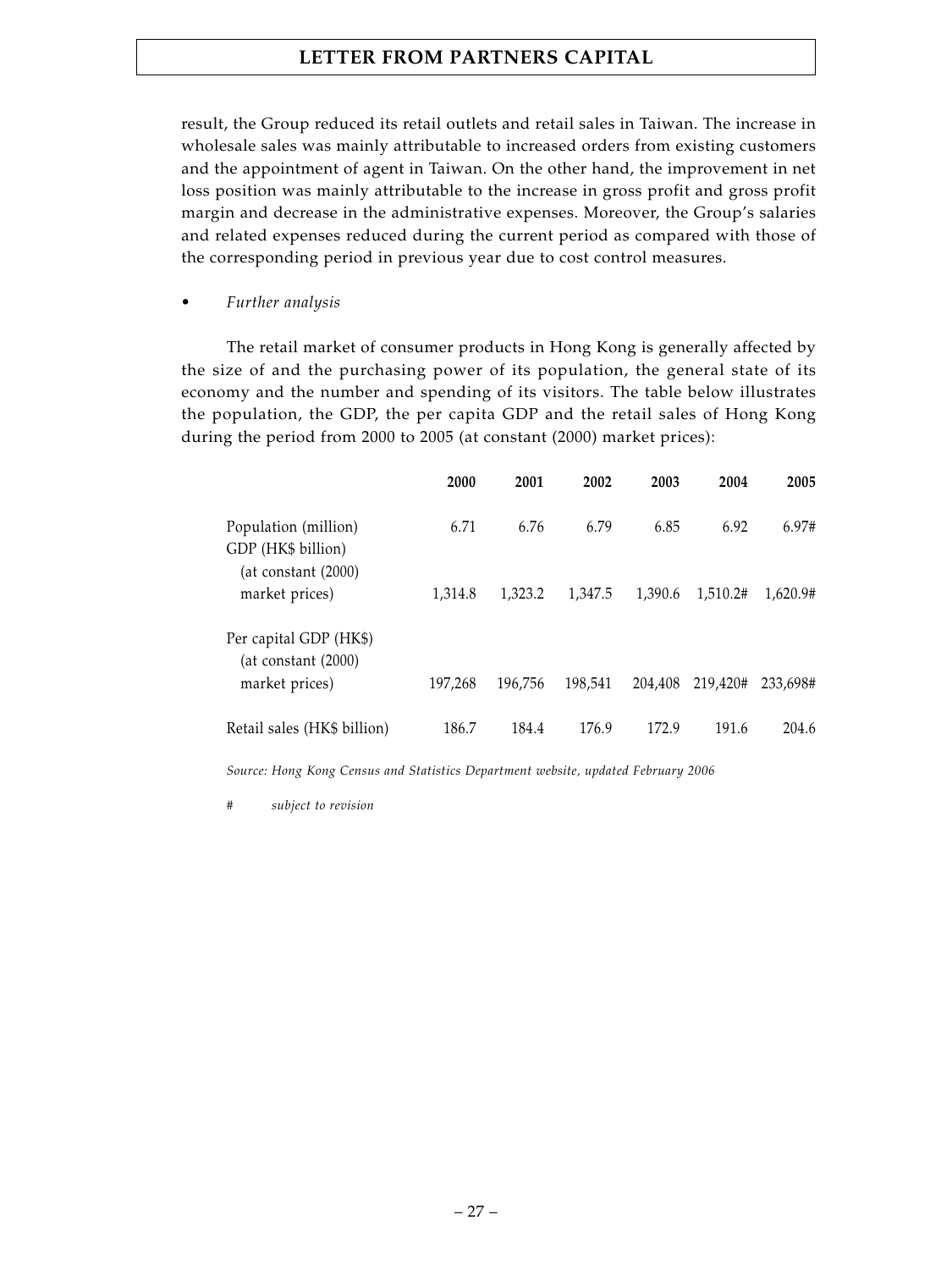result, the Group reduced its retail outlets and retail sales in Taiwan. The increase in wholesale sales was mainly attributable to increased orders from existing customers and the appointment of agent in Taiwan. On the other hand, the improvement in net loss position was mainly attributable to the increase in gross profit and gross profit margin and decrease in the administrative expenses. Moreover, the Group's salaries and related expenses reduced during the current period as compared with those of the corresponding period in previous year due to cost control measures.

- *Further analysis*

The retail market of consumer products in Hong Kong is generally affected by the size of and the purchasing power of its population, the general state of its economy and the number and spending of its visitors. The table below illustrates the population, the GDP, the per capita GDP and the retail sales of Hong Kong during the period from 2000 to 2005 (at constant (2000) market prices):

| | 2000 | 2001 | 2002 | 2003 | 2004 | 2005 |
|---|---|---|---|---|---|---|
| Population (million) | 6.71 | 6.76 | 6.79 | 6.85 | 6.92 | 6.97# |
| GDP (HK$ billion) (at constant (2000) market prices) | 1,314.8 | 1,323.2 | 1,347.5 | 1,390.6 | 1,510.2# | 1,620.9# |
| Per capital GDP (HK$) (at constant (2000) market prices) | 197,268 | 196,756 | 198,541 | 204,408 | 219,420# | 233,698# |
| Retail sales (HK$ billion) | 186.7 | 184.4 | 176.9 | 172.9 | 191.6 | 204.6 |

*Source: Hong Kong Census and Statistics Department website, updated February 2006*

\# *subject to revision*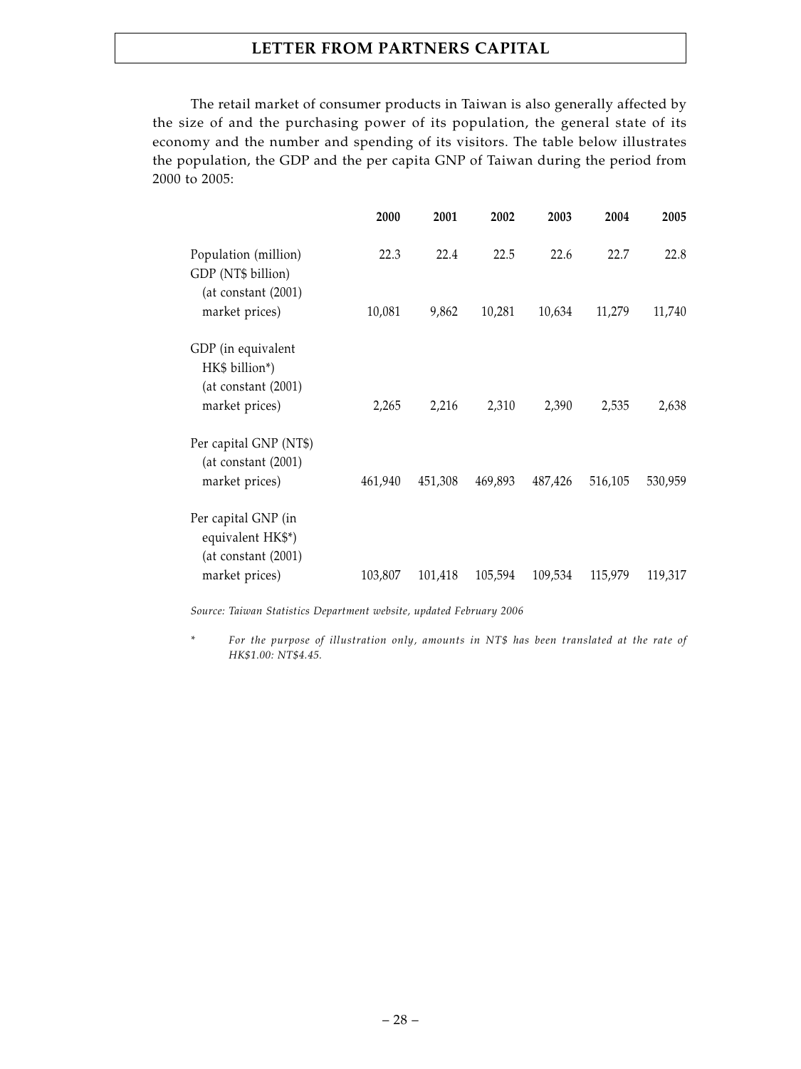The retail market of consumer products in Taiwan is also generally affected by the size of and the purchasing power of its population, the general state of its economy and the number and spending of its visitors. The table below illustrates the population, the GDP and the per capita GNP of Taiwan during the period from 2000 to 2005:

| | 2000 | 2001 | 2002 | 2003 | 2004 | 2005 |
|---|---|---|---|---|---|---|
| Population (million) | 22.3 | 22.4 | 22.5 | 22.6 | 22.7 | 22.8 |
| GDP (NT$ billion) (at constant (2001) market prices) | 10,081 | 9,862 | 10,281 | 10,634 | 11,279 | 11,740 |
| GDP (in equivalent HK$ billion*) (at constant (2001) market prices) | 2,265 | 2,216 | 2,310 | 2,390 | 2,535 | 2,638 |
| Per capital GNP (NT$) (at constant (2001) market prices) | 461,940 | 451,308 | 469,893 | 487,426 | 516,105 | 530,959 |
| Per capital GNP (in equivalent HK$*) (at constant (2001) market prices) | 103,807 | 101,418 | 105,594 | 109,534 | 115,979 | 119,317 |

*Source: Taiwan Statistics Department website, updated February 2006*

\* *For the purpose of illustration only, amounts in NT$ has been translated at the rate of HK$1.00: NT$4.45.*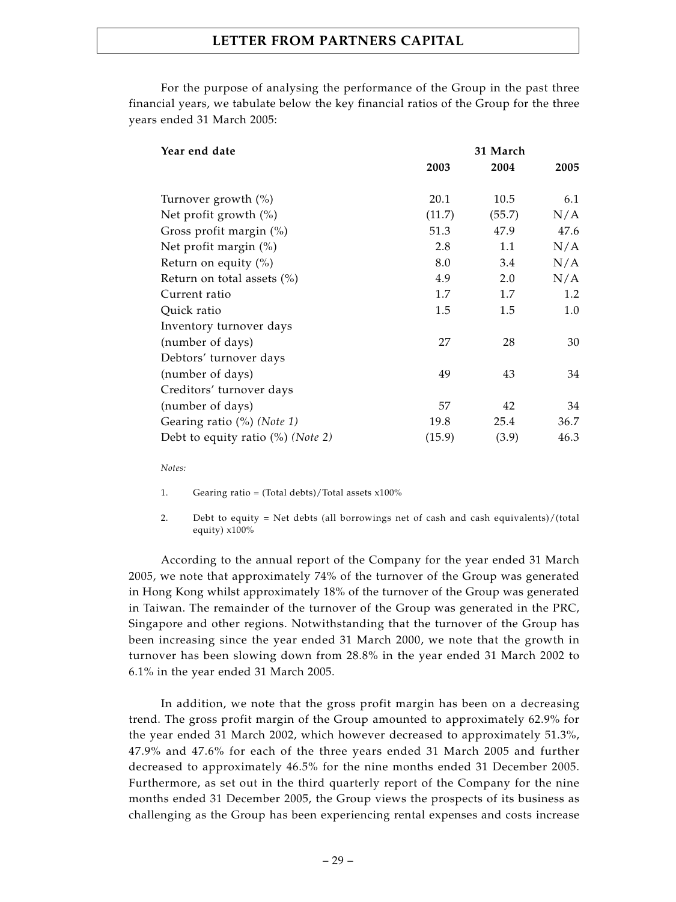For the purpose of analysing the performance of the Group in the past three financial years, we tabulate below the key financial ratios of the Group for the three years ended 31 March 2005:

| Year end date | 31 March | | |
|---|---|---|---|
| | 2003 | 2004 | 2005 |
| Turnover growth (%) | 20.1 | 10.5 | 6.1 |
| Net profit growth (%) | (11.7) | (55.7) | N/A |
| Gross profit margin (%) | 51.3 | 47.9 | 47.6 |
| Net profit margin (%) | 2.8 | 1.1 | N/A |
| Return on equity (%) | 8.0 | 3.4 | N/A |
| Return on total assets (%) | 4.9 | 2.0 | N/A |
| Current ratio | 1.7 | 1.7 | 1.2 |
| Quick ratio | 1.5 | 1.5 | 1.0 |
| Inventory turnover days (number of days) | 27 | 28 | 30 |
| Debtors' turnover days (number of days) | 49 | 43 | 34 |
| Creditors' turnover days (number of days) | 57 | 42 | 34 |
| Gearing ratio (%) *(Note 1)* | 19.8 | 25.4 | 36.7 |
| Debt to equity ratio (%) *(Note 2)* | (15.9) | (3.9) | 46.3 |

*Notes:*

1. Gearing ratio = (Total debts)/Total assets x100%
2. Debt to equity = Net debts (all borrowings net of cash and cash equivalents)/(total equity) x100%

According to the annual report of the Company for the year ended 31 March 2005, we note that approximately 74% of the turnover of the Group was generated in Hong Kong whilst approximately 18% of the turnover of the Group was generated in Taiwan. The remainder of the turnover of the Group was generated in the PRC, Singapore and other regions. Notwithstanding that the turnover of the Group has been increasing since the year ended 31 March 2000, we note that the growth in turnover has been slowing down from 28.8% in the year ended 31 March 2002 to 6.1% in the year ended 31 March 2005.

In addition, we note that the gross profit margin has been on a decreasing trend. The gross profit margin of the Group amounted to approximately 62.9% for the year ended 31 March 2002, which however decreased to approximately 51.3%, 47.9% and 47.6% for each of the three years ended 31 March 2005 and further decreased to approximately 46.5% for the nine months ended 31 December 2005. Furthermore, as set out in the third quarterly report of the Company for the nine months ended 31 December 2005, the Group views the prospects of its business as challenging as the Group has been experiencing rental expenses and costs increase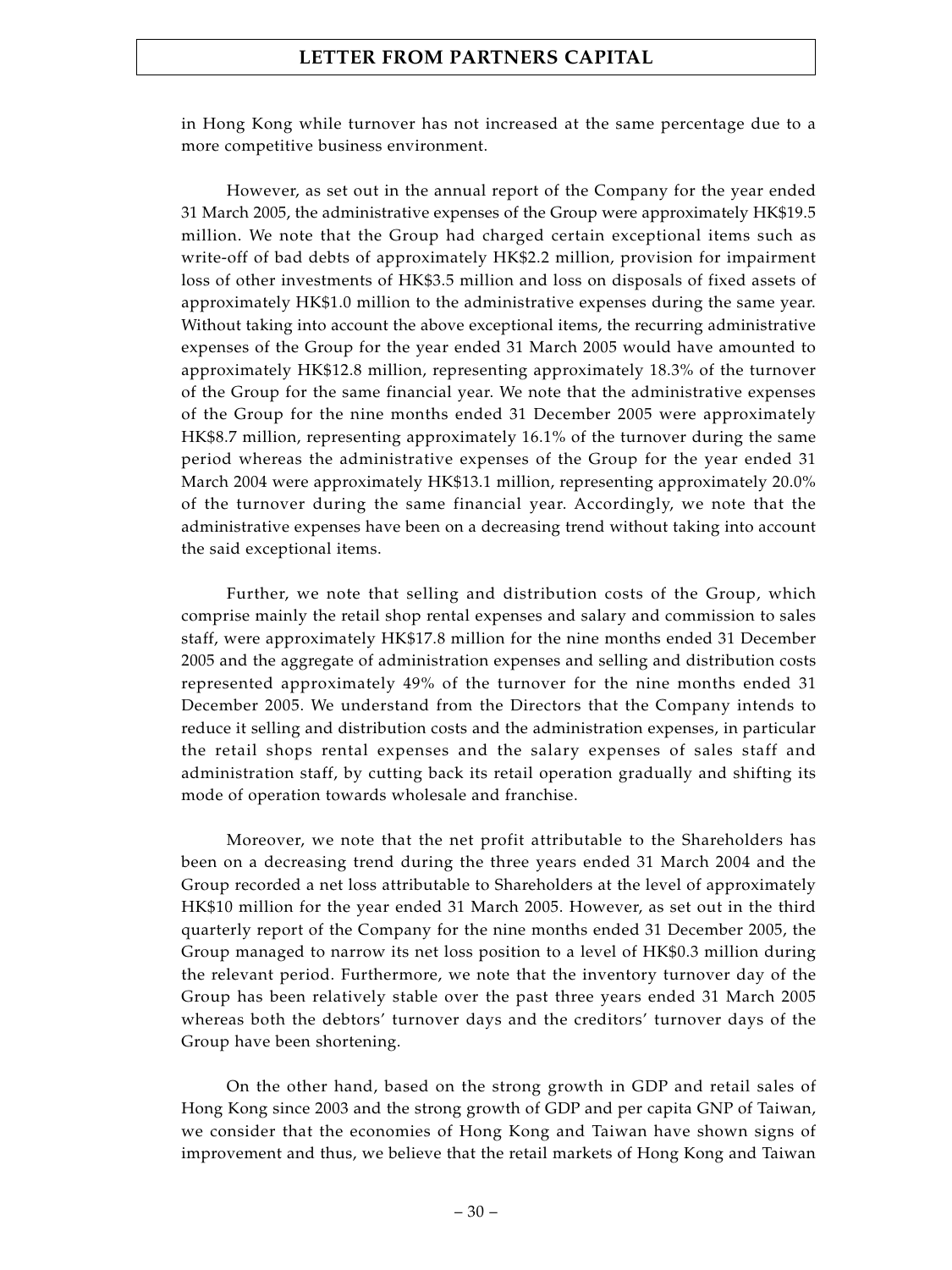in Hong Kong while turnover has not increased at the same percentage due to a more competitive business environment.

However, as set out in the annual report of the Company for the year ended 31 March 2005, the administrative expenses of the Group were approximately HK$19.5 million. We note that the Group had charged certain exceptional items such as write-off of bad debts of approximately HK$2.2 million, provision for impairment loss of other investments of HK$3.5 million and loss on disposals of fixed assets of approximately HK$1.0 million to the administrative expenses during the same year. Without taking into account the above exceptional items, the recurring administrative expenses of the Group for the year ended 31 March 2005 would have amounted to approximately HK$12.8 million, representing approximately 18.3% of the turnover of the Group for the same financial year. We note that the administrative expenses of the Group for the nine months ended 31 December 2005 were approximately HK$8.7 million, representing approximately 16.1% of the turnover during the same period whereas the administrative expenses of the Group for the year ended 31 March 2004 were approximately HK$13.1 million, representing approximately 20.0% of the turnover during the same financial year. Accordingly, we note that the administrative expenses have been on a decreasing trend without taking into account the said exceptional items.

Further, we note that selling and distribution costs of the Group, which comprise mainly the retail shop rental expenses and salary and commission to sales staff, were approximately HK$17.8 million for the nine months ended 31 December 2005 and the aggregate of administration expenses and selling and distribution costs represented approximately 49% of the turnover for the nine months ended 31 December 2005. We understand from the Directors that the Company intends to reduce it selling and distribution costs and the administration expenses, in particular the retail shops rental expenses and the salary expenses of sales staff and administration staff, by cutting back its retail operation gradually and shifting its mode of operation towards wholesale and franchise.

Moreover, we note that the net profit attributable to the Shareholders has been on a decreasing trend during the three years ended 31 March 2004 and the Group recorded a net loss attributable to Shareholders at the level of approximately HK$10 million for the year ended 31 March 2005. However, as set out in the third quarterly report of the Company for the nine months ended 31 December 2005, the Group managed to narrow its net loss position to a level of HK$0.3 million during the relevant period. Furthermore, we note that the inventory turnover day of the Group has been relatively stable over the past three years ended 31 March 2005 whereas both the debtors' turnover days and the creditors' turnover days of the Group have been shortening.

On the other hand, based on the strong growth in GDP and retail sales of Hong Kong since 2003 and the strong growth of GDP and per capita GNP of Taiwan, we consider that the economies of Hong Kong and Taiwan have shown signs of improvement and thus, we believe that the retail markets of Hong Kong and Taiwan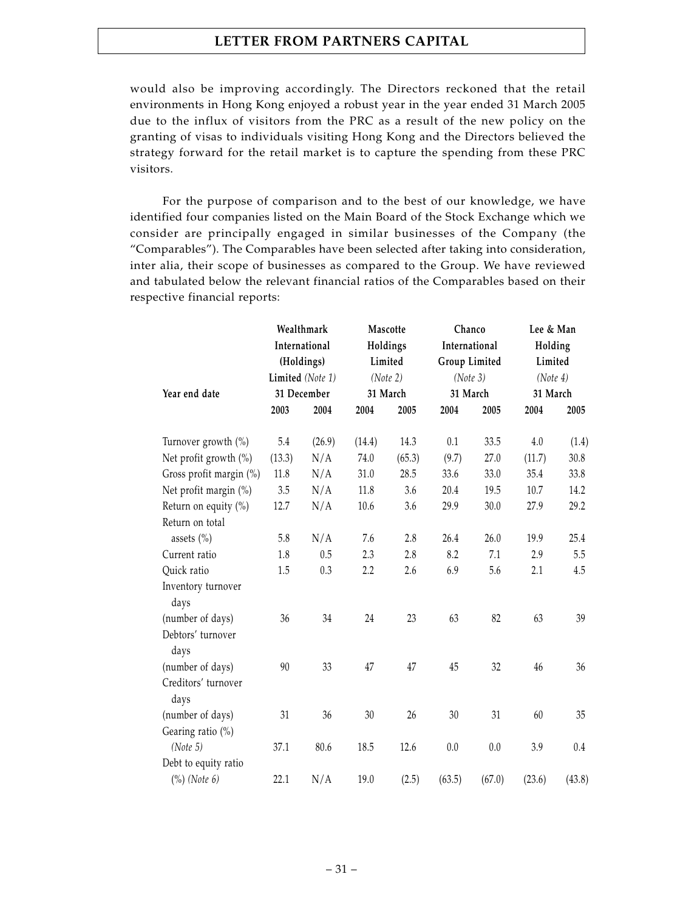would also be improving accordingly. The Directors reckoned that the retail environments in Hong Kong enjoyed a robust year in the year ended 31 March 2005 due to the influx of visitors from the PRC as a result of the new policy on the granting of visas to individuals visiting Hong Kong and the Directors believed the strategy forward for the retail market is to capture the spending from these PRC visitors.

For the purpose of comparison and to the best of our knowledge, we have identified four companies listed on the Main Board of the Stock Exchange which we consider are principally engaged in similar businesses of the Company (the "Comparables"). The Comparables have been selected after taking into consideration, inter alia, their scope of businesses as compared to the Group. We have reviewed and tabulated below the relevant financial ratios of the Comparables based on their respective financial reports:

| | **Wealthmark International (Holdings) Limited** *(Note 1)* | | **Mascotte Holdings Limited** *(Note 2)* | | **Chanco International Group Limited** *(Note 3)* | | **Lee & Man Holding Limited** *(Note 4)* | |
|---|---|---|---|---|---|---|---|---|
| **Year end date** | **31 December** | | **31 March** | | **31 March** | | **31 March** | |
| | **2003** | **2004** | **2004** | **2005** | **2004** | **2005** | **2004** | **2005** |
| Turnover growth (%) | 5.4 | (26.9) | (14.4) | 14.3 | 0.1 | 33.5 | 4.0 | (1.4) |
| Net profit growth (%) | (13.3) | N/A | 74.0 | (65.3) | (9.7) | 27.0 | (11.7) | 30.8 |
| Gross profit margin (%) | 11.8 | N/A | 31.0 | 28.5 | 33.6 | 33.0 | 35.4 | 33.8 |
| Net profit margin (%) | 3.5 | N/A | 11.8 | 3.6 | 20.4 | 19.5 | 10.7 | 14.2 |
| Return on equity (%) | 12.7 | N/A | 10.6 | 3.6 | 29.9 | 30.0 | 27.9 | 29.2 |
| Return on total assets (%) | 5.8 | N/A | 7.6 | 2.8 | 26.4 | 26.0 | 19.9 | 25.4 |
| Current ratio | 1.8 | 0.5 | 2.3 | 2.8 | 8.2 | 7.1 | 2.9 | 5.5 |
| Quick ratio | 1.5 | 0.3 | 2.2 | 2.6 | 6.9 | 5.6 | 2.1 | 4.5 |
| Inventory turnover days (number of days) | 36 | 34 | 24 | 23 | 63 | 82 | 63 | 39 |
| Debtors' turnover days (number of days) | 90 | 33 | 47 | 47 | 45 | 32 | 46 | 36 |
| Creditors' turnover days (number of days) | 31 | 36 | 30 | 26 | 30 | 31 | 60 | 35 |
| Gearing ratio (%) *(Note 5)* | 37.1 | 80.6 | 18.5 | 12.6 | 0.0 | 0.0 | 3.9 | 0.4 |
| Debt to equity ratio (%) *(Note 6)* | 22.1 | N/A | 19.0 | (2.5) | (63.5) | (67.0) | (23.6) | (43.8) |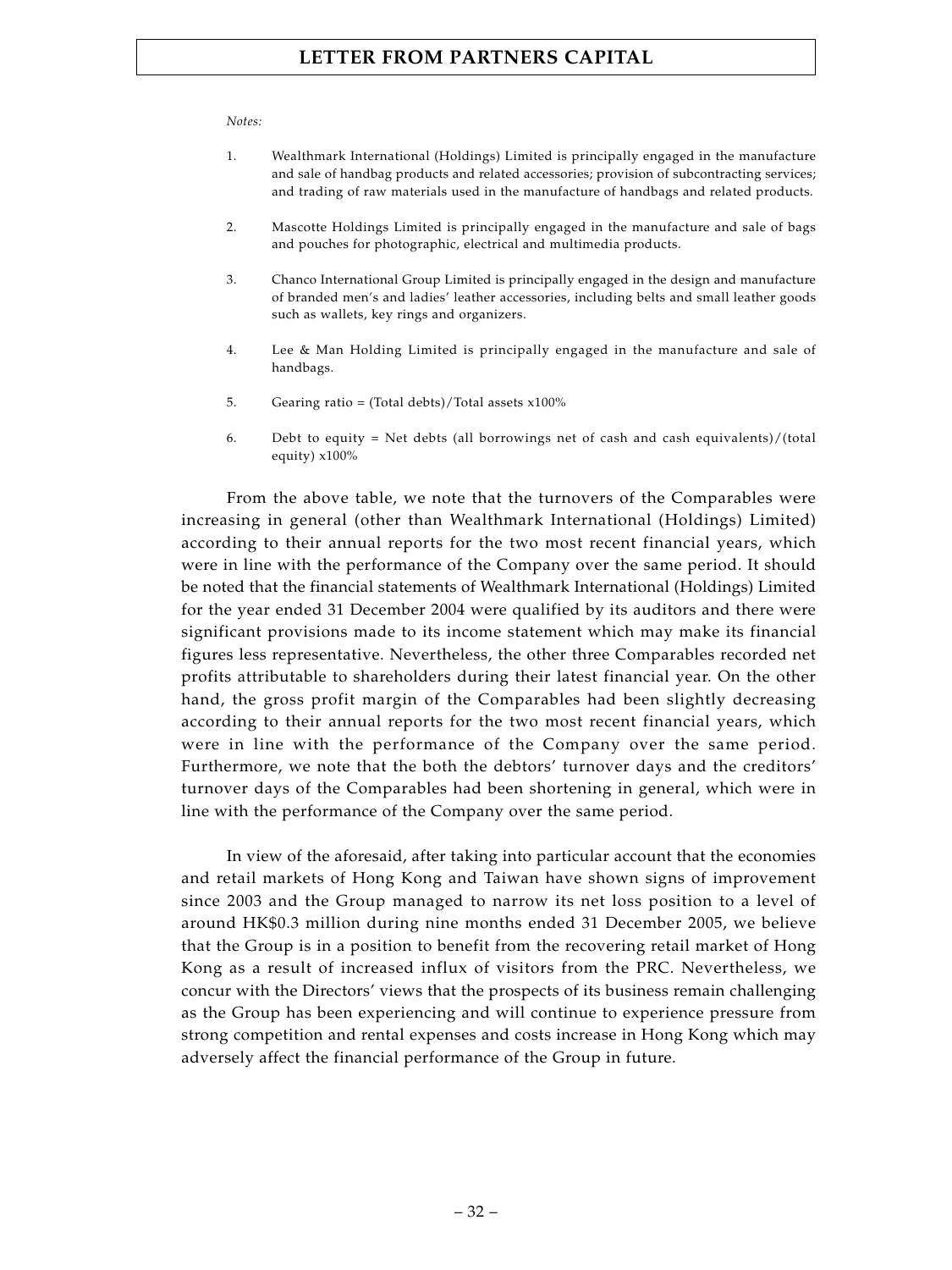*Notes:*

1. Wealthmark International (Holdings) Limited is principally engaged in the manufacture and sale of handbag products and related accessories; provision of subcontracting services; and trading of raw materials used in the manufacture of handbags and related products.

2. Mascotte Holdings Limited is principally engaged in the manufacture and sale of bags and pouches for photographic, electrical and multimedia products.

3. Chanco International Group Limited is principally engaged in the design and manufacture of branded men's and ladies' leather accessories, including belts and small leather goods such as wallets, key rings and organizers.

4. Lee & Man Holding Limited is principally engaged in the manufacture and sale of handbags.

5. Gearing ratio = (Total debts)/Total assets x100%

6. Debt to equity = Net debts (all borrowings net of cash and cash equivalents)/(total equity) x100%

From the above table, we note that the turnovers of the Comparables were increasing in general (other than Wealthmark International (Holdings) Limited) according to their annual reports for the two most recent financial years, which were in line with the performance of the Company over the same period. It should be noted that the financial statements of Wealthmark International (Holdings) Limited for the year ended 31 December 2004 were qualified by its auditors and there were significant provisions made to its income statement which may make its financial figures less representative. Nevertheless, the other three Comparables recorded net profits attributable to shareholders during their latest financial year. On the other hand, the gross profit margin of the Comparables had been slightly decreasing according to their annual reports for the two most recent financial years, which were in line with the performance of the Company over the same period. Furthermore, we note that the both the debtors' turnover days and the creditors' turnover days of the Comparables had been shortening in general, which were in line with the performance of the Company over the same period.

In view of the aforesaid, after taking into particular account that the economies and retail markets of Hong Kong and Taiwan have shown signs of improvement since 2003 and the Group managed to narrow its net loss position to a level of around HK$0.3 million during nine months ended 31 December 2005, we believe that the Group is in a position to benefit from the recovering retail market of Hong Kong as a result of increased influx of visitors from the PRC. Nevertheless, we concur with the Directors' views that the prospects of its business remain challenging as the Group has been experiencing and will continue to experience pressure from strong competition and rental expenses and costs increase in Hong Kong which may adversely affect the financial performance of the Group in future.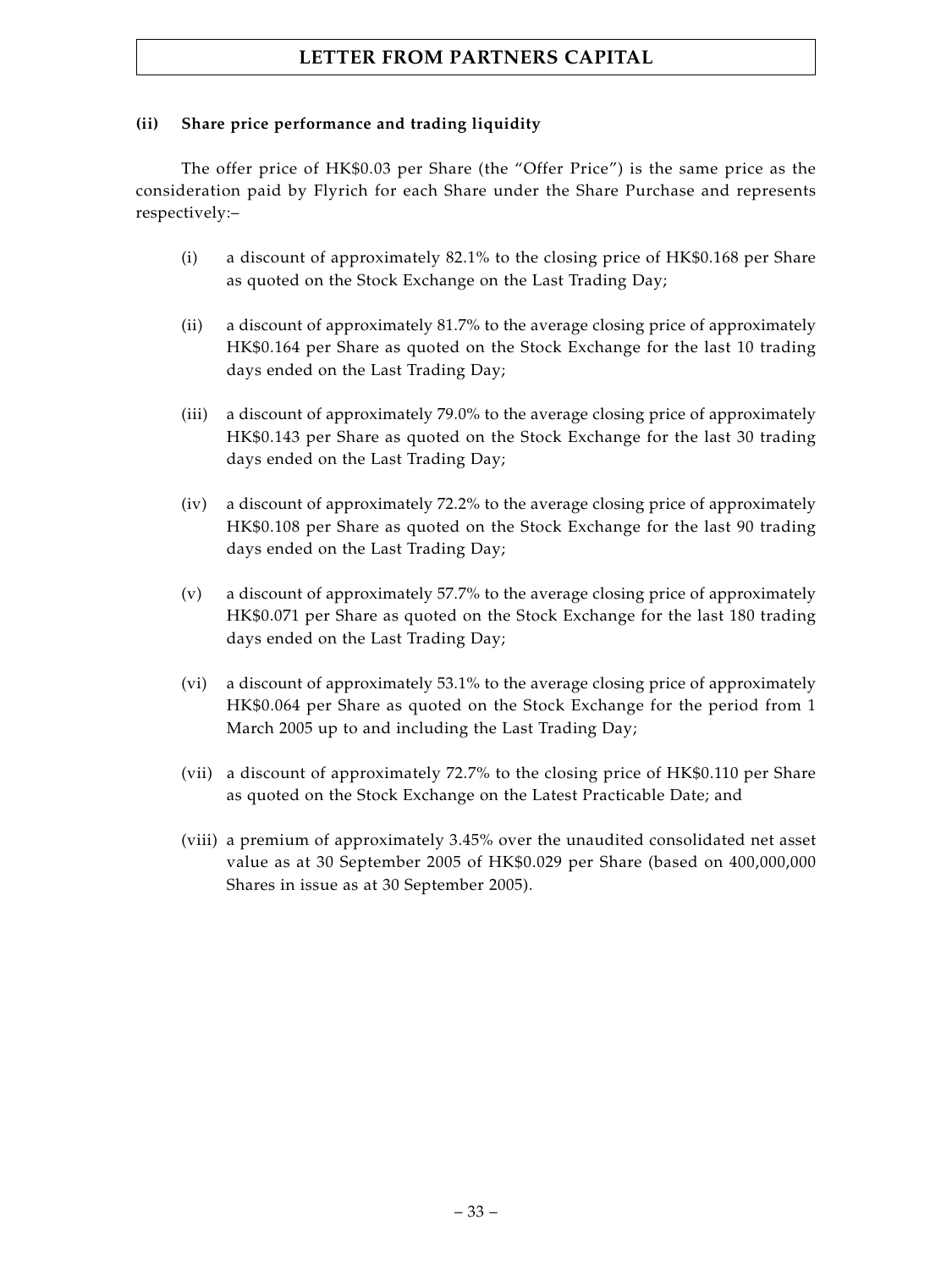#### (ii) Share price performance and trading liquidity

The offer price of HK$0.03 per Share (the "Offer Price") is the same price as the consideration paid by Flyrich for each Share under the Share Purchase and represents respectively:–

(i) a discount of approximately 82.1% to the closing price of HK$0.168 per Share as quoted on the Stock Exchange on the Last Trading Day;

(ii) a discount of approximately 81.7% to the average closing price of approximately HK$0.164 per Share as quoted on the Stock Exchange for the last 10 trading days ended on the Last Trading Day;

(iii) a discount of approximately 79.0% to the average closing price of approximately HK$0.143 per Share as quoted on the Stock Exchange for the last 30 trading days ended on the Last Trading Day;

(iv) a discount of approximately 72.2% to the average closing price of approximately HK$0.108 per Share as quoted on the Stock Exchange for the last 90 trading days ended on the Last Trading Day;

(v) a discount of approximately 57.7% to the average closing price of approximately HK$0.071 per Share as quoted on the Stock Exchange for the last 180 trading days ended on the Last Trading Day;

(vi) a discount of approximately 53.1% to the average closing price of approximately HK$0.064 per Share as quoted on the Stock Exchange for the period from 1 March 2005 up to and including the Last Trading Day;

(vii) a discount of approximately 72.7% to the closing price of HK$0.110 per Share as quoted on the Stock Exchange on the Latest Practicable Date; and

(viii) a premium of approximately 3.45% over the unaudited consolidated net asset value as at 30 September 2005 of HK$0.029 per Share (based on 400,000,000 Shares in issue as at 30 September 2005).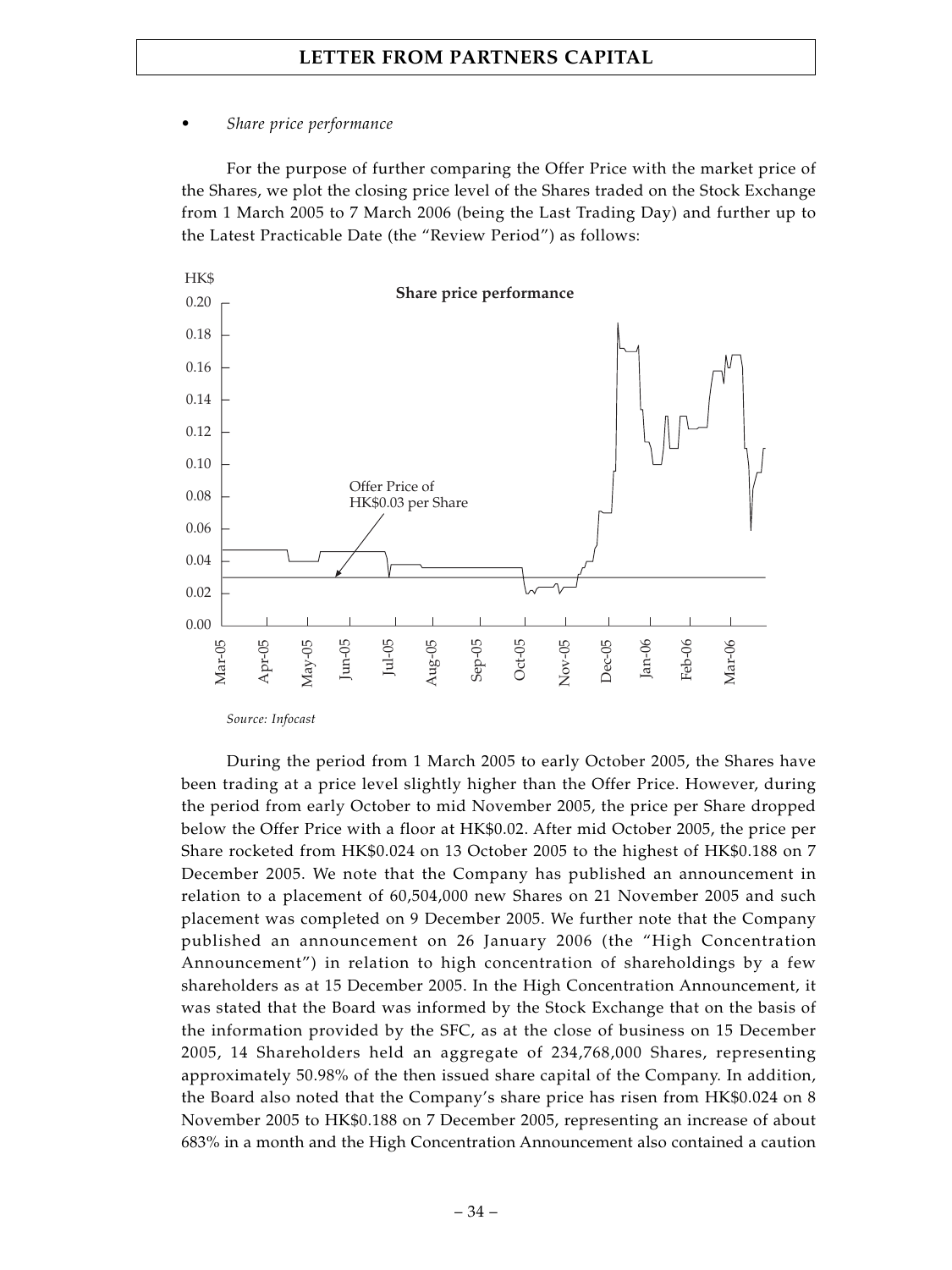- *Share price performance*

For the purpose of further comparing the Offer Price with the market price of the Shares, we plot the closing price level of the Shares traded on the Stock Exchange from 1 March 2005 to 7 March 2006 (being the Last Trading Day) and further up to the Latest Practicable Date (the "Review Period") as follows:

**Share price performance**

HK$

Offer Price of HK$0.03 per Share

*Source: Infocast*

During the period from 1 March 2005 to early October 2005, the Shares have been trading at a price level slightly higher than the Offer Price. However, during the period from early October to mid November 2005, the price per Share dropped below the Offer Price with a floor at HK$0.02. After mid October 2005, the price per Share rocketed from HK$0.024 on 13 October 2005 to the highest of HK$0.188 on 7 December 2005. We note that the Company has published an announcement in relation to a placement of 60,504,000 new Shares on 21 November 2005 and such placement was completed on 9 December 2005. We further note that the Company published an announcement on 26 January 2006 (the "High Concentration Announcement") in relation to high concentration of shareholdings by a few shareholders as at 15 December 2005. In the High Concentration Announcement, it was stated that the Board was informed by the Stock Exchange that on the basis of the information provided by the SFC, as at the close of business on 15 December 2005, 14 Shareholders held an aggregate of 234,768,000 Shares, representing approximately 50.98% of the then issued share capital of the Company. In addition, the Board also noted that the Company's share price has risen from HK$0.024 on 8 November 2005 to HK$0.188 on 7 December 2005, representing an increase of about 683% in a month and the High Concentration Announcement also contained a caution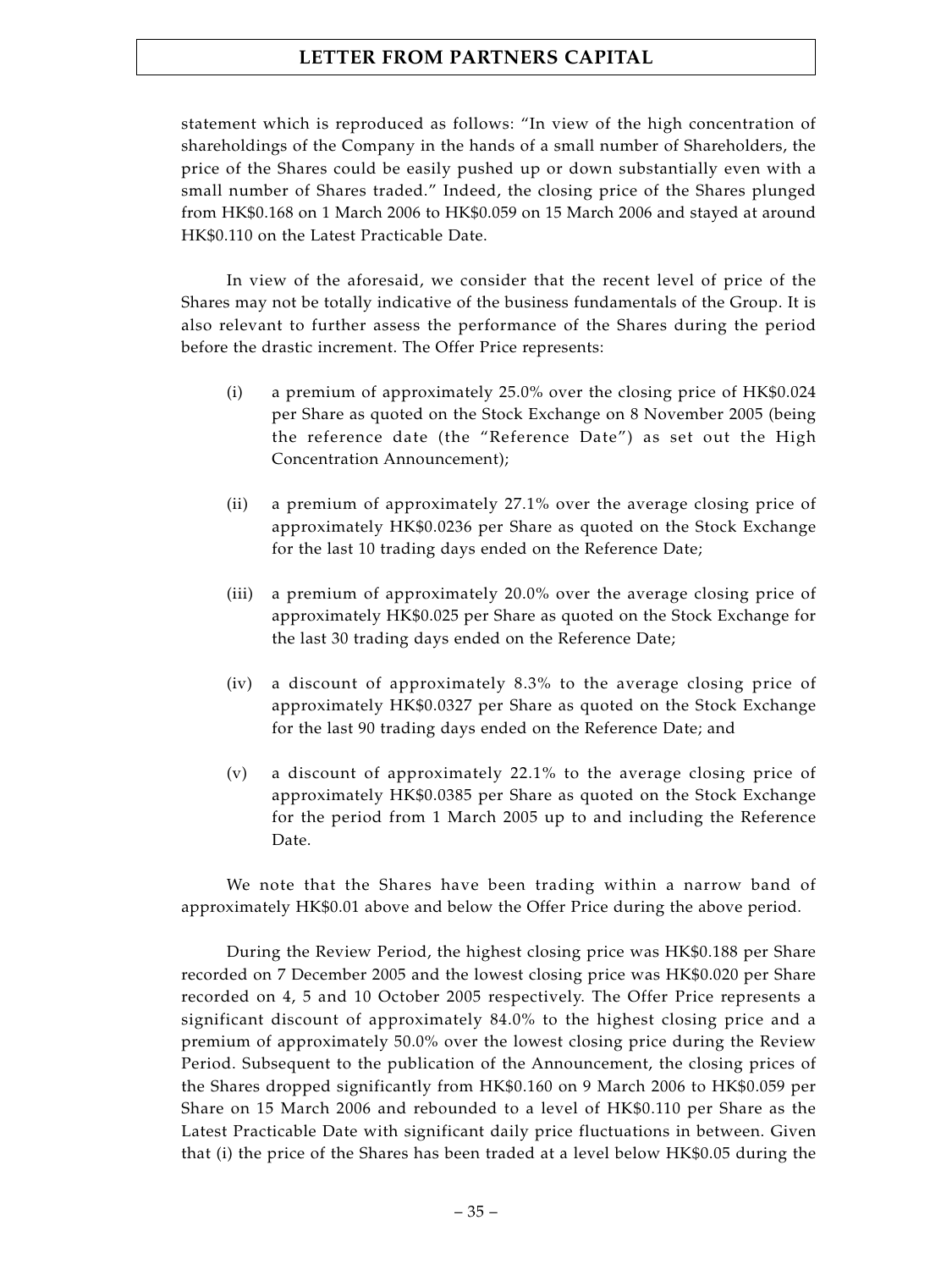statement which is reproduced as follows: "In view of the high concentration of shareholdings of the Company in the hands of a small number of Shareholders, the price of the Shares could be easily pushed up or down substantially even with a small number of Shares traded." Indeed, the closing price of the Shares plunged from HK$0.168 on 1 March 2006 to HK$0.059 on 15 March 2006 and stayed at around HK$0.110 on the Latest Practicable Date.

In view of the aforesaid, we consider that the recent level of price of the Shares may not be totally indicative of the business fundamentals of the Group. It is also relevant to further assess the performance of the Shares during the period before the drastic increment. The Offer Price represents:

(i) a premium of approximately 25.0% over the closing price of HK$0.024 per Share as quoted on the Stock Exchange on 8 November 2005 (being the reference date (the "Reference Date") as set out the High Concentration Announcement);

(ii) a premium of approximately 27.1% over the average closing price of approximately HK$0.0236 per Share as quoted on the Stock Exchange for the last 10 trading days ended on the Reference Date;

(iii) a premium of approximately 20.0% over the average closing price of approximately HK$0.025 per Share as quoted on the Stock Exchange for the last 30 trading days ended on the Reference Date;

(iv) a discount of approximately 8.3% to the average closing price of approximately HK$0.0327 per Share as quoted on the Stock Exchange for the last 90 trading days ended on the Reference Date; and

(v) a discount of approximately 22.1% to the average closing price of approximately HK$0.0385 per Share as quoted on the Stock Exchange for the period from 1 March 2005 up to and including the Reference Date.

We note that the Shares have been trading within a narrow band of approximately HK$0.01 above and below the Offer Price during the above period.

During the Review Period, the highest closing price was HK$0.188 per Share recorded on 7 December 2005 and the lowest closing price was HK$0.020 per Share recorded on 4, 5 and 10 October 2005 respectively. The Offer Price represents a significant discount of approximately 84.0% to the highest closing price and a premium of approximately 50.0% over the lowest closing price during the Review Period. Subsequent to the publication of the Announcement, the closing prices of the Shares dropped significantly from HK$0.160 on 9 March 2006 to HK$0.059 per Share on 15 March 2006 and rebounded to a level of HK$0.110 per Share as the Latest Practicable Date with significant daily price fluctuations in between. Given that (i) the price of the Shares has been traded at a level below HK$0.05 during the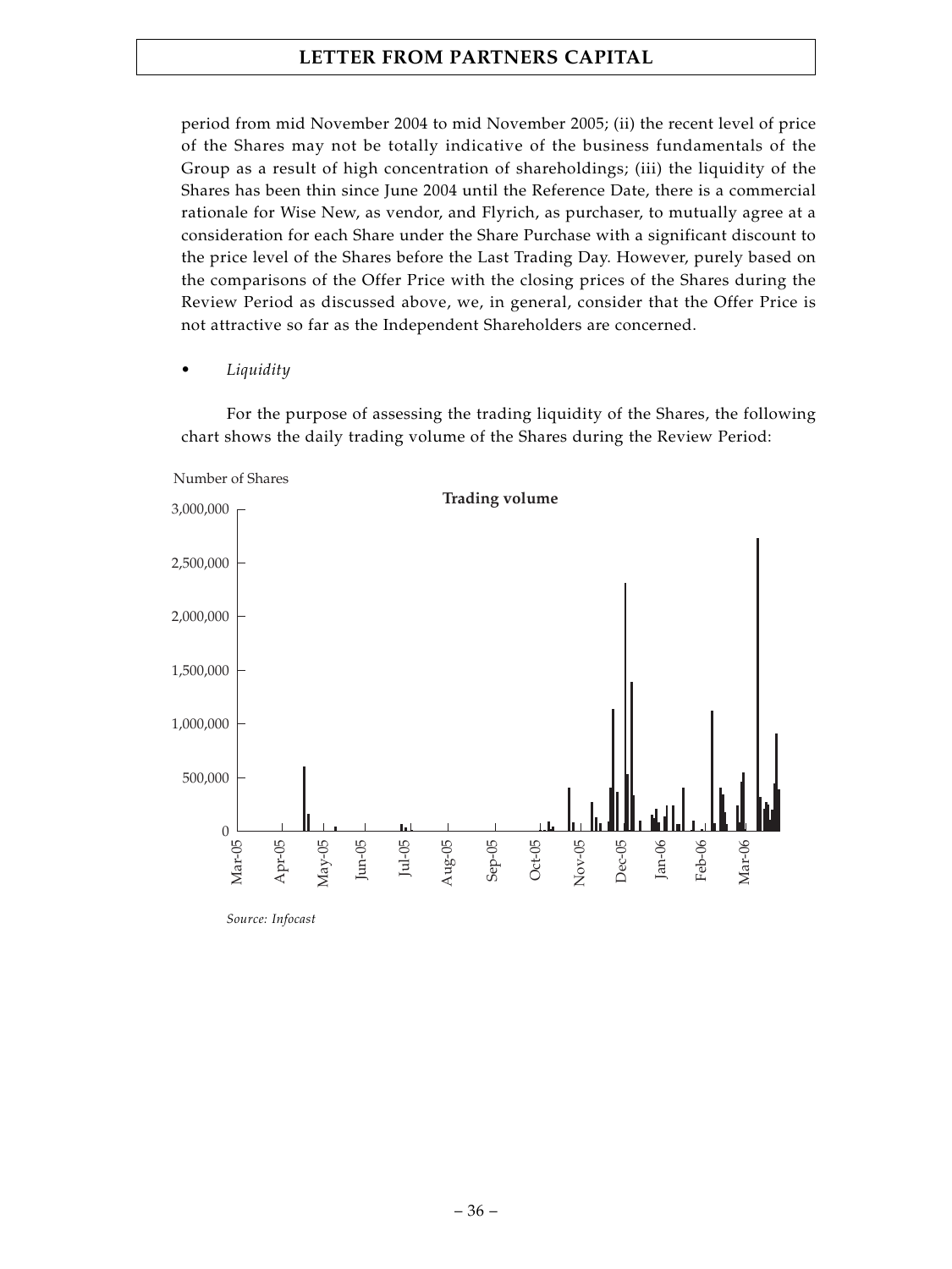period from mid November 2004 to mid November 2005; (ii) the recent level of price of the Shares may not be totally indicative of the business fundamentals of the Group as a result of high concentration of shareholdings; (iii) the liquidity of the Shares has been thin since June 2004 until the Reference Date, there is a commercial rationale for Wise New, as vendor, and Flyrich, as purchaser, to mutually agree at a consideration for each Share under the Share Purchase with a significant discount to the price level of the Shares before the Last Trading Day. However, purely based on the comparisons of the Offer Price with the closing prices of the Shares during the Review Period as discussed above, we, in general, consider that the Offer Price is not attractive so far as the Independent Shareholders are concerned.

- *Liquidity*

For the purpose of assessing the trading liquidity of the Shares, the following chart shows the daily trading volume of the Shares during the Review Period:

Number of Shares

**Trading volume**

*Source: Infocast*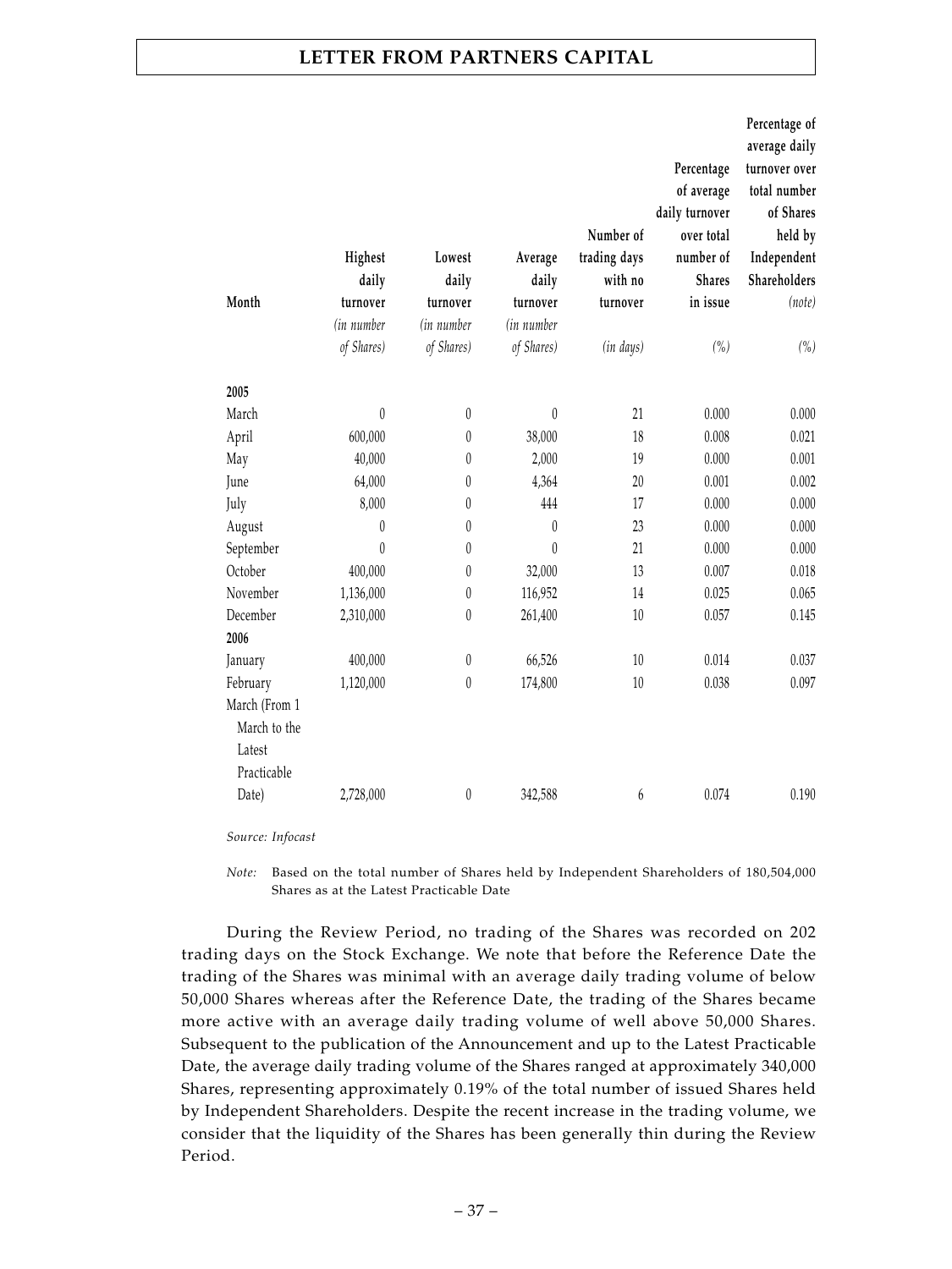| Month | Highest daily turnover (in number of Shares) | Lowest daily turnover (in number of Shares) | Average daily turnover (in number of Shares) | Number of trading days with no turnover (in days) | Percentage of average daily turnover over total number of Shares in issue (%) | Percentage of average daily turnover over total number of Shares held by Independent Shareholders (note) (%) |
|---|---|---|---|---|---|---|
| **2005** | | | | | | |
| March | 0 | 0 | 0 | 21 | 0.000 | 0.000 |
| April | 600,000 | 0 | 38,000 | 18 | 0.008 | 0.021 |
| May | 40,000 | 0 | 2,000 | 19 | 0.000 | 0.001 |
| June | 64,000 | 0 | 4,364 | 20 | 0.001 | 0.002 |
| July | 8,000 | 0 | 444 | 17 | 0.000 | 0.000 |
| August | 0 | 0 | 0 | 23 | 0.000 | 0.000 |
| September | 0 | 0 | 0 | 21 | 0.000 | 0.000 |
| October | 400,000 | 0 | 32,000 | 13 | 0.007 | 0.018 |
| November | 1,136,000 | 0 | 116,952 | 14 | 0.025 | 0.065 |
| December | 2,310,000 | 0 | 261,400 | 10 | 0.057 | 0.145 |
| **2006** | | | | | | |
| January | 400,000 | 0 | 66,526 | 10 | 0.014 | 0.037 |
| February | 1,120,000 | 0 | 174,800 | 10 | 0.038 | 0.097 |
| March (From 1 March to the Latest Practicable Date) | 2,728,000 | 0 | 342,588 | 6 | 0.074 | 0.190 |

*Source: Infocast*

*Note:* Based on the total number of Shares held by Independent Shareholders of 180,504,000 Shares as at the Latest Practicable Date

During the Review Period, no trading of the Shares was recorded on 202 trading days on the Stock Exchange. We note that before the Reference Date the trading of the Shares was minimal with an average daily trading volume of below 50,000 Shares whereas after the Reference Date, the trading of the Shares became more active with an average daily trading volume of well above 50,000 Shares. Subsequent to the publication of the Announcement and up to the Latest Practicable Date, the average daily trading volume of the Shares ranged at approximately 340,000 Shares, representing approximately 0.19% of the total number of issued Shares held by Independent Shareholders. Despite the recent increase in the trading volume, we consider that the liquidity of the Shares has been generally thin during the Review Period.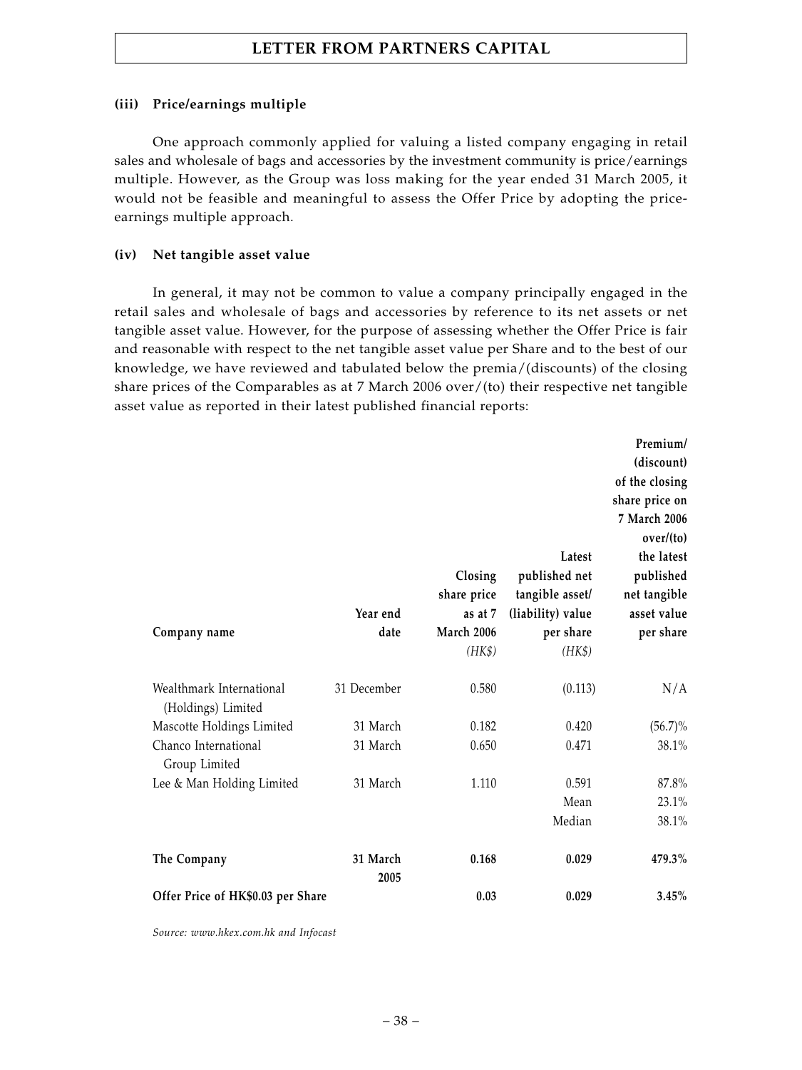#### (iii) Price/earnings multiple

One approach commonly applied for valuing a listed company engaging in retail sales and wholesale of bags and accessories by the investment community is price/earnings multiple. However, as the Group was loss making for the year ended 31 March 2005, it would not be feasible and meaningful to assess the Offer Price by adopting the price-earnings multiple approach.

#### (iv) Net tangible asset value

In general, it may not be common to value a company principally engaged in the retail sales and wholesale of bags and accessories by reference to its net assets or net tangible asset value. However, for the purpose of assessing whether the Offer Price is fair and reasonable with respect to the net tangible asset value per Share and to the best of our knowledge, we have reviewed and tabulated below the premia/(discounts) of the closing share prices of the Comparables as at 7 March 2006 over/(to) their respective net tangible asset value as reported in their latest published financial reports:

| Company name | Year end date | Closing share price as at 7 March 2006 *(HK$)* | Latest published net tangible asset/ (liability) value per share *(HK$)* | Premium/ (discount) of the closing share price on 7 March 2006 over/(to) the latest published net tangible asset value per share |
|---|---|---|---|---|
| Wealthmark International (Holdings) Limited | 31 December | 0.580 | (0.113) | N/A |
| Mascotte Holdings Limited | 31 March | 0.182 | 0.420 | (56.7)% |
| Chanco International Group Limited | 31 March | 0.650 | 0.471 | 38.1% |
| Lee & Man Holding Limited | 31 March | 1.110 | 0.591 | 87.8% |
| | | | Mean | 23.1% |
| | | | Median | 38.1% |
| **The Company** | **31 March 2005** | **0.168** | **0.029** | **479.3%** |
| **Offer Price of HK$0.03 per Share** | | **0.03** | **0.029** | **3.45%** |

*Source: www.hkex.com.hk and Infocast*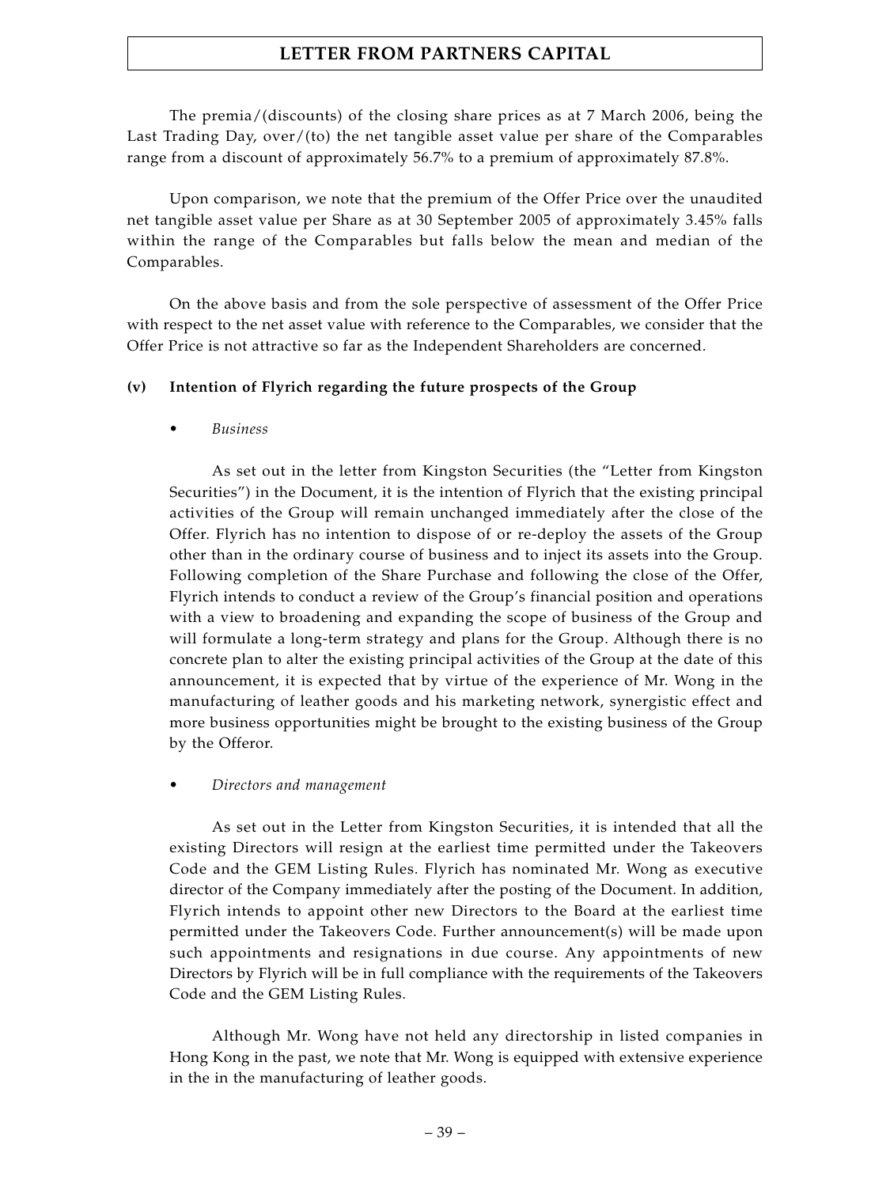The premia/(discounts) of the closing share prices as at 7 March 2006, being the Last Trading Day, over/(to) the net tangible asset value per share of the Comparables range from a discount of approximately 56.7% to a premium of approximately 87.8%.

Upon comparison, we note that the premium of the Offer Price over the unaudited net tangible asset value per Share as at 30 September 2005 of approximately 3.45% falls within the range of the Comparables but falls below the mean and median of the Comparables.

On the above basis and from the sole perspective of assessment of the Offer Price with respect to the net asset value with reference to the Comparables, we consider that the Offer Price is not attractive so far as the Independent Shareholders are concerned.

**(v) Intention of Flyrich regarding the future prospects of the Group**

- *Business*

  As set out in the letter from Kingston Securities (the "Letter from Kingston Securities") in the Document, it is the intention of Flyrich that the existing principal activities of the Group will remain unchanged immediately after the close of the Offer. Flyrich has no intention to dispose of or re-deploy the assets of the Group other than in the ordinary course of business and to inject its assets into the Group. Following completion of the Share Purchase and following the close of the Offer, Flyrich intends to conduct a review of the Group's financial position and operations with a view to broadening and expanding the scope of business of the Group and will formulate a long-term strategy and plans for the Group. Although there is no concrete plan to alter the existing principal activities of the Group at the date of this announcement, it is expected that by virtue of the experience of Mr. Wong in the manufacturing of leather goods and his marketing network, synergistic effect and more business opportunities might be brought to the existing business of the Group by the Offeror.

- *Directors and management*

  As set out in the Letter from Kingston Securities, it is intended that all the existing Directors will resign at the earliest time permitted under the Takeovers Code and the GEM Listing Rules. Flyrich has nominated Mr. Wong as executive director of the Company immediately after the posting of the Document. In addition, Flyrich intends to appoint other new Directors to the Board at the earliest time permitted under the Takeovers Code. Further announcement(s) will be made upon such appointments and resignations in due course. Any appointments of new Directors by Flyrich will be in full compliance with the requirements of the Takeovers Code and the GEM Listing Rules.

  Although Mr. Wong have not held any directorship in listed companies in Hong Kong in the past, we note that Mr. Wong is equipped with extensive experience in the in the manufacturing of leather goods.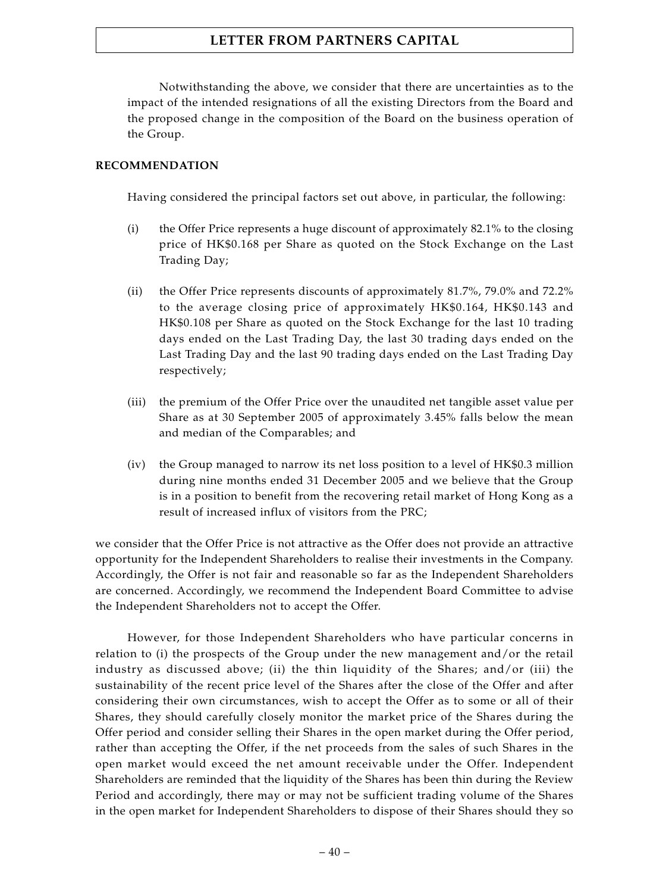Notwithstanding the above, we consider that there are uncertainties as to the impact of the intended resignations of all the existing Directors from the Board and the proposed change in the composition of the Board on the business operation of the Group.

**RECOMMENDATION**

Having considered the principal factors set out above, in particular, the following:

(i) the Offer Price represents a huge discount of approximately 82.1% to the closing price of HK$0.168 per Share as quoted on the Stock Exchange on the Last Trading Day;

(ii) the Offer Price represents discounts of approximately 81.7%, 79.0% and 72.2% to the average closing price of approximately HK$0.164, HK$0.143 and HK$0.108 per Share as quoted on the Stock Exchange for the last 10 trading days ended on the Last Trading Day, the last 30 trading days ended on the Last Trading Day and the last 90 trading days ended on the Last Trading Day respectively;

(iii) the premium of the Offer Price over the unaudited net tangible asset value per Share as at 30 September 2005 of approximately 3.45% falls below the mean and median of the Comparables; and

(iv) the Group managed to narrow its net loss position to a level of HK$0.3 million during nine months ended 31 December 2005 and we believe that the Group is in a position to benefit from the recovering retail market of Hong Kong as a result of increased influx of visitors from the PRC;

we consider that the Offer Price is not attractive as the Offer does not provide an attractive opportunity for the Independent Shareholders to realise their investments in the Company. Accordingly, the Offer is not fair and reasonable so far as the Independent Shareholders are concerned. Accordingly, we recommend the Independent Board Committee to advise the Independent Shareholders not to accept the Offer.

However, for those Independent Shareholders who have particular concerns in relation to (i) the prospects of the Group under the new management and/or the retail industry as discussed above; (ii) the thin liquidity of the Shares; and/or (iii) the sustainability of the recent price level of the Shares after the close of the Offer and after considering their own circumstances, wish to accept the Offer as to some or all of their Shares, they should carefully closely monitor the market price of the Shares during the Offer period and consider selling their Shares in the open market during the Offer period, rather than accepting the Offer, if the net proceeds from the sales of such Shares in the open market would exceed the net amount receivable under the Offer. Independent Shareholders are reminded that the liquidity of the Shares has been thin during the Review Period and accordingly, there may or may not be sufficient trading volume of the Shares in the open market for Independent Shareholders to dispose of their Shares should they so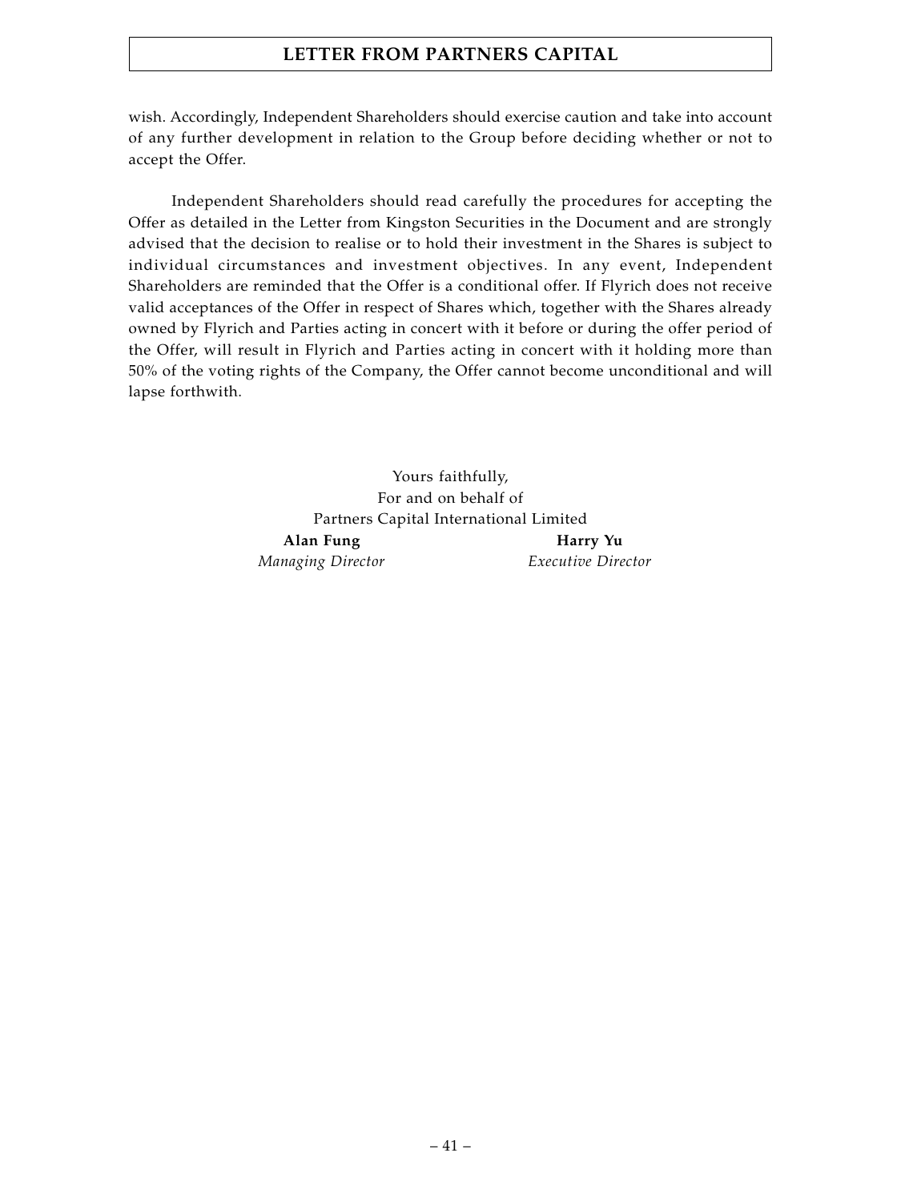wish. Accordingly, Independent Shareholders should exercise caution and take into account of any further development in relation to the Group before deciding whether or not to accept the Offer.

Independent Shareholders should read carefully the procedures for accepting the Offer as detailed in the Letter from Kingston Securities in the Document and are strongly advised that the decision to realise or to hold their investment in the Shares is subject to individual circumstances and investment objectives. In any event, Independent Shareholders are reminded that the Offer is a conditional offer. If Flyrich does not receive valid acceptances of the Offer in respect of Shares which, together with the Shares already owned by Flyrich and Parties acting in concert with it before or during the offer period of the Offer, will result in Flyrich and Parties acting in concert with it holding more than 50% of the voting rights of the Company, the Offer cannot become unconditional and will lapse forthwith.

Yours faithfully,
For and on behalf of
Partners Capital International Limited

**Alan Fung**
*Managing Director*

**Harry Yu**
*Executive Director*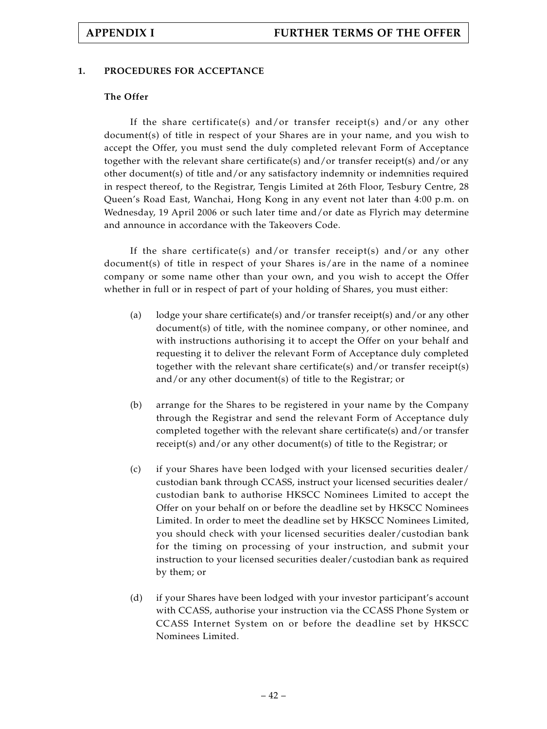## 1. PROCEDURES FOR ACCEPTANCE

### The Offer

If the share certificate(s) and/or transfer receipt(s) and/or any other document(s) of title in respect of your Shares are in your name, and you wish to accept the Offer, you must send the duly completed relevant Form of Acceptance together with the relevant share certificate(s) and/or transfer receipt(s) and/or any other document(s) of title and/or any satisfactory indemnity or indemnities required in respect thereof, to the Registrar, Tengis Limited at 26th Floor, Tesbury Centre, 28 Queen's Road East, Wanchai, Hong Kong in any event not later than 4:00 p.m. on Wednesday, 19 April 2006 or such later time and/or date as Flyrich may determine and announce in accordance with the Takeovers Code.

If the share certificate(s) and/or transfer receipt(s) and/or any other document(s) of title in respect of your Shares is/are in the name of a nominee company or some name other than your own, and you wish to accept the Offer whether in full or in respect of part of your holding of Shares, you must either:

(a) lodge your share certificate(s) and/or transfer receipt(s) and/or any other document(s) of title, with the nominee company, or other nominee, and with instructions authorising it to accept the Offer on your behalf and requesting it to deliver the relevant Form of Acceptance duly completed together with the relevant share certificate(s) and/or transfer receipt(s) and/or any other document(s) of title to the Registrar; or

(b) arrange for the Shares to be registered in your name by the Company through the Registrar and send the relevant Form of Acceptance duly completed together with the relevant share certificate(s) and/or transfer receipt(s) and/or any other document(s) of title to the Registrar; or

(c) if your Shares have been lodged with your licensed securities dealer/ custodian bank through CCASS, instruct your licensed securities dealer/ custodian bank to authorise HKSCC Nominees Limited to accept the Offer on your behalf on or before the deadline set by HKSCC Nominees Limited. In order to meet the deadline set by HKSCC Nominees Limited, you should check with your licensed securities dealer/custodian bank for the timing on processing of your instruction, and submit your instruction to your licensed securities dealer/custodian bank as required by them; or

(d) if your Shares have been lodged with your investor participant's account with CCASS, authorise your instruction via the CCASS Phone System or CCASS Internet System on or before the deadline set by HKSCC Nominees Limited.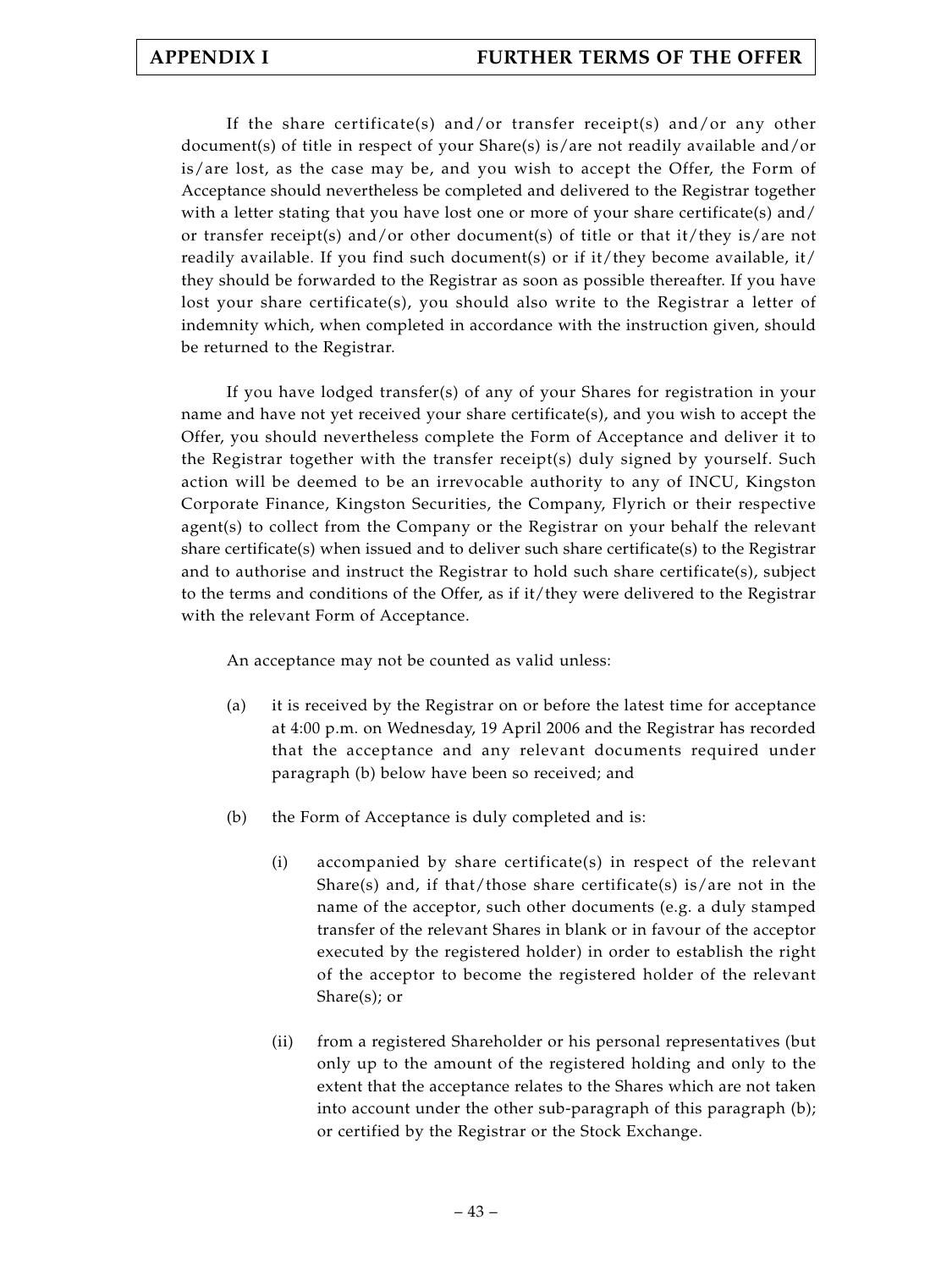If the share certificate(s) and/or transfer receipt(s) and/or any other document(s) of title in respect of your Share(s) is/are not readily available and/or is/are lost, as the case may be, and you wish to accept the Offer, the Form of Acceptance should nevertheless be completed and delivered to the Registrar together with a letter stating that you have lost one or more of your share certificate(s) and/or transfer receipt(s) and/or other document(s) of title or that it/they is/are not readily available. If you find such document(s) or if it/they become available, it/they should be forwarded to the Registrar as soon as possible thereafter. If you have lost your share certificate(s), you should also write to the Registrar a letter of indemnity which, when completed in accordance with the instruction given, should be returned to the Registrar.

If you have lodged transfer(s) of any of your Shares for registration in your name and have not yet received your share certificate(s), and you wish to accept the Offer, you should nevertheless complete the Form of Acceptance and deliver it to the Registrar together with the transfer receipt(s) duly signed by yourself. Such action will be deemed to be an irrevocable authority to any of INCU, Kingston Corporate Finance, Kingston Securities, the Company, Flyrich or their respective agent(s) to collect from the Company or the Registrar on your behalf the relevant share certificate(s) when issued and to deliver such share certificate(s) to the Registrar and to authorise and instruct the Registrar to hold such share certificate(s), subject to the terms and conditions of the Offer, as if it/they were delivered to the Registrar with the relevant Form of Acceptance.

An acceptance may not be counted as valid unless:

(a) it is received by the Registrar on or before the latest time for acceptance at 4:00 p.m. on Wednesday, 19 April 2006 and the Registrar has recorded that the acceptance and any relevant documents required under paragraph (b) below have been so received; and

(b) the Form of Acceptance is duly completed and is:

   (i) accompanied by share certificate(s) in respect of the relevant Share(s) and, if that/those share certificate(s) is/are not in the name of the acceptor, such other documents (e.g. a duly stamped transfer of the relevant Shares in blank or in favour of the acceptor executed by the registered holder) in order to establish the right of the acceptor to become the registered holder of the relevant Share(s); or

   (ii) from a registered Shareholder or his personal representatives (but only up to the amount of the registered holding and only to the extent that the acceptance relates to the Shares which are not taken into account under the other sub-paragraph of this paragraph (b); or certified by the Registrar or the Stock Exchange.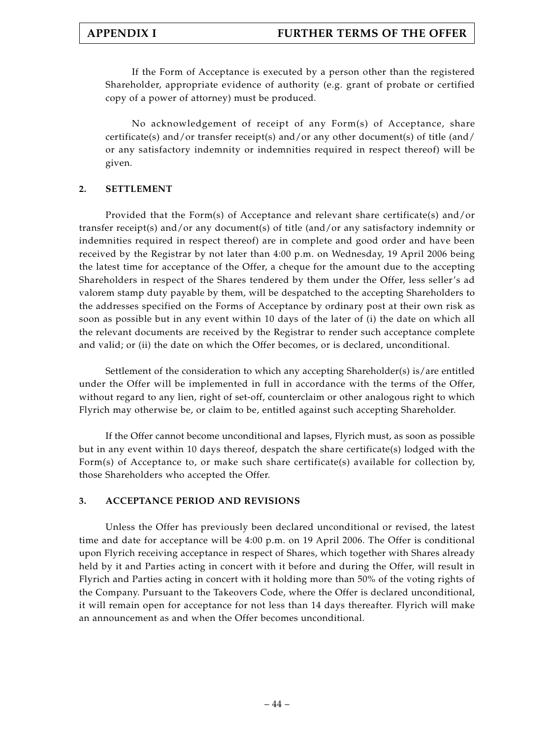If the Form of Acceptance is executed by a person other than the registered Shareholder, appropriate evidence of authority (e.g. grant of probate or certified copy of a power of attorney) must be produced.

No acknowledgement of receipt of any Form(s) of Acceptance, share certificate(s) and/or transfer receipt(s) and/or any other document(s) of title (and/or any satisfactory indemnity or indemnities required in respect thereof) will be given.

## 2. SETTLEMENT

Provided that the Form(s) of Acceptance and relevant share certificate(s) and/or transfer receipt(s) and/or any document(s) of title (and/or any satisfactory indemnity or indemnities required in respect thereof) are in complete and good order and have been received by the Registrar by not later than 4:00 p.m. on Wednesday, 19 April 2006 being the latest time for acceptance of the Offer, a cheque for the amount due to the accepting Shareholders in respect of the Shares tendered by them under the Offer, less seller's ad valorem stamp duty payable by them, will be despatched to the accepting Shareholders to the addresses specified on the Forms of Acceptance by ordinary post at their own risk as soon as possible but in any event within 10 days of the later of (i) the date on which all the relevant documents are received by the Registrar to render such acceptance complete and valid; or (ii) the date on which the Offer becomes, or is declared, unconditional.

Settlement of the consideration to which any accepting Shareholder(s) is/are entitled under the Offer will be implemented in full in accordance with the terms of the Offer, without regard to any lien, right of set-off, counterclaim or other analogous right to which Flyrich may otherwise be, or claim to be, entitled against such accepting Shareholder.

If the Offer cannot become unconditional and lapses, Flyrich must, as soon as possible but in any event within 10 days thereof, despatch the share certificate(s) lodged with the Form(s) of Acceptance to, or make such share certificate(s) available for collection by, those Shareholders who accepted the Offer.

## 3. ACCEPTANCE PERIOD AND REVISIONS

Unless the Offer has previously been declared unconditional or revised, the latest time and date for acceptance will be 4:00 p.m. on 19 April 2006. The Offer is conditional upon Flyrich receiving acceptance in respect of Shares, which together with Shares already held by it and Parties acting in concert with it before and during the Offer, will result in Flyrich and Parties acting in concert with it holding more than 50% of the voting rights of the Company. Pursuant to the Takeovers Code, where the Offer is declared unconditional, it will remain open for acceptance for not less than 14 days thereafter. Flyrich will make an announcement as and when the Offer becomes unconditional.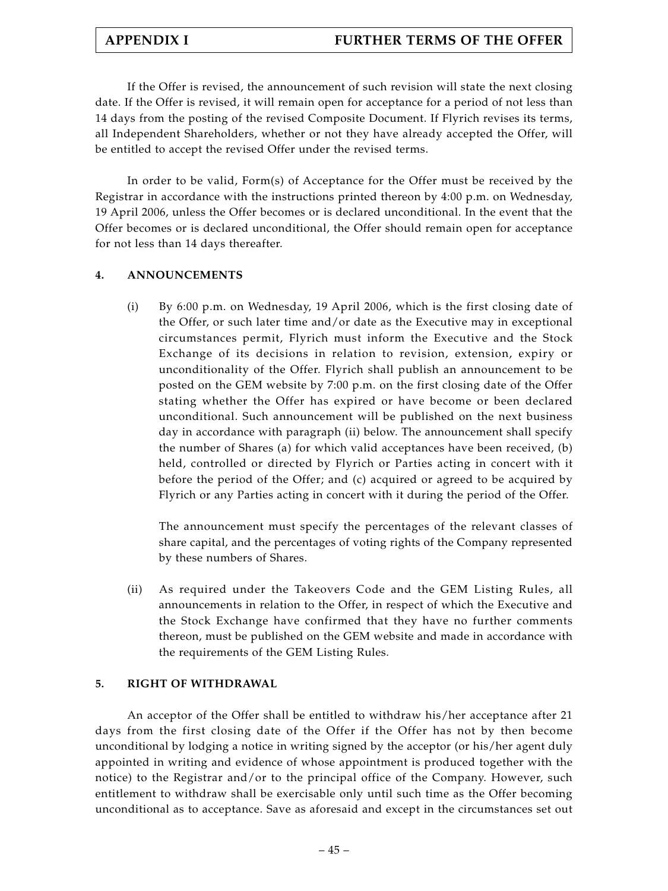If the Offer is revised, the announcement of such revision will state the next closing date. If the Offer is revised, it will remain open for acceptance for a period of not less than 14 days from the posting of the revised Composite Document. If Flyrich revises its terms, all Independent Shareholders, whether or not they have already accepted the Offer, will be entitled to accept the revised Offer under the revised terms.

In order to be valid, Form(s) of Acceptance for the Offer must be received by the Registrar in accordance with the instructions printed thereon by 4:00 p.m. on Wednesday, 19 April 2006, unless the Offer becomes or is declared unconditional. In the event that the Offer becomes or is declared unconditional, the Offer should remain open for acceptance for not less than 14 days thereafter.

**4. ANNOUNCEMENTS**

(i) By 6:00 p.m. on Wednesday, 19 April 2006, which is the first closing date of the Offer, or such later time and/or date as the Executive may in exceptional circumstances permit, Flyrich must inform the Executive and the Stock Exchange of its decisions in relation to revision, extension, expiry or unconditionality of the Offer. Flyrich shall publish an announcement to be posted on the GEM website by 7:00 p.m. on the first closing date of the Offer stating whether the Offer has expired or have become or been declared unconditional. Such announcement will be published on the next business day in accordance with paragraph (ii) below. The announcement shall specify the number of Shares (a) for which valid acceptances have been received, (b) held, controlled or directed by Flyrich or Parties acting in concert with it before the period of the Offer; and (c) acquired or agreed to be acquired by Flyrich or any Parties acting in concert with it during the period of the Offer.

The announcement must specify the percentages of the relevant classes of share capital, and the percentages of voting rights of the Company represented by these numbers of Shares.

(ii) As required under the Takeovers Code and the GEM Listing Rules, all announcements in relation to the Offer, in respect of which the Executive and the Stock Exchange have confirmed that they have no further comments thereon, must be published on the GEM website and made in accordance with the requirements of the GEM Listing Rules.

**5. RIGHT OF WITHDRAWAL**

An acceptor of the Offer shall be entitled to withdraw his/her acceptance after 21 days from the first closing date of the Offer if the Offer has not by then become unconditional by lodging a notice in writing signed by the acceptor (or his/her agent duly appointed in writing and evidence of whose appointment is produced together with the notice) to the Registrar and/or to the principal office of the Company. However, such entitlement to withdraw shall be exercisable only until such time as the Offer becoming unconditional as to acceptance. Save as aforesaid and except in the circumstances set out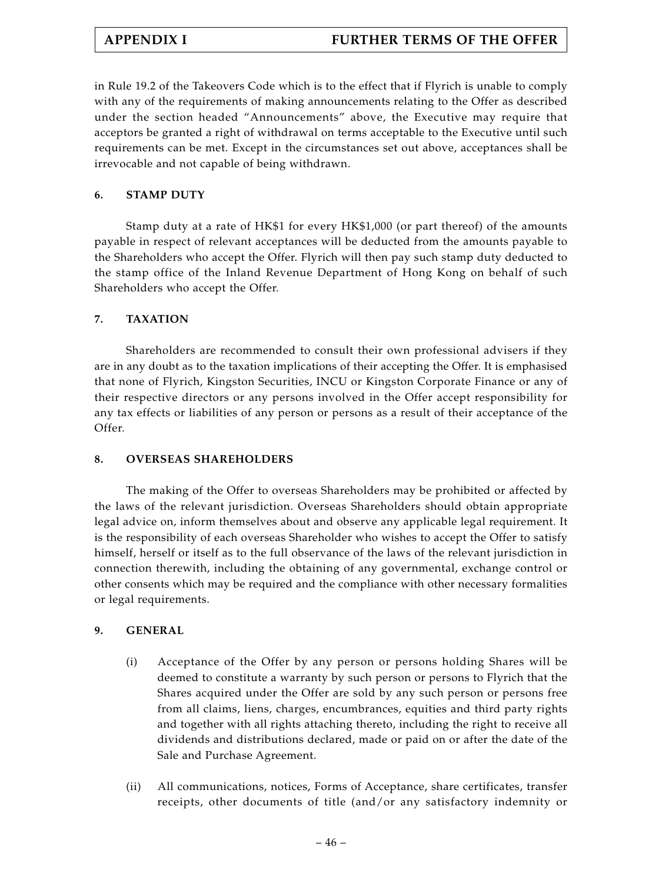in Rule 19.2 of the Takeovers Code which is to the effect that if Flyrich is unable to comply with any of the requirements of making announcements relating to the Offer as described under the section headed "Announcements" above, the Executive may require that acceptors be granted a right of withdrawal on terms acceptable to the Executive until such requirements can be met. Except in the circumstances set out above, acceptances shall be irrevocable and not capable of being withdrawn.

## 6. STAMP DUTY

Stamp duty at a rate of HK$1 for every HK$1,000 (or part thereof) of the amounts payable in respect of relevant acceptances will be deducted from the amounts payable to the Shareholders who accept the Offer. Flyrich will then pay such stamp duty deducted to the stamp office of the Inland Revenue Department of Hong Kong on behalf of such Shareholders who accept the Offer.

## 7. TAXATION

Shareholders are recommended to consult their own professional advisers if they are in any doubt as to the taxation implications of their accepting the Offer. It is emphasised that none of Flyrich, Kingston Securities, INCU or Kingston Corporate Finance or any of their respective directors or any persons involved in the Offer accept responsibility for any tax effects or liabilities of any person or persons as a result of their acceptance of the Offer.

## 8. OVERSEAS SHAREHOLDERS

The making of the Offer to overseas Shareholders may be prohibited or affected by the laws of the relevant jurisdiction. Overseas Shareholders should obtain appropriate legal advice on, inform themselves about and observe any applicable legal requirement. It is the responsibility of each overseas Shareholder who wishes to accept the Offer to satisfy himself, herself or itself as to the full observance of the laws of the relevant jurisdiction in connection therewith, including the obtaining of any governmental, exchange control or other consents which may be required and the compliance with other necessary formalities or legal requirements.

## 9. GENERAL

(i) Acceptance of the Offer by any person or persons holding Shares will be deemed to constitute a warranty by such person or persons to Flyrich that the Shares acquired under the Offer are sold by any such person or persons free from all claims, liens, charges, encumbrances, equities and third party rights and together with all rights attaching thereto, including the right to receive all dividends and distributions declared, made or paid on or after the date of the Sale and Purchase Agreement.

(ii) All communications, notices, Forms of Acceptance, share certificates, transfer receipts, other documents of title (and/or any satisfactory indemnity or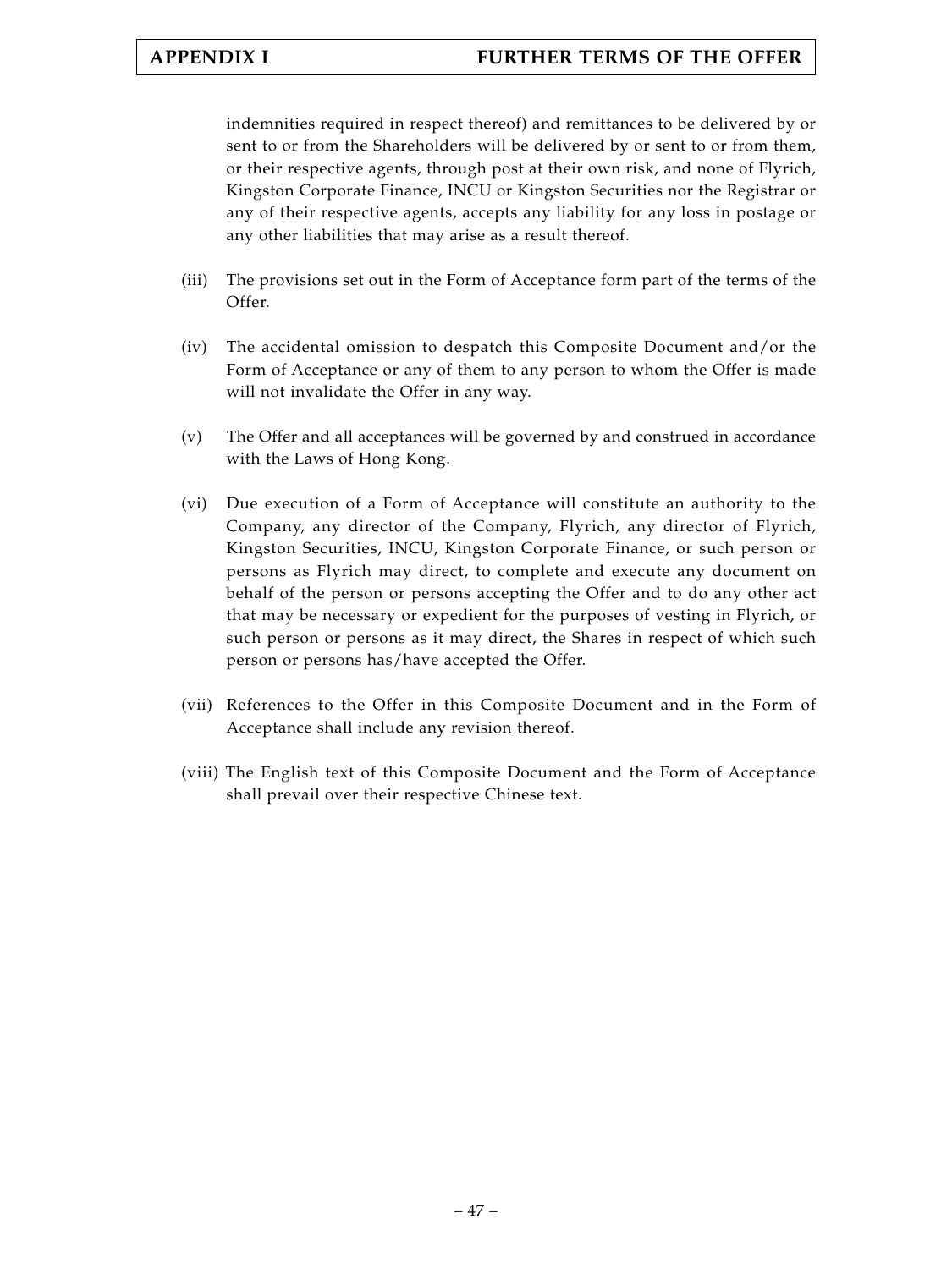indemnities required in respect thereof) and remittances to be delivered by or sent to or from the Shareholders will be delivered by or sent to or from them, or their respective agents, through post at their own risk, and none of Flyrich, Kingston Corporate Finance, INCU or Kingston Securities nor the Registrar or any of their respective agents, accepts any liability for any loss in postage or any other liabilities that may arise as a result thereof.

(iii) The provisions set out in the Form of Acceptance form part of the terms of the Offer.

(iv) The accidental omission to despatch this Composite Document and/or the Form of Acceptance or any of them to any person to whom the Offer is made will not invalidate the Offer in any way.

(v) The Offer and all acceptances will be governed by and construed in accordance with the Laws of Hong Kong.

(vi) Due execution of a Form of Acceptance will constitute an authority to the Company, any director of the Company, Flyrich, any director of Flyrich, Kingston Securities, INCU, Kingston Corporate Finance, or such person or persons as Flyrich may direct, to complete and execute any document on behalf of the person or persons accepting the Offer and to do any other act that may be necessary or expedient for the purposes of vesting in Flyrich, or such person or persons as it may direct, the Shares in respect of which such person or persons has/have accepted the Offer.

(vii) References to the Offer in this Composite Document and in the Form of Acceptance shall include any revision thereof.

(viii) The English text of this Composite Document and the Form of Acceptance shall prevail over their respective Chinese text.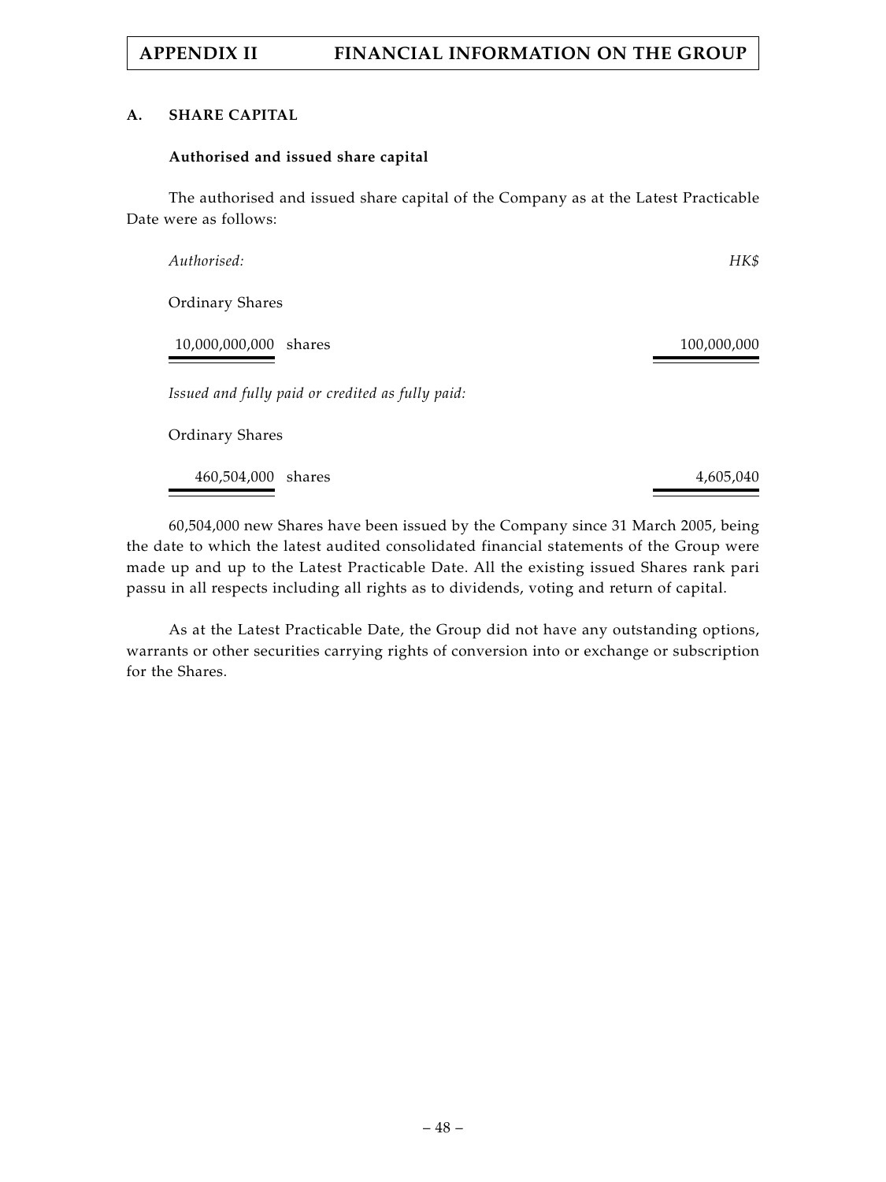## A. SHARE CAPITAL

### Authorised and issued share capital

The authorised and issued share capital of the Company as at the Latest Practicable Date were as follows:

| | HK$ |
|---|---|
| *Authorised:* | |
| Ordinary Shares | |
| 10,000,000,000 shares | 100,000,000 |
| *Issued and fully paid or credited as fully paid:* | |
| Ordinary Shares | |
| 460,504,000 shares | 4,605,040 |

60,504,000 new Shares have been issued by the Company since 31 March 2005, being the date to which the latest audited consolidated financial statements of the Group were made up and up to the Latest Practicable Date. All the existing issued Shares rank pari passu in all respects including all rights as to dividends, voting and return of capital.

As at the Latest Practicable Date, the Group did not have any outstanding options, warrants or other securities carrying rights of conversion into or exchange or subscription for the Shares.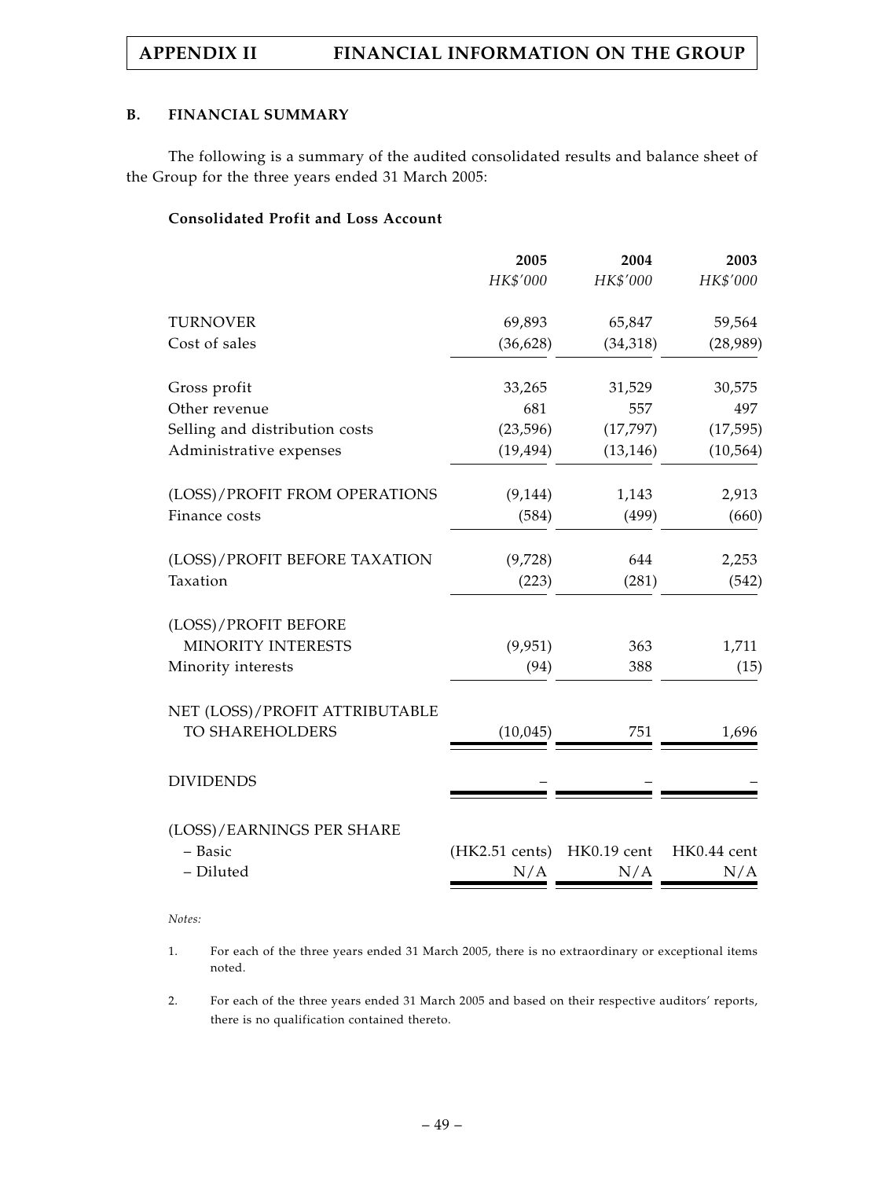## B. FINANCIAL SUMMARY

The following is a summary of the audited consolidated results and balance sheet of the Group for the three years ended 31 March 2005:

**Consolidated Profit and Loss Account**

| | 2005 | 2004 | 2003 |
|---|---|---|---|
| | *HK$'000* | *HK$'000* | *HK$'000* |
| TURNOVER | 69,893 | 65,847 | 59,564 |
| Cost of sales | (36,628) | (34,318) | (28,989) |
| Gross profit | 33,265 | 31,529 | 30,575 |
| Other revenue | 681 | 557 | 497 |
| Selling and distribution costs | (23,596) | (17,797) | (17,595) |
| Administrative expenses | (19,494) | (13,146) | (10,564) |
| (LOSS)/PROFIT FROM OPERATIONS | (9,144) | 1,143 | 2,913 |
| Finance costs | (584) | (499) | (660) |
| (LOSS)/PROFIT BEFORE TAXATION | (9,728) | 644 | 2,253 |
| Taxation | (223) | (281) | (542) |
| (LOSS)/PROFIT BEFORE MINORITY INTERESTS | (9,951) | 363 | 1,711 |
| Minority interests | (94) | 388 | (15) |
| NET (LOSS)/PROFIT ATTRIBUTABLE TO SHAREHOLDERS | (10,045) | 751 | 1,696 |
| DIVIDENDS | – | – | – |
| (LOSS)/EARNINGS PER SHARE | | | |
| – Basic | (HK2.51 cents) | HK0.19 cent | HK0.44 cent |
| – Diluted | N/A | N/A | N/A |

*Notes:*

1. For each of the three years ended 31 March 2005, there is no extraordinary or exceptional items noted.

2. For each of the three years ended 31 March 2005 and based on their respective auditors' reports, there is no qualification contained thereto.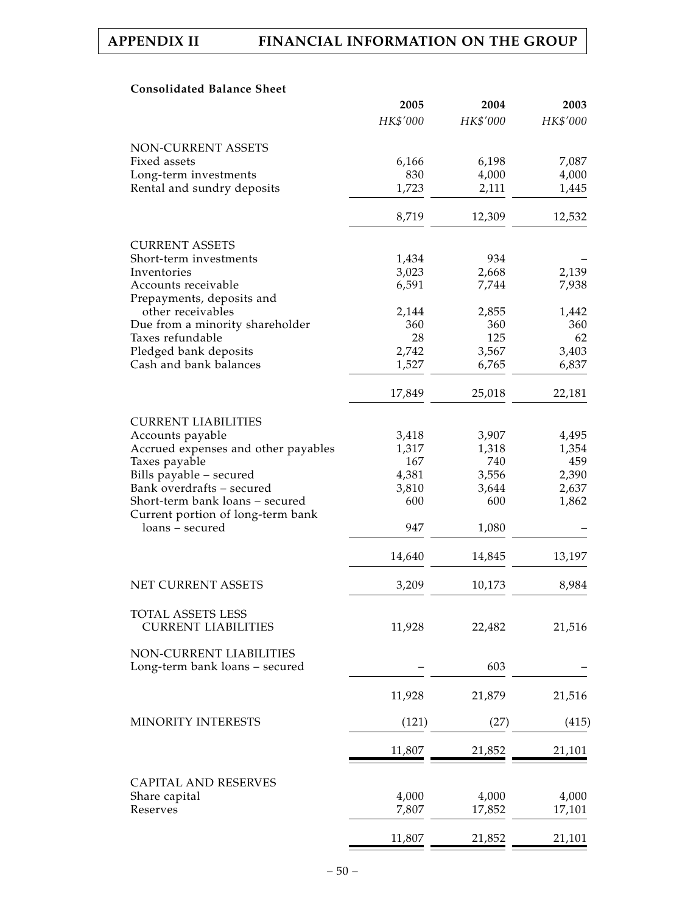**Consolidated Balance Sheet**

| | 2005 | 2004 | 2003 |
|---|---|---|---|
| | *HK$'000* | *HK$'000* | *HK$'000* |
| NON-CURRENT ASSETS | | | |
| Fixed assets | 6,166 | 6,198 | 7,087 |
| Long-term investments | 830 | 4,000 | 4,000 |
| Rental and sundry deposits | 1,723 | 2,111 | 1,445 |
| | 8,719 | 12,309 | 12,532 |
| CURRENT ASSETS | | | |
| Short-term investments | 1,434 | 934 | – |
| Inventories | 3,023 | 2,668 | 2,139 |
| Accounts receivable | 6,591 | 7,744 | 7,938 |
| Prepayments, deposits and other receivables | 2,144 | 2,855 | 1,442 |
| Due from a minority shareholder | 360 | 360 | 360 |
| Taxes refundable | 28 | 125 | 62 |
| Pledged bank deposits | 2,742 | 3,567 | 3,403 |
| Cash and bank balances | 1,527 | 6,765 | 6,837 |
| | 17,849 | 25,018 | 22,181 |
| CURRENT LIABILITIES | | | |
| Accounts payable | 3,418 | 3,907 | 4,495 |
| Accrued expenses and other payables | 1,317 | 1,318 | 1,354 |
| Taxes payable | 167 | 740 | 459 |
| Bills payable – secured | 4,381 | 3,556 | 2,390 |
| Bank overdrafts – secured | 3,810 | 3,644 | 2,637 |
| Short-term bank loans – secured | 600 | 600 | 1,862 |
| Current portion of long-term bank loans – secured | 947 | 1,080 | – |
| | 14,640 | 14,845 | 13,197 |
| NET CURRENT ASSETS | 3,209 | 10,173 | 8,984 |
| TOTAL ASSETS LESS CURRENT LIABILITIES | 11,928 | 22,482 | 21,516 |
| NON-CURRENT LIABILITIES | | | |
| Long-term bank loans – secured | – | 603 | – |
| | 11,928 | 21,879 | 21,516 |
| MINORITY INTERESTS | (121) | (27) | (415) |
| | 11,807 | 21,852 | 21,101 |
| CAPITAL AND RESERVES | | | |
| Share capital | 4,000 | 4,000 | 4,000 |
| Reserves | 7,807 | 17,852 | 17,101 |
| | 11,807 | 21,852 | 21,101 |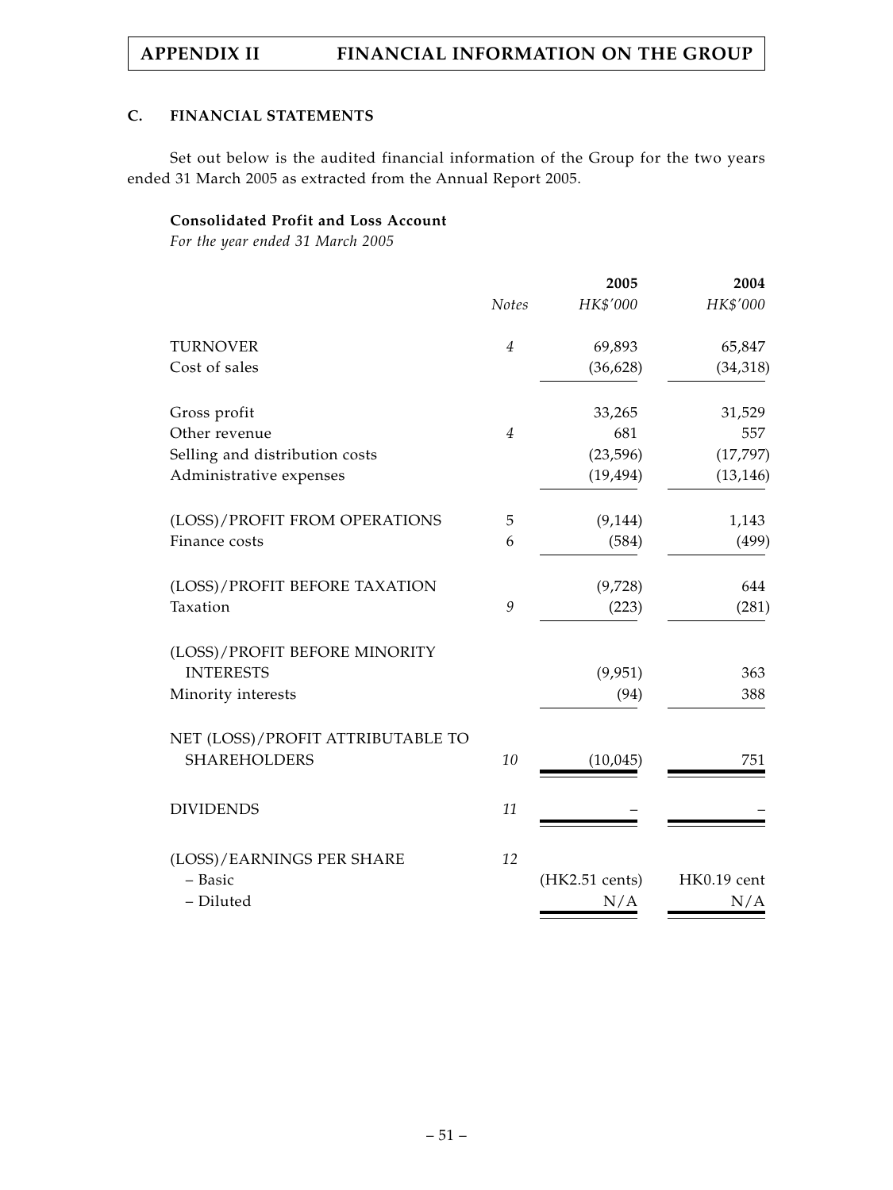## C. FINANCIAL STATEMENTS

Set out below is the audited financial information of the Group for the two years ended 31 March 2005 as extracted from the Annual Report 2005.

**Consolidated Profit and Loss Account**

*For the year ended 31 March 2005*

| | *Notes* | 2005<br>*HK$'000* | 2004<br>*HK$'000* |
|---|---|---|---|
| TURNOVER | *4* | 69,893 | 65,847 |
| Cost of sales | | (36,628) | (34,318) |
| Gross profit | | 33,265 | 31,529 |
| Other revenue | *4* | 681 | 557 |
| Selling and distribution costs | | (23,596) | (17,797) |
| Administrative expenses | | (19,494) | (13,146) |
| (LOSS)/PROFIT FROM OPERATIONS | 5 | (9,144) | 1,143 |
| Finance costs | 6 | (584) | (499) |
| (LOSS)/PROFIT BEFORE TAXATION | | (9,728) | 644 |
| Taxation | *9* | (223) | (281) |
| (LOSS)/PROFIT BEFORE MINORITY INTERESTS | | (9,951) | 363 |
| Minority interests | | (94) | 388 |
| NET (LOSS)/PROFIT ATTRIBUTABLE TO SHAREHOLDERS | *10* | (10,045) | 751 |
| DIVIDENDS | *11* | – | – |
| (LOSS)/EARNINGS PER SHARE | *12* | | |
| – Basic | | (HK2.51 cents) | HK0.19 cent |
| – Diluted | | N/A | N/A |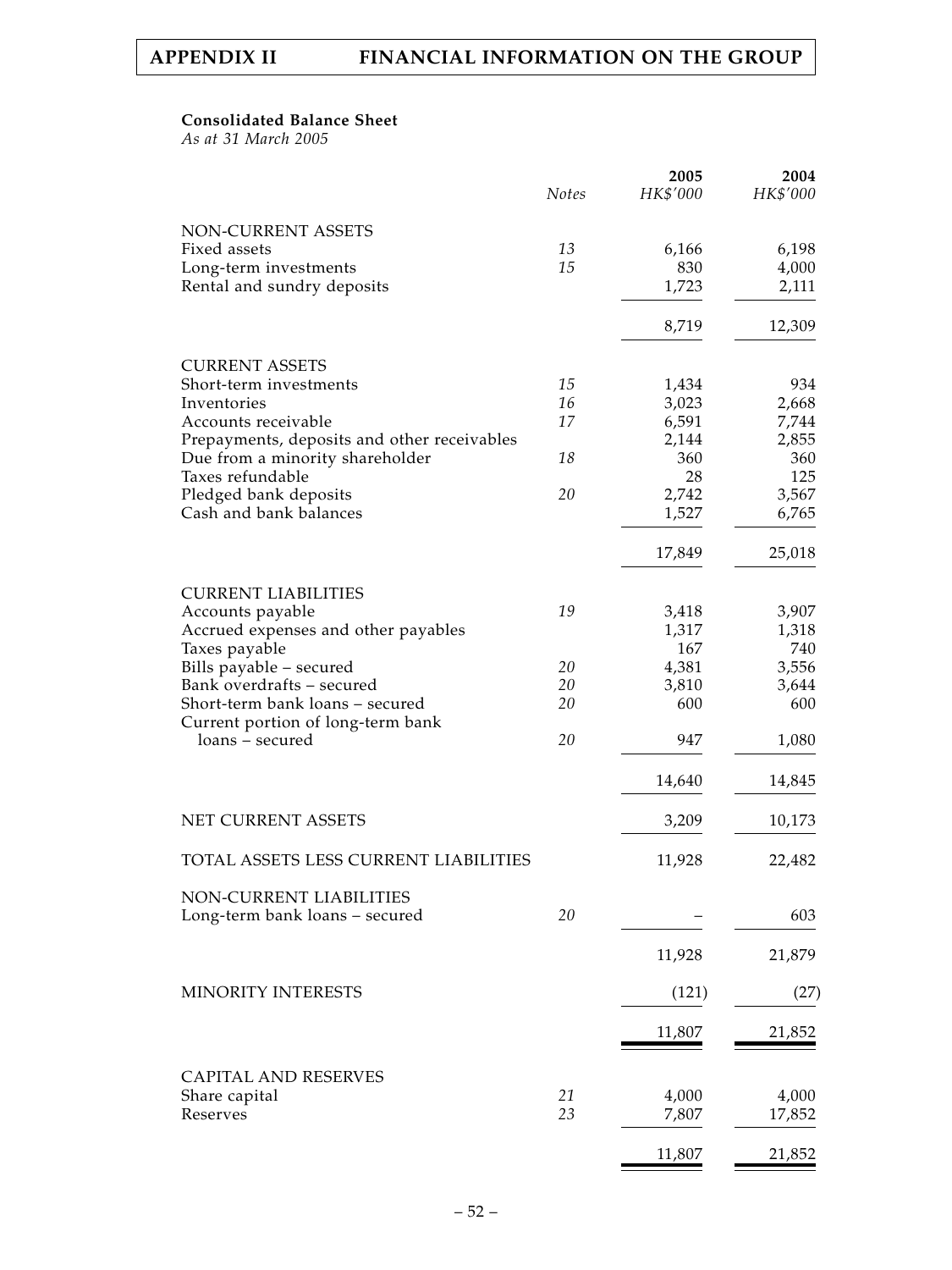**Consolidated Balance Sheet**
*As at 31 March 2005*

| | Notes | 2005 HK$'000 | 2004 HK$'000 |
|---|---|---|---|
| NON-CURRENT ASSETS | | | |
| Fixed assets | 13 | 6,166 | 6,198 |
| Long-term investments | 15 | 830 | 4,000 |
| Rental and sundry deposits | | 1,723 | 2,111 |
| | | 8,719 | 12,309 |
| CURRENT ASSETS | | | |
| Short-term investments | 15 | 1,434 | 934 |
| Inventories | 16 | 3,023 | 2,668 |
| Accounts receivable | 17 | 6,591 | 7,744 |
| Prepayments, deposits and other receivables | | 2,144 | 2,855 |
| Due from a minority shareholder | 18 | 360 | 360 |
| Taxes refundable | | 28 | 125 |
| Pledged bank deposits | 20 | 2,742 | 3,567 |
| Cash and bank balances | | 1,527 | 6,765 |
| | | 17,849 | 25,018 |
| CURRENT LIABILITIES | | | |
| Accounts payable | 19 | 3,418 | 3,907 |
| Accrued expenses and other payables | | 1,317 | 1,318 |
| Taxes payable | | 167 | 740 |
| Bills payable – secured | 20 | 4,381 | 3,556 |
| Bank overdrafts – secured | 20 | 3,810 | 3,644 |
| Short-term bank loans – secured | 20 | 600 | 600 |
| Current portion of long-term bank loans – secured | 20 | 947 | 1,080 |
| | | 14,640 | 14,845 |
| NET CURRENT ASSETS | | 3,209 | 10,173 |
| TOTAL ASSETS LESS CURRENT LIABILITIES | | 11,928 | 22,482 |
| NON-CURRENT LIABILITIES | | | |
| Long-term bank loans – secured | 20 | – | 603 |
| | | 11,928 | 21,879 |
| MINORITY INTERESTS | | (121) | (27) |
| | | 11,807 | 21,852 |
| CAPITAL AND RESERVES | | | |
| Share capital | 21 | 4,000 | 4,000 |
| Reserves | 23 | 7,807 | 17,852 |
| | | 11,807 | 21,852 |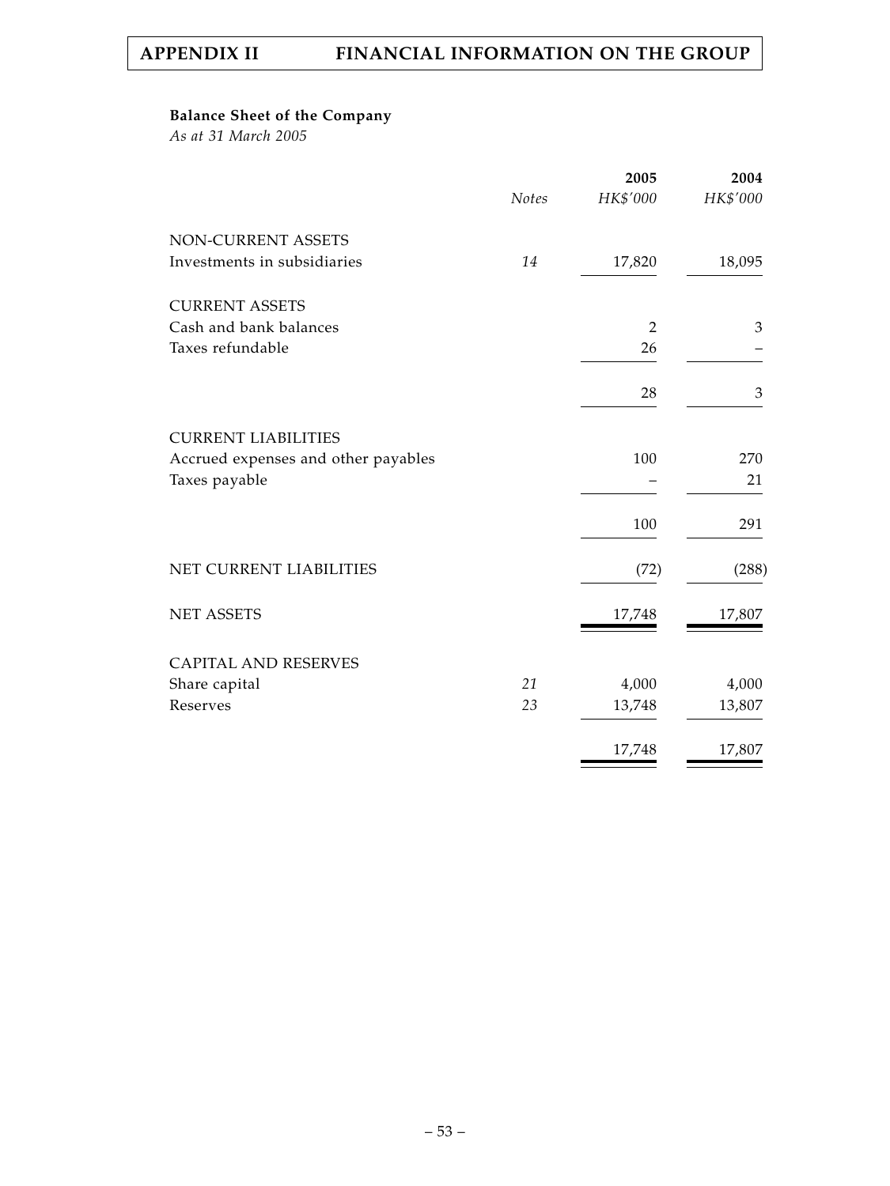**Balance Sheet of the Company**

*As at 31 March 2005*

| | *Notes* | 2005 *HK$'000* | 2004 *HK$'000* |
|---|---|---|---|
| NON-CURRENT ASSETS | | | |
| Investments in subsidiaries | 14 | 17,820 | 18,095 |
| CURRENT ASSETS | | | |
| Cash and bank balances | | 2 | 3 |
| Taxes refundable | | 26 | – |
| | | 28 | 3 |
| CURRENT LIABILITIES | | | |
| Accrued expenses and other payables | | 100 | 270 |
| Taxes payable | | – | 21 |
| | | 100 | 291 |
| NET CURRENT LIABILITIES | | (72) | (288) |
| NET ASSETS | | 17,748 | 17,807 |
| CAPITAL AND RESERVES | | | |
| Share capital | 21 | 4,000 | 4,000 |
| Reserves | 23 | 13,748 | 13,807 |
| | | 17,748 | 17,807 |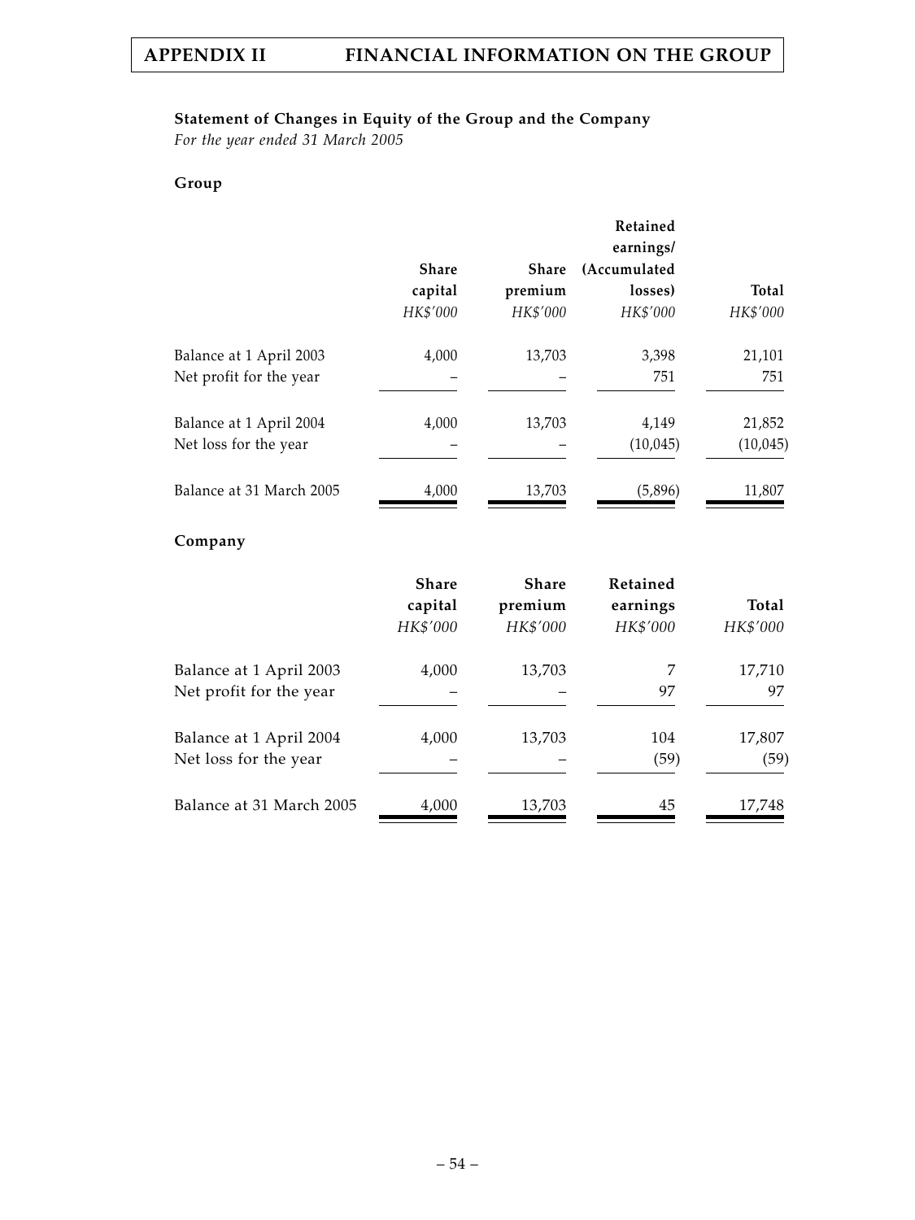### Statement of Changes in Equity of the Group and the Company

*For the year ended 31 March 2005*

**Group**

| | Share capital | Share premium | Retained earnings/ (Accumulated losses) | Total |
|---|---|---|---|---|
| | *HK$'000* | *HK$'000* | *HK$'000* | *HK$'000* |
| Balance at 1 April 2003 | 4,000 | 13,703 | 3,398 | 21,101 |
| Net profit for the year | – | – | 751 | 751 |
| Balance at 1 April 2004 | 4,000 | 13,703 | 4,149 | 21,852 |
| Net loss for the year | – | – | (10,045) | (10,045) |
| Balance at 31 March 2005 | 4,000 | 13,703 | (5,896) | 11,807 |

**Company**

| | Share capital | Share premium | Retained earnings | Total |
|---|---|---|---|---|
| | *HK$'000* | *HK$'000* | *HK$'000* | *HK$'000* |
| Balance at 1 April 2003 | 4,000 | 13,703 | 7 | 17,710 |
| Net profit for the year | – | – | 97 | 97 |
| Balance at 1 April 2004 | 4,000 | 13,703 | 104 | 17,807 |
| Net loss for the year | – | – | (59) | (59) |
| Balance at 31 March 2005 | 4,000 | 13,703 | 45 | 17,748 |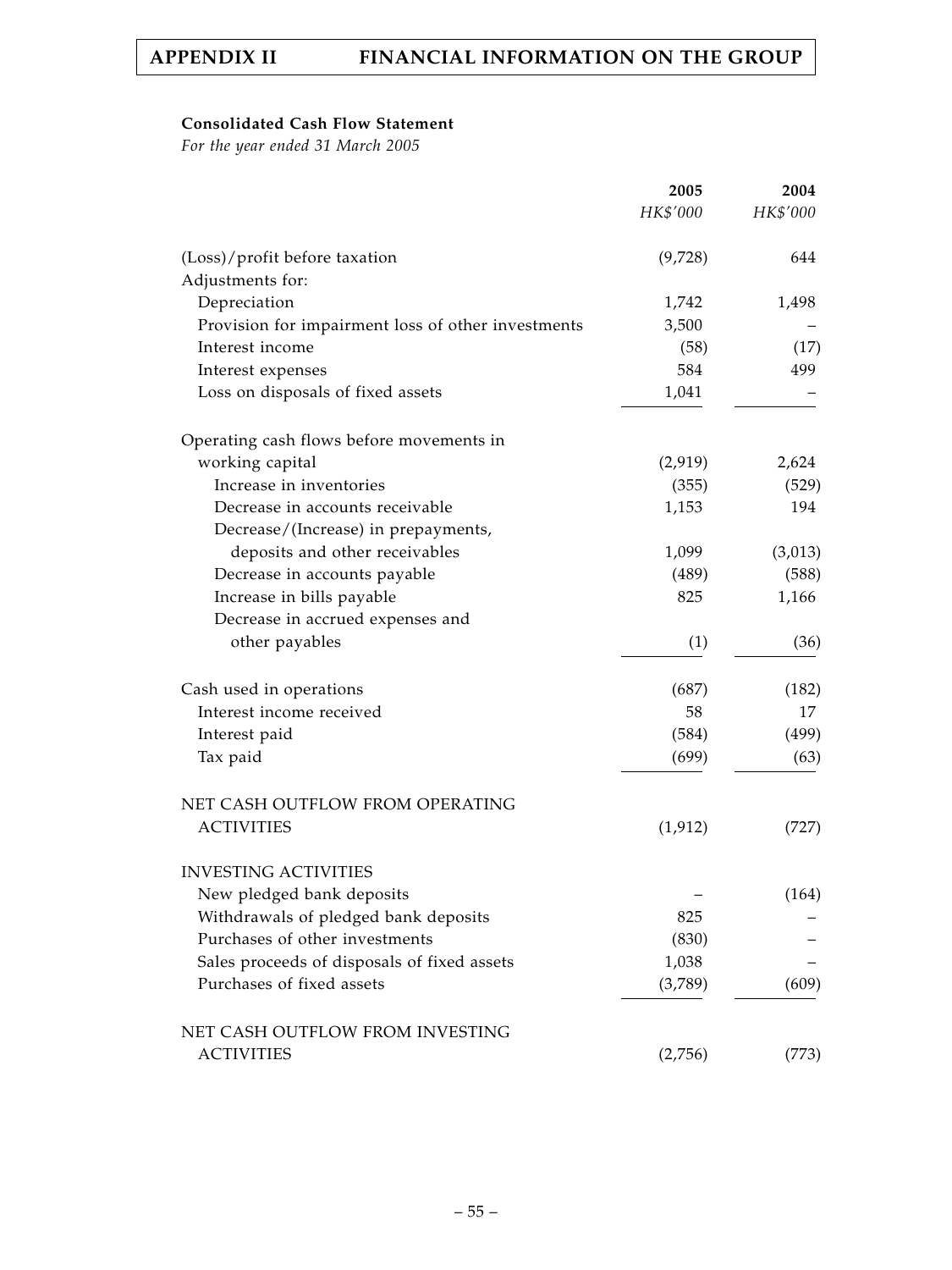**Consolidated Cash Flow Statement**

*For the year ended 31 March 2005*

| | 2005 | 2004 |
|---|---|---|
| | *HK$'000* | *HK$'000* |
| (Loss)/profit before taxation | (9,728) | 644 |
| Adjustments for: | | |
| Depreciation | 1,742 | 1,498 |
| Provision for impairment loss of other investments | 3,500 | – |
| Interest income | (58) | (17) |
| Interest expenses | 584 | 499 |
| Loss on disposals of fixed assets | 1,041 | – |
| Operating cash flows before movements in working capital | (2,919) | 2,624 |
| Increase in inventories | (355) | (529) |
| Decrease in accounts receivable | 1,153 | 194 |
| Decrease/(Increase) in prepayments, deposits and other receivables | 1,099 | (3,013) |
| Decrease in accounts payable | (489) | (588) |
| Increase in bills payable | 825 | 1,166 |
| Decrease in accrued expenses and other payables | (1) | (36) |
| Cash used in operations | (687) | (182) |
| Interest income received | 58 | 17 |
| Interest paid | (584) | (499) |
| Tax paid | (699) | (63) |
| NET CASH OUTFLOW FROM OPERATING ACTIVITIES | (1,912) | (727) |
| INVESTING ACTIVITIES | | |
| New pledged bank deposits | – | (164) |
| Withdrawals of pledged bank deposits | 825 | – |
| Purchases of other investments | (830) | – |
| Sales proceeds of disposals of fixed assets | 1,038 | – |
| Purchases of fixed assets | (3,789) | (609) |
| NET CASH OUTFLOW FROM INVESTING ACTIVITIES | (2,756) | (773) |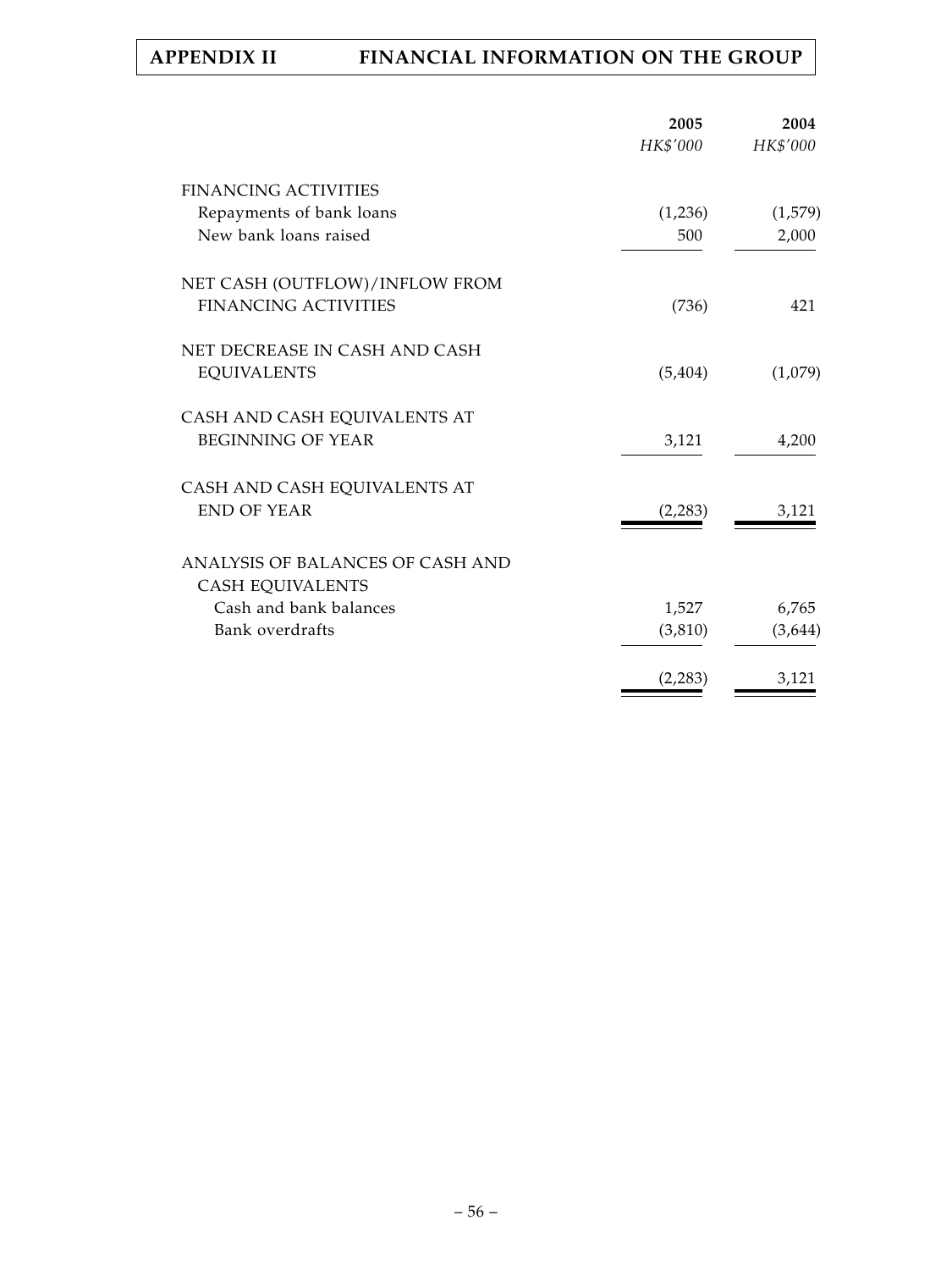| | 2005 | 2004 |
|---|---|---|
| | *HK$'000* | *HK$'000* |
| FINANCING ACTIVITIES | | |
| Repayments of bank loans | (1,236) | (1,579) |
| New bank loans raised | 500 | 2,000 |
| NET CASH (OUTFLOW)/INFLOW FROM FINANCING ACTIVITIES | (736) | 421 |
| NET DECREASE IN CASH AND CASH EQUIVALENTS | (5,404) | (1,079) |
| CASH AND CASH EQUIVALENTS AT BEGINNING OF YEAR | 3,121 | 4,200 |
| CASH AND CASH EQUIVALENTS AT END OF YEAR | (2,283) | 3,121 |
| ANALYSIS OF BALANCES OF CASH AND CASH EQUIVALENTS | | |
| Cash and bank balances | 1,527 | 6,765 |
| Bank overdrafts | (3,810) | (3,644) |
| | (2,283) | 3,121 |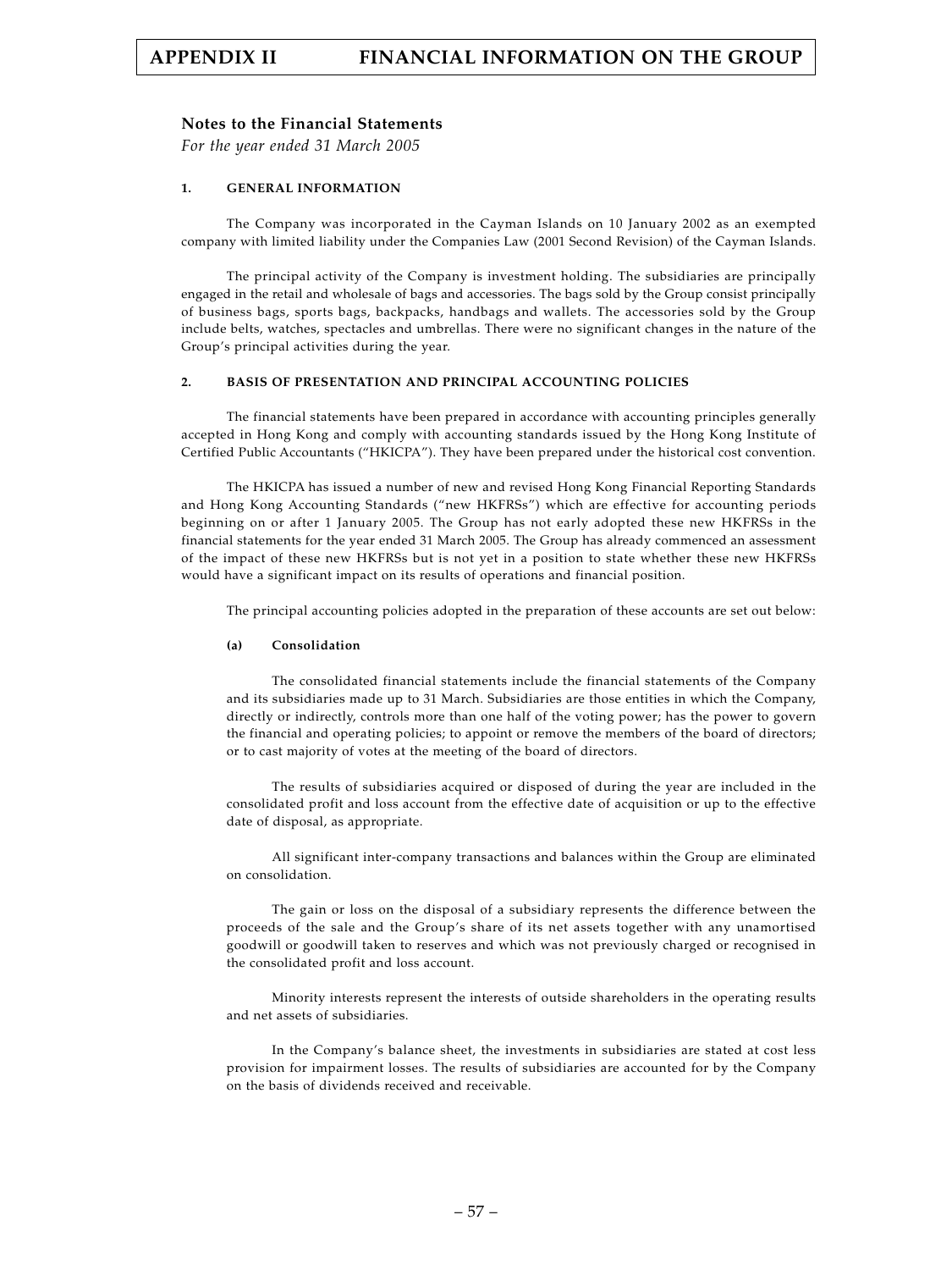## Notes to the Financial Statements

*For the year ended 31 March 2005*

### 1. GENERAL INFORMATION

The Company was incorporated in the Cayman Islands on 10 January 2002 as an exempted company with limited liability under the Companies Law (2001 Second Revision) of the Cayman Islands.

The principal activity of the Company is investment holding. The subsidiaries are principally engaged in the retail and wholesale of bags and accessories. The bags sold by the Group consist principally of business bags, sports bags, backpacks, handbags and wallets. The accessories sold by the Group include belts, watches, spectacles and umbrellas. There were no significant changes in the nature of the Group's principal activities during the year.

### 2. BASIS OF PRESENTATION AND PRINCIPAL ACCOUNTING POLICIES

The financial statements have been prepared in accordance with accounting principles generally accepted in Hong Kong and comply with accounting standards issued by the Hong Kong Institute of Certified Public Accountants ("HKICPA"). They have been prepared under the historical cost convention.

The HKICPA has issued a number of new and revised Hong Kong Financial Reporting Standards and Hong Kong Accounting Standards ("new HKFRSs") which are effective for accounting periods beginning on or after 1 January 2005. The Group has not early adopted these new HKFRSs in the financial statements for the year ended 31 March 2005. The Group has already commenced an assessment of the impact of these new HKFRSs but is not yet in a position to state whether these new HKFRSs would have a significant impact on its results of operations and financial position.

The principal accounting policies adopted in the preparation of these accounts are set out below:

#### (a) Consolidation

The consolidated financial statements include the financial statements of the Company and its subsidiaries made up to 31 March. Subsidiaries are those entities in which the Company, directly or indirectly, controls more than one half of the voting power; has the power to govern the financial and operating policies; to appoint or remove the members of the board of directors; or to cast majority of votes at the meeting of the board of directors.

The results of subsidiaries acquired or disposed of during the year are included in the consolidated profit and loss account from the effective date of acquisition or up to the effective date of disposal, as appropriate.

All significant inter-company transactions and balances within the Group are eliminated on consolidation.

The gain or loss on the disposal of a subsidiary represents the difference between the proceeds of the sale and the Group's share of its net assets together with any unamortised goodwill or goodwill taken to reserves and which was not previously charged or recognised in the consolidated profit and loss account.

Minority interests represent the interests of outside shareholders in the operating results and net assets of subsidiaries.

In the Company's balance sheet, the investments in subsidiaries are stated at cost less provision for impairment losses. The results of subsidiaries are accounted for by the Company on the basis of dividends received and receivable.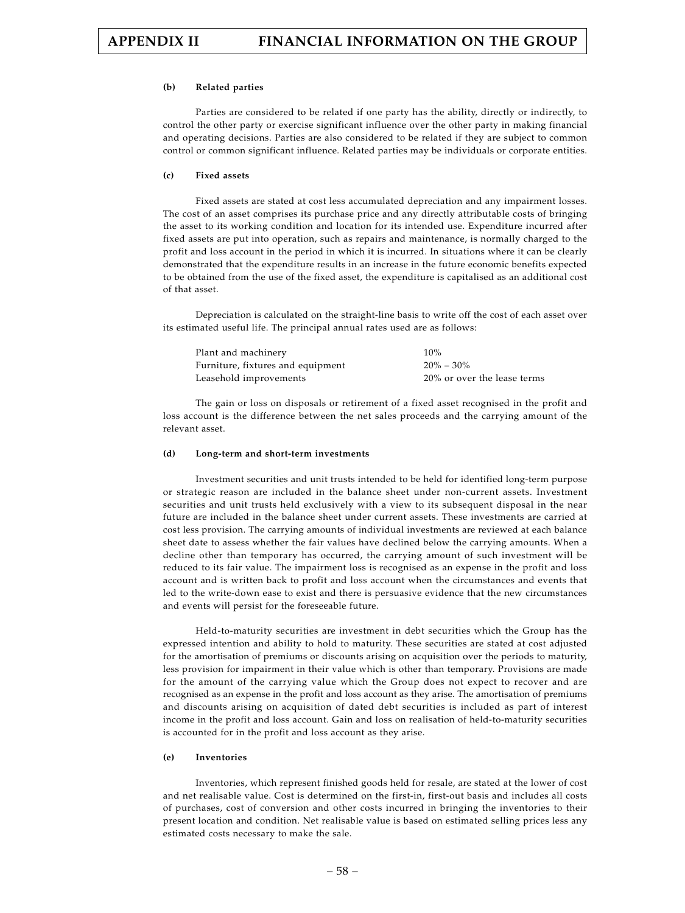**(b) Related parties**

Parties are considered to be related if one party has the ability, directly or indirectly, to control the other party or exercise significant influence over the other party in making financial and operating decisions. Parties are also considered to be related if they are subject to common control or common significant influence. Related parties may be individuals or corporate entities.

**(c) Fixed assets**

Fixed assets are stated at cost less accumulated depreciation and any impairment losses. The cost of an asset comprises its purchase price and any directly attributable costs of bringing the asset to its working condition and location for its intended use. Expenditure incurred after fixed assets are put into operation, such as repairs and maintenance, is normally charged to the profit and loss account in the period in which it is incurred. In situations where it can be clearly demonstrated that the expenditure results in an increase in the future economic benefits expected to be obtained from the use of the fixed asset, the expenditure is capitalised as an additional cost of that asset.

Depreciation is calculated on the straight-line basis to write off the cost of each asset over its estimated useful life. The principal annual rates used are as follows:

| | |
|---|---|
| Plant and machinery | 10% |
| Furniture, fixtures and equipment | 20% – 30% |
| Leasehold improvements | 20% or over the lease terms |

The gain or loss on disposals or retirement of a fixed asset recognised in the profit and loss account is the difference between the net sales proceeds and the carrying amount of the relevant asset.

**(d) Long-term and short-term investments**

Investment securities and unit trusts intended to be held for identified long-term purpose or strategic reason are included in the balance sheet under non-current assets. Investment securities and unit trusts held exclusively with a view to its subsequent disposal in the near future are included in the balance sheet under current assets. These investments are carried at cost less provision. The carrying amounts of individual investments are reviewed at each balance sheet date to assess whether the fair values have declined below the carrying amounts. When a decline other than temporary has occurred, the carrying amount of such investment will be reduced to its fair value. The impairment loss is recognised as an expense in the profit and loss account and is written back to profit and loss account when the circumstances and events that led to the write-down ease to exist and there is persuasive evidence that the new circumstances and events will persist for the foreseeable future.

Held-to-maturity securities are investment in debt securities which the Group has the expressed intention and ability to hold to maturity. These securities are stated at cost adjusted for the amortisation of premiums or discounts arising on acquisition over the periods to maturity, less provision for impairment in their value which is other than temporary. Provisions are made for the amount of the carrying value which the Group does not expect to recover and are recognised as an expense in the profit and loss account as they arise. The amortisation of premiums and discounts arising on acquisition of dated debt securities is included as part of interest income in the profit and loss account. Gain and loss on realisation of held-to-maturity securities is accounted for in the profit and loss account as they arise.

**(e) Inventories**

Inventories, which represent finished goods held for resale, are stated at the lower of cost and net realisable value. Cost is determined on the first-in, first-out basis and includes all costs of purchases, cost of conversion and other costs incurred in bringing the inventories to their present location and condition. Net realisable value is based on estimated selling prices less any estimated costs necessary to make the sale.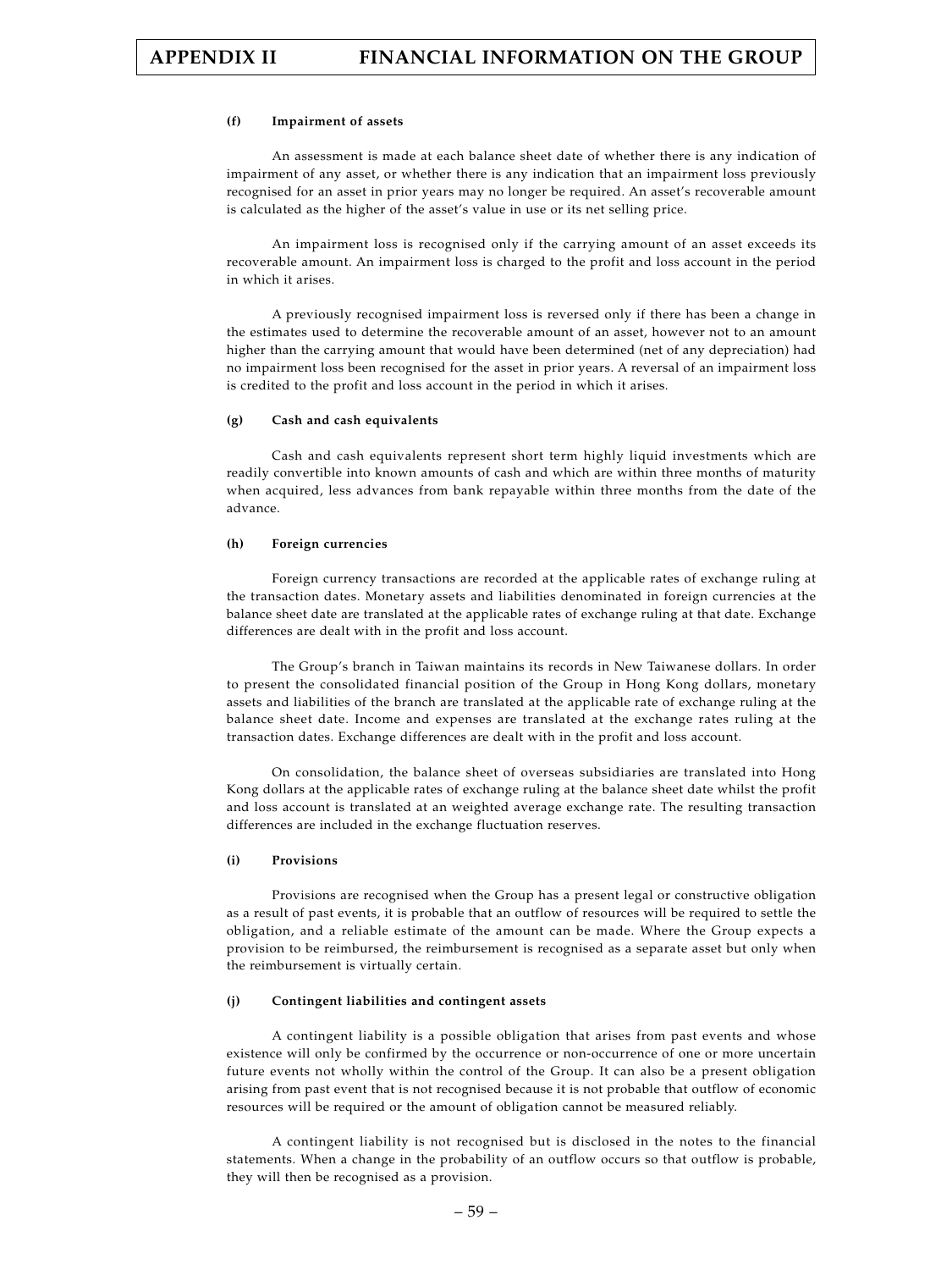#### (f) Impairment of assets

An assessment is made at each balance sheet date of whether there is any indication of impairment of any asset, or whether there is any indication that an impairment loss previously recognised for an asset in prior years may no longer be required. An asset's recoverable amount is calculated as the higher of the asset's value in use or its net selling price.

An impairment loss is recognised only if the carrying amount of an asset exceeds its recoverable amount. An impairment loss is charged to the profit and loss account in the period in which it arises.

A previously recognised impairment loss is reversed only if there has been a change in the estimates used to determine the recoverable amount of an asset, however not to an amount higher than the carrying amount that would have been determined (net of any depreciation) had no impairment loss been recognised for the asset in prior years. A reversal of an impairment loss is credited to the profit and loss account in the period in which it arises.

#### (g) Cash and cash equivalents

Cash and cash equivalents represent short term highly liquid investments which are readily convertible into known amounts of cash and which are within three months of maturity when acquired, less advances from bank repayable within three months from the date of the advance.

#### (h) Foreign currencies

Foreign currency transactions are recorded at the applicable rates of exchange ruling at the transaction dates. Monetary assets and liabilities denominated in foreign currencies at the balance sheet date are translated at the applicable rates of exchange ruling at that date. Exchange differences are dealt with in the profit and loss account.

The Group's branch in Taiwan maintains its records in New Taiwanese dollars. In order to present the consolidated financial position of the Group in Hong Kong dollars, monetary assets and liabilities of the branch are translated at the applicable rate of exchange ruling at the balance sheet date. Income and expenses are translated at the exchange rates ruling at the transaction dates. Exchange differences are dealt with in the profit and loss account.

On consolidation, the balance sheet of overseas subsidiaries are translated into Hong Kong dollars at the applicable rates of exchange ruling at the balance sheet date whilst the profit and loss account is translated at an weighted average exchange rate. The resulting transaction differences are included in the exchange fluctuation reserves.

#### (i) Provisions

Provisions are recognised when the Group has a present legal or constructive obligation as a result of past events, it is probable that an outflow of resources will be required to settle the obligation, and a reliable estimate of the amount can be made. Where the Group expects a provision to be reimbursed, the reimbursement is recognised as a separate asset but only when the reimbursement is virtually certain.

#### (j) Contingent liabilities and contingent assets

A contingent liability is a possible obligation that arises from past events and whose existence will only be confirmed by the occurrence or non-occurrence of one or more uncertain future events not wholly within the control of the Group. It can also be a present obligation arising from past event that is not recognised because it is not probable that outflow of economic resources will be required or the amount of obligation cannot be measured reliably.

A contingent liability is not recognised but is disclosed in the notes to the financial statements. When a change in the probability of an outflow occurs so that outflow is probable, they will then be recognised as a provision.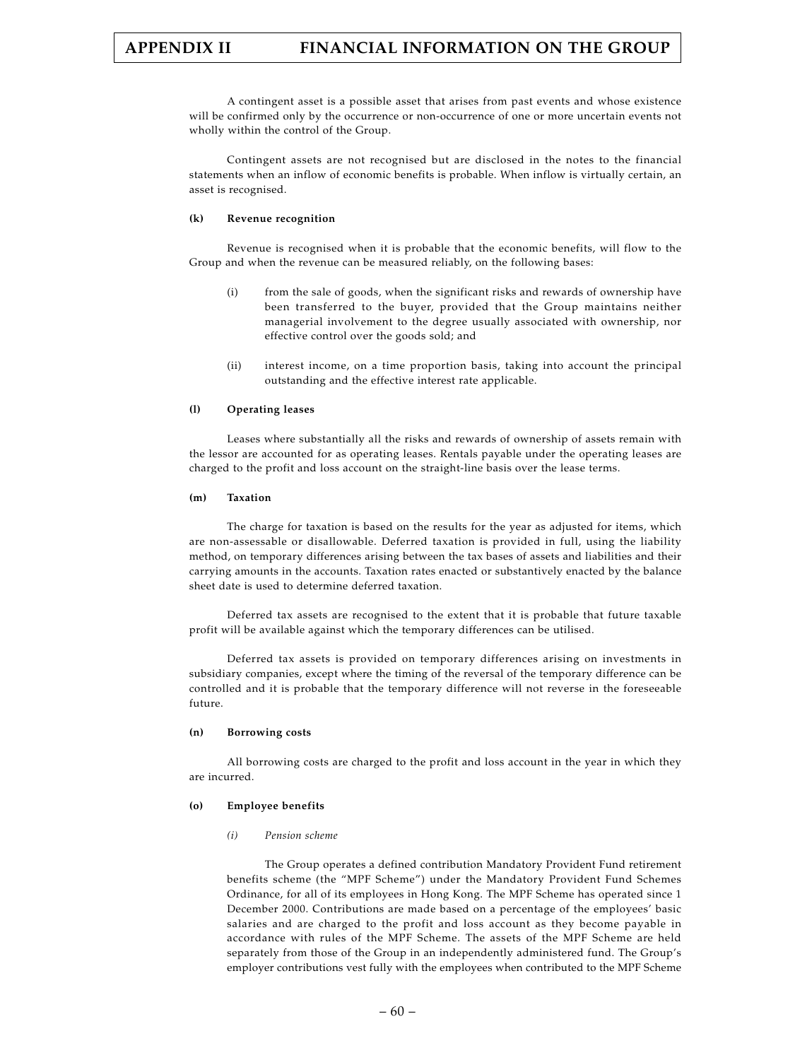A contingent asset is a possible asset that arises from past events and whose existence will be confirmed only by the occurrence or non-occurrence of one or more uncertain events not wholly within the control of the Group.

Contingent assets are not recognised but are disclosed in the notes to the financial statements when an inflow of economic benefits is probable. When inflow is virtually certain, an asset is recognised.

**(k) Revenue recognition**

Revenue is recognised when it is probable that the economic benefits, will flow to the Group and when the revenue can be measured reliably, on the following bases:

(i) from the sale of goods, when the significant risks and rewards of ownership have been transferred to the buyer, provided that the Group maintains neither managerial involvement to the degree usually associated with ownership, nor effective control over the goods sold; and

(ii) interest income, on a time proportion basis, taking into account the principal outstanding and the effective interest rate applicable.

**(l) Operating leases**

Leases where substantially all the risks and rewards of ownership of assets remain with the lessor are accounted for as operating leases. Rentals payable under the operating leases are charged to the profit and loss account on the straight-line basis over the lease terms.

**(m) Taxation**

The charge for taxation is based on the results for the year as adjusted for items, which are non-assessable or disallowable. Deferred taxation is provided in full, using the liability method, on temporary differences arising between the tax bases of assets and liabilities and their carrying amounts in the accounts. Taxation rates enacted or substantively enacted by the balance sheet date is used to determine deferred taxation.

Deferred tax assets are recognised to the extent that it is probable that future taxable profit will be available against which the temporary differences can be utilised.

Deferred tax assets is provided on temporary differences arising on investments in subsidiary companies, except where the timing of the reversal of the temporary difference can be controlled and it is probable that the temporary difference will not reverse in the foreseeable future.

**(n) Borrowing costs**

All borrowing costs are charged to the profit and loss account in the year in which they are incurred.

**(o) Employee benefits**

*(i) Pension scheme*

The Group operates a defined contribution Mandatory Provident Fund retirement benefits scheme (the "MPF Scheme") under the Mandatory Provident Fund Schemes Ordinance, for all of its employees in Hong Kong. The MPF Scheme has operated since 1 December 2000. Contributions are made based on a percentage of the employees' basic salaries and are charged to the profit and loss account as they become payable in accordance with rules of the MPF Scheme. The assets of the MPF Scheme are held separately from those of the Group in an independently administered fund. The Group's employer contributions vest fully with the employees when contributed to the MPF Scheme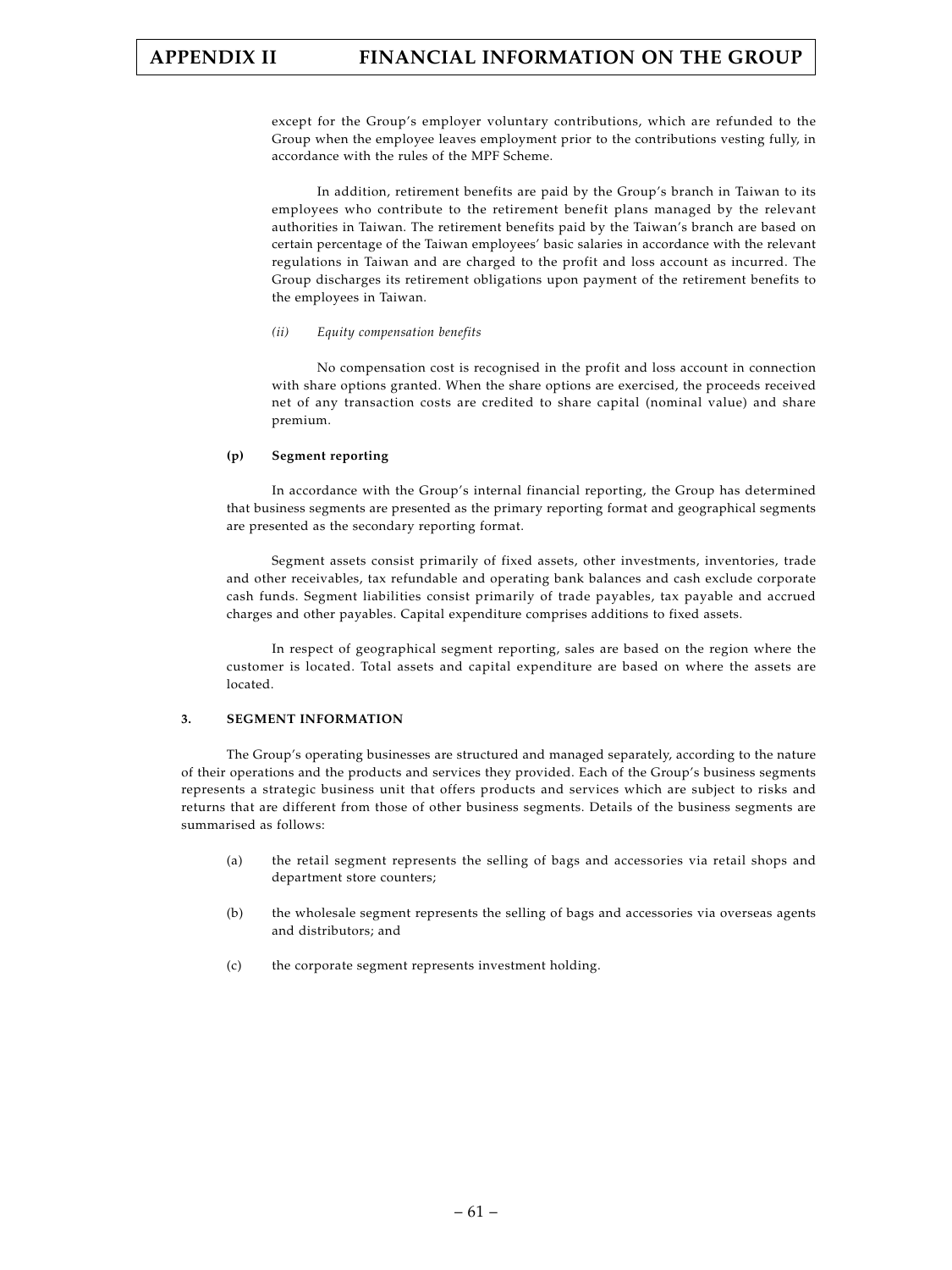except for the Group's employer voluntary contributions, which are refunded to the Group when the employee leaves employment prior to the contributions vesting fully, in accordance with the rules of the MPF Scheme.

In addition, retirement benefits are paid by the Group's branch in Taiwan to its employees who contribute to the retirement benefit plans managed by the relevant authorities in Taiwan. The retirement benefits paid by the Taiwan's branch are based on certain percentage of the Taiwan employees' basic salaries in accordance with the relevant regulations in Taiwan and are charged to the profit and loss account as incurred. The Group discharges its retirement obligations upon payment of the retirement benefits to the employees in Taiwan.

*(ii) Equity compensation benefits*

No compensation cost is recognised in the profit and loss account in connection with share options granted. When the share options are exercised, the proceeds received net of any transaction costs are credited to share capital (nominal value) and share premium.

**(p) Segment reporting**

In accordance with the Group's internal financial reporting, the Group has determined that business segments are presented as the primary reporting format and geographical segments are presented as the secondary reporting format.

Segment assets consist primarily of fixed assets, other investments, inventories, trade and other receivables, tax refundable and operating bank balances and cash exclude corporate cash funds. Segment liabilities consist primarily of trade payables, tax payable and accrued charges and other payables. Capital expenditure comprises additions to fixed assets.

In respect of geographical segment reporting, sales are based on the region where the customer is located. Total assets and capital expenditure are based on where the assets are located.

## 3. SEGMENT INFORMATION

The Group's operating businesses are structured and managed separately, according to the nature of their operations and the products and services they provided. Each of the Group's business segments represents a strategic business unit that offers products and services which are subject to risks and returns that are different from those of other business segments. Details of the business segments are summarised as follows:

(a) the retail segment represents the selling of bags and accessories via retail shops and department store counters;

(b) the wholesale segment represents the selling of bags and accessories via overseas agents and distributors; and

(c) the corporate segment represents investment holding.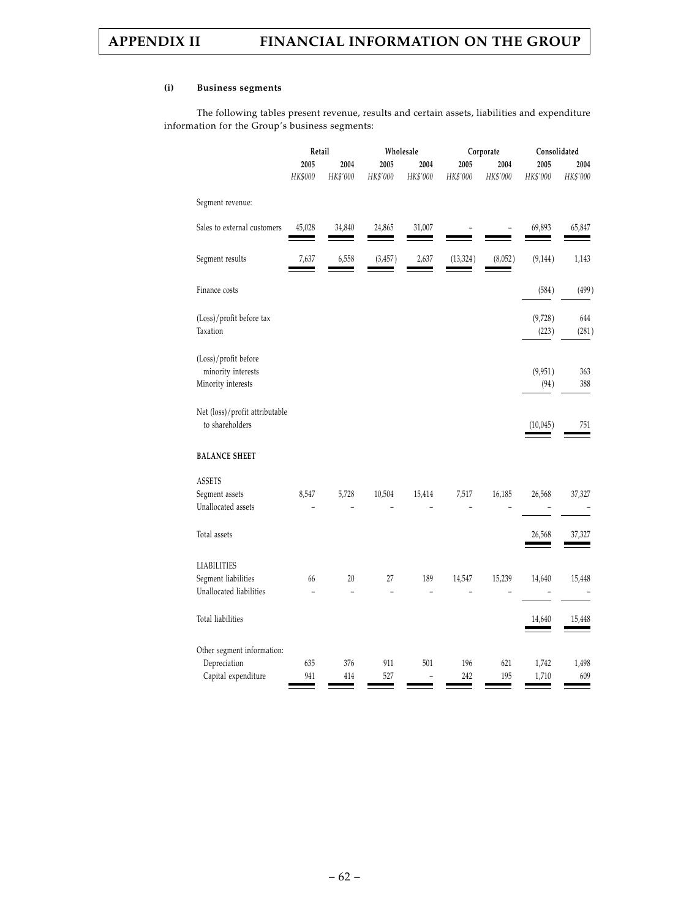#### (i) Business segments

The following tables present revenue, results and certain assets, liabilities and expenditure information for the Group's business segments:

| | Retail | | Wholesale | | Corporate | | Consolidated | |
|---|---|---|---|---|---|---|---|---|
| | 2005 | 2004 | 2005 | 2004 | 2005 | 2004 | 2005 | 2004 |
| | HK$000 | HK$'000 | HK$'000 | HK$'000 | HK$'000 | HK$'000 | HK$'000 | HK$'000 |
| Segment revenue: | | | | | | | | |
| Sales to external customers | 45,028 | 34,840 | 24,865 | 31,007 | – | – | 69,893 | 65,847 |
| Segment results | 7,637 | 6,558 | (3,457) | 2,637 | (13,324) | (8,052) | (9,144) | 1,143 |
| Finance costs | | | | | | | (584) | (499) |
| (Loss)/profit before tax | | | | | | | (9,728) | 644 |
| Taxation | | | | | | | (223) | (281) |
| (Loss)/profit before minority interests | | | | | | | (9,951) | 363 |
| Minority interests | | | | | | | (94) | 388 |
| Net (loss)/profit attributable to shareholders | | | | | | | (10,045) | 751 |
| **BALANCE SHEET** | | | | | | | | |
| ASSETS | | | | | | | | |
| Segment assets | 8,547 | 5,728 | 10,504 | 15,414 | 7,517 | 16,185 | 26,568 | 37,327 |
| Unallocated assets | – | – | – | – | – | – | – | – |
| Total assets | | | | | | | 26,568 | 37,327 |
| LIABILITIES | | | | | | | | |
| Segment liabilities | 66 | 20 | 27 | 189 | 14,547 | 15,239 | 14,640 | 15,448 |
| Unallocated liabilities | – | – | – | – | – | – | – | – |
| Total liabilities | | | | | | | 14,640 | 15,448 |
| Other segment information: | | | | | | | | |
| Depreciation | 635 | 376 | 911 | 501 | 196 | 621 | 1,742 | 1,498 |
| Capital expenditure | 941 | 414 | 527 | – | 242 | 195 | 1,710 | 609 |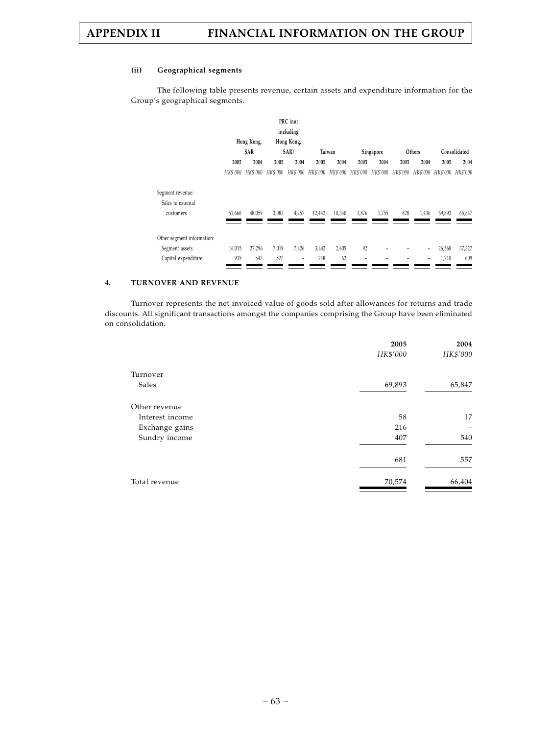#### (ii) Geographical segments

The following table presents revenue, certain assets and expenditure information for the Group's geographical segments.

| | Hong Kong, SAR | | PRC (not including Hong Kong, SAR) | | Taiwan | | Singapore | | Others | | Consolidated | |
|---|---|---|---|---|---|---|---|---|---|---|---|---|
| | 2005 | 2004 | 2005 | 2004 | 2005 | 2004 | 2005 | 2004 | 2005 | 2004 | 2005 | 2004 |
| | *HK$'000* | *HK$'000* | *HK$'000* | *HK$'000* | *HK$'000* | *HK$'000* | *HK$'000* | *HK$'000* | *HK$'000* | *HK$'000* | *HK$'000* | *HK$'000* |
| Segment revenue: | | | | | | | | | | | | |
| Sales to external customers | 51,660 | 48,059 | 3,087 | 4,257 | 12,442 | 10,340 | 1,876 | 1,755 | 828 | 1,436 | 69,893 | 65,847 |
| Other segment information: | | | | | | | | | | | | |
| Segment assets | 16,015 | 27,296 | 7,019 | 7,426 | 3,442 | 2,605 | 92 | – | – | – | 26,568 | 37,327 |
| Capital expenditure | 935 | 547 | 527 | – | 248 | 62 | – | – | – | – | 1,710 | 609 |

## 4. TURNOVER AND REVENUE

Turnover represents the net invoiced value of goods sold after allowances for returns and trade discounts. All significant transactions amongst the companies comprising the Group have been eliminated on consolidation.

| | 2005 | 2004 |
|---|---|---|
| | *HK$'000* | *HK$'000* |
| Turnover | | |
| Sales | 69,893 | 65,847 |
| Other revenue | | |
| Interest income | 58 | 17 |
| Exchange gains | 216 | – |
| Sundry income | 407 | 540 |
| | 681 | 557 |
| Total revenue | 70,574 | 66,404 |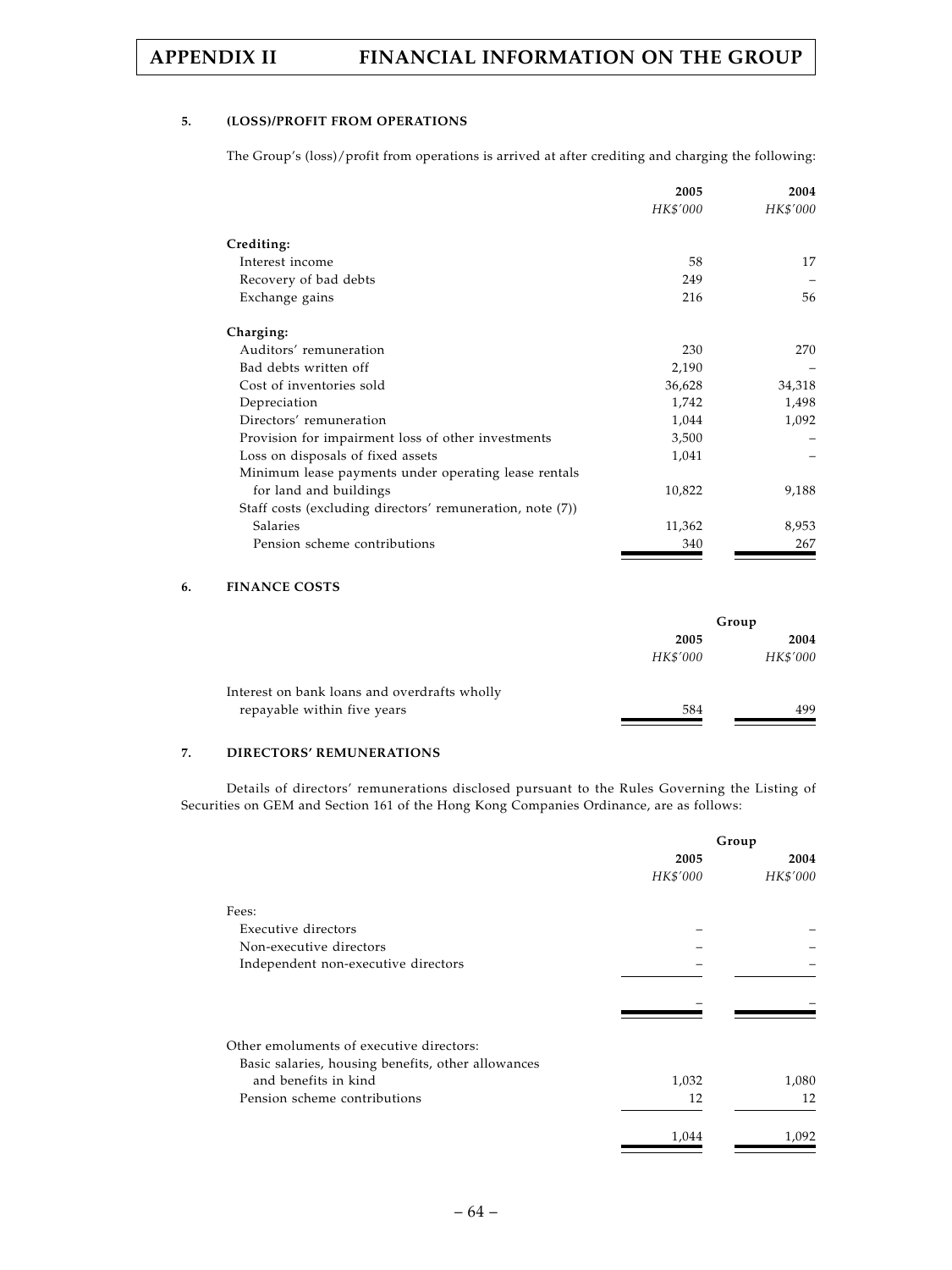### 5. (LOSS)/PROFIT FROM OPERATIONS

The Group's (loss)/profit from operations is arrived at after crediting and charging the following:

| | 2005 | 2004 |
|---|---|---|
| | *HK$'000* | *HK$'000* |
| **Crediting:** | | |
| Interest income | 58 | 17 |
| Recovery of bad debts | 249 | – |
| Exchange gains | 216 | 56 |
| **Charging:** | | |
| Auditors' remuneration | 230 | 270 |
| Bad debts written off | 2,190 | – |
| Cost of inventories sold | 36,628 | 34,318 |
| Depreciation | 1,742 | 1,498 |
| Directors' remuneration | 1,044 | 1,092 |
| Provision for impairment loss of other investments | 3,500 | – |
| Loss on disposals of fixed assets | 1,041 | – |
| Minimum lease payments under operating lease rentals for land and buildings | 10,822 | 9,188 |
| Staff costs (excluding directors' remuneration, note (7)) | | |
| Salaries | 11,362 | 8,953 |
| Pension scheme contributions | 340 | 267 |

### 6. FINANCE COSTS

| | Group | |
|---|---|---|
| | 2005 | 2004 |
| | *HK$'000* | *HK$'000* |
| Interest on bank loans and overdrafts wholly repayable within five years | 584 | 499 |

### 7. DIRECTORS' REMUNERATIONS

Details of directors' remunerations disclosed pursuant to the Rules Governing the Listing of Securities on GEM and Section 161 of the Hong Kong Companies Ordinance, are as follows:

| | Group | |
|---|---|---|
| | 2005 | 2004 |
| | *HK$'000* | *HK$'000* |
| Fees: | | |
| Executive directors | – | – |
| Non-executive directors | – | – |
| Independent non-executive directors | – | – |
| | – | – |
| Other emoluments of executive directors: | | |
| Basic salaries, housing benefits, other allowances and benefits in kind | 1,032 | 1,080 |
| Pension scheme contributions | 12 | 12 |
| | 1,044 | 1,092 |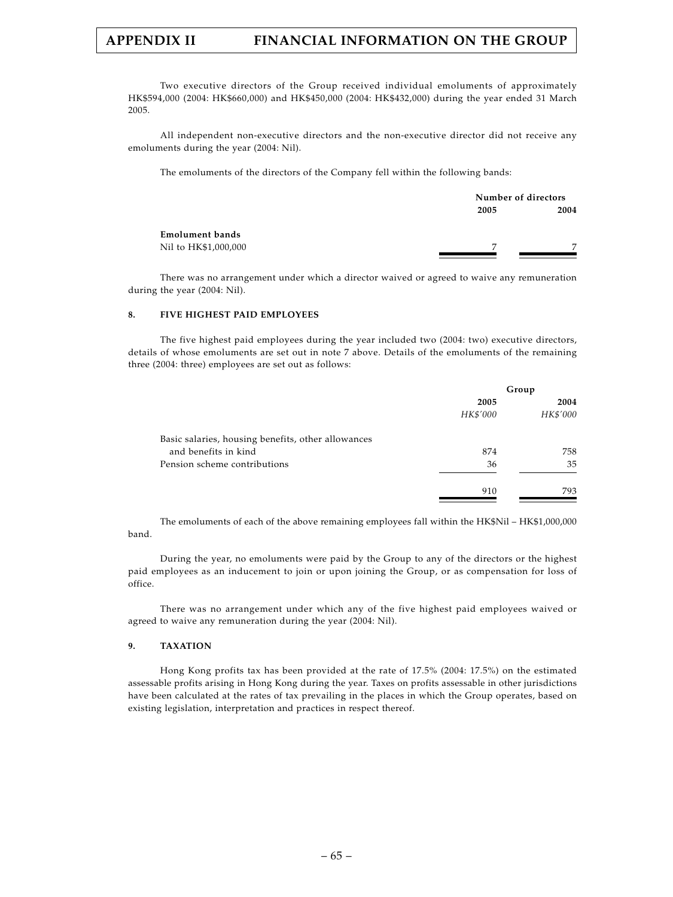Two executive directors of the Group received individual emoluments of approximately HK$594,000 (2004: HK$660,000) and HK$450,000 (2004: HK$432,000) during the year ended 31 March 2005.

All independent non-executive directors and the non-executive director did not receive any emoluments during the year (2004: Nil).

The emoluments of the directors of the Company fell within the following bands:

| | Number of directors | |
|---|---|---|
| | **2005** | **2004** |
| **Emolument bands** | | |
| Nil to HK$1,000,000 | 7 | 7 |

There was no arrangement under which a director waived or agreed to waive any remuneration during the year (2004: Nil).

### 8. FIVE HIGHEST PAID EMPLOYEES

The five highest paid employees during the year included two (2004: two) executive directors, details of whose emoluments are set out in note 7 above. Details of the emoluments of the remaining three (2004: three) employees are set out as follows:

| | Group | |
|---|---|---|
| | **2005** | **2004** |
| | *HK$'000* | *HK$'000* |
| Basic salaries, housing benefits, other allowances and benefits in kind | 874 | 758 |
| Pension scheme contributions | 36 | 35 |
| | 910 | 793 |

The emoluments of each of the above remaining employees fall within the HK$Nil – HK$1,000,000 band.

During the year, no emoluments were paid by the Group to any of the directors or the highest paid employees as an inducement to join or upon joining the Group, or as compensation for loss of office.

There was no arrangement under which any of the five highest paid employees waived or agreed to waive any remuneration during the year (2004: Nil).

### 9. TAXATION

Hong Kong profits tax has been provided at the rate of 17.5% (2004: 17.5%) on the estimated assessable profits arising in Hong Kong during the year. Taxes on profits assessable in other jurisdictions have been calculated at the rates of tax prevailing in the places in which the Group operates, based on existing legislation, interpretation and practices in respect thereof.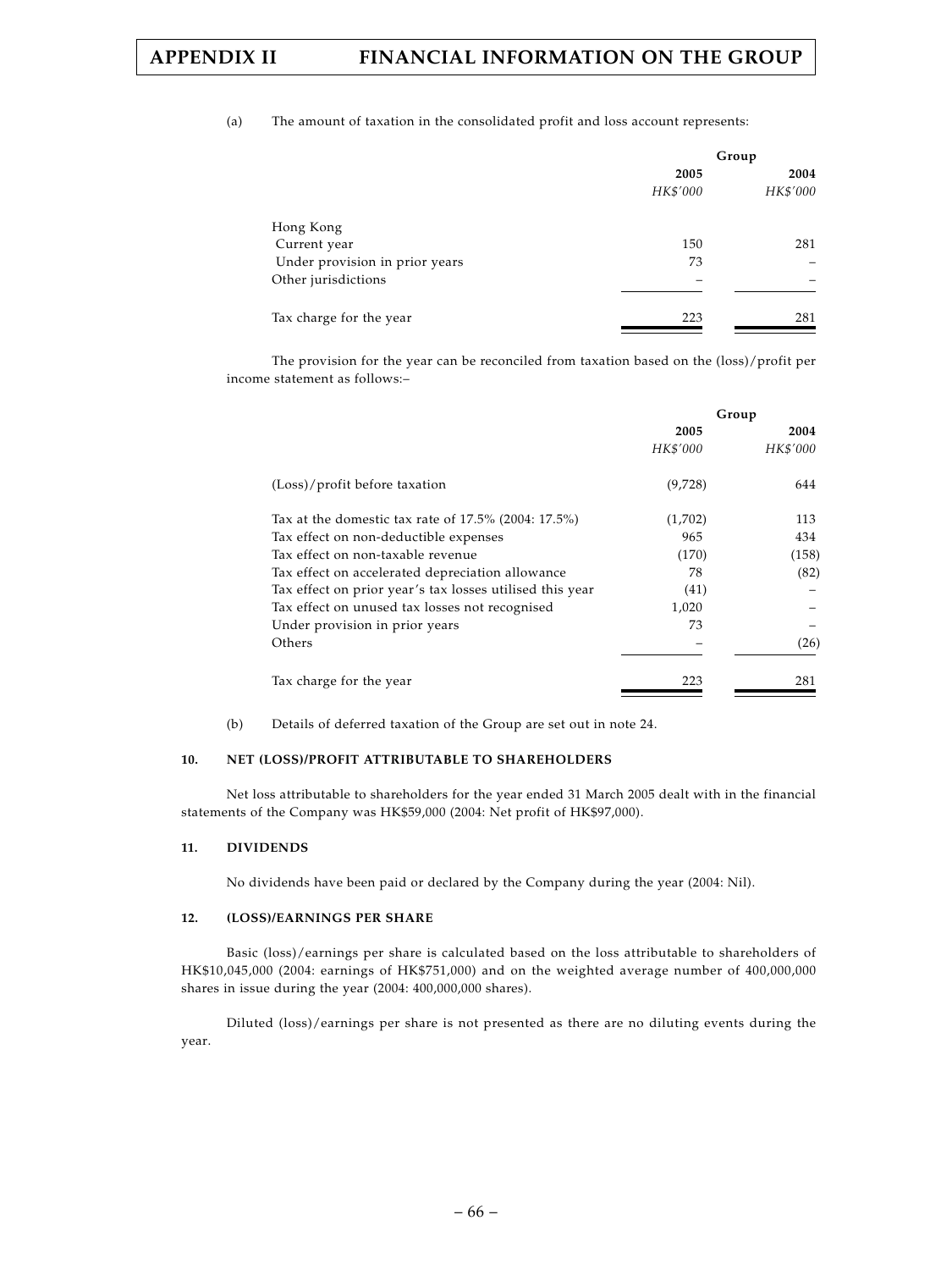(a) The amount of taxation in the consolidated profit and loss account represents:

| | Group | |
|---|---|---|
| | **2005** | **2004** |
| | *HK$'000* | *HK$'000* |
| Hong Kong | | |
| Current year | 150 | 281 |
| Under provision in prior years | 73 | – |
| Other jurisdictions | – | – |
| Tax charge for the year | 223 | 281 |

The provision for the year can be reconciled from taxation based on the (loss)/profit per income statement as follows:–

| | Group | |
|---|---|---|
| | **2005** | **2004** |
| | *HK$'000* | *HK$'000* |
| (Loss)/profit before taxation | (9,728) | 644 |
| Tax at the domestic tax rate of 17.5% (2004: 17.5%) | (1,702) | 113 |
| Tax effect on non-deductible expenses | 965 | 434 |
| Tax effect on non-taxable revenue | (170) | (158) |
| Tax effect on accelerated depreciation allowance | 78 | (82) |
| Tax effect on prior year's tax losses utilised this year | (41) | – |
| Tax effect on unused tax losses not recognised | 1,020 | – |
| Under provision in prior years | 73 | – |
| Others | – | (26) |
| Tax charge for the year | 223 | 281 |

(b) Details of deferred taxation of the Group are set out in note 24.

## 10. NET (LOSS)/PROFIT ATTRIBUTABLE TO SHAREHOLDERS

Net loss attributable to shareholders for the year ended 31 March 2005 dealt with in the financial statements of the Company was HK$59,000 (2004: Net profit of HK$97,000).

## 11. DIVIDENDS

No dividends have been paid or declared by the Company during the year (2004: Nil).

## 12. (LOSS)/EARNINGS PER SHARE

Basic (loss)/earnings per share is calculated based on the loss attributable to shareholders of HK$10,045,000 (2004: earnings of HK$751,000) and on the weighted average number of 400,000,000 shares in issue during the year (2004: 400,000,000 shares).

Diluted (loss)/earnings per share is not presented as there are no diluting events during the year.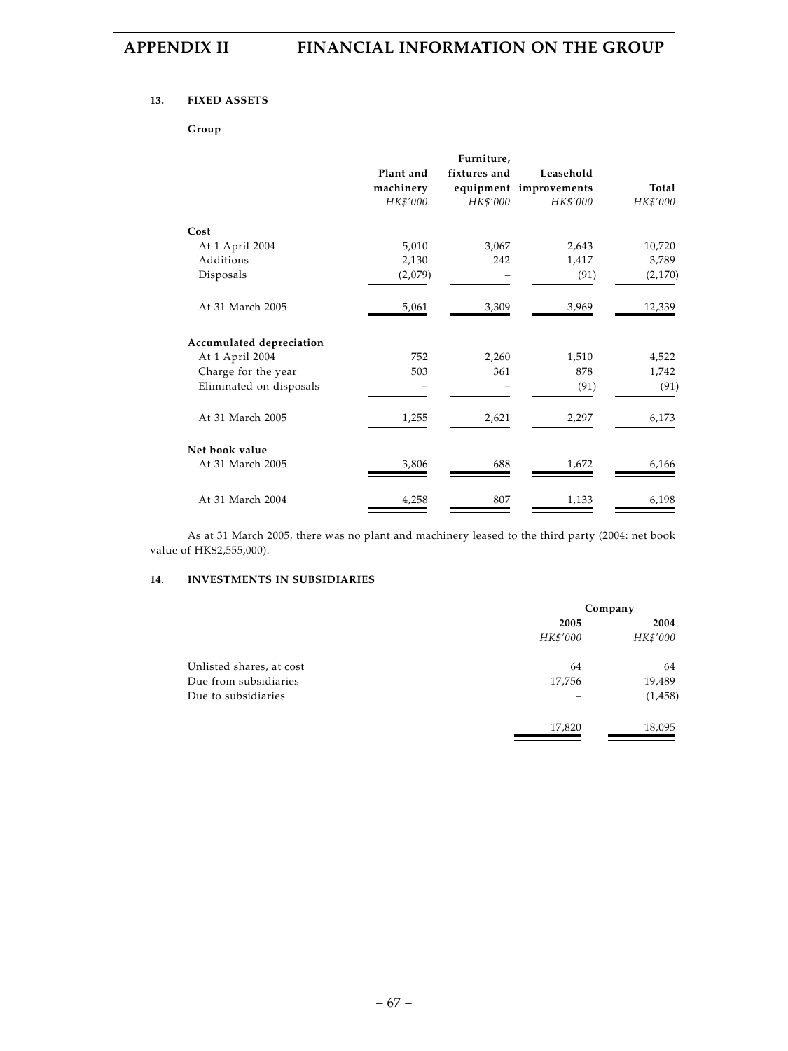### 13. FIXED ASSETS

**Group**

| | Plant and machinery | Furniture, fixtures and equipment | Leasehold improvements | Total |
|---|---|---|---|---|
| | *HK$'000* | *HK$'000* | *HK$'000* | *HK$'000* |
| **Cost** | | | | |
| At 1 April 2004 | 5,010 | 3,067 | 2,643 | 10,720 |
| Additions | 2,130 | 242 | 1,417 | 3,789 |
| Disposals | (2,079) | – | (91) | (2,170) |
| At 31 March 2005 | 5,061 | 3,309 | 3,969 | 12,339 |
| **Accumulated depreciation** | | | | |
| At 1 April 2004 | 752 | 2,260 | 1,510 | 4,522 |
| Charge for the year | 503 | 361 | 878 | 1,742 |
| Eliminated on disposals | – | – | (91) | (91) |
| At 31 March 2005 | 1,255 | 2,621 | 2,297 | 6,173 |
| **Net book value** | | | | |
| At 31 March 2005 | 3,806 | 688 | 1,672 | 6,166 |
| At 31 March 2004 | 4,258 | 807 | 1,133 | 6,198 |

As at 31 March 2005, there was no plant and machinery leased to the third party (2004: net book value of HK$2,555,000).

### 14. INVESTMENTS IN SUBSIDIARIES

| | Company | |
|---|---|---|
| | 2005 | 2004 |
| | *HK$'000* | *HK$'000* |
| Unlisted shares, at cost | 64 | 64 |
| Due from subsidiaries | 17,756 | 19,489 |
| Due to subsidiaries | – | (1,458) |
| | 17,820 | 18,095 |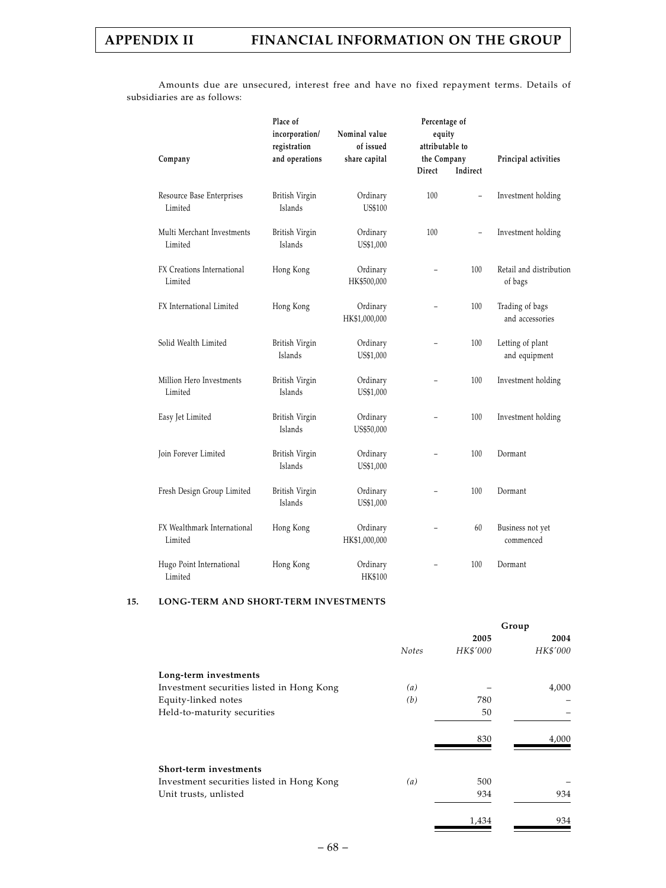Amounts due are unsecured, interest free and have no fixed repayment terms. Details of subsidiaries are as follows:

| Company | Place of incorporation/ registration and operations | Nominal value of issued share capital | Percentage of equity attributable to the Company | | Principal activities |
|---|---|---|---|---|---|
| | | | Direct | Indirect | |
| Resource Base Enterprises Limited | British Virgin Islands | Ordinary US$100 | 100 | – | Investment holding |
| Multi Merchant Investments Limited | British Virgin Islands | Ordinary US$1,000 | 100 | – | Investment holding |
| FX Creations International Limited | Hong Kong | Ordinary HK$500,000 | – | 100 | Retail and distribution of bags |
| FX International Limited | Hong Kong | Ordinary HK$1,000,000 | – | 100 | Trading of bags and accessories |
| Solid Wealth Limited | British Virgin Islands | Ordinary US$1,000 | – | 100 | Letting of plant and equipment |
| Million Hero Investments Limited | British Virgin Islands | Ordinary US$1,000 | – | 100 | Investment holding |
| Easy Jet Limited | British Virgin Islands | Ordinary US$50,000 | – | 100 | Investment holding |
| Join Forever Limited | British Virgin Islands | Ordinary US$1,000 | – | 100 | Dormant |
| Fresh Design Group Limited | British Virgin Islands | Ordinary US$1,000 | – | 100 | Dormant |
| FX Wealthmark International Limited | Hong Kong | Ordinary HK$1,000,000 | – | 60 | Business not yet commenced |
| Hugo Point International Limited | Hong Kong | Ordinary HK$100 | – | 100 | Dormant |

## 15. LONG-TERM AND SHORT-TERM INVESTMENTS

| | | Group | |
|---|---|---|---|
| | *Notes* | 2005 *HK$'000* | 2004 *HK$'000* |
| **Long-term investments** | | | |
| Investment securities listed in Hong Kong | *(a)* | – | 4,000 |
| Equity-linked notes | *(b)* | 780 | – |
| Held-to-maturity securities | | 50 | – |
| | | 830 | 4,000 |
| **Short-term investments** | | | |
| Investment securities listed in Hong Kong | *(a)* | 500 | – |
| Unit trusts, unlisted | | 934 | 934 |
| | | 1,434 | 934 |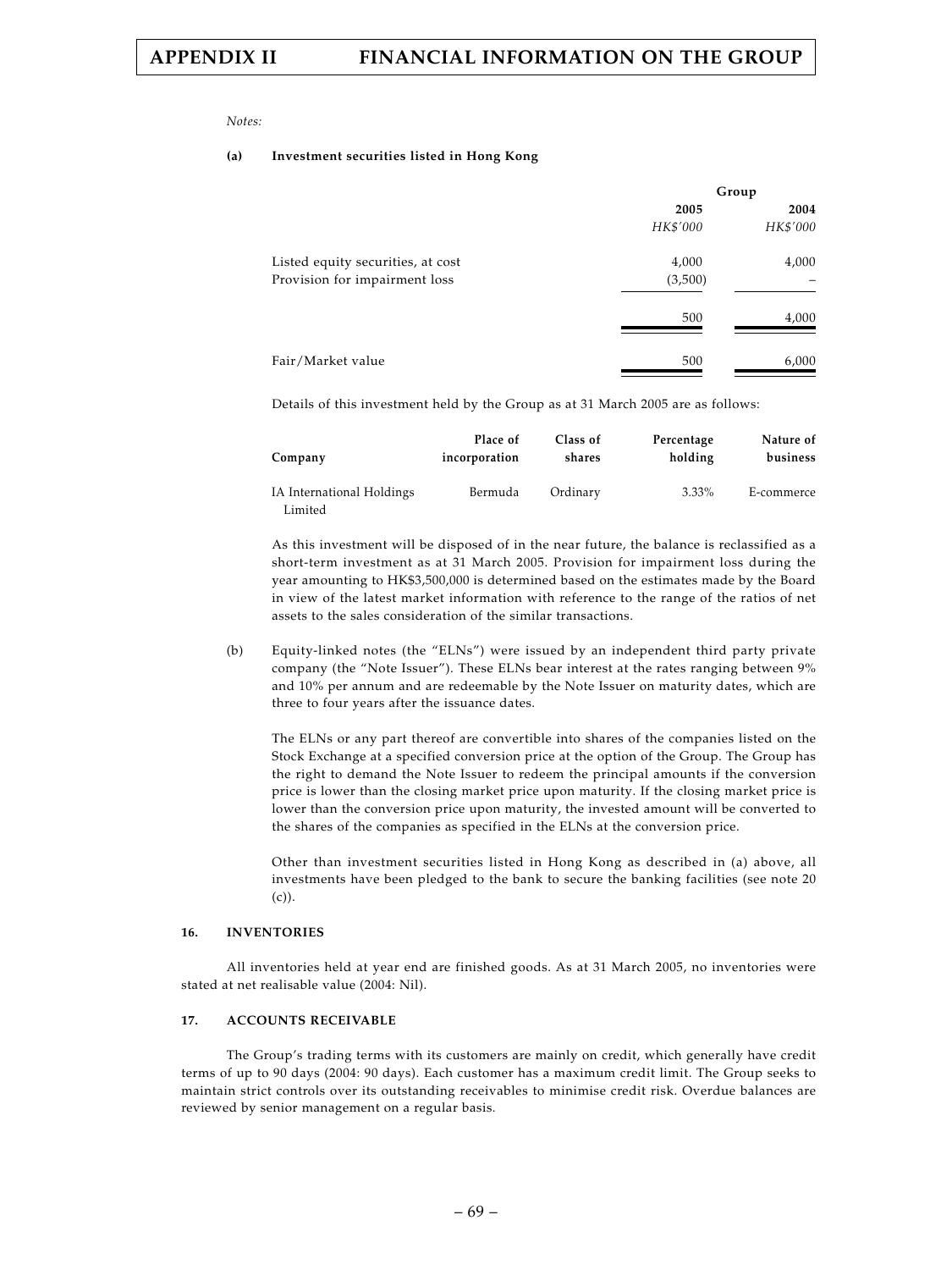*Notes:*

**(a) Investment securities listed in Hong Kong**

| | Group | |
|---|---|---|
| | **2005** | **2004** |
| | *HK$'000* | *HK$'000* |
| Listed equity securities, at cost | 4,000 | 4,000 |
| Provision for impairment loss | (3,500) | – |
| | 500 | 4,000 |
| Fair/Market value | 500 | 6,000 |

Details of this investment held by the Group as at 31 March 2005 are as follows:

| Company | Place of incorporation | Class of shares | Percentage holding | Nature of business |
|---|---|---|---|---|
| IA International Holdings Limited | Bermuda | Ordinary | 3.33% | E-commerce |

As this investment will be disposed of in the near future, the balance is reclassified as a short-term investment as at 31 March 2005. Provision for impairment loss during the year amounting to HK$3,500,000 is determined based on the estimates made by the Board in view of the latest market information with reference to the range of the ratios of net assets to the sales consideration of the similar transactions.

(b) Equity-linked notes (the "ELNs") were issued by an independent third party private company (the "Note Issuer"). These ELNs bear interest at the rates ranging between 9% and 10% per annum and are redeemable by the Note Issuer on maturity dates, which are three to four years after the issuance dates.

The ELNs or any part thereof are convertible into shares of the companies listed on the Stock Exchange at a specified conversion price at the option of the Group. The Group has the right to demand the Note Issuer to redeem the principal amounts if the conversion price is lower than the closing market price upon maturity. If the closing market price is lower than the conversion price upon maturity, the invested amount will be converted to the shares of the companies as specified in the ELNs at the conversion price.

Other than investment securities listed in Hong Kong as described in (a) above, all investments have been pledged to the bank to secure the banking facilities (see note 20 (c)).

**16. INVENTORIES**

All inventories held at year end are finished goods. As at 31 March 2005, no inventories were stated at net realisable value (2004: Nil).

**17. ACCOUNTS RECEIVABLE**

The Group's trading terms with its customers are mainly on credit, which generally have credit terms of up to 90 days (2004: 90 days). Each customer has a maximum credit limit. The Group seeks to maintain strict controls over its outstanding receivables to minimise credit risk. Overdue balances are reviewed by senior management on a regular basis.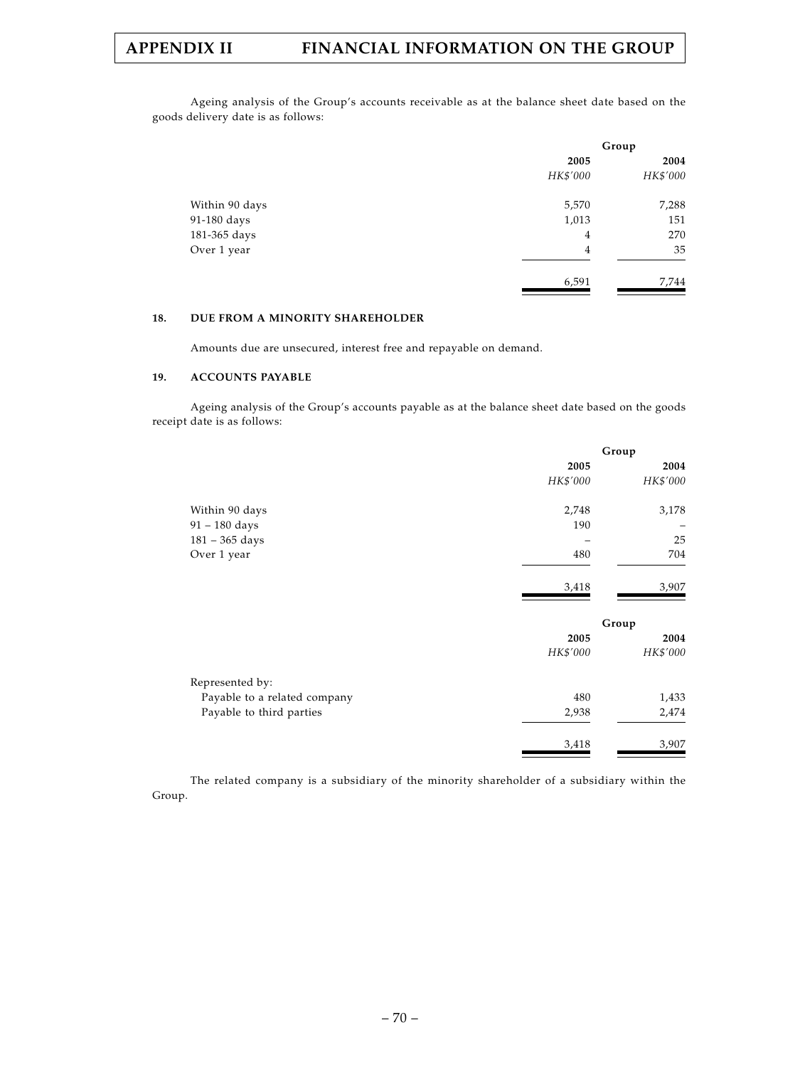Ageing analysis of the Group's accounts receivable as at the balance sheet date based on the goods delivery date is as follows:

| | Group | |
|---|---|---|
| | 2005 | 2004 |
| | *HK$'000* | *HK$'000* |
| Within 90 days | 5,570 | 7,288 |
| 91-180 days | 1,013 | 151 |
| 181-365 days | 4 | 270 |
| Over 1 year | 4 | 35 |
| | 6,591 | 7,744 |

**18. DUE FROM A MINORITY SHAREHOLDER**

Amounts due are unsecured, interest free and repayable on demand.

**19. ACCOUNTS PAYABLE**

Ageing analysis of the Group's accounts payable as at the balance sheet date based on the goods receipt date is as follows:

| | Group | |
|---|---|---|
| | 2005 | 2004 |
| | *HK$'000* | *HK$'000* |
| Within 90 days | 2,748 | 3,178 |
| 91 – 180 days | 190 | – |
| 181 – 365 days | – | 25 |
| Over 1 year | 480 | 704 |
| | 3,418 | 3,907 |

| | Group | |
|---|---|---|
| | 2005 | 2004 |
| | *HK$'000* | *HK$'000* |
| Represented by: | | |
| Payable to a related company | 480 | 1,433 |
| Payable to third parties | 2,938 | 2,474 |
| | 3,418 | 3,907 |

The related company is a subsidiary of the minority shareholder of a subsidiary within the Group.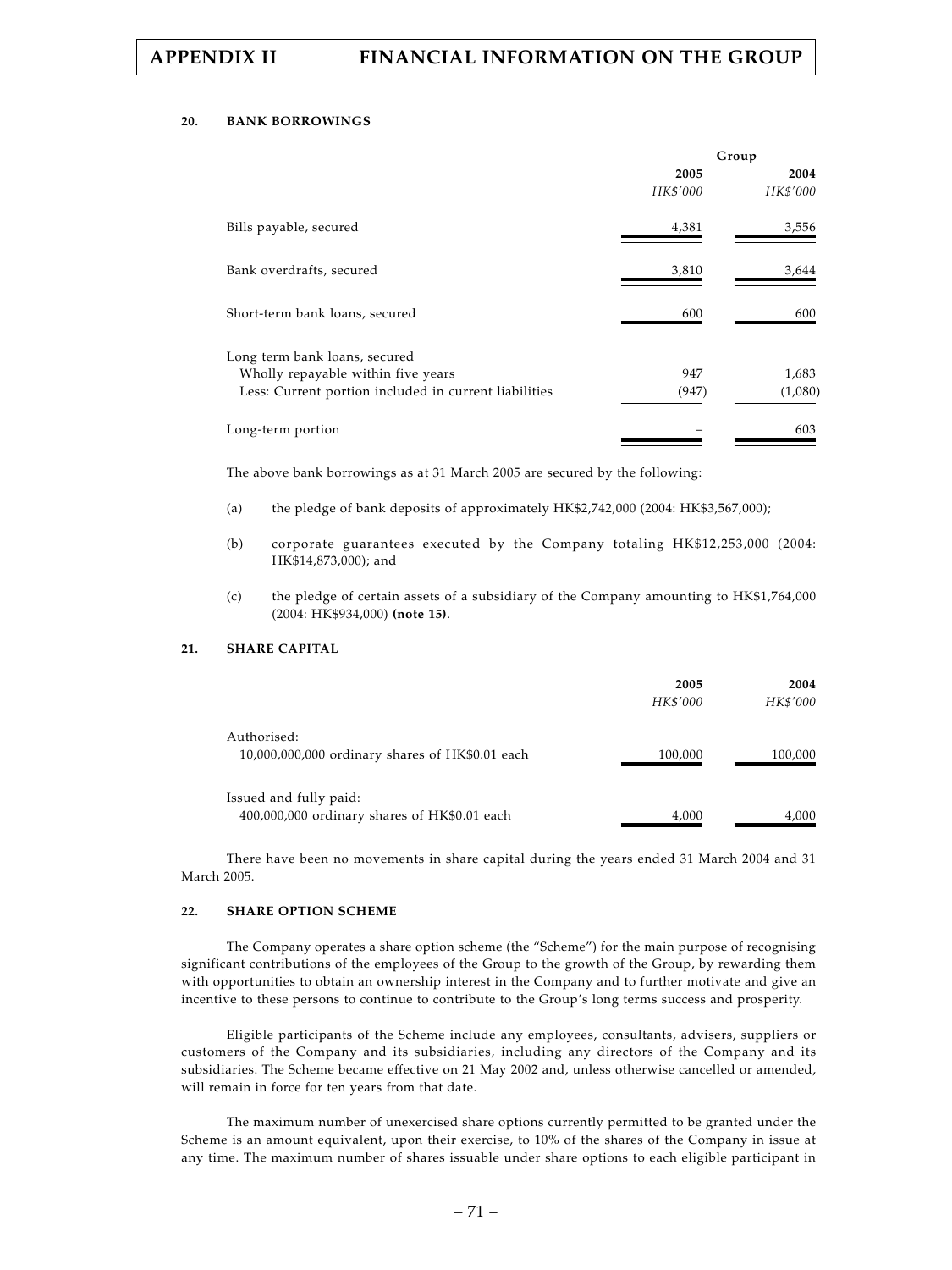### 20. BANK BORROWINGS

| | Group | |
|---|---|---|
| | 2005 | 2004 |
| | *HK$'000* | *HK$'000* |
| Bills payable, secured | 4,381 | 3,556 |
| Bank overdrafts, secured | 3,810 | 3,644 |
| Short-term bank loans, secured | 600 | 600 |
| Long term bank loans, secured | | |
| Wholly repayable within five years | 947 | 1,683 |
| Less: Current portion included in current liabilities | (947) | (1,080) |
| Long-term portion | – | 603 |

The above bank borrowings as at 31 March 2005 are secured by the following:

(a) the pledge of bank deposits of approximately HK$2,742,000 (2004: HK$3,567,000);

(b) corporate guarantees executed by the Company totaling HK$12,253,000 (2004: HK$14,873,000); and

(c) the pledge of certain assets of a subsidiary of the Company amounting to HK$1,764,000 (2004: HK$934,000) **(note 15)**.

### 21. SHARE CAPITAL

| | 2005 | 2004 |
|---|---|---|
| | *HK$'000* | *HK$'000* |
| Authorised: | | |
| 10,000,000,000 ordinary shares of HK$0.01 each | 100,000 | 100,000 |
| Issued and fully paid: | | |
| 400,000,000 ordinary shares of HK$0.01 each | 4,000 | 4,000 |

There have been no movements in share capital during the years ended 31 March 2004 and 31 March 2005.

### 22. SHARE OPTION SCHEME

The Company operates a share option scheme (the "Scheme") for the main purpose of recognising significant contributions of the employees of the Group to the growth of the Group, by rewarding them with opportunities to obtain an ownership interest in the Company and to further motivate and give an incentive to these persons to continue to contribute to the Group's long terms success and prosperity.

Eligible participants of the Scheme include any employees, consultants, advisers, suppliers or customers of the Company and its subsidiaries, including any directors of the Company and its subsidiaries. The Scheme became effective on 21 May 2002 and, unless otherwise cancelled or amended, will remain in force for ten years from that date.

The maximum number of unexercised share options currently permitted to be granted under the Scheme is an amount equivalent, upon their exercise, to 10% of the shares of the Company in issue at any time. The maximum number of shares issuable under share options to each eligible participant in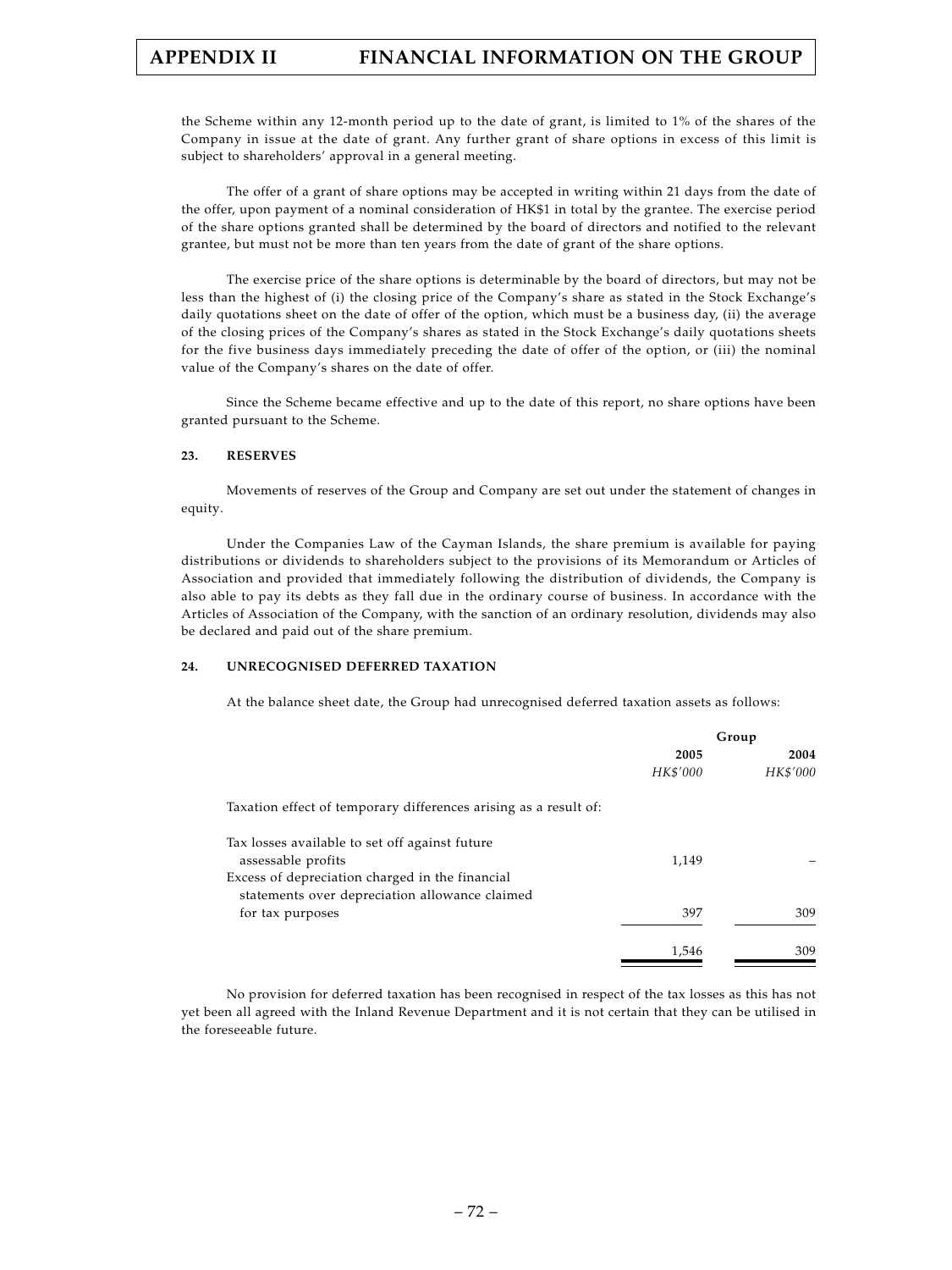the Scheme within any 12-month period up to the date of grant, is limited to 1% of the shares of the Company in issue at the date of grant. Any further grant of share options in excess of this limit is subject to shareholders' approval in a general meeting.

The offer of a grant of share options may be accepted in writing within 21 days from the date of the offer, upon payment of a nominal consideration of HK$1 in total by the grantee. The exercise period of the share options granted shall be determined by the board of directors and notified to the relevant grantee, but must not be more than ten years from the date of grant of the share options.

The exercise price of the share options is determinable by the board of directors, but may not be less than the highest of (i) the closing price of the Company's share as stated in the Stock Exchange's daily quotations sheet on the date of offer of the option, which must be a business day, (ii) the average of the closing prices of the Company's shares as stated in the Stock Exchange's daily quotations sheets for the five business days immediately preceding the date of offer of the option, or (iii) the nominal value of the Company's shares on the date of offer.

Since the Scheme became effective and up to the date of this report, no share options have been granted pursuant to the Scheme.

**23. RESERVES**

Movements of reserves of the Group and Company are set out under the statement of changes in equity.

Under the Companies Law of the Cayman Islands, the share premium is available for paying distributions or dividends to shareholders subject to the provisions of its Memorandum or Articles of Association and provided that immediately following the distribution of dividends, the Company is also able to pay its debts as they fall due in the ordinary course of business. In accordance with the Articles of Association of the Company, with the sanction of an ordinary resolution, dividends may also be declared and paid out of the share premium.

**24. UNRECOGNISED DEFERRED TAXATION**

At the balance sheet date, the Group had unrecognised deferred taxation assets as follows:

| | Group | |
|---|---|---|
| | **2005** | **2004** |
| | *HK$'000* | *HK$'000* |
| Taxation effect of temporary differences arising as a result of: | | |
| Tax losses available to set off against future assessable profits | 1,149 | – |
| Excess of depreciation charged in the financial statements over depreciation allowance claimed for tax purposes | 397 | 309 |
| | 1,546 | 309 |

No provision for deferred taxation has been recognised in respect of the tax losses as this has not yet been all agreed with the Inland Revenue Department and it is not certain that they can be utilised in the foreseeable future.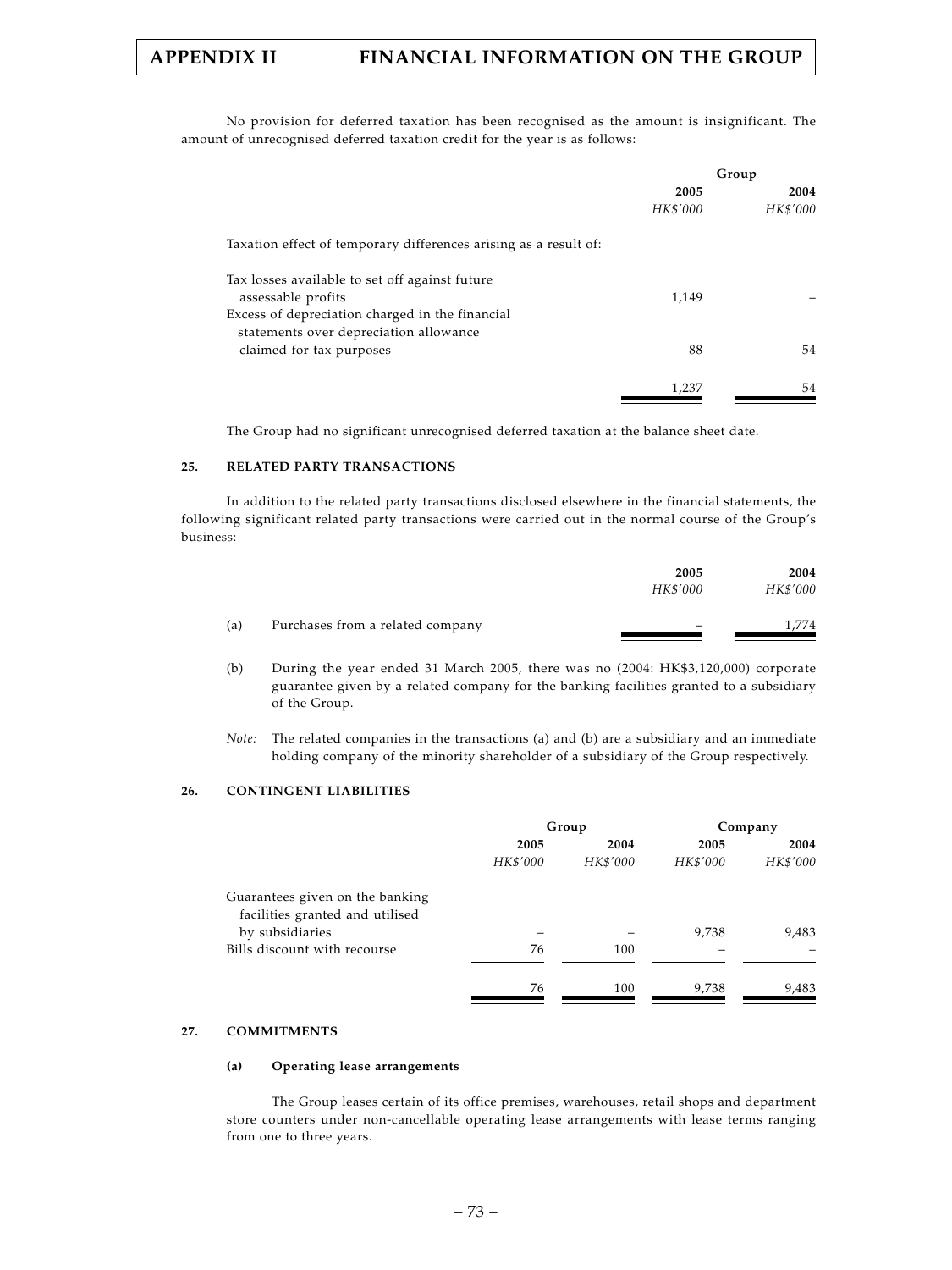No provision for deferred taxation has been recognised as the amount is insignificant. The amount of unrecognised deferred taxation credit for the year is as follows:

| | Group | |
|---|---|---|
| | 2005 | 2004 |
| | *HK$'000* | *HK$'000* |
| Taxation effect of temporary differences arising as a result of: | | |
| Tax losses available to set off against future assessable profits | 1,149 | – |
| Excess of depreciation charged in the financial statements over depreciation allowance claimed for tax purposes | 88 | 54 |
| | 1,237 | 54 |

The Group had no significant unrecognised deferred taxation at the balance sheet date.

## 25. RELATED PARTY TRANSACTIONS

In addition to the related party transactions disclosed elsewhere in the financial statements, the following significant related party transactions were carried out in the normal course of the Group's business:

| | 2005 | 2004 |
|---|---|---|
| | *HK$'000* | *HK$'000* |
| (a) Purchases from a related company | – | 1,774 |

(b) During the year ended 31 March 2005, there was no (2004: HK$3,120,000) corporate guarantee given by a related company for the banking facilities granted to a subsidiary of the Group.

*Note:* The related companies in the transactions (a) and (b) are a subsidiary and an immediate holding company of the minority shareholder of a subsidiary of the Group respectively.

## 26. CONTINGENT LIABILITIES

| | Group | | Company | |
|---|---|---|---|---|
| | 2005 | 2004 | 2005 | 2004 |
| | *HK$'000* | *HK$'000* | *HK$'000* | *HK$'000* |
| Guarantees given on the banking facilities granted and utilised by subsidiaries | – | – | 9,738 | 9,483 |
| Bills discount with recourse | 76 | 100 | – | – |
| | 76 | 100 | 9,738 | 9,483 |

## 27. COMMITMENTS

### (a) Operating lease arrangements

The Group leases certain of its office premises, warehouses, retail shops and department store counters under non-cancellable operating lease arrangements with lease terms ranging from one to three years.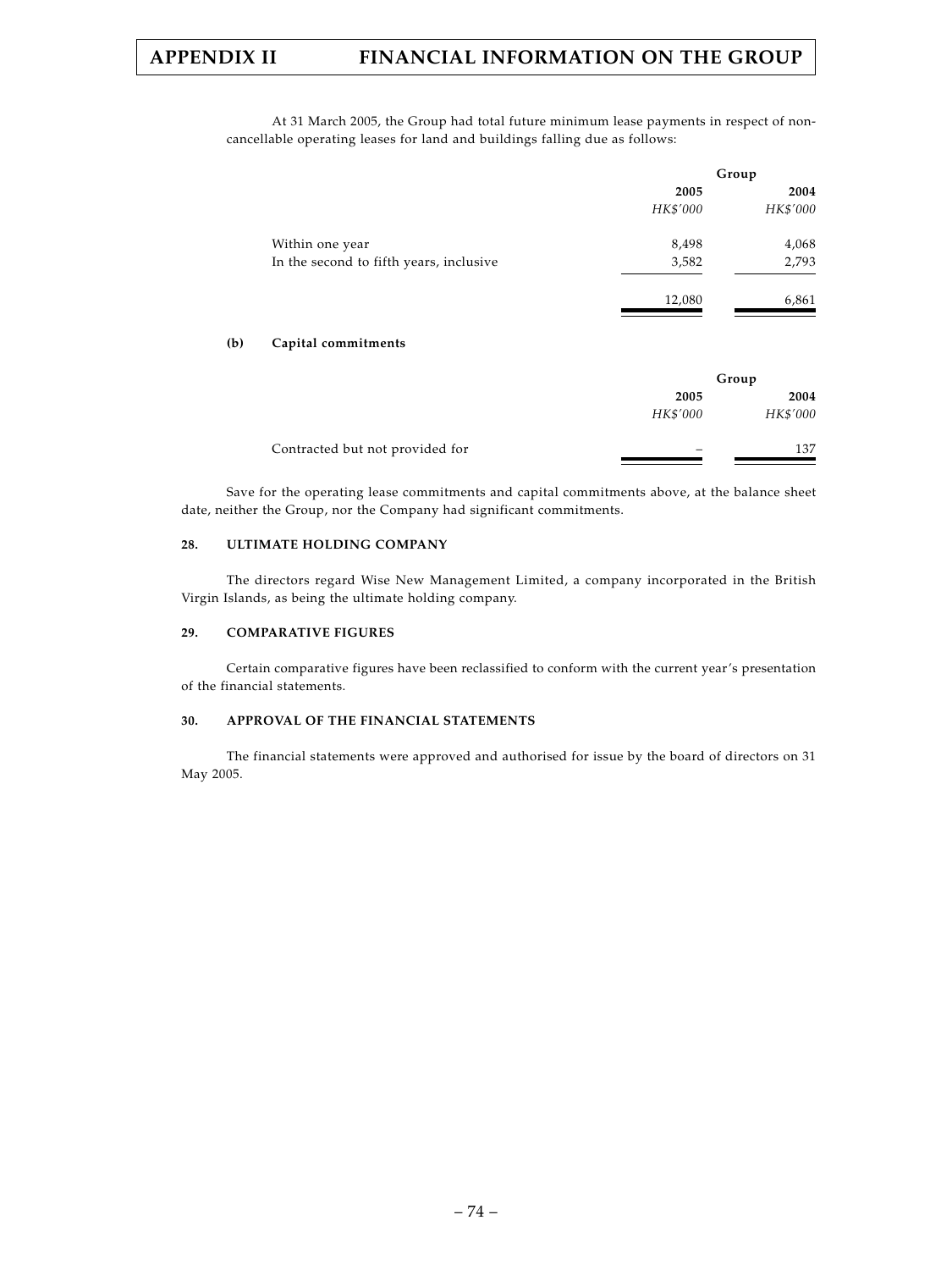At 31 March 2005, the Group had total future minimum lease payments in respect of non-cancellable operating leases for land and buildings falling due as follows:

| | Group | |
|---|---|---|
| | **2005** | **2004** |
| | *HK$'000* | *HK$'000* |
| Within one year | 8,498 | 4,068 |
| In the second to fifth years, inclusive | 3,582 | 2,793 |
| | 12,080 | 6,861 |

**(b) Capital commitments**

| | Group | |
|---|---|---|
| | **2005** | **2004** |
| | *HK$'000* | *HK$'000* |
| Contracted but not provided for | – | 137 |

Save for the operating lease commitments and capital commitments above, at the balance sheet date, neither the Group, nor the Company had significant commitments.

### 28. ULTIMATE HOLDING COMPANY

The directors regard Wise New Management Limited, a company incorporated in the British Virgin Islands, as being the ultimate holding company.

### 29. COMPARATIVE FIGURES

Certain comparative figures have been reclassified to conform with the current year's presentation of the financial statements.

### 30. APPROVAL OF THE FINANCIAL STATEMENTS

The financial statements were approved and authorised for issue by the board of directors on 31 May 2005.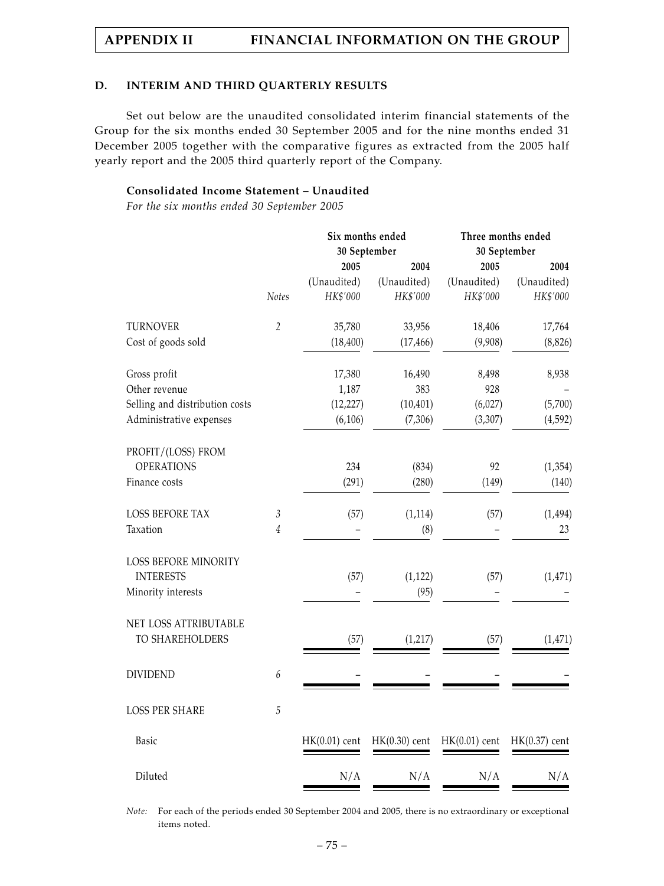## D. INTERIM AND THIRD QUARTERLY RESULTS

Set out below are the unaudited consolidated interim financial statements of the Group for the six months ended 30 September 2005 and for the nine months ended 31 December 2005 together with the comparative figures as extracted from the 2005 half yearly report and the 2005 third quarterly report of the Company.

**Consolidated Income Statement – Unaudited**

*For the six months ended 30 September 2005*

| | | Six months ended 30 September | | Three months ended 30 September | |
|---|---|---|---|---|---|
| | | 2005 | 2004 | 2005 | 2004 |
| | | (Unaudited) | (Unaudited) | (Unaudited) | (Unaudited) |
| | *Notes* | *HK$'000* | *HK$'000* | *HK$'000* | *HK$'000* |
| TURNOVER | 2 | 35,780 | 33,956 | 18,406 | 17,764 |
| Cost of goods sold | | (18,400) | (17,466) | (9,908) | (8,826) |
| Gross profit | | 17,380 | 16,490 | 8,498 | 8,938 |
| Other revenue | | 1,187 | 383 | 928 | – |
| Selling and distribution costs | | (12,227) | (10,401) | (6,027) | (5,700) |
| Administrative expenses | | (6,106) | (7,306) | (3,307) | (4,592) |
| PROFIT/(LOSS) FROM OPERATIONS | | 234 | (834) | 92 | (1,354) |
| Finance costs | | (291) | (280) | (149) | (140) |
| LOSS BEFORE TAX | 3 | (57) | (1,114) | (57) | (1,494) |
| Taxation | 4 | – | (8) | – | 23 |
| LOSS BEFORE MINORITY INTERESTS | | (57) | (1,122) | (57) | (1,471) |
| Minority interests | | – | (95) | – | – |
| NET LOSS ATTRIBUTABLE TO SHAREHOLDERS | | (57) | (1,217) | (57) | (1,471) |
| DIVIDEND | 6 | – | – | – | – |
| LOSS PER SHARE | 5 | | | | |
| Basic | | HK(0.01) cent | HK(0.30) cent | HK(0.01) cent | HK(0.37) cent |
| Diluted | | N/A | N/A | N/A | N/A |

*Note:* For each of the periods ended 30 September 2004 and 2005, there is no extraordinary or exceptional items noted.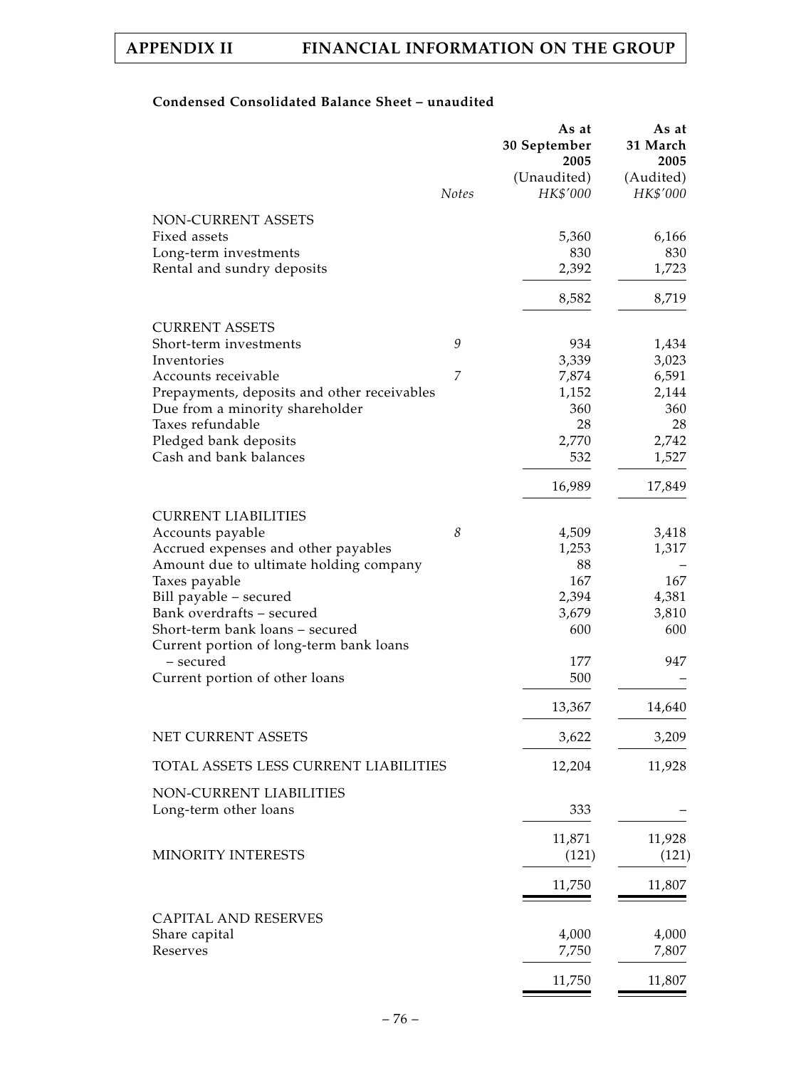**Condensed Consolidated Balance Sheet – unaudited**

| | Notes | As at 30 September 2005 (Unaudited) HK$'000 | As at 31 March 2005 (Audited) HK$'000 |
|---|---|---|---|
| NON-CURRENT ASSETS | | | |
| Fixed assets | | 5,360 | 6,166 |
| Long-term investments | | 830 | 830 |
| Rental and sundry deposits | | 2,392 | 1,723 |
| | | 8,582 | 8,719 |
| CURRENT ASSETS | | | |
| Short-term investments | 9 | 934 | 1,434 |
| Inventories | | 3,339 | 3,023 |
| Accounts receivable | 7 | 7,874 | 6,591 |
| Prepayments, deposits and other receivables | | 1,152 | 2,144 |
| Due from a minority shareholder | | 360 | 360 |
| Taxes refundable | | 28 | 28 |
| Pledged bank deposits | | 2,770 | 2,742 |
| Cash and bank balances | | 532 | 1,527 |
| | | 16,989 | 17,849 |
| CURRENT LIABILITIES | | | |
| Accounts payable | 8 | 4,509 | 3,418 |
| Accrued expenses and other payables | | 1,253 | 1,317 |
| Amount due to ultimate holding company | | 88 | – |
| Taxes payable | | 167 | 167 |
| Bill payable – secured | | 2,394 | 4,381 |
| Bank overdrafts – secured | | 3,679 | 3,810 |
| Short-term bank loans – secured | | 600 | 600 |
| Current portion of long-term bank loans – secured | | 177 | 947 |
| Current portion of other loans | | 500 | – |
| | | 13,367 | 14,640 |
| NET CURRENT ASSETS | | 3,622 | 3,209 |
| TOTAL ASSETS LESS CURRENT LIABILITIES | | 12,204 | 11,928 |
| NON-CURRENT LIABILITIES | | | |
| Long-term other loans | | 333 | – |
| | | 11,871 | 11,928 |
| MINORITY INTERESTS | | (121) | (121) |
| | | 11,750 | 11,807 |
| CAPITAL AND RESERVES | | | |
| Share capital | | 4,000 | 4,000 |
| Reserves | | 7,750 | 7,807 |
| | | 11,750 | 11,807 |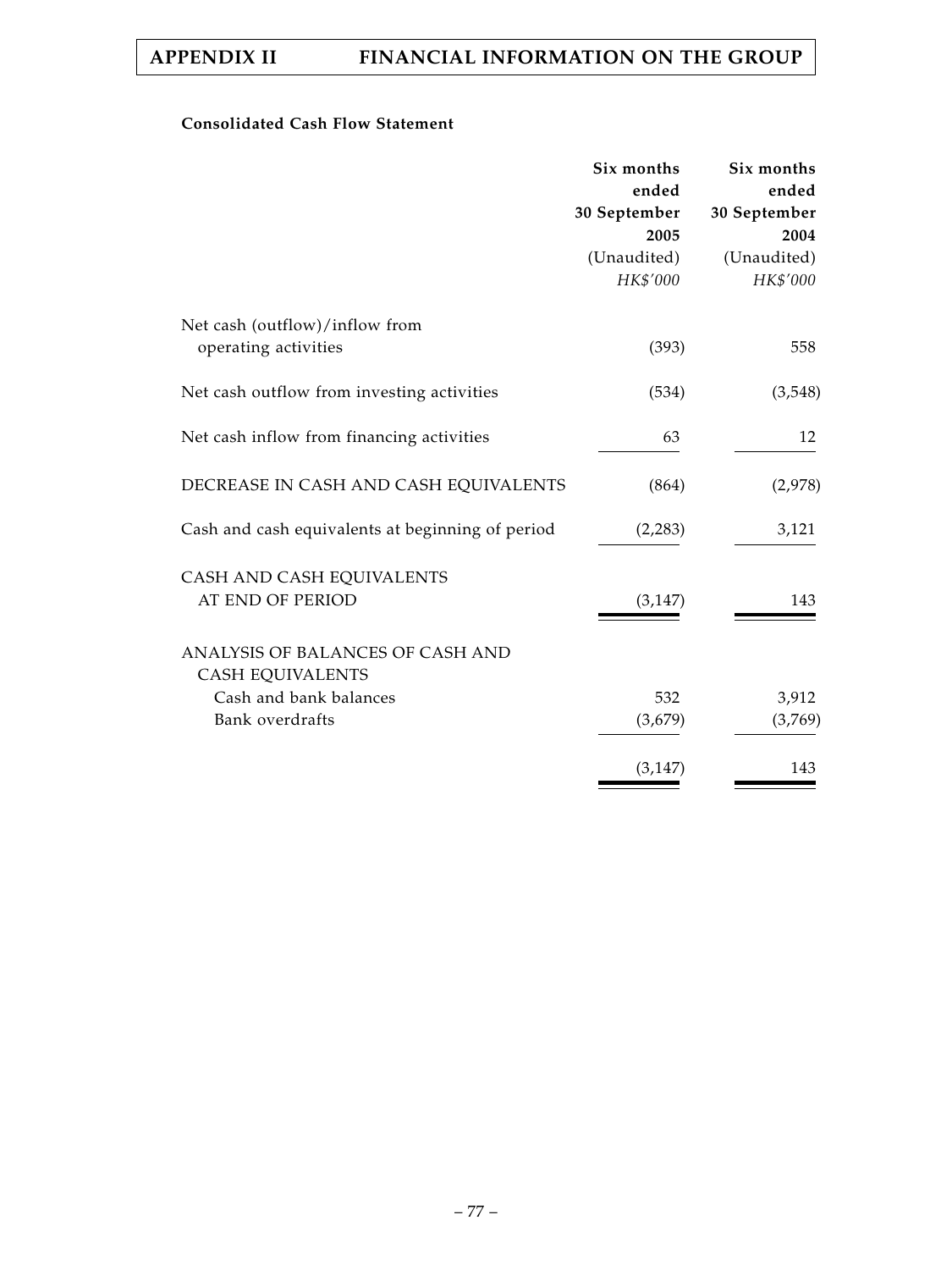**Consolidated Cash Flow Statement**

| | Six months ended 30 September 2005 (Unaudited) *HK$'000* | Six months ended 30 September 2004 (Unaudited) *HK$'000* |
|---|---|---|
| Net cash (outflow)/inflow from operating activities | (393) | 558 |
| Net cash outflow from investing activities | (534) | (3,548) |
| Net cash inflow from financing activities | 63 | 12 |
| DECREASE IN CASH AND CASH EQUIVALENTS | (864) | (2,978) |
| Cash and cash equivalents at beginning of period | (2,283) | 3,121 |
| CASH AND CASH EQUIVALENTS AT END OF PERIOD | (3,147) | 143 |
| ANALYSIS OF BALANCES OF CASH AND CASH EQUIVALENTS | | |
| Cash and bank balances | 532 | 3,912 |
| Bank overdrafts | (3,679) | (3,769) |
| | (3,147) | 143 |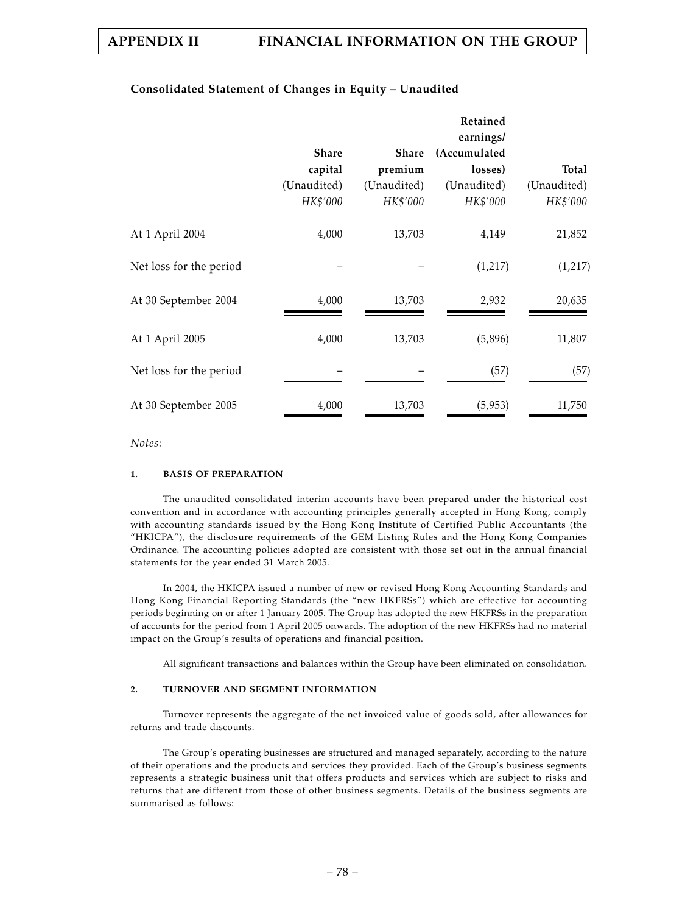### Consolidated Statement of Changes in Equity – Unaudited

| | Share capital (Unaudited) *HK$'000* | Share premium (Unaudited) *HK$'000* | Retained earnings/ (Accumulated losses) (Unaudited) *HK$'000* | Total (Unaudited) *HK$'000* |
|---|---|---|---|---|
| At 1 April 2004 | 4,000 | 13,703 | 4,149 | 21,852 |
| Net loss for the period | – | – | (1,217) | (1,217) |
| At 30 September 2004 | 4,000 | 13,703 | 2,932 | 20,635 |
| At 1 April 2005 | 4,000 | 13,703 | (5,896) | 11,807 |
| Net loss for the period | – | – | (57) | (57) |
| At 30 September 2005 | 4,000 | 13,703 | (5,953) | 11,750 |

*Notes:*

**1. BASIS OF PREPARATION**

The unaudited consolidated interim accounts have been prepared under the historical cost convention and in accordance with accounting principles generally accepted in Hong Kong, comply with accounting standards issued by the Hong Kong Institute of Certified Public Accountants (the "HKICPA"), the disclosure requirements of the GEM Listing Rules and the Hong Kong Companies Ordinance. The accounting policies adopted are consistent with those set out in the annual financial statements for the year ended 31 March 2005.

In 2004, the HKICPA issued a number of new or revised Hong Kong Accounting Standards and Hong Kong Financial Reporting Standards (the "new HKFRSs") which are effective for accounting periods beginning on or after 1 January 2005. The Group has adopted the new HKFRSs in the preparation of accounts for the period from 1 April 2005 onwards. The adoption of the new HKFRSs had no material impact on the Group's results of operations and financial position.

All significant transactions and balances within the Group have been eliminated on consolidation.

**2. TURNOVER AND SEGMENT INFORMATION**

Turnover represents the aggregate of the net invoiced value of goods sold, after allowances for returns and trade discounts.

The Group's operating businesses are structured and managed separately, according to the nature of their operations and the products and services they provided. Each of the Group's business segments represents a strategic business unit that offers products and services which are subject to risks and returns that are different from those of other business segments. Details of the business segments are summarised as follows: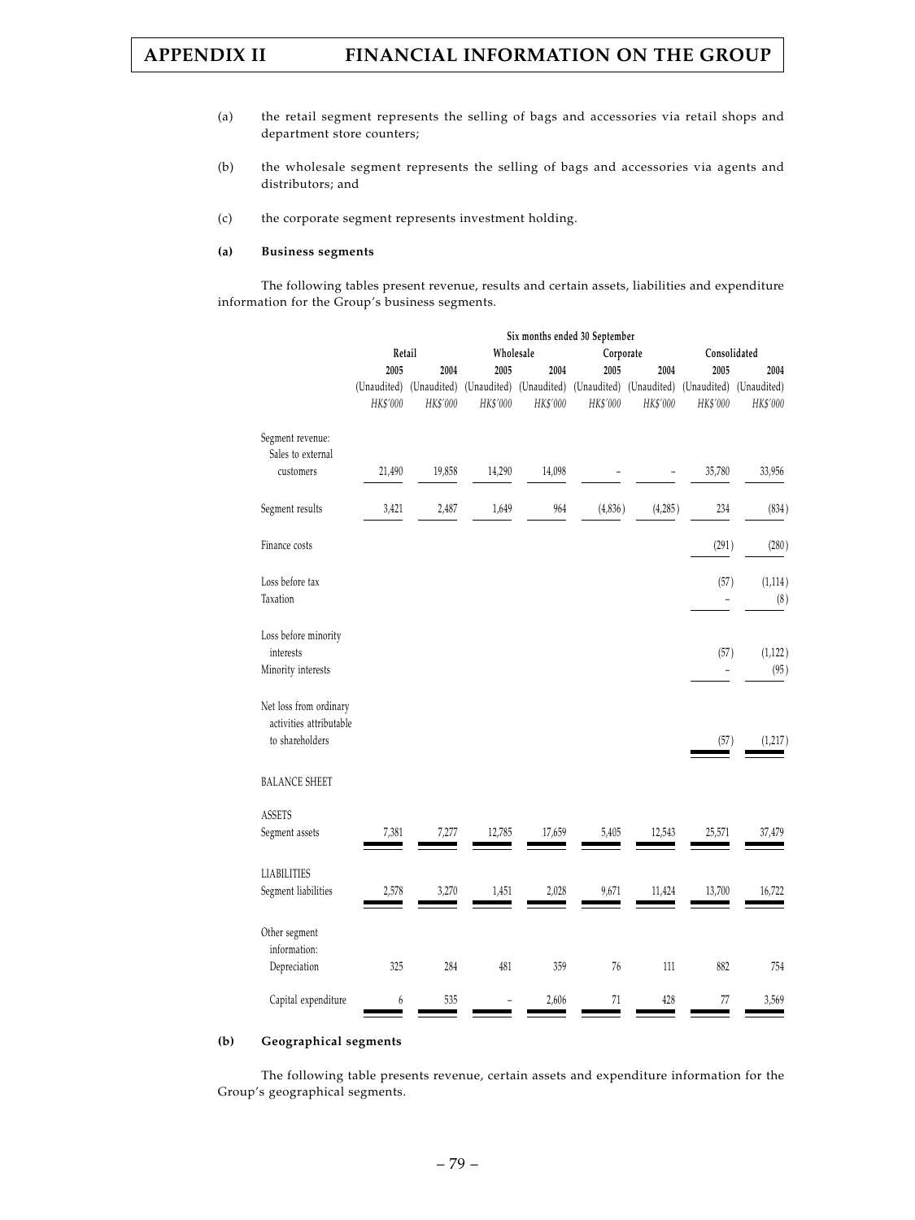(a) the retail segment represents the selling of bags and accessories via retail shops and department store counters;

(b) the wholesale segment represents the selling of bags and accessories via agents and distributors; and

(c) the corporate segment represents investment holding.

**(a) Business segments**

The following tables present revenue, results and certain assets, liabilities and expenditure information for the Group's business segments.

| | Six months ended 30 September | | | | | | | |
|---|---|---|---|---|---|---|---|---|
| | Retail | | Wholesale | | Corporate | | Consolidated | |
| | 2005 | 2004 | 2005 | 2004 | 2005 | 2004 | 2005 | 2004 |
| | (Unaudited) | (Unaudited) | (Unaudited) | (Unaudited) | (Unaudited) | (Unaudited) | (Unaudited) | (Unaudited) |
| | *HK$'000* | *HK$'000* | *HK$'000* | *HK$'000* | *HK$'000* | *HK$'000* | *HK$'000* | *HK$'000* |
| Segment revenue: | | | | | | | | |
| Sales to external customers | 21,490 | 19,858 | 14,290 | 14,098 | – | – | 35,780 | 33,956 |
| Segment results | 3,421 | 2,487 | 1,649 | 964 | (4,836) | (4,285) | 234 | (834) |
| Finance costs | | | | | | | (291) | (280) |
| Loss before tax | | | | | | | (57) | (1,114) |
| Taxation | | | | | | | – | (8) |
| Loss before minority interests | | | | | | | (57) | (1,122) |
| Minority interests | | | | | | | – | (95) |
| Net loss from ordinary activities attributable to shareholders | | | | | | | (57) | (1,217) |
| BALANCE SHEET | | | | | | | | |
| ASSETS | | | | | | | | |
| Segment assets | 7,381 | 7,277 | 12,785 | 17,659 | 5,405 | 12,543 | 25,571 | 37,479 |
| LIABILITIES | | | | | | | | |
| Segment liabilities | 2,578 | 3,270 | 1,451 | 2,028 | 9,671 | 11,424 | 13,700 | 16,722 |
| Other segment information: | | | | | | | | |
| Depreciation | 325 | 284 | 481 | 359 | 76 | 111 | 882 | 754 |
| Capital expenditure | 6 | 535 | – | 2,606 | 71 | 428 | 77 | 3,569 |

**(b) Geographical segments**

The following table presents revenue, certain assets and expenditure information for the Group's geographical segments.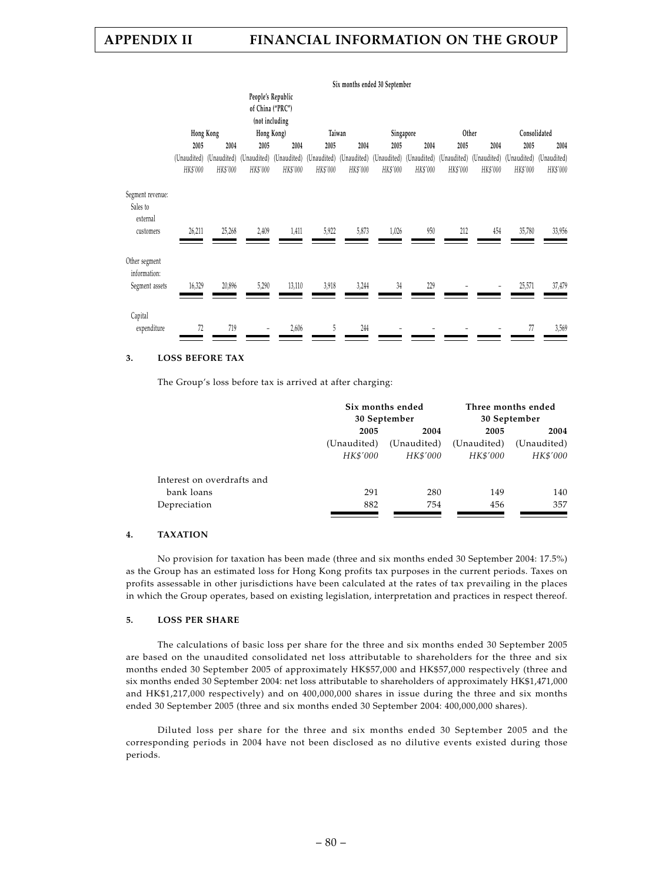| | Six months ended 30 September | | | | | | | | | | | |
|---|---|---|---|---|---|---|---|---|---|---|---|---|
| | Hong Kong | | People's Republic of China ("PRC") (not including Hong Kong) | | Taiwan | | Singapore | | Other | | Consolidated | |
| | 2005 | 2004 | 2005 | 2004 | 2005 | 2004 | 2005 | 2004 | 2005 | 2004 | 2005 | 2004 |
| | (Unaudited) | (Unaudited) | (Unaudited) | (Unaudited) | (Unaudited) | (Unaudited) | (Unaudited) | (Unaudited) | (Unaudited) | (Unaudited) | (Unaudited) | (Unaudited) |
| | *HK$'000* | *HK$'000* | *HK$'000* | *HK$'000* | *HK$'000* | *HK$'000* | *HK$'000* | *HK$'000* | *HK$'000* | *HK$'000* | *HK$'000* | *HK$'000* |
| Segment revenue: | | | | | | | | | | | | |
| Sales to external customers | 26,211 | 25,268 | 2,409 | 1,411 | 5,922 | 5,873 | 1,026 | 950 | 212 | 454 | 35,780 | 33,956 |
| Other segment information: | | | | | | | | | | | | |
| Segment assets | 16,329 | 20,896 | 5,290 | 13,110 | 3,918 | 3,244 | 34 | 229 | – | – | 25,571 | 37,479 |
| Capital expenditure | 72 | 719 | – | 2,606 | 5 | 244 | – | – | – | – | 77 | 3,569 |

### 3. LOSS BEFORE TAX

The Group's loss before tax is arrived at after charging:

| | Six months ended 30 September | | Three months ended 30 September | |
|---|---|---|---|---|
| | 2005 | 2004 | 2005 | 2004 |
| | (Unaudited) | (Unaudited) | (Unaudited) | (Unaudited) |
| | *HK$'000* | *HK$'000* | *HK$'000* | *HK$'000* |
| Interest on overdrafts and bank loans | 291 | 280 | 149 | 140 |
| Depreciation | 882 | 754 | 456 | 357 |

### 4. TAXATION

No provision for taxation has been made (three and six months ended 30 September 2004: 17.5%) as the Group has an estimated loss for Hong Kong profits tax purposes in the current periods. Taxes on profits assessable in other jurisdictions have been calculated at the rates of tax prevailing in the places in which the Group operates, based on existing legislation, interpretation and practices in respect thereof.

### 5. LOSS PER SHARE

The calculations of basic loss per share for the three and six months ended 30 September 2005 are based on the unaudited consolidated net loss attributable to shareholders for the three and six months ended 30 September 2005 of approximately HK$57,000 and HK$57,000 respectively (three and six months ended 30 September 2004: net loss attributable to shareholders of approximately HK$1,471,000 and HK$1,217,000 respectively) and on 400,000,000 shares in issue during the three and six months ended 30 September 2005 (three and six months ended 30 September 2004: 400,000,000 shares).

Diluted loss per share for the three and six months ended 30 September 2005 and the corresponding periods in 2004 have not been disclosed as no dilutive events existed during those periods.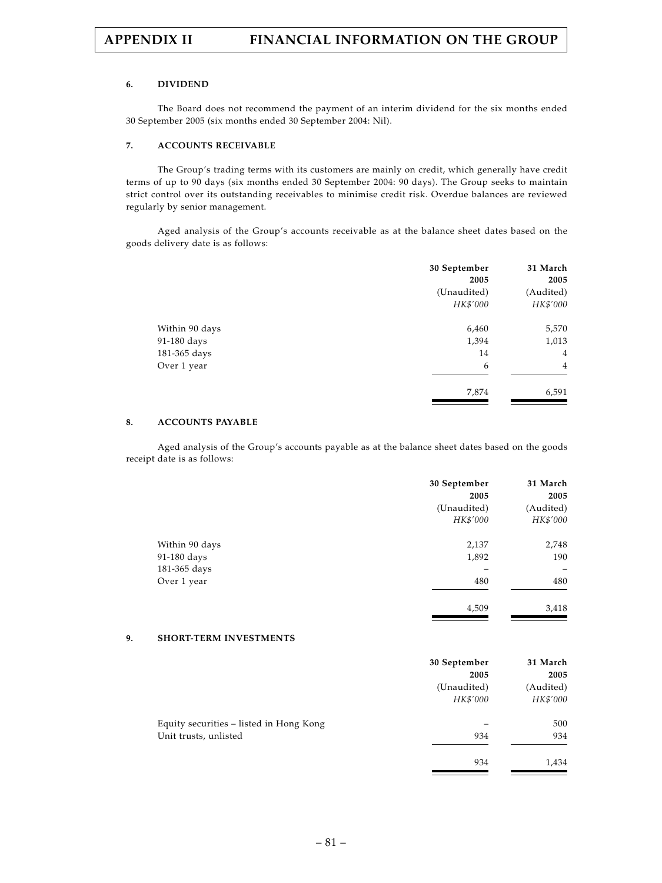### 6. DIVIDEND

The Board does not recommend the payment of an interim dividend for the six months ended 30 September 2005 (six months ended 30 September 2004: Nil).

### 7. ACCOUNTS RECEIVABLE

The Group's trading terms with its customers are mainly on credit, which generally have credit terms of up to 90 days (six months ended 30 September 2004: 90 days). The Group seeks to maintain strict control over its outstanding receivables to minimise credit risk. Overdue balances are reviewed regularly by senior management.

Aged analysis of the Group's accounts receivable as at the balance sheet dates based on the goods delivery date is as follows:

| | 30 September 2005 (Unaudited) *HK$'000* | 31 March 2005 (Audited) *HK$'000* |
|---|---|---|
| Within 90 days | 6,460 | 5,570 |
| 91-180 days | 1,394 | 1,013 |
| 181-365 days | 14 | 4 |
| Over 1 year | 6 | 4 |
| | 7,874 | 6,591 |

### 8. ACCOUNTS PAYABLE

Aged analysis of the Group's accounts payable as at the balance sheet dates based on the goods receipt date is as follows:

| | 30 September 2005 (Unaudited) *HK$'000* | 31 March 2005 (Audited) *HK$'000* |
|---|---|---|
| Within 90 days | 2,137 | 2,748 |
| 91-180 days | 1,892 | 190 |
| 181-365 days | – | – |
| Over 1 year | 480 | 480 |
| | 4,509 | 3,418 |

### 9. SHORT-TERM INVESTMENTS

| | 30 September 2005 (Unaudited) *HK$'000* | 31 March 2005 (Audited) *HK$'000* |
|---|---|---|
| Equity securities – listed in Hong Kong | – | 500 |
| Unit trusts, unlisted | 934 | 934 |
| | 934 | 1,434 |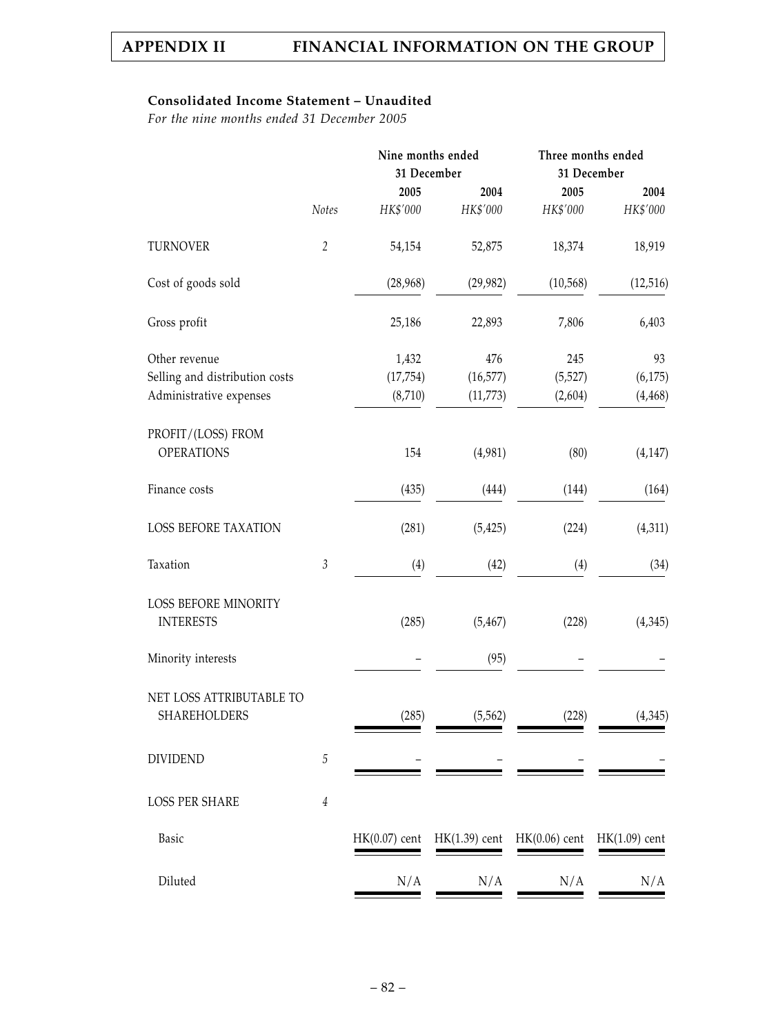**Consolidated Income Statement – Unaudited**

*For the nine months ended 31 December 2005*

| | Notes | Nine months ended 31 December | | Three months ended 31 December | |
|---|---|---|---|---|---|
| | | 2005 | 2004 | 2005 | 2004 |
| | | *HK$'000* | *HK$'000* | *HK$'000* | *HK$'000* |
| TURNOVER | 2 | 54,154 | 52,875 | 18,374 | 18,919 |
| Cost of goods sold | | (28,968) | (29,982) | (10,568) | (12,516) |
| Gross profit | | 25,186 | 22,893 | 7,806 | 6,403 |
| Other revenue | | 1,432 | 476 | 245 | 93 |
| Selling and distribution costs | | (17,754) | (16,577) | (5,527) | (6,175) |
| Administrative expenses | | (8,710) | (11,773) | (2,604) | (4,468) |
| PROFIT/(LOSS) FROM OPERATIONS | | 154 | (4,981) | (80) | (4,147) |
| Finance costs | | (435) | (444) | (144) | (164) |
| LOSS BEFORE TAXATION | | (281) | (5,425) | (224) | (4,311) |
| Taxation | 3 | (4) | (42) | (4) | (34) |
| LOSS BEFORE MINORITY INTERESTS | | (285) | (5,467) | (228) | (4,345) |
| Minority interests | | – | (95) | – | – |
| NET LOSS ATTRIBUTABLE TO SHAREHOLDERS | | (285) | (5,562) | (228) | (4,345) |
| DIVIDEND | 5 | – | – | – | – |
| LOSS PER SHARE | 4 | | | | |
| Basic | | HK(0.07) cent | HK(1.39) cent | HK(0.06) cent | HK(1.09) cent |
| Diluted | | N/A | N/A | N/A | N/A |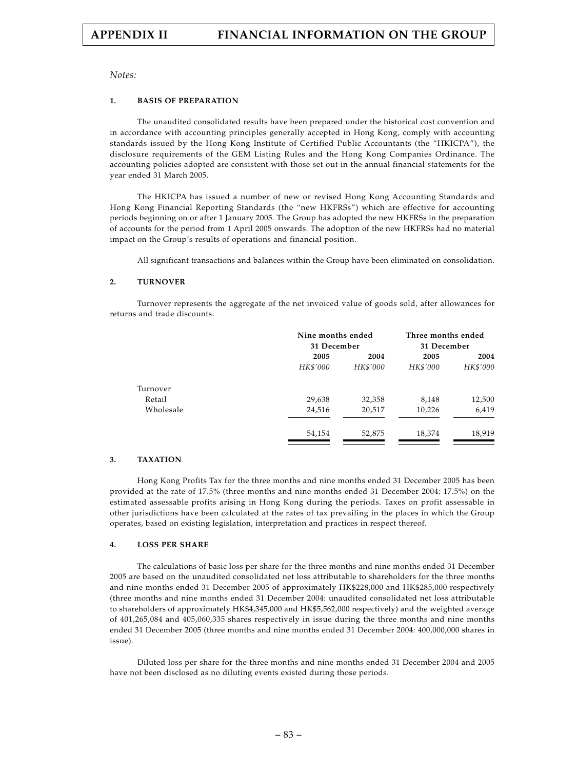*Notes:*

**1. BASIS OF PREPARATION**

The unaudited consolidated results have been prepared under the historical cost convention and in accordance with accounting principles generally accepted in Hong Kong, comply with accounting standards issued by the Hong Kong Institute of Certified Public Accountants (the "HKICPA"), the disclosure requirements of the GEM Listing Rules and the Hong Kong Companies Ordinance. The accounting policies adopted are consistent with those set out in the annual financial statements for the year ended 31 March 2005.

The HKICPA has issued a number of new or revised Hong Kong Accounting Standards and Hong Kong Financial Reporting Standards (the "new HKFRSs") which are effective for accounting periods beginning on or after 1 January 2005. The Group has adopted the new HKFRSs in the preparation of accounts for the period from 1 April 2005 onwards. The adoption of the new HKFRSs had no material impact on the Group's results of operations and financial position.

All significant transactions and balances within the Group have been eliminated on consolidation.

**2. TURNOVER**

Turnover represents the aggregate of the net invoiced value of goods sold, after allowances for returns and trade discounts.

| | Nine months ended 31 December | | Three months ended 31 December | |
|---|---|---|---|---|
| | **2005** | **2004** | **2005** | **2004** |
| | *HK$'000* | *HK$'000* | *HK$'000* | *HK$'000* |
| Turnover | | | | |
| Retail | 29,638 | 32,358 | 8,148 | 12,500 |
| Wholesale | 24,516 | 20,517 | 10,226 | 6,419 |
| | 54,154 | 52,875 | 18,374 | 18,919 |

**3. TAXATION**

Hong Kong Profits Tax for the three months and nine months ended 31 December 2005 has been provided at the rate of 17.5% (three months and nine months ended 31 December 2004: 17.5%) on the estimated assessable profits arising in Hong Kong during the periods. Taxes on profit assessable in other jurisdictions have been calculated at the rates of tax prevailing in the places in which the Group operates, based on existing legislation, interpretation and practices in respect thereof.

**4. LOSS PER SHARE**

The calculations of basic loss per share for the three months and nine months ended 31 December 2005 are based on the unaudited consolidated net loss attributable to shareholders for the three months and nine months ended 31 December 2005 of approximately HK$228,000 and HK$285,000 respectively (three months and nine months ended 31 December 2004: unaudited consolidated net loss attributable to shareholders of approximately HK$4,345,000 and HK$5,562,000 respectively) and the weighted average of 401,265,084 and 405,060,335 shares respectively in issue during the three months and nine months ended 31 December 2005 (three months and nine months ended 31 December 2004: 400,000,000 shares in issue).

Diluted loss per share for the three months and nine months ended 31 December 2004 and 2005 have not been disclosed as no diluting events existed during those periods.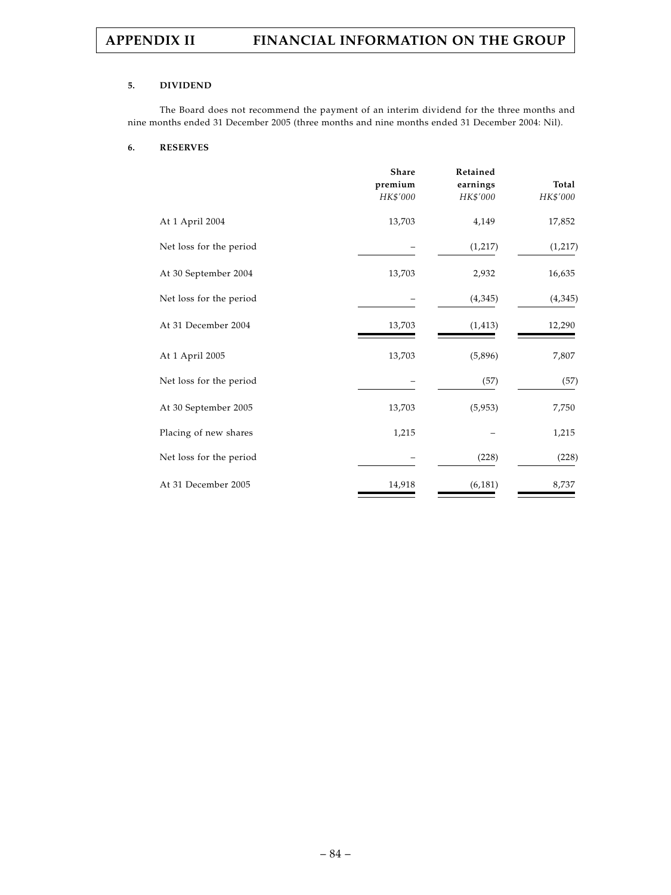### 5. DIVIDEND

The Board does not recommend the payment of an interim dividend for the three months and nine months ended 31 December 2005 (three months and nine months ended 31 December 2004: Nil).

### 6. RESERVES

| | Share premium | Retained earnings | Total |
|---|---|---|---|
| | *HK$'000* | *HK$'000* | *HK$'000* |
| At 1 April 2004 | 13,703 | 4,149 | 17,852 |
| Net loss for the period | – | (1,217) | (1,217) |
| At 30 September 2004 | 13,703 | 2,932 | 16,635 |
| Net loss for the period | – | (4,345) | (4,345) |
| At 31 December 2004 | 13,703 | (1,413) | 12,290 |
| At 1 April 2005 | 13,703 | (5,896) | 7,807 |
| Net loss for the period | – | (57) | (57) |
| At 30 September 2005 | 13,703 | (5,953) | 7,750 |
| Placing of new shares | 1,215 | – | 1,215 |
| Net loss for the period | – | (228) | (228) |
| At 31 December 2005 | 14,918 | (6,181) | 8,737 |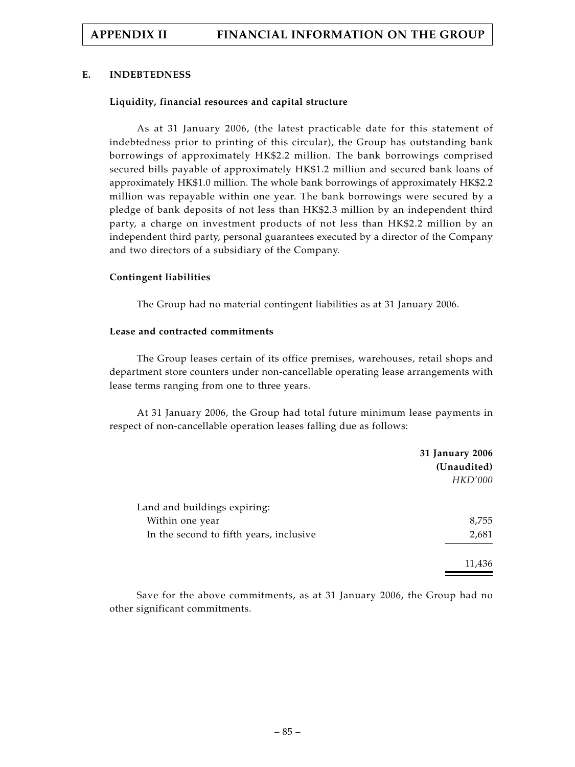## E. INDEBTEDNESS

### Liquidity, financial resources and capital structure

As at 31 January 2006, (the latest practicable date for this statement of indebtedness prior to printing of this circular), the Group has outstanding bank borrowings of approximately HK$2.2 million. The bank borrowings comprised secured bills payable of approximately HK$1.2 million and secured bank loans of approximately HK$1.0 million. The whole bank borrowings of approximately HK$2.2 million was repayable within one year. The bank borrowings were secured by a pledge of bank deposits of not less than HK$2.3 million by an independent third party, a charge on investment products of not less than HK$2.2 million by an independent third party, personal guarantees executed by a director of the Company and two directors of a subsidiary of the Company.

### Contingent liabilities

The Group had no material contingent liabilities as at 31 January 2006.

### Lease and contracted commitments

The Group leases certain of its office premises, warehouses, retail shops and department store counters under non-cancellable operating lease arrangements with lease terms ranging from one to three years.

At 31 January 2006, the Group had total future minimum lease payments in respect of non-cancellable operation leases falling due as follows:

| | **31 January 2006** |
|---|---|
| | **(Unaudited)** |
| | *HKD'000* |
| Land and buildings expiring: | |
| Within one year | 8,755 |
| In the second to fifth years, inclusive | 2,681 |
| | 11,436 |

Save for the above commitments, as at 31 January 2006, the Group had no other significant commitments.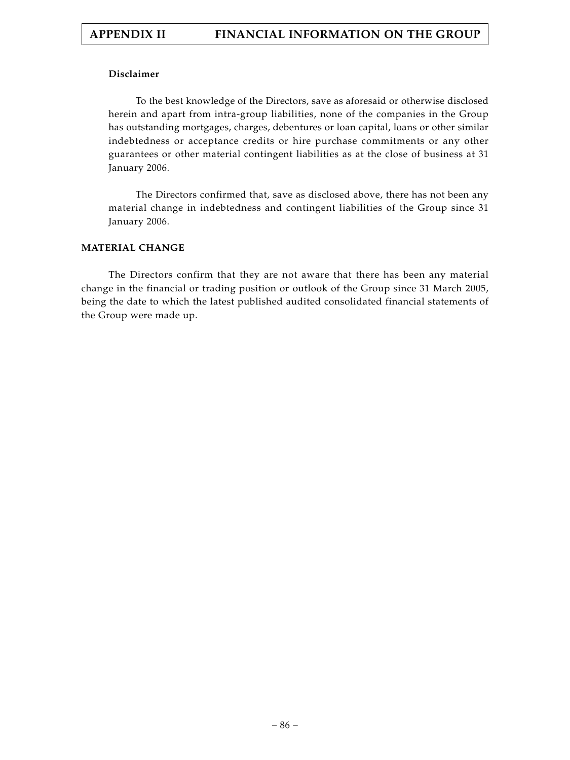**Disclaimer**

To the best knowledge of the Directors, save as aforesaid or otherwise disclosed herein and apart from intra-group liabilities, none of the companies in the Group has outstanding mortgages, charges, debentures or loan capital, loans or other similar indebtedness or acceptance credits or hire purchase commitments or any other guarantees or other material contingent liabilities as at the close of business at 31 January 2006.

The Directors confirmed that, save as disclosed above, there has not been any material change in indebtedness and contingent liabilities of the Group since 31 January 2006.

## MATERIAL CHANGE

The Directors confirm that they are not aware that there has been any material change in the financial or trading position or outlook of the Group since 31 March 2005, being the date to which the latest published audited consolidated financial statements of the Group were made up.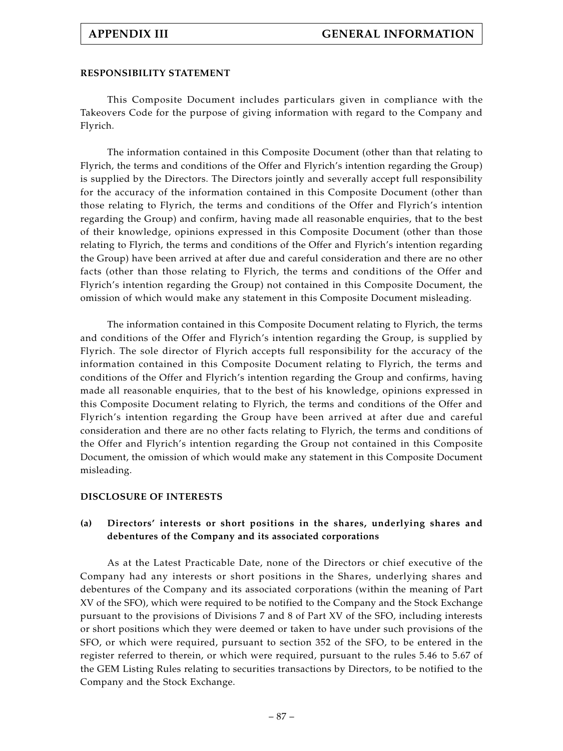## RESPONSIBILITY STATEMENT

This Composite Document includes particulars given in compliance with the Takeovers Code for the purpose of giving information with regard to the Company and Flyrich.

The information contained in this Composite Document (other than that relating to Flyrich, the terms and conditions of the Offer and Flyrich's intention regarding the Group) is supplied by the Directors. The Directors jointly and severally accept full responsibility for the accuracy of the information contained in this Composite Document (other than those relating to Flyrich, the terms and conditions of the Offer and Flyrich's intention regarding the Group) and confirm, having made all reasonable enquiries, that to the best of their knowledge, opinions expressed in this Composite Document (other than those relating to Flyrich, the terms and conditions of the Offer and Flyrich's intention regarding the Group) have been arrived at after due and careful consideration and there are no other facts (other than those relating to Flyrich, the terms and conditions of the Offer and Flyrich's intention regarding the Group) not contained in this Composite Document, the omission of which would make any statement in this Composite Document misleading.

The information contained in this Composite Document relating to Flyrich, the terms and conditions of the Offer and Flyrich's intention regarding the Group, is supplied by Flyrich. The sole director of Flyrich accepts full responsibility for the accuracy of the information contained in this Composite Document relating to Flyrich, the terms and conditions of the Offer and Flyrich's intention regarding the Group and confirms, having made all reasonable enquiries, that to the best of his knowledge, opinions expressed in this Composite Document relating to Flyrich, the terms and conditions of the Offer and Flyrich's intention regarding the Group have been arrived at after due and careful consideration and there are no other facts relating to Flyrich, the terms and conditions of the Offer and Flyrich's intention regarding the Group not contained in this Composite Document, the omission of which would make any statement in this Composite Document misleading.

## DISCLOSURE OF INTERESTS

### (a) Directors' interests or short positions in the shares, underlying shares and debentures of the Company and its associated corporations

As at the Latest Practicable Date, none of the Directors or chief executive of the Company had any interests or short positions in the Shares, underlying shares and debentures of the Company and its associated corporations (within the meaning of Part XV of the SFO), which were required to be notified to the Company and the Stock Exchange pursuant to the provisions of Divisions 7 and 8 of Part XV of the SFO, including interests or short positions which they were deemed or taken to have under such provisions of the SFO, or which were required, pursuant to section 352 of the SFO, to be entered in the register referred to therein, or which were required, pursuant to the rules 5.46 to 5.67 of the GEM Listing Rules relating to securities transactions by Directors, to be notified to the Company and the Stock Exchange.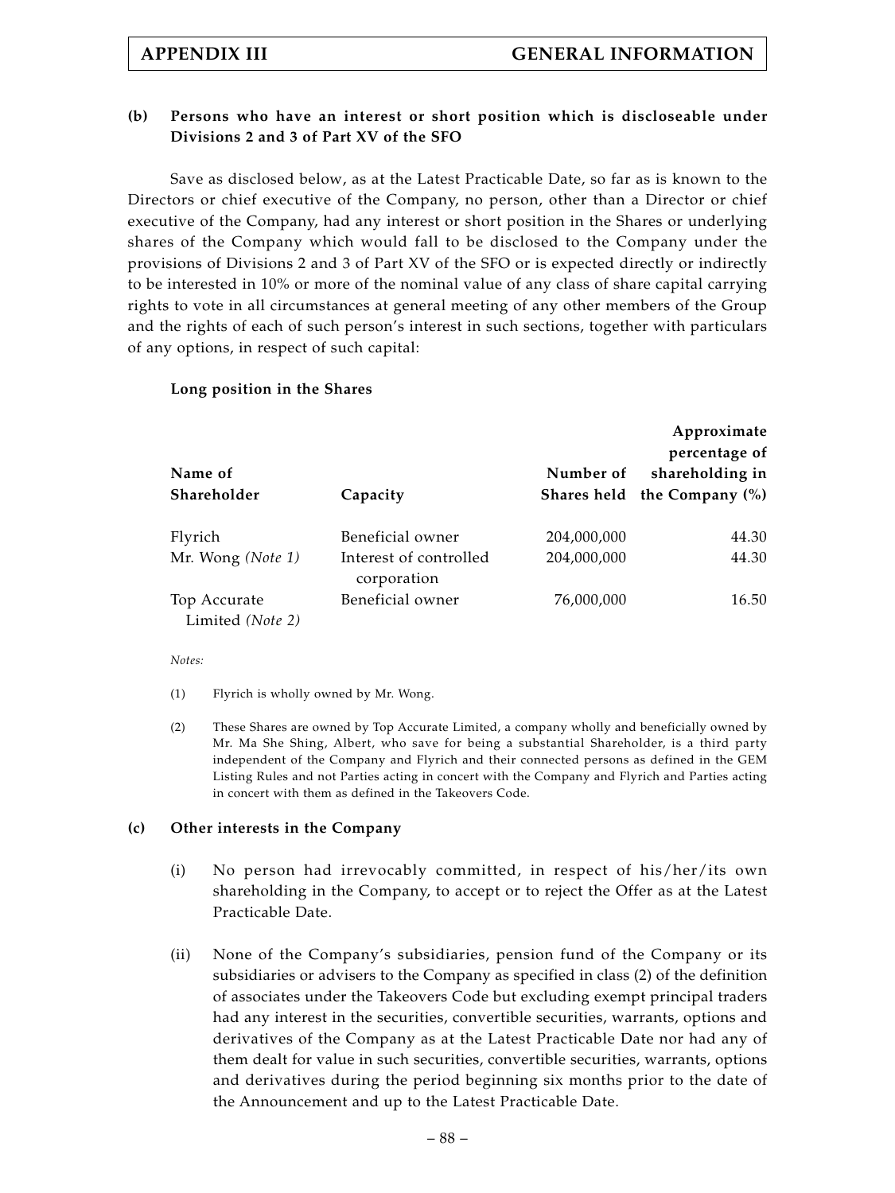**(b) Persons who have an interest or short position which is discloseable under Divisions 2 and 3 of Part XV of the SFO**

Save as disclosed below, as at the Latest Practicable Date, so far as is known to the Directors or chief executive of the Company, no person, other than a Director or chief executive of the Company, had any interest or short position in the Shares or underlying shares of the Company which would fall to be disclosed to the Company under the provisions of Divisions 2 and 3 of Part XV of the SFO or is expected directly or indirectly to be interested in 10% or more of the nominal value of any class of share capital carrying rights to vote in all circumstances at general meeting of any other members of the Group and the rights of each of such person's interest in such sections, together with particulars of any options, in respect of such capital:

**Long position in the Shares**

| Name of Shareholder | Capacity | Number of Shares held | Approximate percentage of shareholding in the Company (%) |
|---|---|---|---|
| Flyrich | Beneficial owner | 204,000,000 | 44.30 |
| Mr. Wong *(Note 1)* | Interest of controlled corporation | 204,000,000 | 44.30 |
| Top Accurate Limited *(Note 2)* | Beneficial owner | 76,000,000 | 16.50 |

*Notes:*

(1) Flyrich is wholly owned by Mr. Wong.

(2) These Shares are owned by Top Accurate Limited, a company wholly and beneficially owned by Mr. Ma She Shing, Albert, who save for being a substantial Shareholder, is a third party independent of the Company and Flyrich and their connected persons as defined in the GEM Listing Rules and not Parties acting in concert with the Company and Flyrich and Parties acting in concert with them as defined in the Takeovers Code.

**(c) Other interests in the Company**

(i) No person had irrevocably committed, in respect of his/her/its own shareholding in the Company, to accept or to reject the Offer as at the Latest Practicable Date.

(ii) None of the Company's subsidiaries, pension fund of the Company or its subsidiaries or advisers to the Company as specified in class (2) of the definition of associates under the Takeovers Code but excluding exempt principal traders had any interest in the securities, convertible securities, warrants, options and derivatives of the Company as at the Latest Practicable Date nor had any of them dealt for value in such securities, convertible securities, warrants, options and derivatives during the period beginning six months prior to the date of the Announcement and up to the Latest Practicable Date.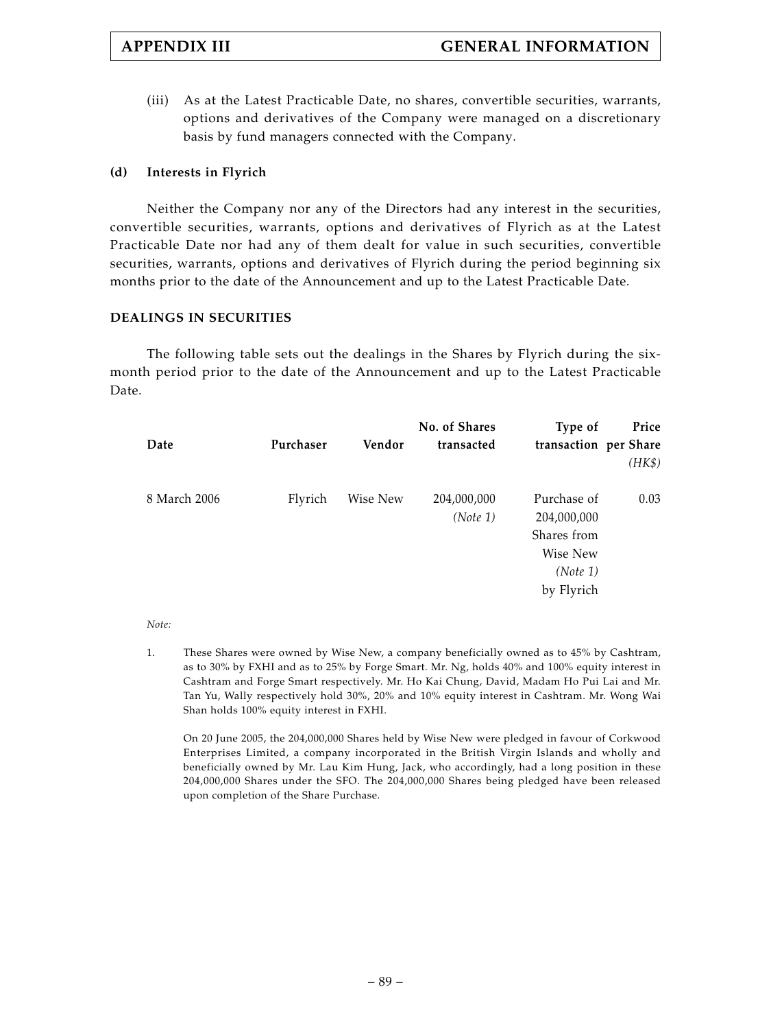(iii) As at the Latest Practicable Date, no shares, convertible securities, warrants, options and derivatives of the Company were managed on a discretionary basis by fund managers connected with the Company.

**(d) Interests in Flyrich**

Neither the Company nor any of the Directors had any interest in the securities, convertible securities, warrants, options and derivatives of Flyrich as at the Latest Practicable Date nor had any of them dealt for value in such securities, convertible securities, warrants, options and derivatives of Flyrich during the period beginning six months prior to the date of the Announcement and up to the Latest Practicable Date.

**DEALINGS IN SECURITIES**

The following table sets out the dealings in the Shares by Flyrich during the six-month period prior to the date of the Announcement and up to the Latest Practicable Date.

| Date | Purchaser | Vendor | No. of Shares transacted | Type of transaction | Price per Share *(HK$)* |
|---|---|---|---|---|---|
| 8 March 2006 | Flyrich | Wise New | 204,000,000 *(Note 1)* | Purchase of 204,000,000 Shares from Wise New *(Note 1)* by Flyrich | 0.03 |

*Note:*

1. These Shares were owned by Wise New, a company beneficially owned as to 45% by Cashtram, as to 30% by FXHI and as to 25% by Forge Smart. Mr. Ng, holds 40% and 100% equity interest in Cashtram and Forge Smart respectively. Mr. Ho Kai Chung, David, Madam Ho Pui Lai and Mr. Tan Yu, Wally respectively hold 30%, 20% and 10% equity interest in Cashtram. Mr. Wong Wai Shan holds 100% equity interest in FXHI.

   On 20 June 2005, the 204,000,000 Shares held by Wise New were pledged in favour of Corkwood Enterprises Limited, a company incorporated in the British Virgin Islands and wholly and beneficially owned by Mr. Lau Kim Hung, Jack, who accordingly, had a long position in these 204,000,000 Shares under the SFO. The 204,000,000 Shares being pledged have been released upon completion of the Share Purchase.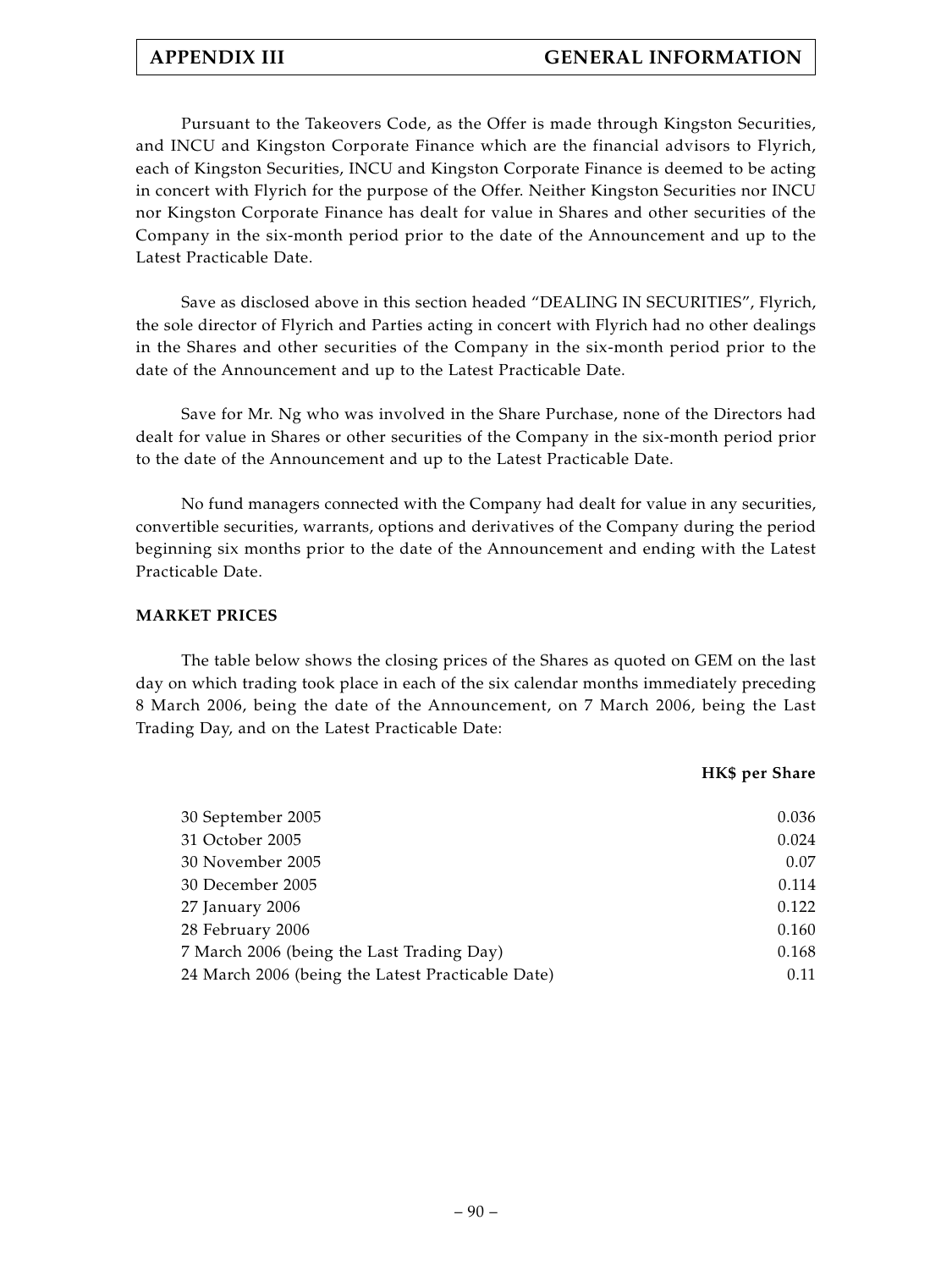Pursuant to the Takeovers Code, as the Offer is made through Kingston Securities, and INCU and Kingston Corporate Finance which are the financial advisors to Flyrich, each of Kingston Securities, INCU and Kingston Corporate Finance is deemed to be acting in concert with Flyrich for the purpose of the Offer. Neither Kingston Securities nor INCU nor Kingston Corporate Finance has dealt for value in Shares and other securities of the Company in the six-month period prior to the date of the Announcement and up to the Latest Practicable Date.

Save as disclosed above in this section headed "DEALING IN SECURITIES", Flyrich, the sole director of Flyrich and Parties acting in concert with Flyrich had no other dealings in the Shares and other securities of the Company in the six-month period prior to the date of the Announcement and up to the Latest Practicable Date.

Save for Mr. Ng who was involved in the Share Purchase, none of the Directors had dealt for value in Shares or other securities of the Company in the six-month period prior to the date of the Announcement and up to the Latest Practicable Date.

No fund managers connected with the Company had dealt for value in any securities, convertible securities, warrants, options and derivatives of the Company during the period beginning six months prior to the date of the Announcement and ending with the Latest Practicable Date.

**MARKET PRICES**

The table below shows the closing prices of the Shares as quoted on GEM on the last day on which trading took place in each of the six calendar months immediately preceding 8 March 2006, being the date of the Announcement, on 7 March 2006, being the Last Trading Day, and on the Latest Practicable Date:

| | **HK$ per Share** |
|---|---|
| 30 September 2005 | 0.036 |
| 31 October 2005 | 0.024 |
| 30 November 2005 | 0.07 |
| 30 December 2005 | 0.114 |
| 27 January 2006 | 0.122 |
| 28 February 2006 | 0.160 |
| 7 March 2006 (being the Last Trading Day) | 0.168 |
| 24 March 2006 (being the Latest Practicable Date) | 0.11 |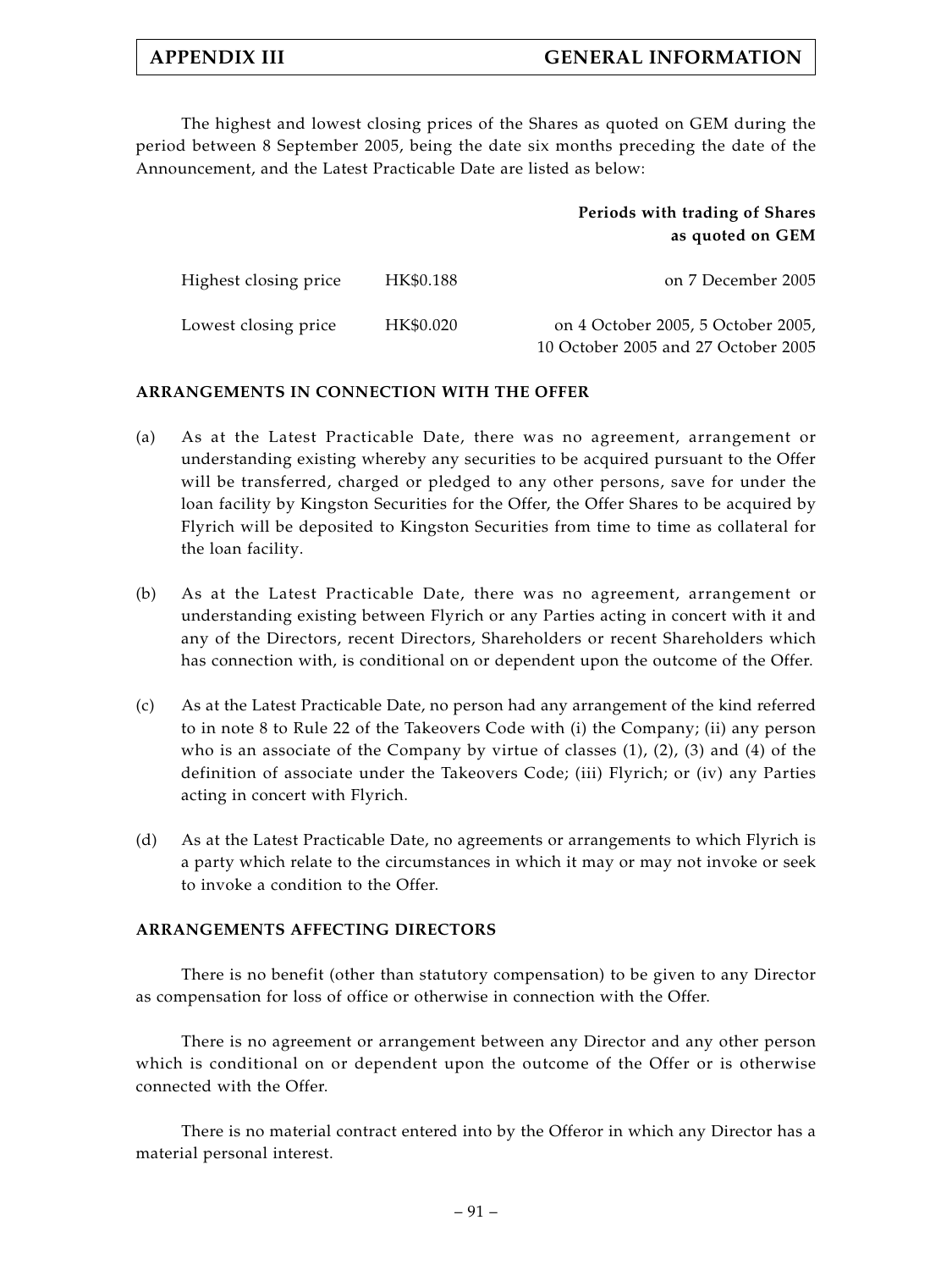The highest and lowest closing prices of the Shares as quoted on GEM during the period between 8 September 2005, being the date six months preceding the date of the Announcement, and the Latest Practicable Date are listed as below:

| | | Periods with trading of Shares as quoted on GEM |
|---|---|---|
| Highest closing price | HK$0.188 | on 7 December 2005 |
| Lowest closing price | HK$0.020 | on 4 October 2005, 5 October 2005, 10 October 2005 and 27 October 2005 |

**ARRANGEMENTS IN CONNECTION WITH THE OFFER**

(a) As at the Latest Practicable Date, there was no agreement, arrangement or understanding existing whereby any securities to be acquired pursuant to the Offer will be transferred, charged or pledged to any other persons, save for under the loan facility by Kingston Securities for the Offer, the Offer Shares to be acquired by Flyrich will be deposited to Kingston Securities from time to time as collateral for the loan facility.

(b) As at the Latest Practicable Date, there was no agreement, arrangement or understanding existing between Flyrich or any Parties acting in concert with it and any of the Directors, recent Directors, Shareholders or recent Shareholders which has connection with, is conditional on or dependent upon the outcome of the Offer.

(c) As at the Latest Practicable Date, no person had any arrangement of the kind referred to in note 8 to Rule 22 of the Takeovers Code with (i) the Company; (ii) any person who is an associate of the Company by virtue of classes (1), (2), (3) and (4) of the definition of associate under the Takeovers Code; (iii) Flyrich; or (iv) any Parties acting in concert with Flyrich.

(d) As at the Latest Practicable Date, no agreements or arrangements to which Flyrich is a party which relate to the circumstances in which it may or may not invoke or seek to invoke a condition to the Offer.

**ARRANGEMENTS AFFECTING DIRECTORS**

There is no benefit (other than statutory compensation) to be given to any Director as compensation for loss of office or otherwise in connection with the Offer.

There is no agreement or arrangement between any Director and any other person which is conditional on or dependent upon the outcome of the Offer or is otherwise connected with the Offer.

There is no material contract entered into by the Offeror in which any Director has a material personal interest.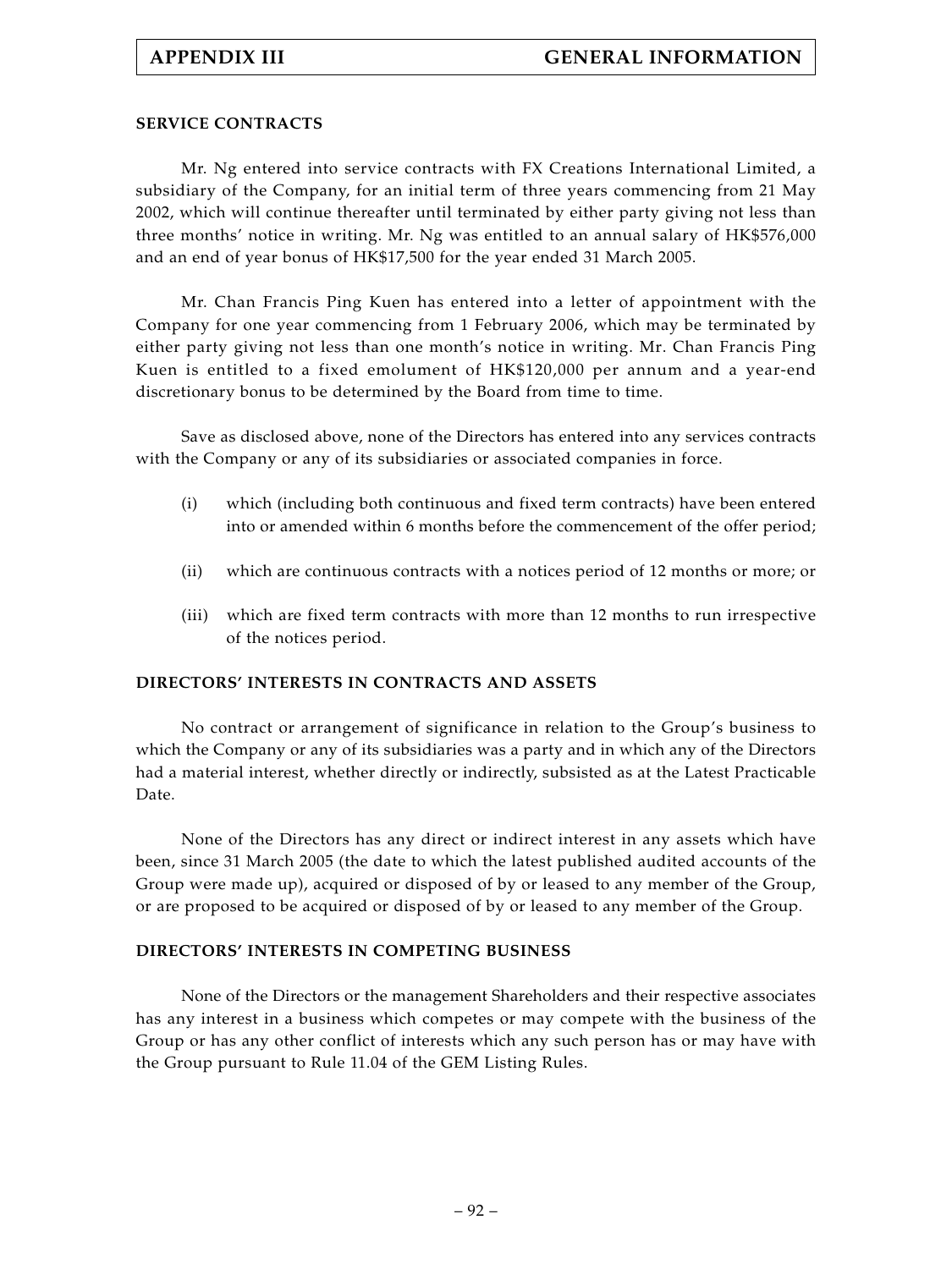## SERVICE CONTRACTS

Mr. Ng entered into service contracts with FX Creations International Limited, a subsidiary of the Company, for an initial term of three years commencing from 21 May 2002, which will continue thereafter until terminated by either party giving not less than three months' notice in writing. Mr. Ng was entitled to an annual salary of HK$576,000 and an end of year bonus of HK$17,500 for the year ended 31 March 2005.

Mr. Chan Francis Ping Kuen has entered into a letter of appointment with the Company for one year commencing from 1 February 2006, which may be terminated by either party giving not less than one month's notice in writing. Mr. Chan Francis Ping Kuen is entitled to a fixed emolument of HK$120,000 per annum and a year-end discretionary bonus to be determined by the Board from time to time.

Save as disclosed above, none of the Directors has entered into any services contracts with the Company or any of its subsidiaries or associated companies in force.

(i) which (including both continuous and fixed term contracts) have been entered into or amended within 6 months before the commencement of the offer period;

(ii) which are continuous contracts with a notices period of 12 months or more; or

(iii) which are fixed term contracts with more than 12 months to run irrespective of the notices period.

## DIRECTORS' INTERESTS IN CONTRACTS AND ASSETS

No contract or arrangement of significance in relation to the Group's business to which the Company or any of its subsidiaries was a party and in which any of the Directors had a material interest, whether directly or indirectly, subsisted as at the Latest Practicable Date.

None of the Directors has any direct or indirect interest in any assets which have been, since 31 March 2005 (the date to which the latest published audited accounts of the Group were made up), acquired or disposed of by or leased to any member of the Group, or are proposed to be acquired or disposed of by or leased to any member of the Group.

## DIRECTORS' INTERESTS IN COMPETING BUSINESS

None of the Directors or the management Shareholders and their respective associates has any interest in a business which competes or may compete with the business of the Group or has any other conflict of interests which any such person has or may have with the Group pursuant to Rule 11.04 of the GEM Listing Rules.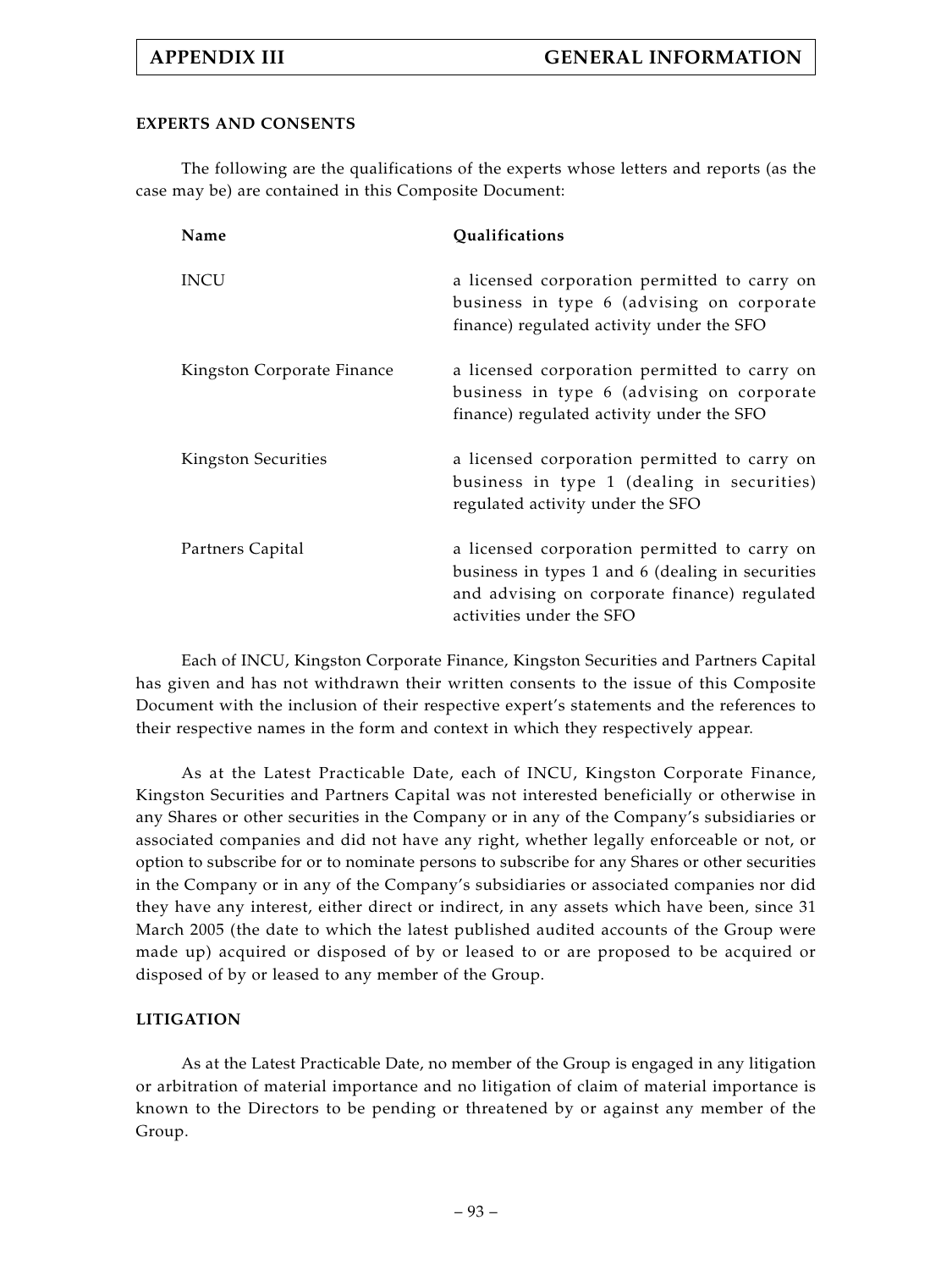## EXPERTS AND CONSENTS

The following are the qualifications of the experts whose letters and reports (as the case may be) are contained in this Composite Document:

| Name | Qualifications |
|---|---|
| INCU | a licensed corporation permitted to carry on business in type 6 (advising on corporate finance) regulated activity under the SFO |
| Kingston Corporate Finance | a licensed corporation permitted to carry on business in type 6 (advising on corporate finance) regulated activity under the SFO |
| Kingston Securities | a licensed corporation permitted to carry on business in type 1 (dealing in securities) regulated activity under the SFO |
| Partners Capital | a licensed corporation permitted to carry on business in types 1 and 6 (dealing in securities and advising on corporate finance) regulated activities under the SFO |

Each of INCU, Kingston Corporate Finance, Kingston Securities and Partners Capital has given and has not withdrawn their written consents to the issue of this Composite Document with the inclusion of their respective expert's statements and the references to their respective names in the form and context in which they respectively appear.

As at the Latest Practicable Date, each of INCU, Kingston Corporate Finance, Kingston Securities and Partners Capital was not interested beneficially or otherwise in any Shares or other securities in the Company or in any of the Company's subsidiaries or associated companies and did not have any right, whether legally enforceable or not, or option to subscribe for or to nominate persons to subscribe for any Shares or other securities in the Company or in any of the Company's subsidiaries or associated companies nor did they have any interest, either direct or indirect, in any assets which have been, since 31 March 2005 (the date to which the latest published audited accounts of the Group were made up) acquired or disposed of by or leased to or are proposed to be acquired or disposed of by or leased to any member of the Group.

## LITIGATION

As at the Latest Practicable Date, no member of the Group is engaged in any litigation or arbitration of material importance and no litigation of claim of material importance is known to the Directors to be pending or threatened by or against any member of the Group.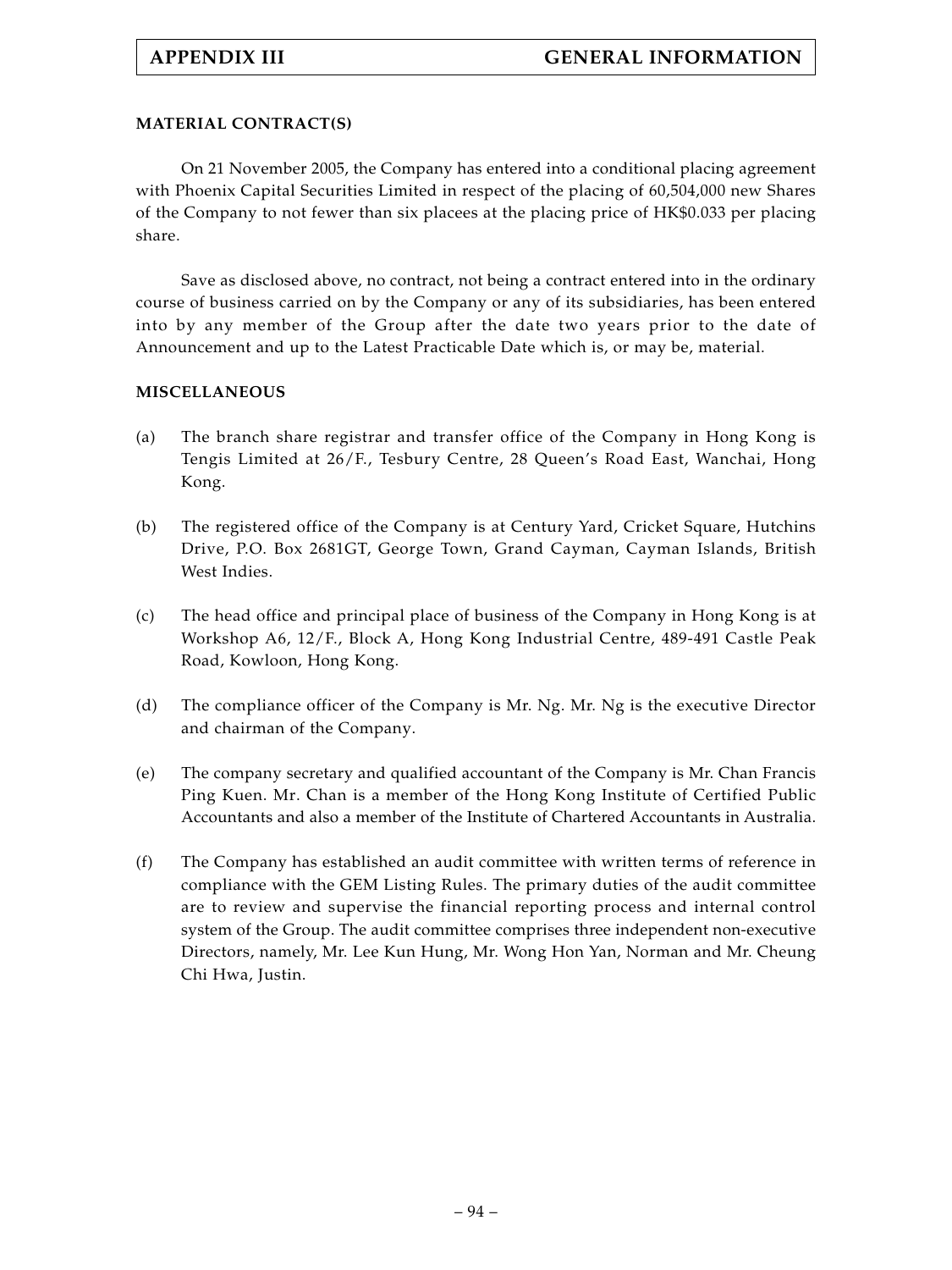## MATERIAL CONTRACT(S)

On 21 November 2005, the Company has entered into a conditional placing agreement with Phoenix Capital Securities Limited in respect of the placing of 60,504,000 new Shares of the Company to not fewer than six placees at the placing price of HK$0.033 per placing share.

Save as disclosed above, no contract, not being a contract entered into in the ordinary course of business carried on by the Company or any of its subsidiaries, has been entered into by any member of the Group after the date two years prior to the date of Announcement and up to the Latest Practicable Date which is, or may be, material.

## MISCELLANEOUS

(a) The branch share registrar and transfer office of the Company in Hong Kong is Tengis Limited at 26/F., Tesbury Centre, 28 Queen's Road East, Wanchai, Hong Kong.

(b) The registered office of the Company is at Century Yard, Cricket Square, Hutchins Drive, P.O. Box 2681GT, George Town, Grand Cayman, Cayman Islands, British West Indies.

(c) The head office and principal place of business of the Company in Hong Kong is at Workshop A6, 12/F., Block A, Hong Kong Industrial Centre, 489-491 Castle Peak Road, Kowloon, Hong Kong.

(d) The compliance officer of the Company is Mr. Ng. Mr. Ng is the executive Director and chairman of the Company.

(e) The company secretary and qualified accountant of the Company is Mr. Chan Francis Ping Kuen. Mr. Chan is a member of the Hong Kong Institute of Certified Public Accountants and also a member of the Institute of Chartered Accountants in Australia.

(f) The Company has established an audit committee with written terms of reference in compliance with the GEM Listing Rules. The primary duties of the audit committee are to review and supervise the financial reporting process and internal control system of the Group. The audit committee comprises three independent non-executive Directors, namely, Mr. Lee Kun Hung, Mr. Wong Hon Yan, Norman and Mr. Cheung Chi Hwa, Justin.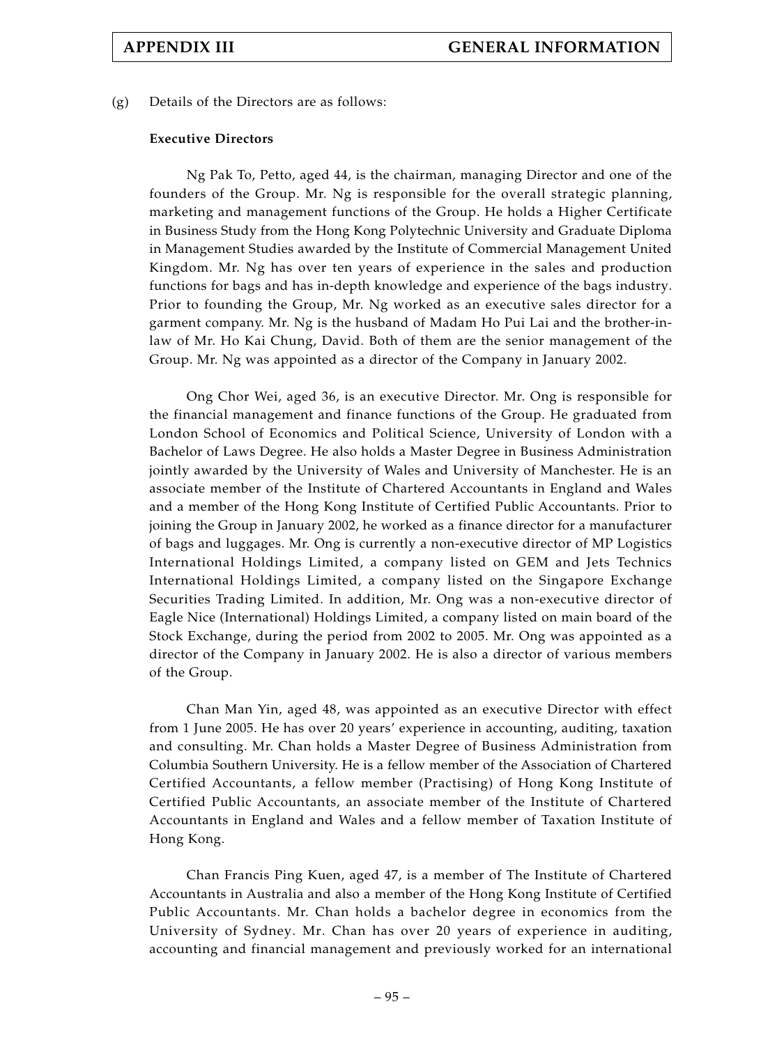(g) Details of the Directors are as follows:

**Executive Directors**

Ng Pak To, Petto, aged 44, is the chairman, managing Director and one of the founders of the Group. Mr. Ng is responsible for the overall strategic planning, marketing and management functions of the Group. He holds a Higher Certificate in Business Study from the Hong Kong Polytechnic University and Graduate Diploma in Management Studies awarded by the Institute of Commercial Management United Kingdom. Mr. Ng has over ten years of experience in the sales and production functions for bags and has in-depth knowledge and experience of the bags industry. Prior to founding the Group, Mr. Ng worked as an executive sales director for a garment company. Mr. Ng is the husband of Madam Ho Pui Lai and the brother-in-law of Mr. Ho Kai Chung, David. Both of them are the senior management of the Group. Mr. Ng was appointed as a director of the Company in January 2002.

Ong Chor Wei, aged 36, is an executive Director. Mr. Ong is responsible for the financial management and finance functions of the Group. He graduated from London School of Economics and Political Science, University of London with a Bachelor of Laws Degree. He also holds a Master Degree in Business Administration jointly awarded by the University of Wales and University of Manchester. He is an associate member of the Institute of Chartered Accountants in England and Wales and a member of the Hong Kong Institute of Certified Public Accountants. Prior to joining the Group in January 2002, he worked as a finance director for a manufacturer of bags and luggages. Mr. Ong is currently a non-executive director of MP Logistics International Holdings Limited, a company listed on GEM and Jets Technics International Holdings Limited, a company listed on the Singapore Exchange Securities Trading Limited. In addition, Mr. Ong was a non-executive director of Eagle Nice (International) Holdings Limited, a company listed on main board of the Stock Exchange, during the period from 2002 to 2005. Mr. Ong was appointed as a director of the Company in January 2002. He is also a director of various members of the Group.

Chan Man Yin, aged 48, was appointed as an executive Director with effect from 1 June 2005. He has over 20 years' experience in accounting, auditing, taxation and consulting. Mr. Chan holds a Master Degree of Business Administration from Columbia Southern University. He is a fellow member of the Association of Chartered Certified Accountants, a fellow member (Practising) of Hong Kong Institute of Certified Public Accountants, an associate member of the Institute of Chartered Accountants in England and Wales and a fellow member of Taxation Institute of Hong Kong.

Chan Francis Ping Kuen, aged 47, is a member of The Institute of Chartered Accountants in Australia and also a member of the Hong Kong Institute of Certified Public Accountants. Mr. Chan holds a bachelor degree in economics from the University of Sydney. Mr. Chan has over 20 years of experience in auditing, accounting and financial management and previously worked for an international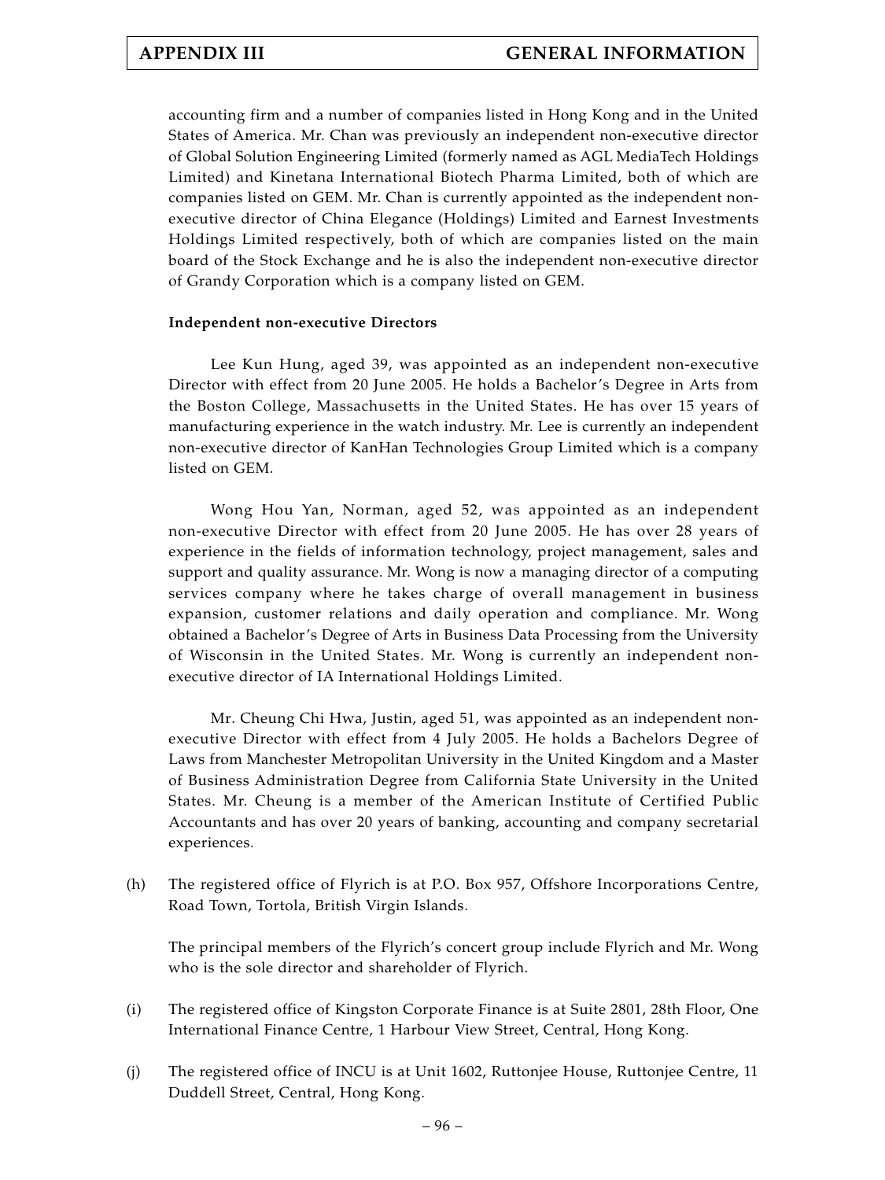accounting firm and a number of companies listed in Hong Kong and in the United States of America. Mr. Chan was previously an independent non-executive director of Global Solution Engineering Limited (formerly named as AGL MediaTech Holdings Limited) and Kinetana International Biotech Pharma Limited, both of which are companies listed on GEM. Mr. Chan is currently appointed as the independent non-executive director of China Elegance (Holdings) Limited and Earnest Investments Holdings Limited respectively, both of which are companies listed on the main board of the Stock Exchange and he is also the independent non-executive director of Grandy Corporation which is a company listed on GEM.

**Independent non-executive Directors**

Lee Kun Hung, aged 39, was appointed as an independent non-executive Director with effect from 20 June 2005. He holds a Bachelor's Degree in Arts from the Boston College, Massachusetts in the United States. He has over 15 years of manufacturing experience in the watch industry. Mr. Lee is currently an independent non-executive director of KanHan Technologies Group Limited which is a company listed on GEM.

Wong Hou Yan, Norman, aged 52, was appointed as an independent non-executive Director with effect from 20 June 2005. He has over 28 years of experience in the fields of information technology, project management, sales and support and quality assurance. Mr. Wong is now a managing director of a computing services company where he takes charge of overall management in business expansion, customer relations and daily operation and compliance. Mr. Wong obtained a Bachelor's Degree of Arts in Business Data Processing from the University of Wisconsin in the United States. Mr. Wong is currently an independent non-executive director of IA International Holdings Limited.

Mr. Cheung Chi Hwa, Justin, aged 51, was appointed as an independent non-executive Director with effect from 4 July 2005. He holds a Bachelors Degree of Laws from Manchester Metropolitan University in the United Kingdom and a Master of Business Administration Degree from California State University in the United States. Mr. Cheung is a member of the American Institute of Certified Public Accountants and has over 20 years of banking, accounting and company secretarial experiences.

(h) The registered office of Flyrich is at P.O. Box 957, Offshore Incorporations Centre, Road Town, Tortola, British Virgin Islands.

The principal members of the Flyrich's concert group include Flyrich and Mr. Wong who is the sole director and shareholder of Flyrich.

(i) The registered office of Kingston Corporate Finance is at Suite 2801, 28th Floor, One International Finance Centre, 1 Harbour View Street, Central, Hong Kong.

(j) The registered office of INCU is at Unit 1602, Ruttonjee House, Ruttonjee Centre, 11 Duddell Street, Central, Hong Kong.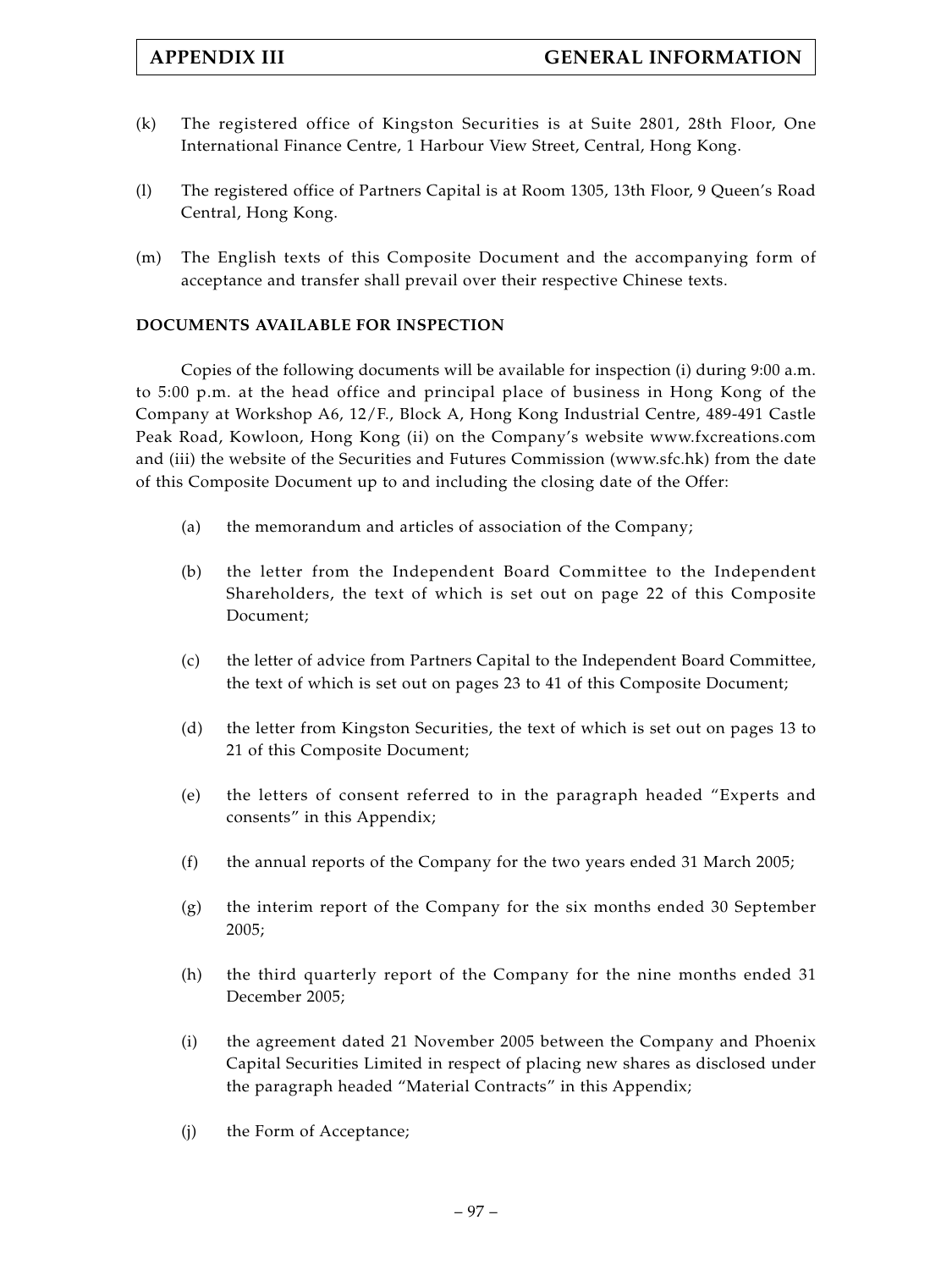(k) The registered office of Kingston Securities is at Suite 2801, 28th Floor, One International Finance Centre, 1 Harbour View Street, Central, Hong Kong.

(l) The registered office of Partners Capital is at Room 1305, 13th Floor, 9 Queen's Road Central, Hong Kong.

(m) The English texts of this Composite Document and the accompanying form of acceptance and transfer shall prevail over their respective Chinese texts.

**DOCUMENTS AVAILABLE FOR INSPECTION**

Copies of the following documents will be available for inspection (i) during 9:00 a.m. to 5:00 p.m. at the head office and principal place of business in Hong Kong of the Company at Workshop A6, 12/F., Block A, Hong Kong Industrial Centre, 489-491 Castle Peak Road, Kowloon, Hong Kong (ii) on the Company's website www.fxcreations.com and (iii) the website of the Securities and Futures Commission (www.sfc.hk) from the date of this Composite Document up to and including the closing date of the Offer:

(a) the memorandum and articles of association of the Company;

(b) the letter from the Independent Board Committee to the Independent Shareholders, the text of which is set out on page 22 of this Composite Document;

(c) the letter of advice from Partners Capital to the Independent Board Committee, the text of which is set out on pages 23 to 41 of this Composite Document;

(d) the letter from Kingston Securities, the text of which is set out on pages 13 to 21 of this Composite Document;

(e) the letters of consent referred to in the paragraph headed "Experts and consents" in this Appendix;

(f) the annual reports of the Company for the two years ended 31 March 2005;

(g) the interim report of the Company for the six months ended 30 September 2005;

(h) the third quarterly report of the Company for the nine months ended 31 December 2005;

(i) the agreement dated 21 November 2005 between the Company and Phoenix Capital Securities Limited in respect of placing new shares as disclosed under the paragraph headed "Material Contracts" in this Appendix;

(j) the Form of Acceptance;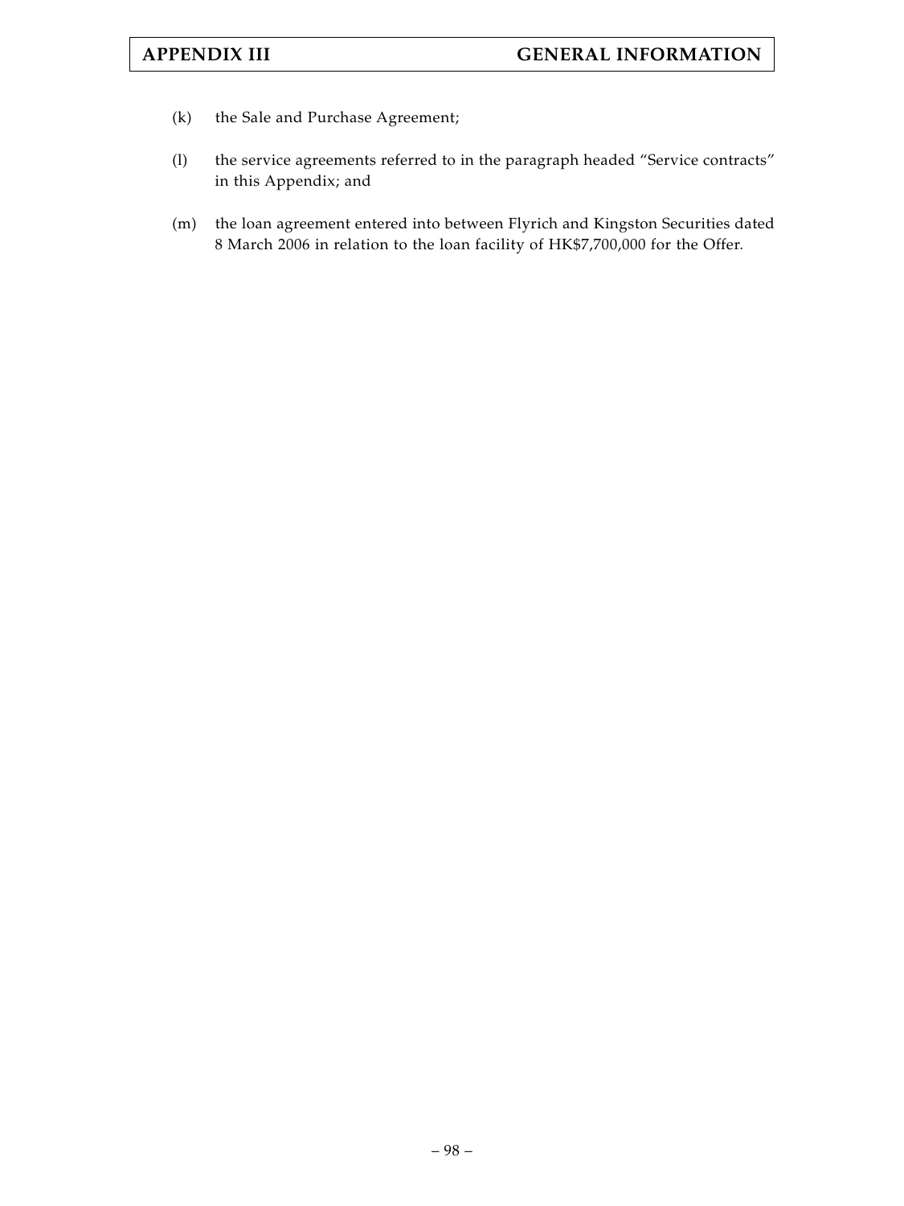(k) the Sale and Purchase Agreement;

(l) the service agreements referred to in the paragraph headed "Service contracts" in this Appendix; and

(m) the loan agreement entered into between Flyrich and Kingston Securities dated 8 March 2006 in relation to the loan facility of HK$7,700,000 for the Offer.